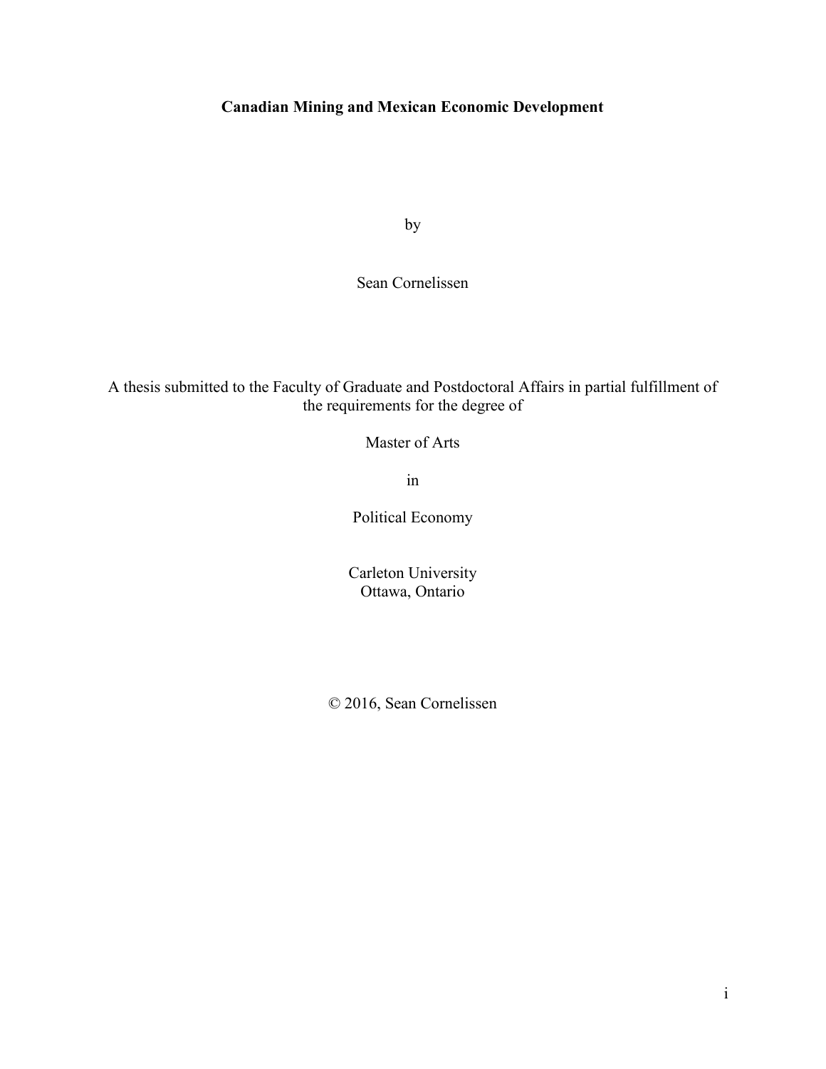# Canadian Mining and Mexican Economic Development

by

Sean Cornelissen

A thesis submitted to the Faculty of Graduate and Postdoctoral Affairs in partial fulfillment of the requirements for the degree of

Master of Arts

in

Political Economy

Carleton University
Ottawa, Ontario

© 2016, Sean Cornelissen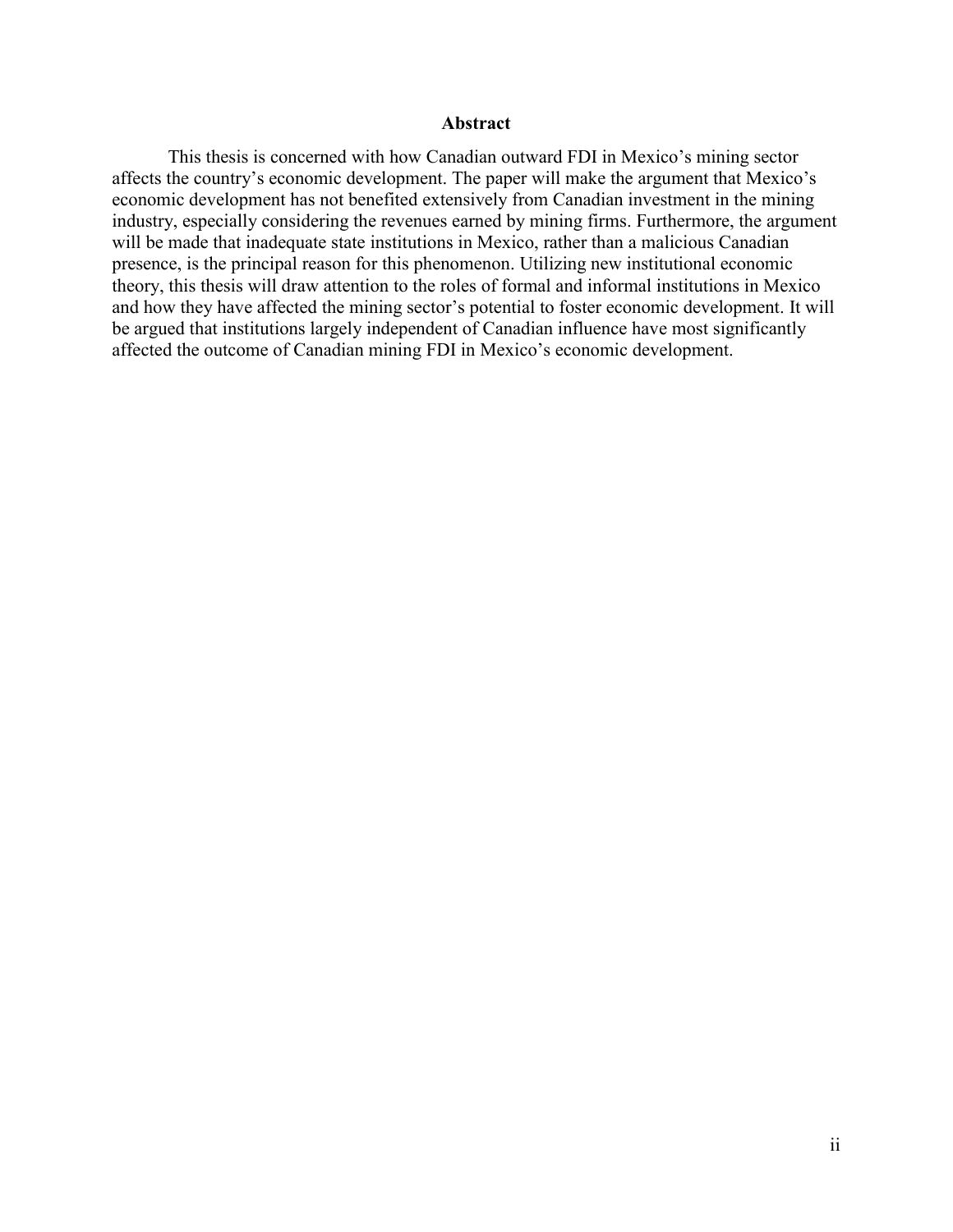# Abstract

This thesis is concerned with how Canadian outward FDI in Mexico's mining sector affects the country's economic development. The paper will make the argument that Mexico's economic development has not benefited extensively from Canadian investment in the mining industry, especially considering the revenues earned by mining firms. Furthermore, the argument will be made that inadequate state institutions in Mexico, rather than a malicious Canadian presence, is the principal reason for this phenomenon. Utilizing new institutional economic theory, this thesis will draw attention to the roles of formal and informal institutions in Mexico and how they have affected the mining sector's potential to foster economic development. It will be argued that institutions largely independent of Canadian influence have most significantly affected the outcome of Canadian mining FDI in Mexico's economic development.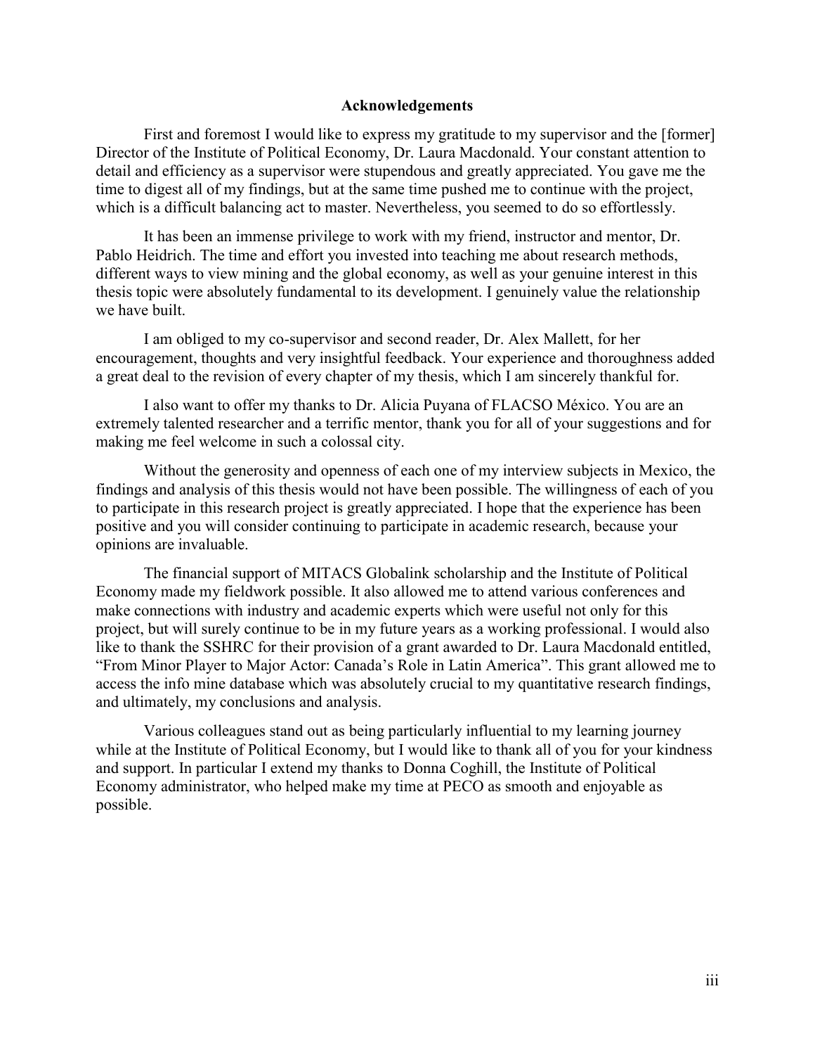## Acknowledgements

First and foremost I would like to express my gratitude to my supervisor and the [former] Director of the Institute of Political Economy, Dr. Laura Macdonald. Your constant attention to detail and efficiency as a supervisor were stupendous and greatly appreciated. You gave me the time to digest all of my findings, but at the same time pushed me to continue with the project, which is a difficult balancing act to master. Nevertheless, you seemed to do so effortlessly.

It has been an immense privilege to work with my friend, instructor and mentor, Dr. Pablo Heidrich. The time and effort you invested into teaching me about research methods, different ways to view mining and the global economy, as well as your genuine interest in this thesis topic were absolutely fundamental to its development. I genuinely value the relationship we have built.

I am obliged to my co-supervisor and second reader, Dr. Alex Mallett, for her encouragement, thoughts and very insightful feedback. Your experience and thoroughness added a great deal to the revision of every chapter of my thesis, which I am sincerely thankful for.

I also want to offer my thanks to Dr. Alicia Puyana of FLACSO México. You are an extremely talented researcher and a terrific mentor, thank you for all of your suggestions and for making me feel welcome in such a colossal city.

Without the generosity and openness of each one of my interview subjects in Mexico, the findings and analysis of this thesis would not have been possible. The willingness of each of you to participate in this research project is greatly appreciated. I hope that the experience has been positive and you will consider continuing to participate in academic research, because your opinions are invaluable.

The financial support of MITACS Globalink scholarship and the Institute of Political Economy made my fieldwork possible. It also allowed me to attend various conferences and make connections with industry and academic experts which were useful not only for this project, but will surely continue to be in my future years as a working professional. I would also like to thank the SSHRC for their provision of a grant awarded to Dr. Laura Macdonald entitled, "From Minor Player to Major Actor: Canada's Role in Latin America". This grant allowed me to access the info mine database which was absolutely crucial to my quantitative research findings, and ultimately, my conclusions and analysis.

Various colleagues stand out as being particularly influential to my learning journey while at the Institute of Political Economy, but I would like to thank all of you for your kindness and support. In particular I extend my thanks to Donna Coghill, the Institute of Political Economy administrator, who helped make my time at PECO as smooth and enjoyable as possible.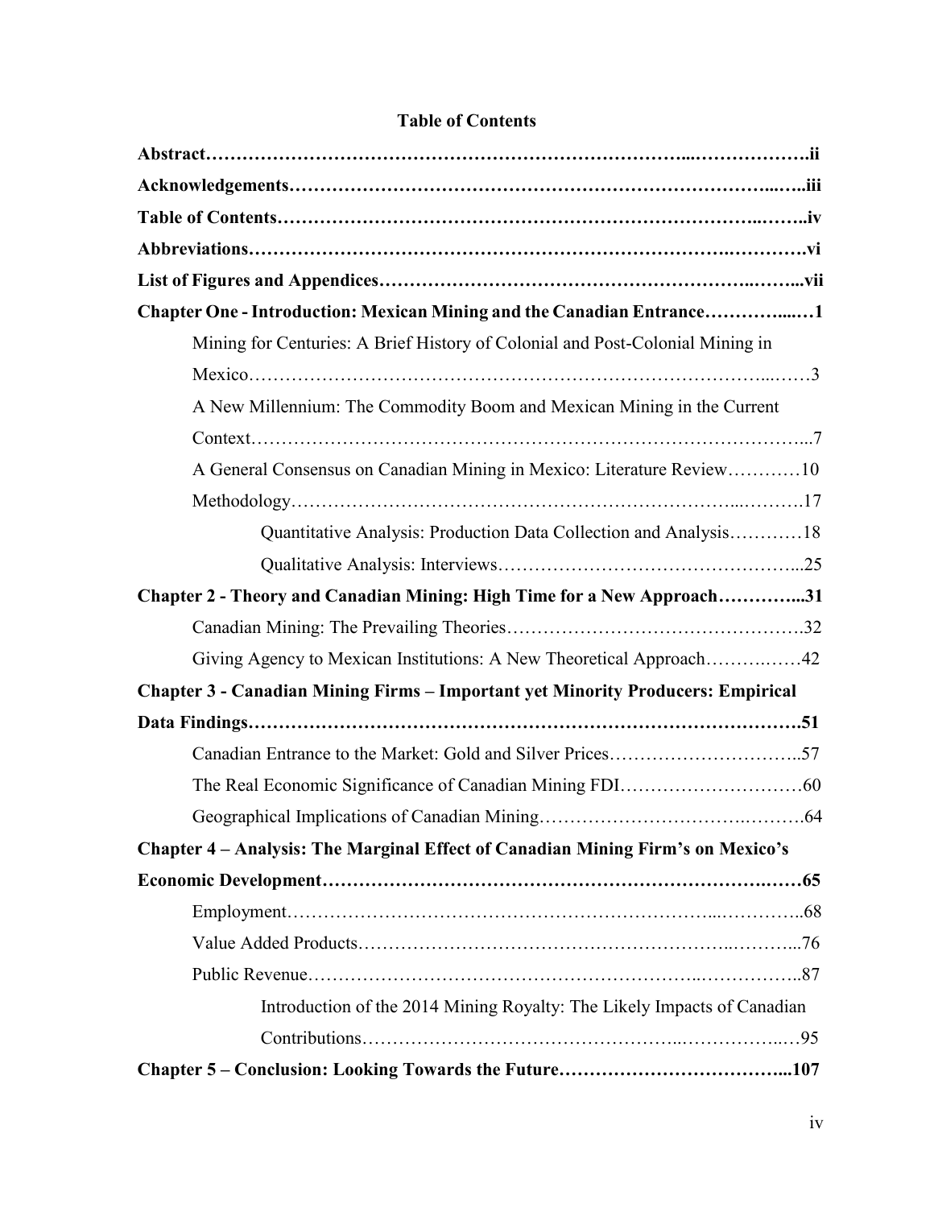**Table of Contents**

**Abstract……………………………………………………………………...……………….ii**

**Acknowledgements……………………………………………………………...…..iii**

**Table of Contents………………………………………………………………..……..iv**

**Abbreviations…………………………………………………………….…………vi**

**List of Figures and Appendices……………………………………………..……...vii**

**Chapter One - Introduction: Mexican Mining and the Canadian Entrance………....…1**

Mining for Centuries: A Brief History of Colonial and Post-Colonial Mining in Mexico……………………………………………………………………...……3

A New Millennium: The Commodity Boom and Mexican Mining in the Current Context…………………………………………………………………………...7

A General Consensus on Canadian Mining in Mexico: Literature Review…………10

Methodology……………………………………………………………...……….17

Quantitative Analysis: Production Data Collection and Analysis…………18

Qualitative Analysis: Interviews………………………………………….....25

**Chapter 2 - Theory and Canadian Mining: High Time for a New Approach…………...31**

Canadian Mining: The Prevailing Theories……………………………………….32

Giving Agency to Mexican Institutions: A New Theoretical Approach……….……42

**Chapter 3 - Canadian Mining Firms – Important yet Minority Producers: Empirical Data Findings………………………………………………………………………….51**

Canadian Entrance to the Market: Gold and Silver Prices…………………………..57

The Real Economic Significance of Canadian Mining FDI…………………………60

Geographical Implications of Canadian Mining……………………………….……….64

**Chapter 4 – Analysis: The Marginal Effect of Canadian Mining Firm's on Mexico's Economic Development……………………………………………………………………65**

Employment…………………………………………………………...…………..68

Value Added Products………………………………………………..……….....76

Public Revenue……………………………………………………..……………..87

Introduction of the 2014 Mining Royalty: The Likely Impacts of Canadian Contributions…………………………………………..…………..…95

**Chapter 5 – Conclusion: Looking Towards the Future………………………………...107**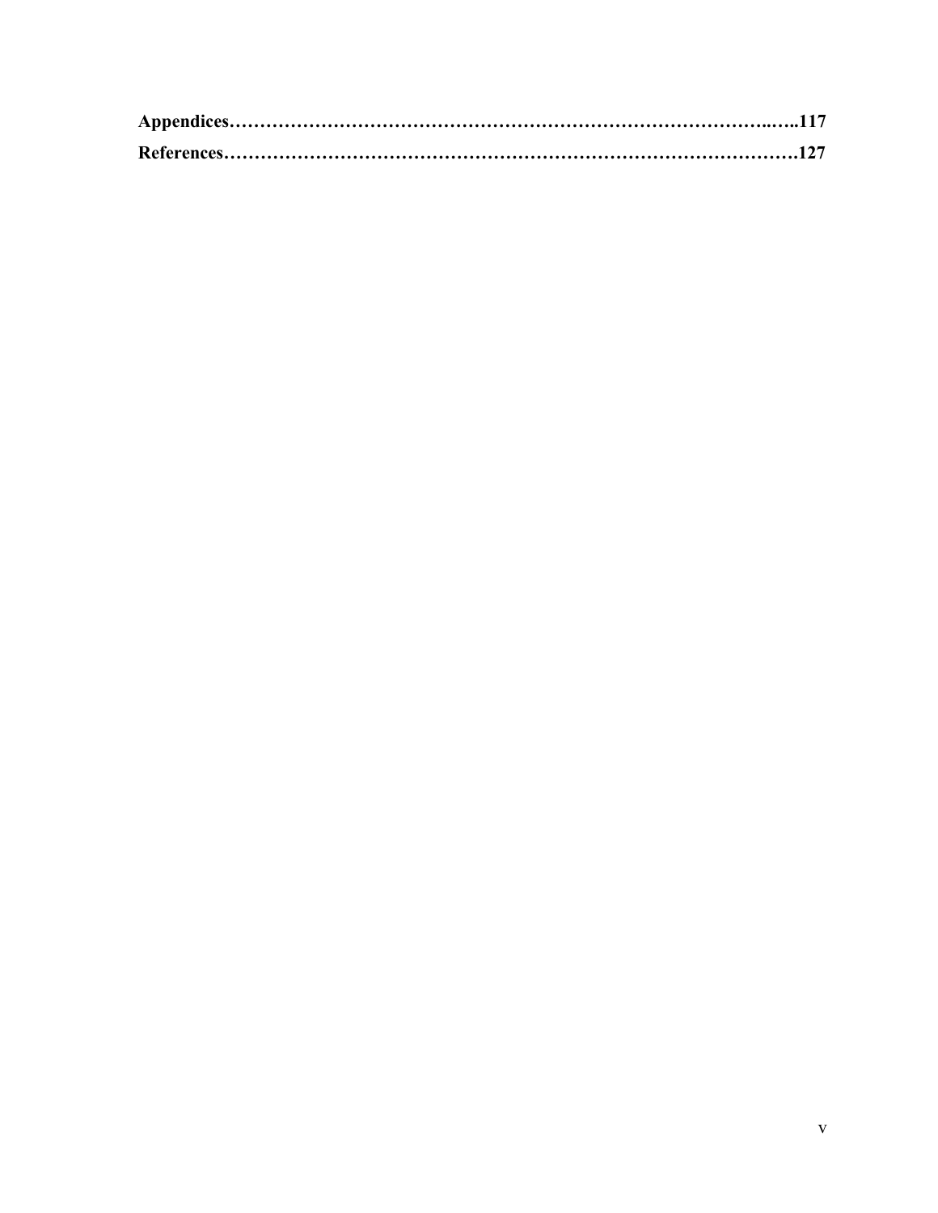**Appendices……………………………………………………………………………..…..117**

**References…………………………………………………………………………………127**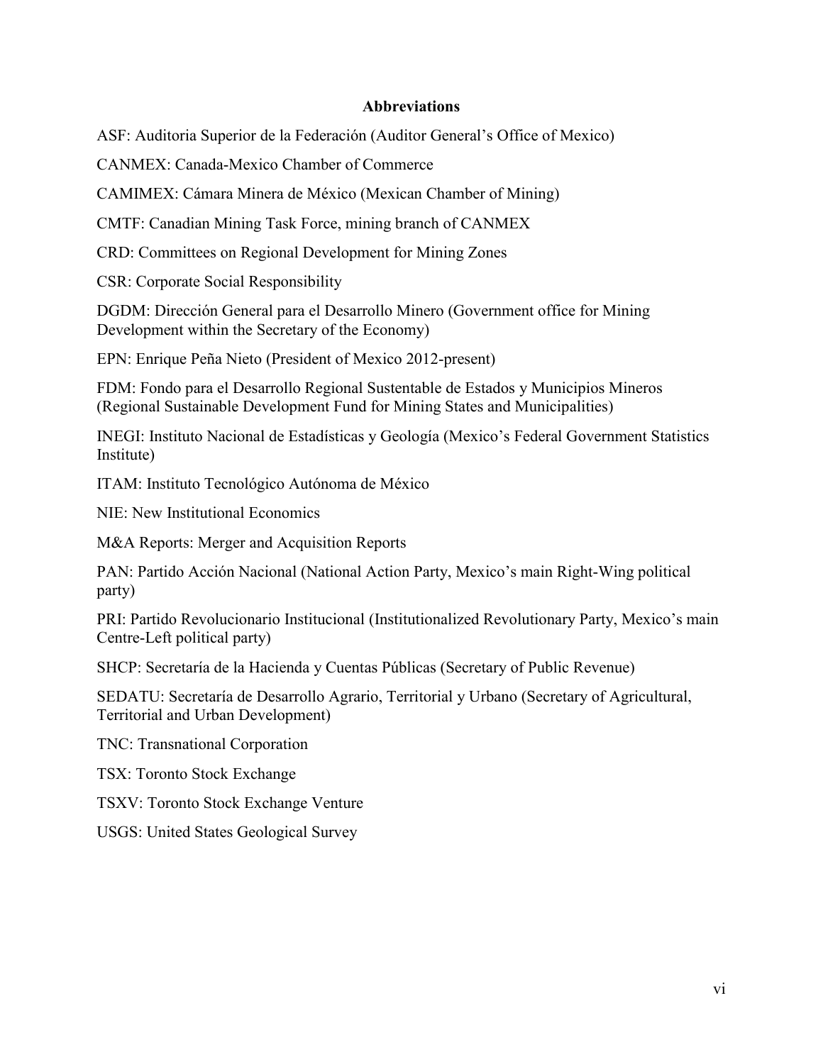## Abbreviations

ASF: Auditoria Superior de la Federación (Auditor General's Office of Mexico)

CANMEX: Canada-Mexico Chamber of Commerce

CAMIMEX: Cámara Minera de México (Mexican Chamber of Mining)

CMTF: Canadian Mining Task Force, mining branch of CANMEX

CRD: Committees on Regional Development for Mining Zones

CSR: Corporate Social Responsibility

DGDM: Dirección General para el Desarrollo Minero (Government office for Mining Development within the Secretary of the Economy)

EPN: Enrique Peña Nieto (President of Mexico 2012-present)

FDM: Fondo para el Desarrollo Regional Sustentable de Estados y Municipios Mineros (Regional Sustainable Development Fund for Mining States and Municipalities)

INEGI: Instituto Nacional de Estadísticas y Geología (Mexico's Federal Government Statistics Institute)

ITAM: Instituto Tecnológico Autónoma de México

NIE: New Institutional Economics

M&A Reports: Merger and Acquisition Reports

PAN: Partido Acción Nacional (National Action Party, Mexico's main Right-Wing political party)

PRI: Partido Revolucionario Institucional (Institutionalized Revolutionary Party, Mexico's main Centre-Left political party)

SHCP: Secretaría de la Hacienda y Cuentas Públicas (Secretary of Public Revenue)

SEDATU: Secretaría de Desarrollo Agrario, Territorial y Urbano (Secretary of Agricultural, Territorial and Urban Development)

TNC: Transnational Corporation

TSX: Toronto Stock Exchange

TSXV: Toronto Stock Exchange Venture

USGS: United States Geological Survey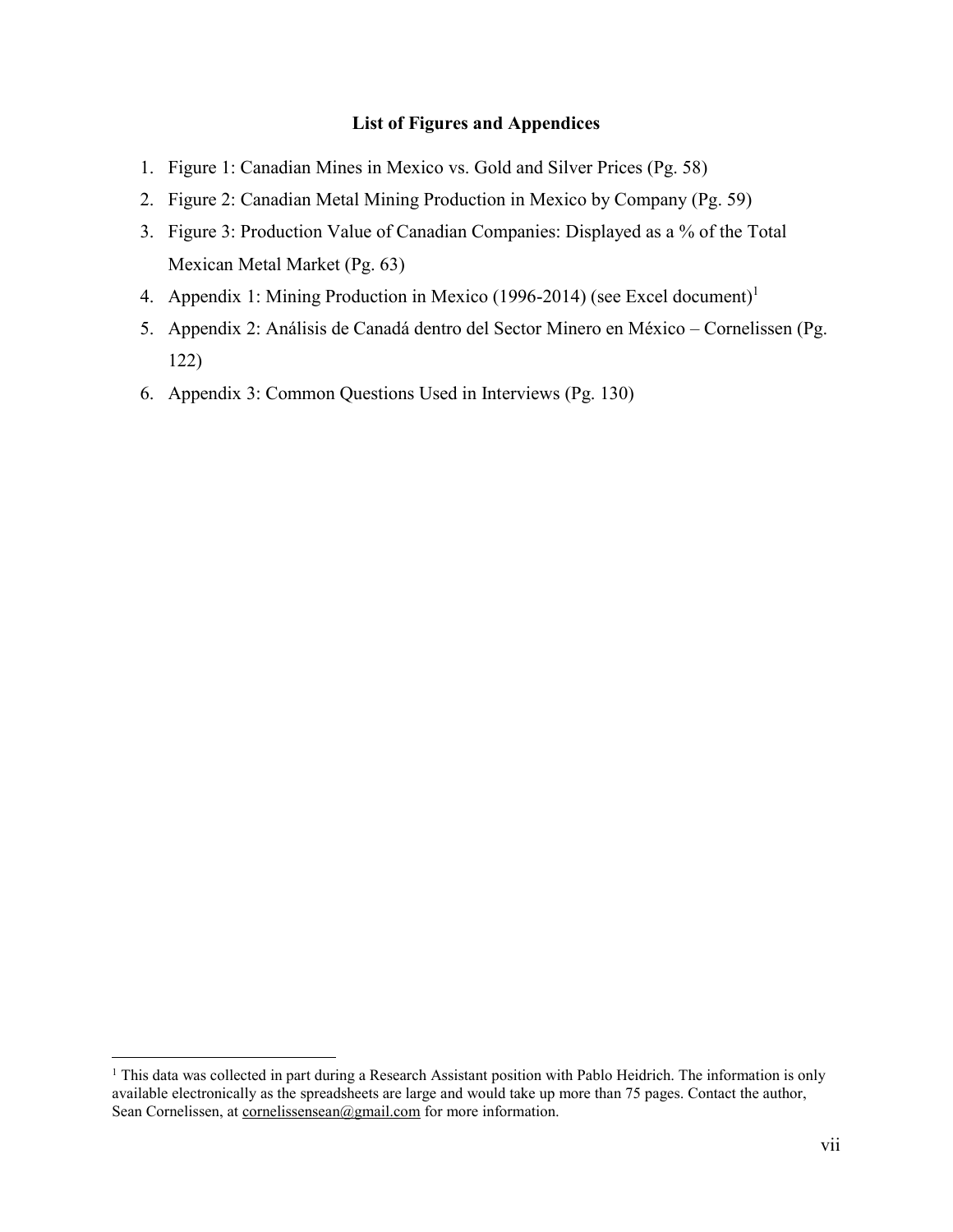## List of Figures and Appendices

1. Figure 1: Canadian Mines in Mexico vs. Gold and Silver Prices (Pg. 58)
2. Figure 2: Canadian Metal Mining Production in Mexico by Company (Pg. 59)
3. Figure 3: Production Value of Canadian Companies: Displayed as a % of the Total Mexican Metal Market (Pg. 63)
4. Appendix 1: Mining Production in Mexico (1996-2014) (see Excel document)[1]
5. Appendix 2: Análisis de Canadá dentro del Sector Minero en México – Cornelissen (Pg. 122)
6. Appendix 3: Common Questions Used in Interviews (Pg. 130)

---

[1] This data was collected in part during a Research Assistant position with Pablo Heidrich. The information is only available electronically as the spreadsheets are large and would take up more than 75 pages. Contact the author, Sean Cornelissen, at cornelissensean@gmail.com for more information.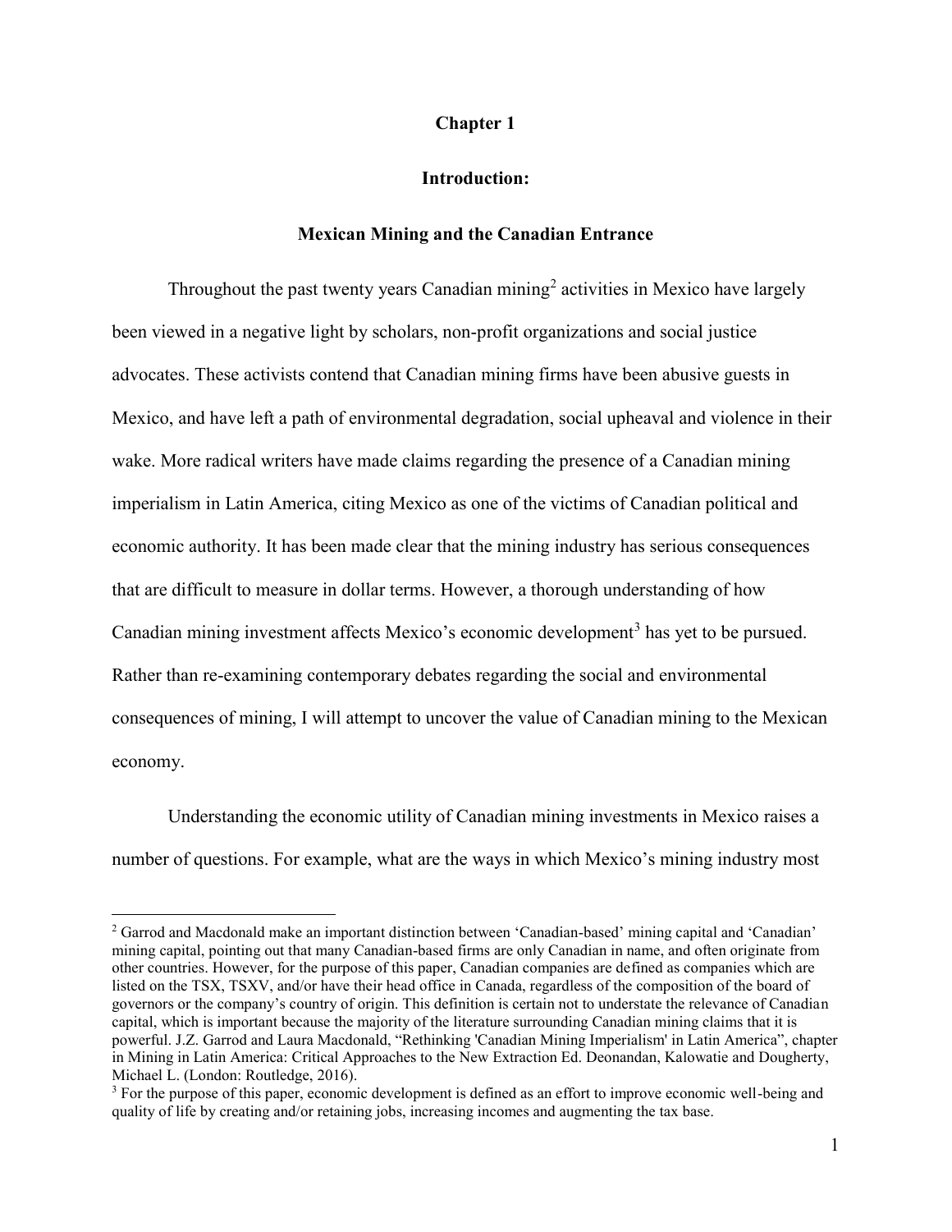# Chapter 1

## Introduction:

## Mexican Mining and the Canadian Entrance

Throughout the past twenty years Canadian mining[2] activities in Mexico have largely been viewed in a negative light by scholars, non-profit organizations and social justice advocates. These activists contend that Canadian mining firms have been abusive guests in Mexico, and have left a path of environmental degradation, social upheaval and violence in their wake. More radical writers have made claims regarding the presence of a Canadian mining imperialism in Latin America, citing Mexico as one of the victims of Canadian political and economic authority. It has been made clear that the mining industry has serious consequences that are difficult to measure in dollar terms. However, a thorough understanding of how Canadian mining investment affects Mexico's economic development[3] has yet to be pursued. Rather than re-examining contemporary debates regarding the social and environmental consequences of mining, I will attempt to uncover the value of Canadian mining to the Mexican economy.

Understanding the economic utility of Canadian mining investments in Mexico raises a number of questions. For example, what are the ways in which Mexico's mining industry most

---

[2] Garrod and Macdonald make an important distinction between 'Canadian-based' mining capital and 'Canadian' mining capital, pointing out that many Canadian-based firms are only Canadian in name, and often originate from other countries. However, for the purpose of this paper, Canadian companies are defined as companies which are listed on the TSX, TSXV, and/or have their head office in Canada, regardless of the composition of the board of governors or the company's country of origin. This definition is certain not to understate the relevance of Canadian capital, which is important because the majority of the literature surrounding Canadian mining claims that it is powerful. J.Z. Garrod and Laura Macdonald, "Rethinking 'Canadian Mining Imperialism' in Latin America", chapter in Mining in Latin America: Critical Approaches to the New Extraction Ed. Deonandan, Kalowatie and Dougherty, Michael L. (London: Routledge, 2016).

[3] For the purpose of this paper, economic development is defined as an effort to improve economic well-being and quality of life by creating and/or retaining jobs, increasing incomes and augmenting the tax base.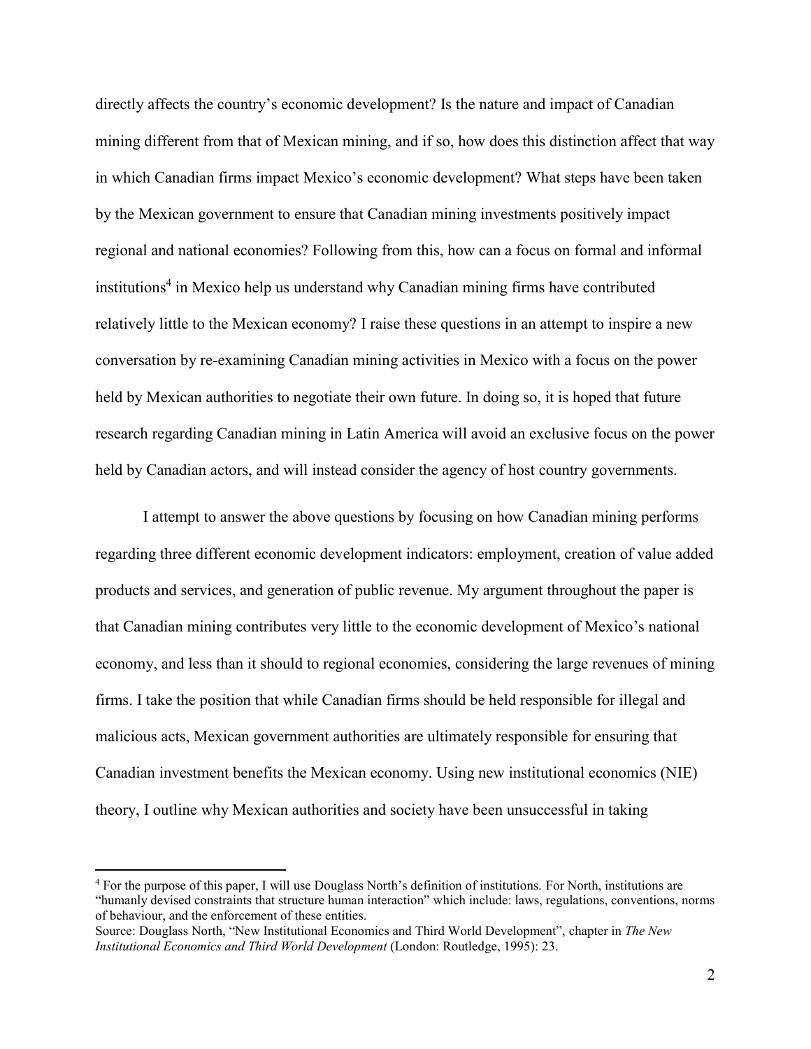directly affects the country's economic development? Is the nature and impact of Canadian mining different from that of Mexican mining, and if so, how does this distinction affect that way in which Canadian firms impact Mexico's economic development? What steps have been taken by the Mexican government to ensure that Canadian mining investments positively impact regional and national economies? Following from this, how can a focus on formal and informal institutions[4] in Mexico help us understand why Canadian mining firms have contributed relatively little to the Mexican economy? I raise these questions in an attempt to inspire a new conversation by re-examining Canadian mining activities in Mexico with a focus on the power held by Mexican authorities to negotiate their own future. In doing so, it is hoped that future research regarding Canadian mining in Latin America will avoid an exclusive focus on the power held by Canadian actors, and will instead consider the agency of host country governments.

I attempt to answer the above questions by focusing on how Canadian mining performs regarding three different economic development indicators: employment, creation of value added products and services, and generation of public revenue. My argument throughout the paper is that Canadian mining contributes very little to the economic development of Mexico's national economy, and less than it should to regional economies, considering the large revenues of mining firms. I take the position that while Canadian firms should be held responsible for illegal and malicious acts, Mexican government authorities are ultimately responsible for ensuring that Canadian investment benefits the Mexican economy. Using new institutional economics (NIE) theory, I outline why Mexican authorities and society have been unsuccessful in taking

---

[4] For the purpose of this paper, I will use Douglass North's definition of institutions. For North, institutions are "humanly devised constraints that structure human interaction" which include: laws, regulations, conventions, norms of behaviour, and the enforcement of these entities.
Source: Douglass North, "New Institutional Economics and Third World Development", chapter in *The New Institutional Economics and Third World Development* (London: Routledge, 1995): 23.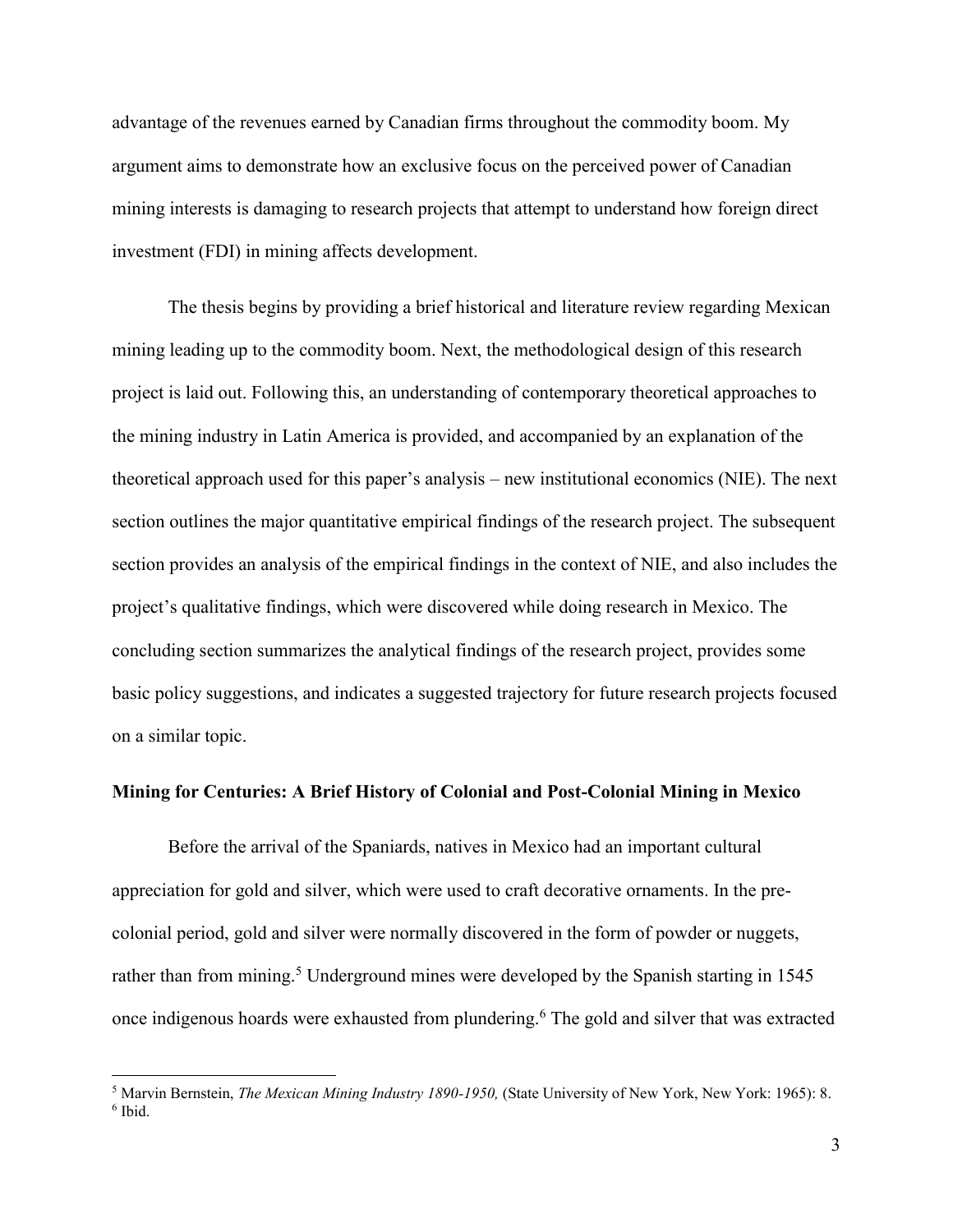advantage of the revenues earned by Canadian firms throughout the commodity boom. My argument aims to demonstrate how an exclusive focus on the perceived power of Canadian mining interests is damaging to research projects that attempt to understand how foreign direct investment (FDI) in mining affects development.

The thesis begins by providing a brief historical and literature review regarding Mexican mining leading up to the commodity boom. Next, the methodological design of this research project is laid out. Following this, an understanding of contemporary theoretical approaches to the mining industry in Latin America is provided, and accompanied by an explanation of the theoretical approach used for this paper's analysis – new institutional economics (NIE). The next section outlines the major quantitative empirical findings of the research project. The subsequent section provides an analysis of the empirical findings in the context of NIE, and also includes the project's qualitative findings, which were discovered while doing research in Mexico. The concluding section summarizes the analytical findings of the research project, provides some basic policy suggestions, and indicates a suggested trajectory for future research projects focused on a similar topic.

## Mining for Centuries: A Brief History of Colonial and Post-Colonial Mining in Mexico

Before the arrival of the Spaniards, natives in Mexico had an important cultural appreciation for gold and silver, which were used to craft decorative ornaments. In the pre-colonial period, gold and silver were normally discovered in the form of powder or nuggets, rather than from mining.[5] Underground mines were developed by the Spanish starting in 1545 once indigenous hoards were exhausted from plundering.[6] The gold and silver that was extracted

[5] Marvin Bernstein, *The Mexican Mining Industry 1890-1950,* (State University of New York, New York: 1965): 8.
[6] Ibid.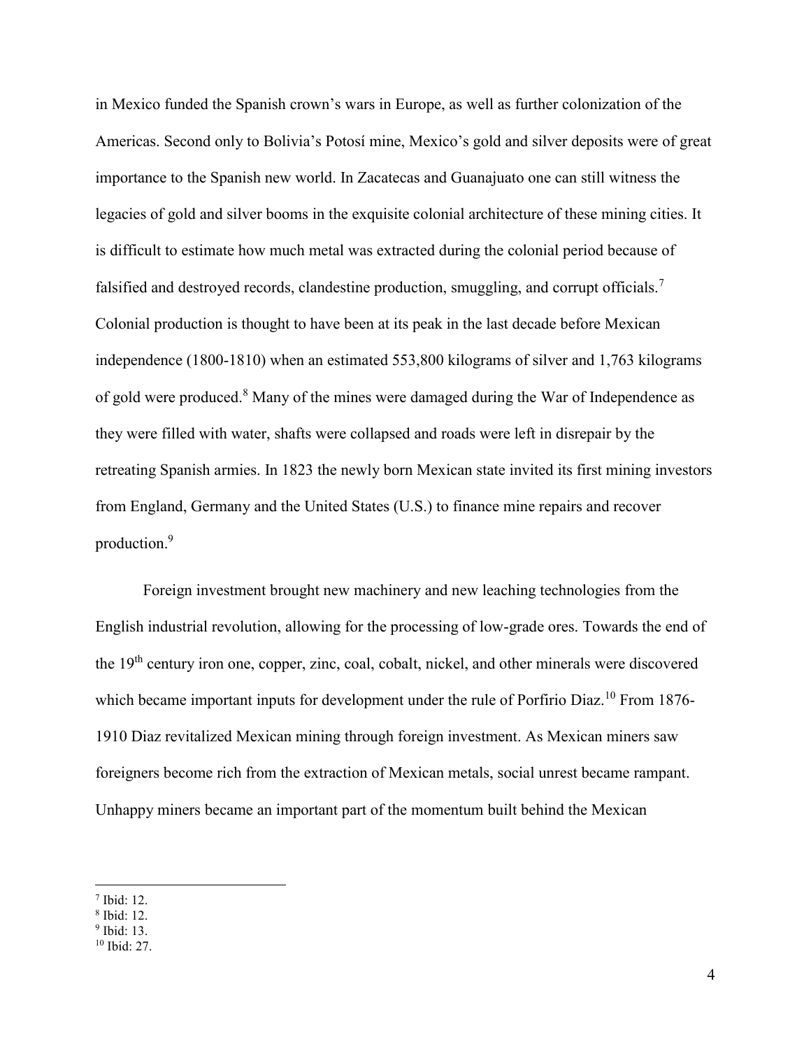in Mexico funded the Spanish crown's wars in Europe, as well as further colonization of the Americas. Second only to Bolivia's Potosí mine, Mexico's gold and silver deposits were of great importance to the Spanish new world. In Zacatecas and Guanajuato one can still witness the legacies of gold and silver booms in the exquisite colonial architecture of these mining cities. It is difficult to estimate how much metal was extracted during the colonial period because of falsified and destroyed records, clandestine production, smuggling, and corrupt officials.[7] Colonial production is thought to have been at its peak in the last decade before Mexican independence (1800-1810) when an estimated 553,800 kilograms of silver and 1,763 kilograms of gold were produced.[8] Many of the mines were damaged during the War of Independence as they were filled with water, shafts were collapsed and roads were left in disrepair by the retreating Spanish armies. In 1823 the newly born Mexican state invited its first mining investors from England, Germany and the United States (U.S.) to finance mine repairs and recover production.[9]

Foreign investment brought new machinery and new leaching technologies from the English industrial revolution, allowing for the processing of low-grade ores. Towards the end of the 19th century iron one, copper, zinc, coal, cobalt, nickel, and other minerals were discovered which became important inputs for development under the rule of Porfirio Diaz.[10] From 1876-1910 Diaz revitalized Mexican mining through foreign investment. As Mexican miners saw foreigners become rich from the extraction of Mexican metals, social unrest became rampant. Unhappy miners became an important part of the momentum built behind the Mexican

---

[7] Ibid: 12.

[8] Ibid: 12.

[9] Ibid: 13.

[10] Ibid: 27.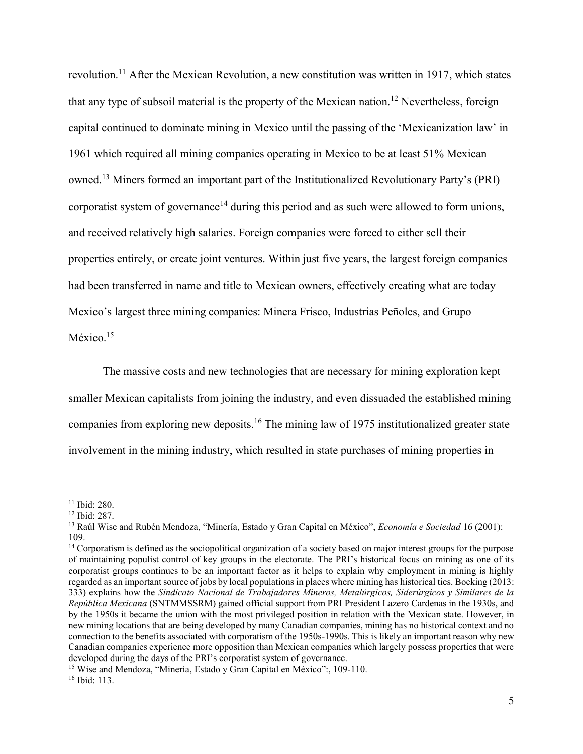revolution.[11] After the Mexican Revolution, a new constitution was written in 1917, which states that any type of subsoil material is the property of the Mexican nation.[12] Nevertheless, foreign capital continued to dominate mining in Mexico until the passing of the 'Mexicanization law' in 1961 which required all mining companies operating in Mexico to be at least 51% Mexican owned.[13] Miners formed an important part of the Institutionalized Revolutionary Party's (PRI) corporatist system of governance[14] during this period and as such were allowed to form unions, and received relatively high salaries. Foreign companies were forced to either sell their properties entirely, or create joint ventures. Within just five years, the largest foreign companies had been transferred in name and title to Mexican owners, effectively creating what are today Mexico's largest three mining companies: Minera Frisco, Industrias Peñoles, and Grupo México.[15]

The massive costs and new technologies that are necessary for mining exploration kept smaller Mexican capitalists from joining the industry, and even dissuaded the established mining companies from exploring new deposits.[16] The mining law of 1975 institutionalized greater state involvement in the mining industry, which resulted in state purchases of mining properties in

---

[11] Ibid: 280.

[12] Ibid: 287.

[13] Raúl Wise and Rubén Mendoza, "Minería, Estado y Gran Capital en México", *Economía e Sociedad* 16 (2001): 109.

[14] Corporatism is defined as the sociopolitical organization of a society based on major interest groups for the purpose of maintaining populist control of key groups in the electorate. The PRI's historical focus on mining as one of its corporatist groups continues to be an important factor as it helps to explain why employment in mining is highly regarded as an important source of jobs by local populations in places where mining has historical ties. Bocking (2013: 333) explains how the *Sindicato Nacional de Trabajadores Mineros, Metalúrgicos, Siderúrgicos y Similares de la República Mexicana* (SNTMMSSRM) gained official support from PRI President Lazero Cardenas in the 1930s, and by the 1950s it became the union with the most privileged position in relation with the Mexican state. However, in new mining locations that are being developed by many Canadian companies, mining has no historical context and no connection to the benefits associated with corporatism of the 1950s-1990s. This is likely an important reason why new Canadian companies experience more opposition than Mexican companies which largely possess properties that were developed during the days of the PRI's corporatist system of governance.

[15] Wise and Mendoza, "Minería, Estado y Gran Capital en México":, 109-110.

[16] Ibid: 113.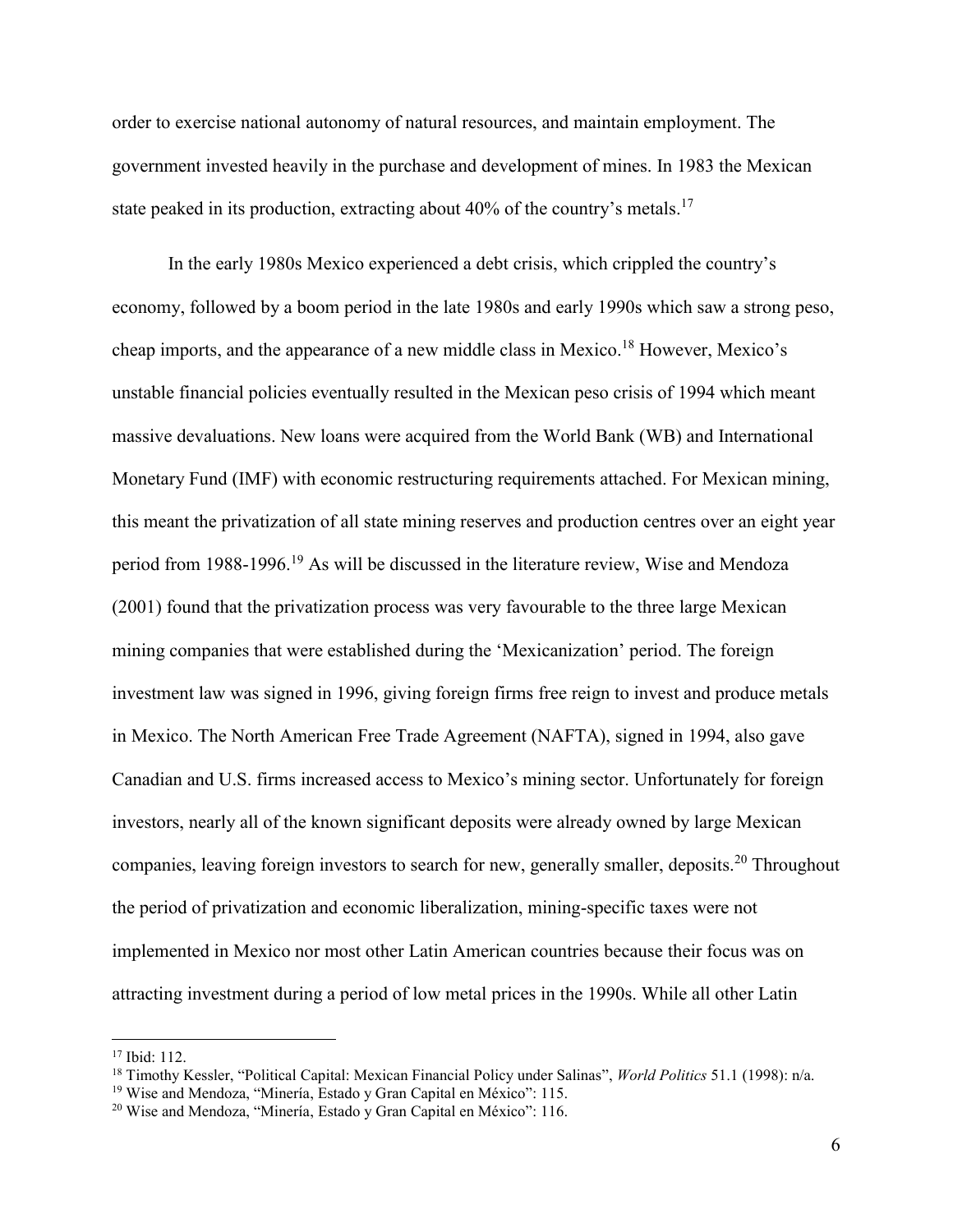order to exercise national autonomy of natural resources, and maintain employment. The government invested heavily in the purchase and development of mines. In 1983 the Mexican state peaked in its production, extracting about 40% of the country's metals.[17]

In the early 1980s Mexico experienced a debt crisis, which crippled the country's economy, followed by a boom period in the late 1980s and early 1990s which saw a strong peso, cheap imports, and the appearance of a new middle class in Mexico.[18] However, Mexico's unstable financial policies eventually resulted in the Mexican peso crisis of 1994 which meant massive devaluations. New loans were acquired from the World Bank (WB) and International Monetary Fund (IMF) with economic restructuring requirements attached. For Mexican mining, this meant the privatization of all state mining reserves and production centres over an eight year period from 1988-1996.[19] As will be discussed in the literature review, Wise and Mendoza (2001) found that the privatization process was very favourable to the three large Mexican mining companies that were established during the 'Mexicanization' period. The foreign investment law was signed in 1996, giving foreign firms free reign to invest and produce metals in Mexico. The North American Free Trade Agreement (NAFTA), signed in 1994, also gave Canadian and U.S. firms increased access to Mexico's mining sector. Unfortunately for foreign investors, nearly all of the known significant deposits were already owned by large Mexican companies, leaving foreign investors to search for new, generally smaller, deposits.[20] Throughout the period of privatization and economic liberalization, mining-specific taxes were not implemented in Mexico nor most other Latin American countries because their focus was on attracting investment during a period of low metal prices in the 1990s. While all other Latin

[17] Ibid: 112.

[18] Timothy Kessler, "Political Capital: Mexican Financial Policy under Salinas", *World Politics* 51.1 (1998): n/a.

[19] Wise and Mendoza, "Minería, Estado y Gran Capital en México": 115.

[20] Wise and Mendoza, "Minería, Estado y Gran Capital en México": 116.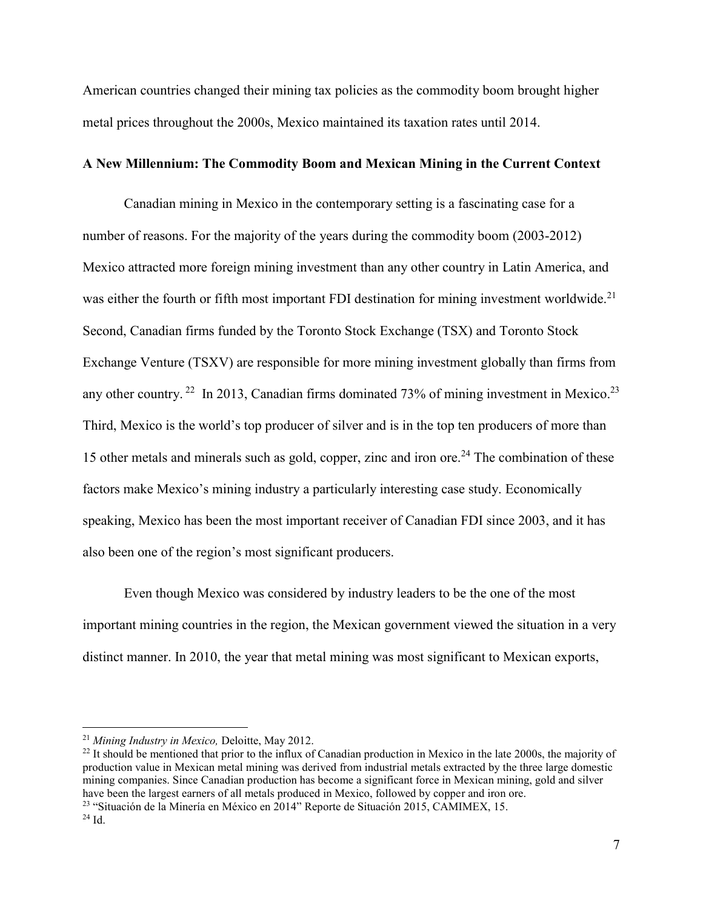American countries changed their mining tax policies as the commodity boom brought higher metal prices throughout the 2000s, Mexico maintained its taxation rates until 2014.

**A New Millennium: The Commodity Boom and Mexican Mining in the Current Context**

Canadian mining in Mexico in the contemporary setting is a fascinating case for a number of reasons. For the majority of the years during the commodity boom (2003-2012) Mexico attracted more foreign mining investment than any other country in Latin America, and was either the fourth or fifth most important FDI destination for mining investment worldwide.[21] Second, Canadian firms funded by the Toronto Stock Exchange (TSX) and Toronto Stock Exchange Venture (TSXV) are responsible for more mining investment globally than firms from any other country. [22] In 2013, Canadian firms dominated 73% of mining investment in Mexico.[23] Third, Mexico is the world's top producer of silver and is in the top ten producers of more than 15 other metals and minerals such as gold, copper, zinc and iron ore.[24] The combination of these factors make Mexico's mining industry a particularly interesting case study. Economically speaking, Mexico has been the most important receiver of Canadian FDI since 2003, and it has also been one of the region's most significant producers.

Even though Mexico was considered by industry leaders to be the one of the most important mining countries in the region, the Mexican government viewed the situation in a very distinct manner. In 2010, the year that metal mining was most significant to Mexican exports,

---

[21] *Mining Industry in Mexico,* Deloitte, May 2012.

[22] It should be mentioned that prior to the influx of Canadian production in Mexico in the late 2000s, the majority of production value in Mexican metal mining was derived from industrial metals extracted by the three large domestic mining companies. Since Canadian production has become a significant force in Mexican mining, gold and silver have been the largest earners of all metals produced in Mexico, followed by copper and iron ore.

[23] "Situación de la Minería en México en 2014" Reporte de Situación 2015, CAMIMEX, 15.

[24] Id.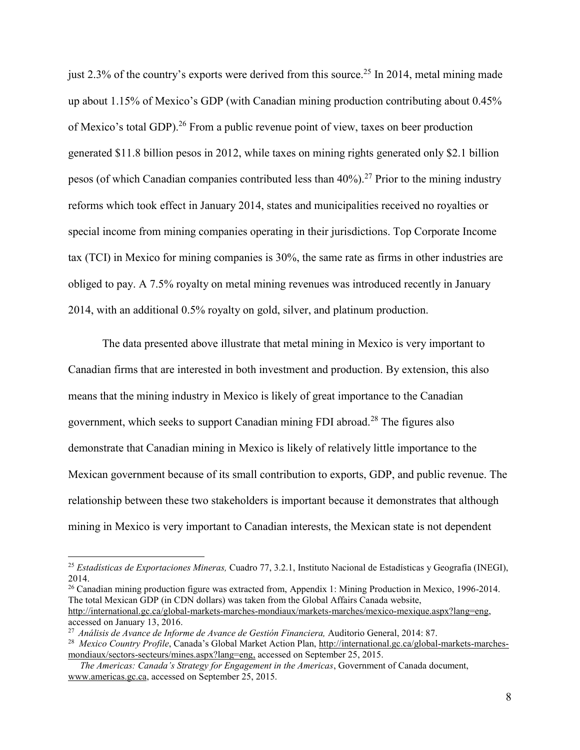just 2.3% of the country's exports were derived from this source.[25] In 2014, metal mining made up about 1.15% of Mexico's GDP (with Canadian mining production contributing about 0.45% of Mexico's total GDP).[26] From a public revenue point of view, taxes on beer production generated $11.8 billion pesos in 2012, while taxes on mining rights generated only $2.1 billion pesos (of which Canadian companies contributed less than 40%).[27] Prior to the mining industry reforms which took effect in January 2014, states and municipalities received no royalties or special income from mining companies operating in their jurisdictions. Top Corporate Income tax (TCI) in Mexico for mining companies is 30%, the same rate as firms in other industries are obliged to pay. A 7.5% royalty on metal mining revenues was introduced recently in January 2014, with an additional 0.5% royalty on gold, silver, and platinum production.

The data presented above illustrate that metal mining in Mexico is very important to Canadian firms that are interested in both investment and production. By extension, this also means that the mining industry in Mexico is likely of great importance to the Canadian government, which seeks to support Canadian mining FDI abroad.[28] The figures also demonstrate that Canadian mining in Mexico is likely of relatively little importance to the Mexican government because of its small contribution to exports, GDP, and public revenue. The relationship between these two stakeholders is important because it demonstrates that although mining in Mexico is very important to Canadian interests, the Mexican state is not dependent

---

[25] *Estadísticas de Exportaciones Mineras,* Cuadro 77, 3.2.1, Instituto Nacional de Estadísticas y Geografía (INEGI), 2014.

[26] Canadian mining production figure was extracted from, Appendix 1: Mining Production in Mexico, 1996-2014. The total Mexican GDP (in CDN dollars) was taken from the Global Affairs Canada website, http://international.gc.ca/global-markets-marches-mondiaux/markets-marches/mexico-mexique.aspx?lang=eng, accessed on January 13, 2016.

[27] *Análisis de Avance de Informe de Avance de Gestión Financiera,* Auditorio General, 2014: 87.

[28] *Mexico Country Profile*, Canada's Global Market Action Plan, http://international.gc.ca/global-markets-marches-mondiaux/sectors-secteurs/mines.aspx?lang=eng, accessed on September 25, 2015.

*The Americas: Canada's Strategy for Engagement in the Americas*, Government of Canada document, www.americas.gc.ca, accessed on September 25, 2015.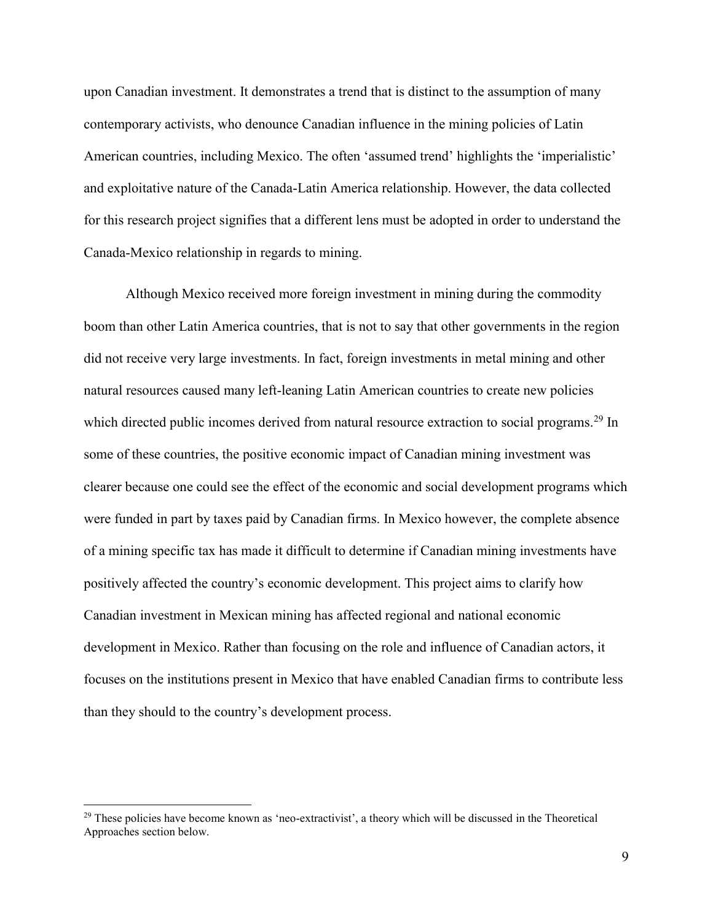upon Canadian investment. It demonstrates a trend that is distinct to the assumption of many contemporary activists, who denounce Canadian influence in the mining policies of Latin American countries, including Mexico. The often 'assumed trend' highlights the 'imperialistic' and exploitative nature of the Canada-Latin America relationship. However, the data collected for this research project signifies that a different lens must be adopted in order to understand the Canada-Mexico relationship in regards to mining.

Although Mexico received more foreign investment in mining during the commodity boom than other Latin America countries, that is not to say that other governments in the region did not receive very large investments. In fact, foreign investments in metal mining and other natural resources caused many left-leaning Latin American countries to create new policies which directed public incomes derived from natural resource extraction to social programs.[29] In some of these countries, the positive economic impact of Canadian mining investment was clearer because one could see the effect of the economic and social development programs which were funded in part by taxes paid by Canadian firms. In Mexico however, the complete absence of a mining specific tax has made it difficult to determine if Canadian mining investments have positively affected the country's economic development. This project aims to clarify how Canadian investment in Mexican mining has affected regional and national economic development in Mexico. Rather than focusing on the role and influence of Canadian actors, it focuses on the institutions present in Mexico that have enabled Canadian firms to contribute less than they should to the country's development process.

[29] These policies have become known as 'neo-extractivist', a theory which will be discussed in the Theoretical Approaches section below.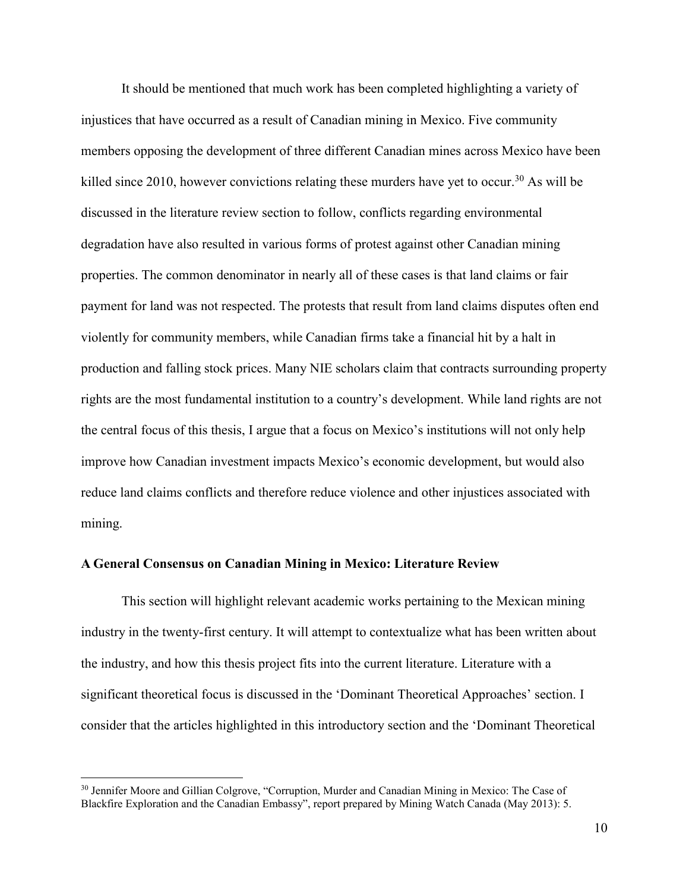It should be mentioned that much work has been completed highlighting a variety of injustices that have occurred as a result of Canadian mining in Mexico. Five community members opposing the development of three different Canadian mines across Mexico have been killed since 2010, however convictions relating these murders have yet to occur.[30] As will be discussed in the literature review section to follow, conflicts regarding environmental degradation have also resulted in various forms of protest against other Canadian mining properties. The common denominator in nearly all of these cases is that land claims or fair payment for land was not respected. The protests that result from land claims disputes often end violently for community members, while Canadian firms take a financial hit by a halt in production and falling stock prices. Many NIE scholars claim that contracts surrounding property rights are the most fundamental institution to a country's development. While land rights are not the central focus of this thesis, I argue that a focus on Mexico's institutions will not only help improve how Canadian investment impacts Mexico's economic development, but would also reduce land claims conflicts and therefore reduce violence and other injustices associated with mining.

**A General Consensus on Canadian Mining in Mexico: Literature Review**

This section will highlight relevant academic works pertaining to the Mexican mining industry in the twenty-first century. It will attempt to contextualize what has been written about the industry, and how this thesis project fits into the current literature. Literature with a significant theoretical focus is discussed in the 'Dominant Theoretical Approaches' section. I consider that the articles highlighted in this introductory section and the 'Dominant Theoretical

[30] Jennifer Moore and Gillian Colgrove, "Corruption, Murder and Canadian Mining in Mexico: The Case of Blackfire Exploration and the Canadian Embassy", report prepared by Mining Watch Canada (May 2013): 5.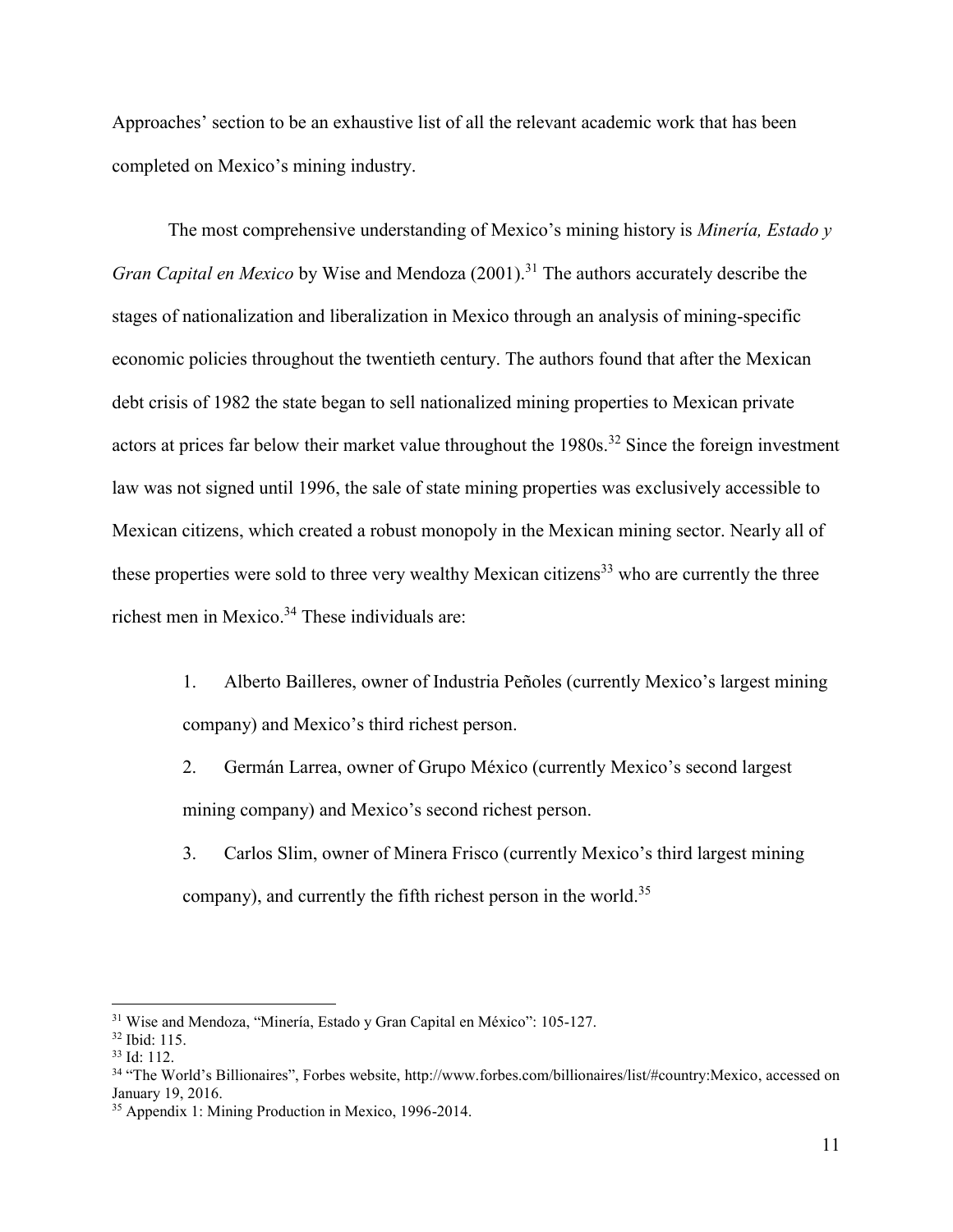Approaches' section to be an exhaustive list of all the relevant academic work that has been completed on Mexico's mining industry.

The most comprehensive understanding of Mexico's mining history is *Minería, Estado y Gran Capital en Mexico* by Wise and Mendoza (2001).[31] The authors accurately describe the stages of nationalization and liberalization in Mexico through an analysis of mining-specific economic policies throughout the twentieth century. The authors found that after the Mexican debt crisis of 1982 the state began to sell nationalized mining properties to Mexican private actors at prices far below their market value throughout the 1980s.[32] Since the foreign investment law was not signed until 1996, the sale of state mining properties was exclusively accessible to Mexican citizens, which created a robust monopoly in the Mexican mining sector. Nearly all of these properties were sold to three very wealthy Mexican citizens[33] who are currently the three richest men in Mexico.[34] These individuals are:

1. Alberto Bailleres, owner of Industria Peñoles (currently Mexico's largest mining company) and Mexico's third richest person.
2. Germán Larrea, owner of Grupo México (currently Mexico's second largest mining company) and Mexico's second richest person.
3. Carlos Slim, owner of Minera Frisco (currently Mexico's third largest mining company), and currently the fifth richest person in the world.[35]

---

[31] Wise and Mendoza, "Minería, Estado y Gran Capital en México": 105-127.
[32] Ibid: 115.
[33] Id: 112.
[34] "The World's Billionaires", Forbes website, http://www.forbes.com/billionaires/list/#country:Mexico, accessed on January 19, 2016.
[35] Appendix 1: Mining Production in Mexico, 1996-2014.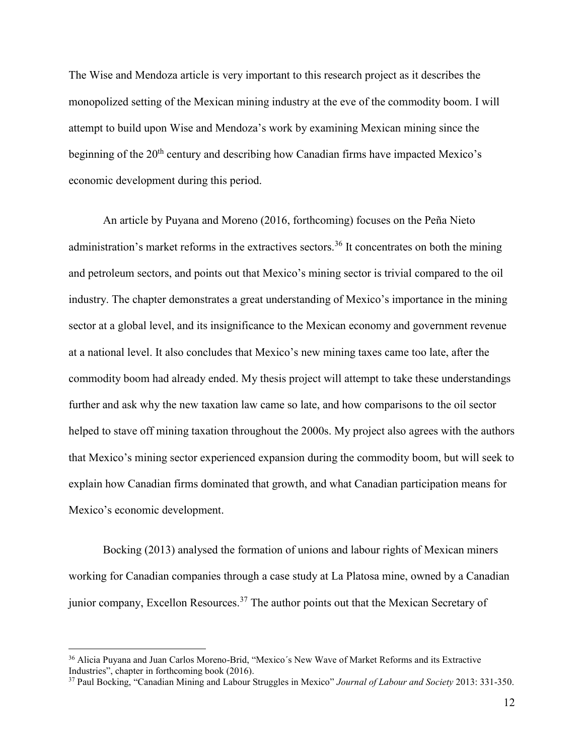The Wise and Mendoza article is very important to this research project as it describes the monopolized setting of the Mexican mining industry at the eve of the commodity boom. I will attempt to build upon Wise and Mendoza's work by examining Mexican mining since the beginning of the 20th century and describing how Canadian firms have impacted Mexico's economic development during this period.

An article by Puyana and Moreno (2016, forthcoming) focuses on the Peña Nieto administration's market reforms in the extractives sectors.[36] It concentrates on both the mining and petroleum sectors, and points out that Mexico's mining sector is trivial compared to the oil industry. The chapter demonstrates a great understanding of Mexico's importance in the mining sector at a global level, and its insignificance to the Mexican economy and government revenue at a national level. It also concludes that Mexico's new mining taxes came too late, after the commodity boom had already ended. My thesis project will attempt to take these understandings further and ask why the new taxation law came so late, and how comparisons to the oil sector helped to stave off mining taxation throughout the 2000s. My project also agrees with the authors that Mexico's mining sector experienced expansion during the commodity boom, but will seek to explain how Canadian firms dominated that growth, and what Canadian participation means for Mexico's economic development.

Bocking (2013) analysed the formation of unions and labour rights of Mexican miners working for Canadian companies through a case study at La Platosa mine, owned by a Canadian junior company, Excellon Resources.[37] The author points out that the Mexican Secretary of

---

[36] Alicia Puyana and Juan Carlos Moreno-Brid, "Mexico´s New Wave of Market Reforms and its Extractive Industries", chapter in forthcoming book (2016).

[37] Paul Bocking, "Canadian Mining and Labour Struggles in Mexico" *Journal of Labour and Society* 2013: 331-350.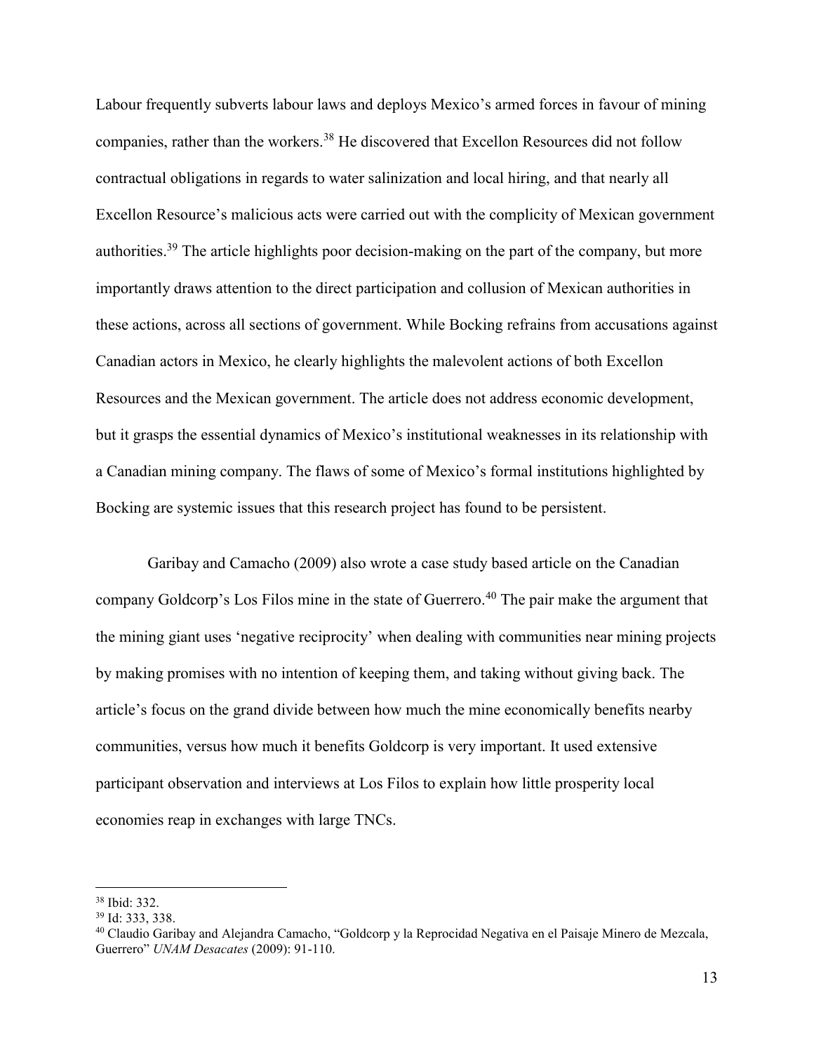Labour frequently subverts labour laws and deploys Mexico's armed forces in favour of mining companies, rather than the workers.[38] He discovered that Excellon Resources did not follow contractual obligations in regards to water salinization and local hiring, and that nearly all Excellon Resource's malicious acts were carried out with the complicity of Mexican government authorities.[39] The article highlights poor decision-making on the part of the company, but more importantly draws attention to the direct participation and collusion of Mexican authorities in these actions, across all sections of government. While Bocking refrains from accusations against Canadian actors in Mexico, he clearly highlights the malevolent actions of both Excellon Resources and the Mexican government. The article does not address economic development, but it grasps the essential dynamics of Mexico's institutional weaknesses in its relationship with a Canadian mining company. The flaws of some of Mexico's formal institutions highlighted by Bocking are systemic issues that this research project has found to be persistent.

Garibay and Camacho (2009) also wrote a case study based article on the Canadian company Goldcorp's Los Filos mine in the state of Guerrero.[40] The pair make the argument that the mining giant uses 'negative reciprocity' when dealing with communities near mining projects by making promises with no intention of keeping them, and taking without giving back. The article's focus on the grand divide between how much the mine economically benefits nearby communities, versus how much it benefits Goldcorp is very important. It used extensive participant observation and interviews at Los Filos to explain how little prosperity local economies reap in exchanges with large TNCs.

[38] Ibid: 332.
[39] Id: 333, 338.
[40] Claudio Garibay and Alejandra Camacho, "Goldcorp y la Reprocidad Negativa en el Paisaje Minero de Mezcala, Guerrero" *UNAM Desacates* (2009): 91-110.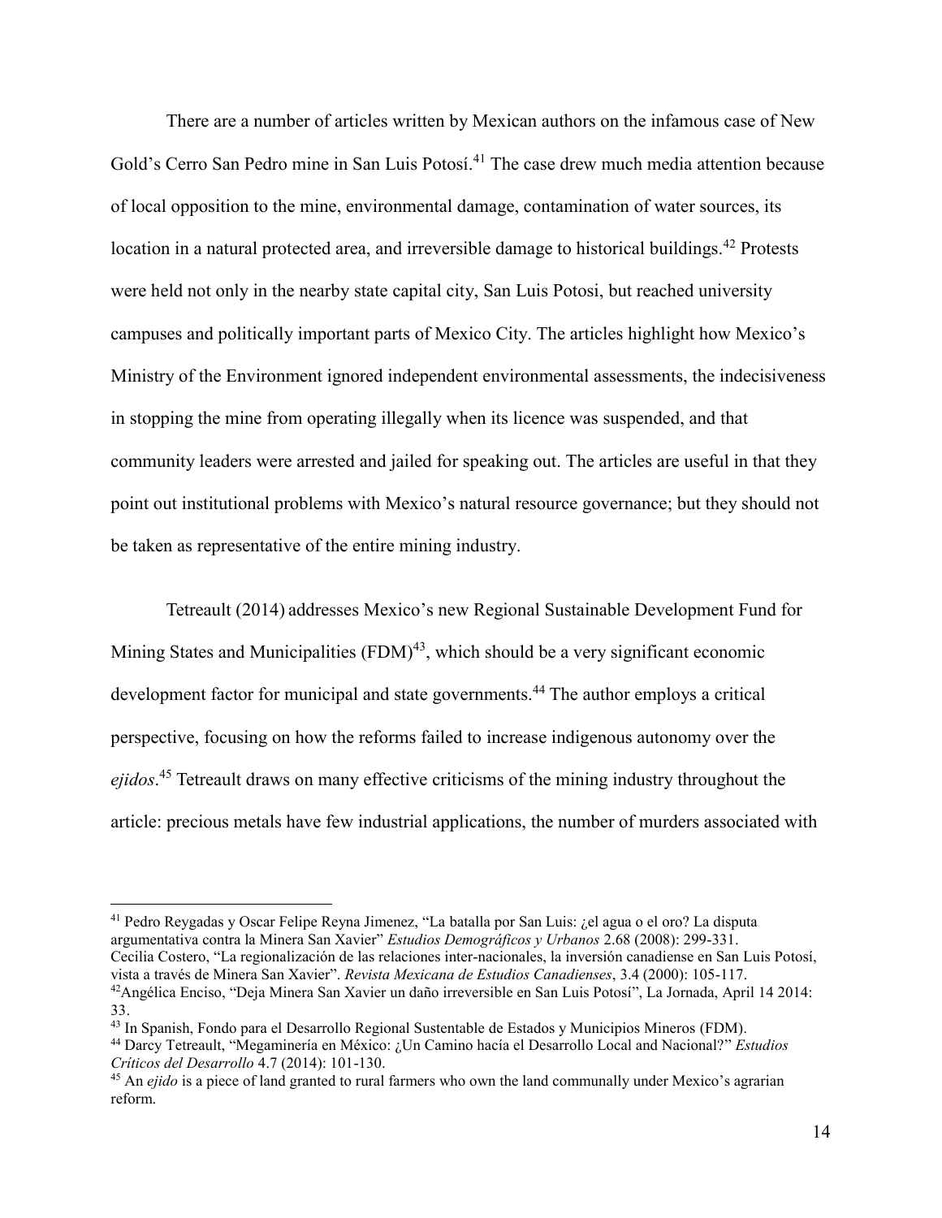There are a number of articles written by Mexican authors on the infamous case of New Gold's Cerro San Pedro mine in San Luis Potosí.[41] The case drew much media attention because of local opposition to the mine, environmental damage, contamination of water sources, its location in a natural protected area, and irreversible damage to historical buildings.[42] Protests were held not only in the nearby state capital city, San Luis Potosi, but reached university campuses and politically important parts of Mexico City. The articles highlight how Mexico's Ministry of the Environment ignored independent environmental assessments, the indecisiveness in stopping the mine from operating illegally when its licence was suspended, and that community leaders were arrested and jailed for speaking out. The articles are useful in that they point out institutional problems with Mexico's natural resource governance; but they should not be taken as representative of the entire mining industry.

Tetreault (2014) addresses Mexico's new Regional Sustainable Development Fund for Mining States and Municipalities (FDM)[43], which should be a very significant economic development factor for municipal and state governments.[44] The author employs a critical perspective, focusing on how the reforms failed to increase indigenous autonomy over the *ejidos*.[45] Tetreault draws on many effective criticisms of the mining industry throughout the article: precious metals have few industrial applications, the number of murders associated with

---

[41] Pedro Reygadas y Oscar Felipe Reyna Jimenez, "La batalla por San Luis: ¿el agua o el oro? La disputa argumentativa contra la Minera San Xavier" *Estudios Demográficos y Urbanos* 2.68 (2008): 299-331. Cecilia Costero, "La regionalización de las relaciones inter-nacionales, la inversión canadiense en San Luis Potosí, vista a través de Minera San Xavier". *Revista Mexicana de Estudios Canadienses*, 3.4 (2000): 105-117.

[42] Angélica Enciso, "Deja Minera San Xavier un daño irreversible en San Luis Potosí", La Jornada, April 14 2014: 33.

[43] In Spanish, Fondo para el Desarrollo Regional Sustentable de Estados y Municipios Mineros (FDM).

[44] Darcy Tetreault, "Megaminería en México: ¿Un Camino hacía el Desarrollo Local and Nacional?" *Estudios Críticos del Desarrollo* 4.7 (2014): 101-130.

[45] An *ejido* is a piece of land granted to rural farmers who own the land communally under Mexico's agrarian reform.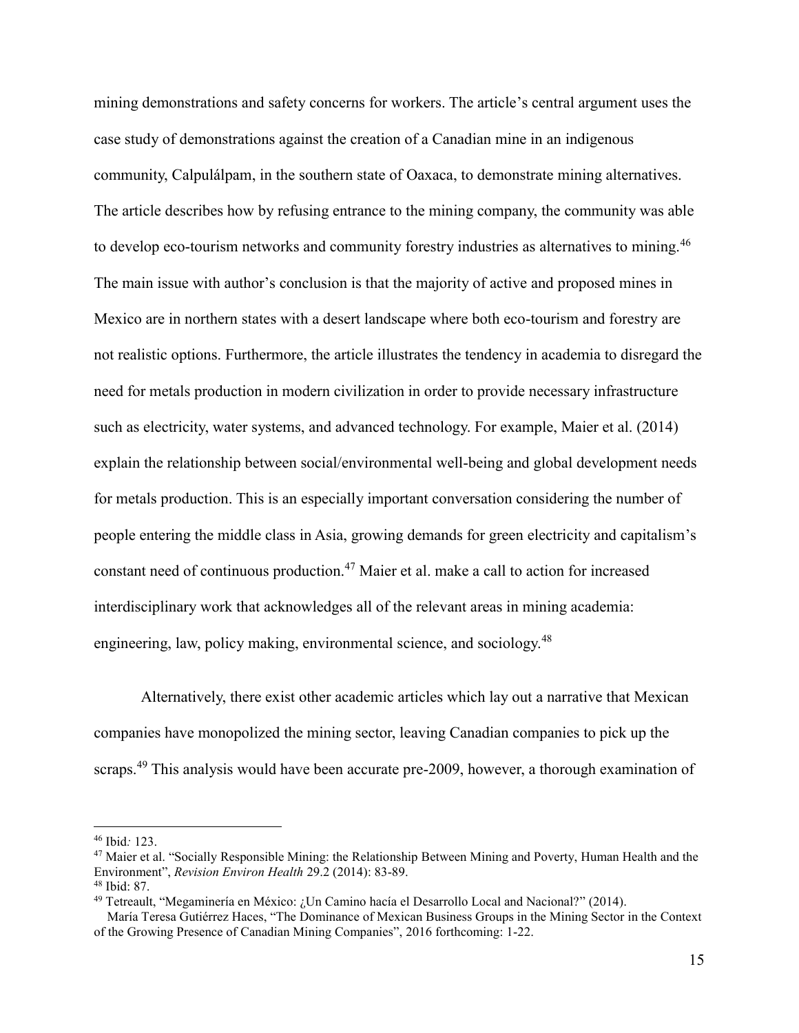mining demonstrations and safety concerns for workers. The article's central argument uses the case study of demonstrations against the creation of a Canadian mine in an indigenous community, Calpulálpam, in the southern state of Oaxaca, to demonstrate mining alternatives. The article describes how by refusing entrance to the mining company, the community was able to develop eco-tourism networks and community forestry industries as alternatives to mining.[46] The main issue with author's conclusion is that the majority of active and proposed mines in Mexico are in northern states with a desert landscape where both eco-tourism and forestry are not realistic options. Furthermore, the article illustrates the tendency in academia to disregard the need for metals production in modern civilization in order to provide necessary infrastructure such as electricity, water systems, and advanced technology. For example, Maier et al. (2014) explain the relationship between social/environmental well-being and global development needs for metals production. This is an especially important conversation considering the number of people entering the middle class in Asia, growing demands for green electricity and capitalism's constant need of continuous production.[47] Maier et al. make a call to action for increased interdisciplinary work that acknowledges all of the relevant areas in mining academia: engineering, law, policy making, environmental science, and sociology.[48]

Alternatively, there exist other academic articles which lay out a narrative that Mexican companies have monopolized the mining sector, leaving Canadian companies to pick up the scraps.[49] This analysis would have been accurate pre-2009, however, a thorough examination of

---

[46] Ibid*:* 123.

[47] Maier et al. "Socially Responsible Mining: the Relationship Between Mining and Poverty, Human Health and the Environment", *Revision Environ Health* 29.2 (2014): 83-89.

[48] Ibid: 87.

[49] Tetreault, "Megaminería en México: ¿Un Camino hacía el Desarrollo Local and Nacional?" (2014).
María Teresa Gutiérrez Haces, "The Dominance of Mexican Business Groups in the Mining Sector in the Context of the Growing Presence of Canadian Mining Companies", 2016 forthcoming: 1-22.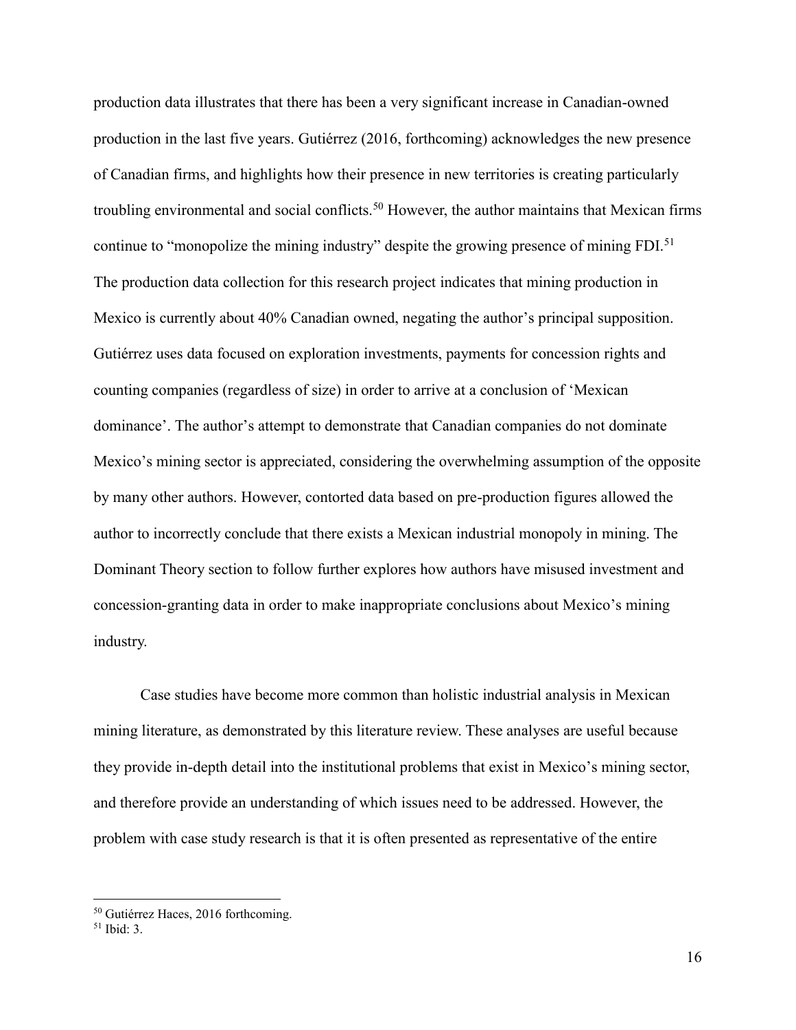production data illustrates that there has been a very significant increase in Canadian-owned production in the last five years. Gutiérrez (2016, forthcoming) acknowledges the new presence of Canadian firms, and highlights how their presence in new territories is creating particularly troubling environmental and social conflicts.[50] However, the author maintains that Mexican firms continue to "monopolize the mining industry" despite the growing presence of mining FDI.[51] The production data collection for this research project indicates that mining production in Mexico is currently about 40% Canadian owned, negating the author's principal supposition. Gutiérrez uses data focused on exploration investments, payments for concession rights and counting companies (regardless of size) in order to arrive at a conclusion of 'Mexican dominance'. The author's attempt to demonstrate that Canadian companies do not dominate Mexico's mining sector is appreciated, considering the overwhelming assumption of the opposite by many other authors. However, contorted data based on pre-production figures allowed the author to incorrectly conclude that there exists a Mexican industrial monopoly in mining. The Dominant Theory section to follow further explores how authors have misused investment and concession-granting data in order to make inappropriate conclusions about Mexico's mining industry.

Case studies have become more common than holistic industrial analysis in Mexican mining literature, as demonstrated by this literature review. These analyses are useful because they provide in-depth detail into the institutional problems that exist in Mexico's mining sector, and therefore provide an understanding of which issues need to be addressed. However, the problem with case study research is that it is often presented as representative of the entire

---

[50] Gutiérrez Haces, 2016 forthcoming.

[51] Ibid: 3.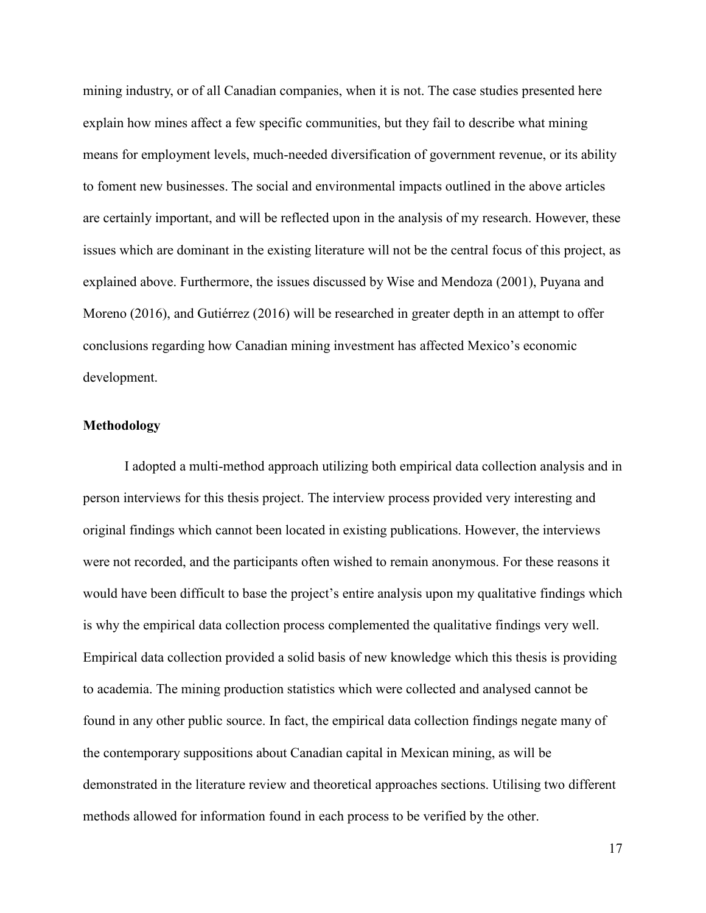mining industry, or of all Canadian companies, when it is not. The case studies presented here explain how mines affect a few specific communities, but they fail to describe what mining means for employment levels, much-needed diversification of government revenue, or its ability to foment new businesses. The social and environmental impacts outlined in the above articles are certainly important, and will be reflected upon in the analysis of my research. However, these issues which are dominant in the existing literature will not be the central focus of this project, as explained above. Furthermore, the issues discussed by Wise and Mendoza (2001), Puyana and Moreno (2016), and Gutiérrez (2016) will be researched in greater depth in an attempt to offer conclusions regarding how Canadian mining investment has affected Mexico's economic development.

## Methodology

I adopted a multi-method approach utilizing both empirical data collection analysis and in person interviews for this thesis project. The interview process provided very interesting and original findings which cannot been located in existing publications. However, the interviews were not recorded, and the participants often wished to remain anonymous. For these reasons it would have been difficult to base the project's entire analysis upon my qualitative findings which is why the empirical data collection process complemented the qualitative findings very well. Empirical data collection provided a solid basis of new knowledge which this thesis is providing to academia. The mining production statistics which were collected and analysed cannot be found in any other public source. In fact, the empirical data collection findings negate many of the contemporary suppositions about Canadian capital in Mexican mining, as will be demonstrated in the literature review and theoretical approaches sections. Utilising two different methods allowed for information found in each process to be verified by the other.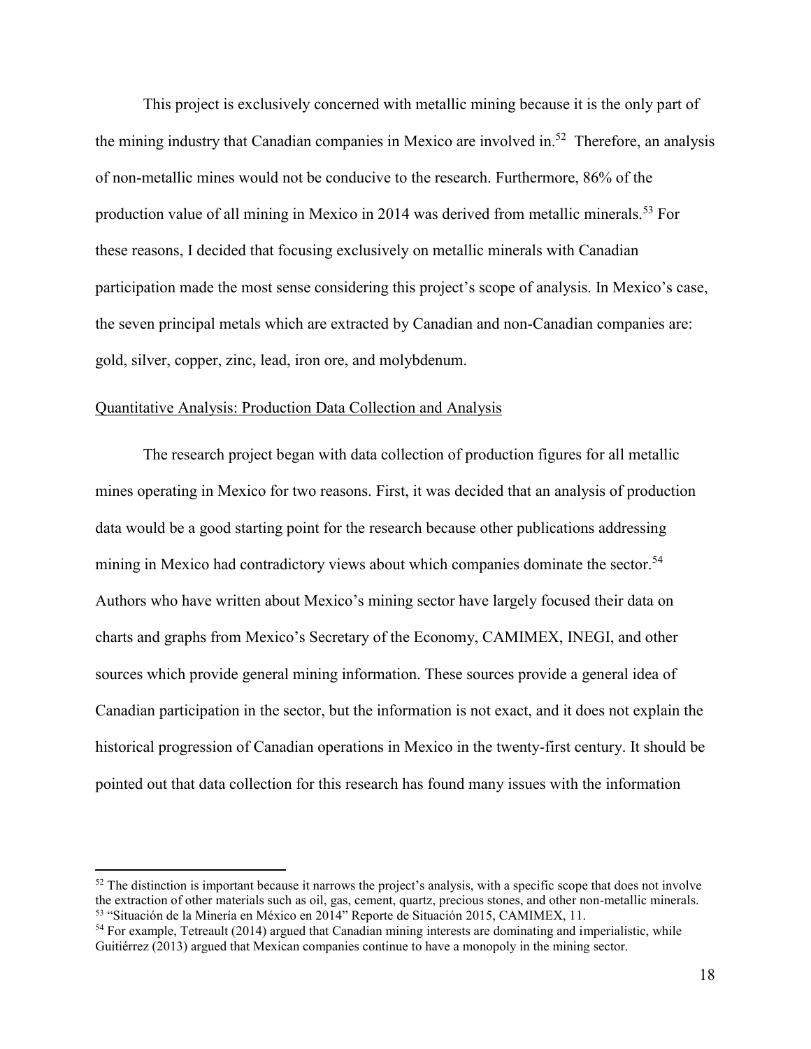This project is exclusively concerned with metallic mining because it is the only part of the mining industry that Canadian companies in Mexico are involved in.[52] Therefore, an analysis of non-metallic mines would not be conducive to the research. Furthermore, 86% of the production value of all mining in Mexico in 2014 was derived from metallic minerals.[53] For these reasons, I decided that focusing exclusively on metallic minerals with Canadian participation made the most sense considering this project's scope of analysis. In Mexico's case, the seven principal metals which are extracted by Canadian and non-Canadian companies are: gold, silver, copper, zinc, lead, iron ore, and molybdenum.

<u>Quantitative Analysis: Production Data Collection and Analysis</u>

The research project began with data collection of production figures for all metallic mines operating in Mexico for two reasons. First, it was decided that an analysis of production data would be a good starting point for the research because other publications addressing mining in Mexico had contradictory views about which companies dominate the sector.[54] Authors who have written about Mexico's mining sector have largely focused their data on charts and graphs from Mexico's Secretary of the Economy, CAMIMEX, INEGI, and other sources which provide general mining information. These sources provide a general idea of Canadian participation in the sector, but the information is not exact, and it does not explain the historical progression of Canadian operations in Mexico in the twenty-first century. It should be pointed out that data collection for this research has found many issues with the information

---

[52] The distinction is important because it narrows the project's analysis, with a specific scope that does not involve the extraction of other materials such as oil, gas, cement, quartz, precious stones, and other non-metallic minerals.

[53] "Situación de la Minería en México en 2014" Reporte de Situación 2015, CAMIMEX, 11.

[54] For example, Tetreault (2014) argued that Canadian mining interests are dominating and imperialistic, while Guitiérrez (2013) argued that Mexican companies continue to have a monopoly in the mining sector.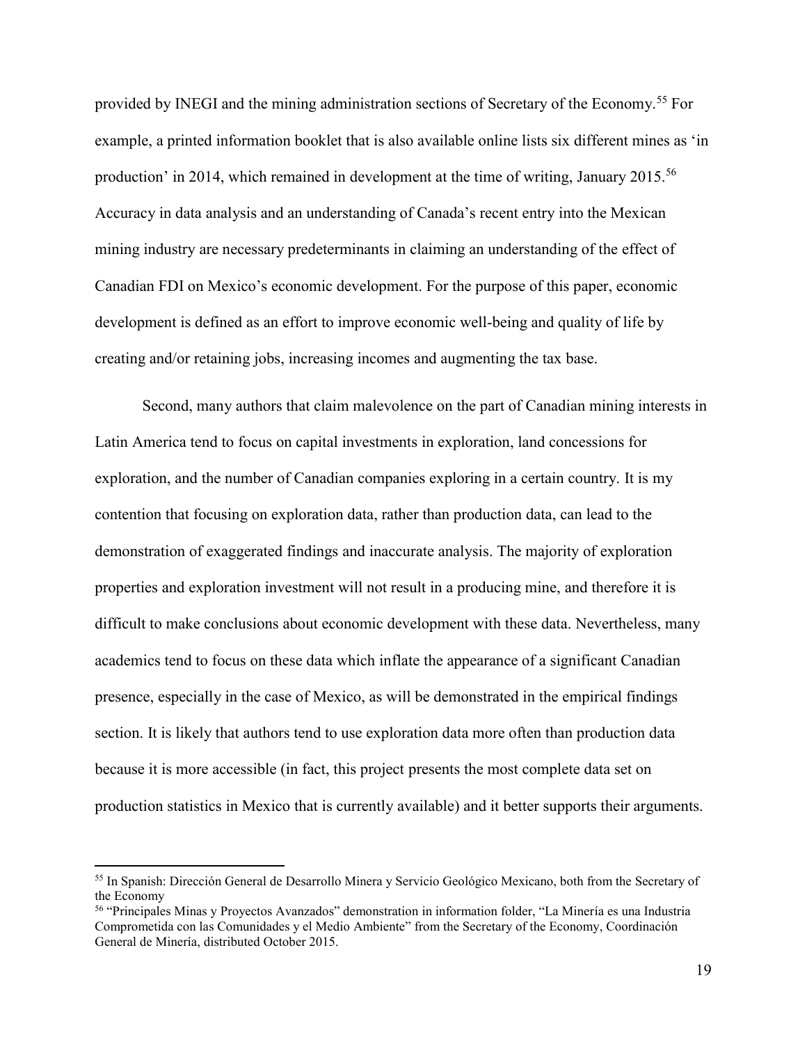provided by INEGI and the mining administration sections of Secretary of the Economy.[55] For example, a printed information booklet that is also available online lists six different mines as 'in production' in 2014, which remained in development at the time of writing, January 2015.[56] Accuracy in data analysis and an understanding of Canada's recent entry into the Mexican mining industry are necessary predeterminants in claiming an understanding of the effect of Canadian FDI on Mexico's economic development. For the purpose of this paper, economic development is defined as an effort to improve economic well-being and quality of life by creating and/or retaining jobs, increasing incomes and augmenting the tax base.

Second, many authors that claim malevolence on the part of Canadian mining interests in Latin America tend to focus on capital investments in exploration, land concessions for exploration, and the number of Canadian companies exploring in a certain country. It is my contention that focusing on exploration data, rather than production data, can lead to the demonstration of exaggerated findings and inaccurate analysis. The majority of exploration properties and exploration investment will not result in a producing mine, and therefore it is difficult to make conclusions about economic development with these data. Nevertheless, many academics tend to focus on these data which inflate the appearance of a significant Canadian presence, especially in the case of Mexico, as will be demonstrated in the empirical findings section. It is likely that authors tend to use exploration data more often than production data because it is more accessible (in fact, this project presents the most complete data set on production statistics in Mexico that is currently available) and it better supports their arguments.

---

[55] In Spanish: Dirección General de Desarrollo Minera y Servicio Geológico Mexicano, both from the Secretary of the Economy

[56] "Principales Minas y Proyectos Avanzados" demonstration in information folder, "La Minería es una Industria Comprometida con las Comunidades y el Medio Ambiente" from the Secretary of the Economy, Coordinación General de Minería, distributed October 2015.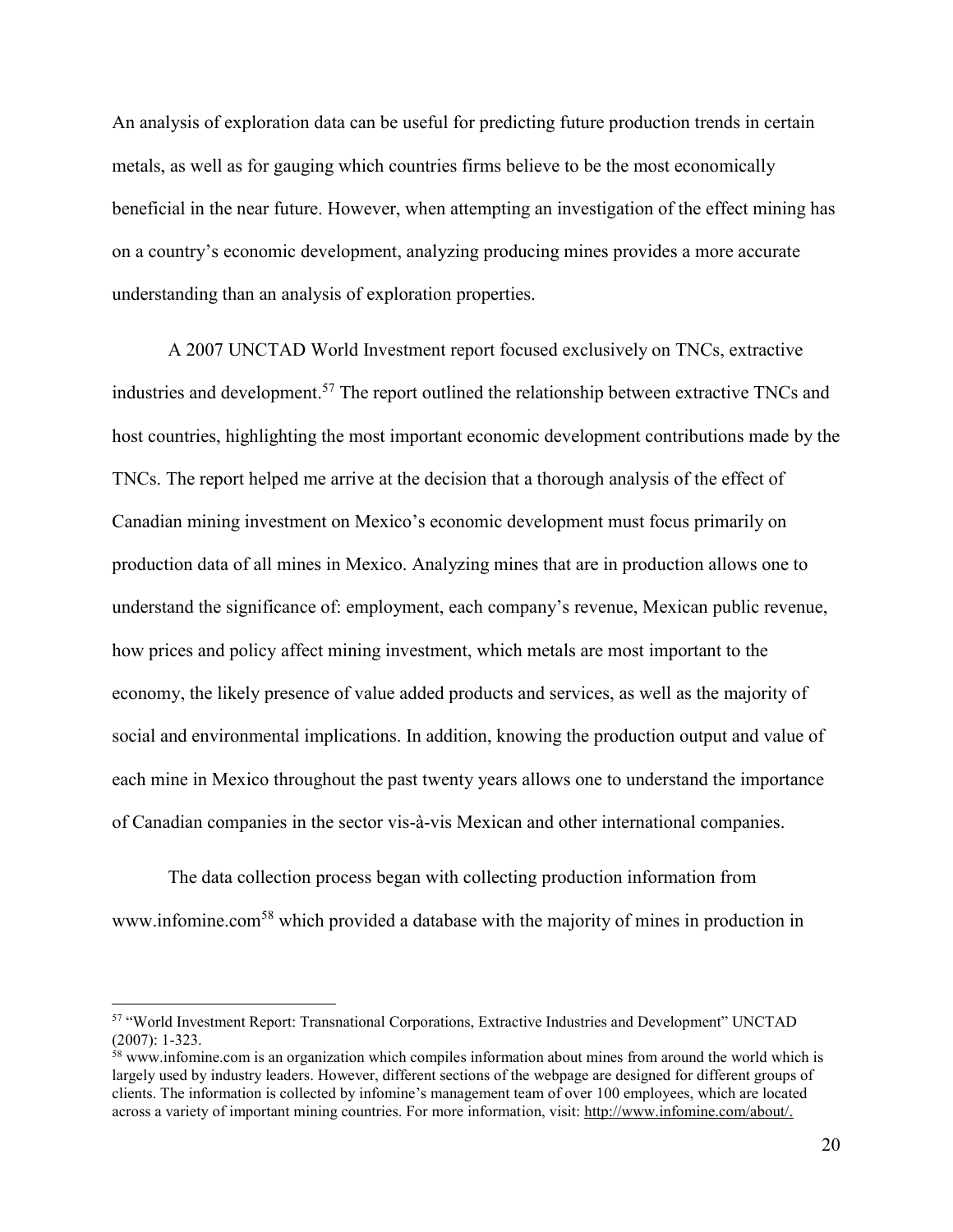An analysis of exploration data can be useful for predicting future production trends in certain metals, as well as for gauging which countries firms believe to be the most economically beneficial in the near future. However, when attempting an investigation of the effect mining has on a country's economic development, analyzing producing mines provides a more accurate understanding than an analysis of exploration properties.

A 2007 UNCTAD World Investment report focused exclusively on TNCs, extractive industries and development.[57] The report outlined the relationship between extractive TNCs and host countries, highlighting the most important economic development contributions made by the TNCs. The report helped me arrive at the decision that a thorough analysis of the effect of Canadian mining investment on Mexico's economic development must focus primarily on production data of all mines in Mexico. Analyzing mines that are in production allows one to understand the significance of: employment, each company's revenue, Mexican public revenue, how prices and policy affect mining investment, which metals are most important to the economy, the likely presence of value added products and services, as well as the majority of social and environmental implications. In addition, knowing the production output and value of each mine in Mexico throughout the past twenty years allows one to understand the importance of Canadian companies in the sector vis-à-vis Mexican and other international companies.

The data collection process began with collecting production information from www.infomine.com[58] which provided a database with the majority of mines in production in

---

[57] "World Investment Report: Transnational Corporations, Extractive Industries and Development" UNCTAD (2007): 1-323.

[58] www.infomine.com is an organization which compiles information about mines from around the world which is largely used by industry leaders. However, different sections of the webpage are designed for different groups of clients. The information is collected by infomine's management team of over 100 employees, which are located across a variety of important mining countries. For more information, visit: http://www.infomine.com/about/.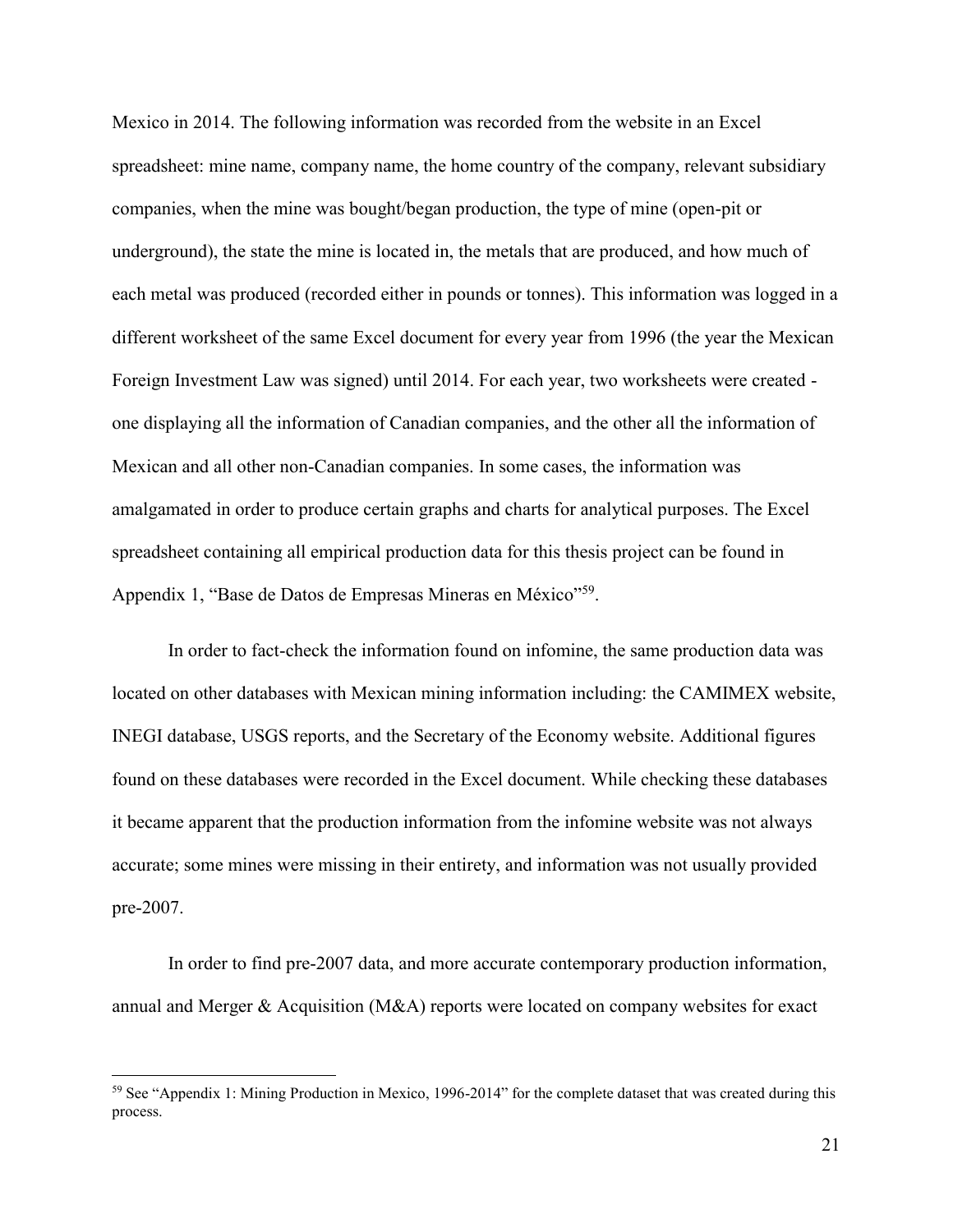Mexico in 2014. The following information was recorded from the website in an Excel spreadsheet: mine name, company name, the home country of the company, relevant subsidiary companies, when the mine was bought/began production, the type of mine (open-pit or underground), the state the mine is located in, the metals that are produced, and how much of each metal was produced (recorded either in pounds or tonnes). This information was logged in a different worksheet of the same Excel document for every year from 1996 (the year the Mexican Foreign Investment Law was signed) until 2014. For each year, two worksheets were created - one displaying all the information of Canadian companies, and the other all the information of Mexican and all other non-Canadian companies. In some cases, the information was amalgamated in order to produce certain graphs and charts for analytical purposes. The Excel spreadsheet containing all empirical production data for this thesis project can be found in Appendix 1, "Base de Datos de Empresas Mineras en México"[59].

In order to fact-check the information found on infomine, the same production data was located on other databases with Mexican mining information including: the CAMIMEX website, INEGI database, USGS reports, and the Secretary of the Economy website. Additional figures found on these databases were recorded in the Excel document. While checking these databases it became apparent that the production information from the infomine website was not always accurate; some mines were missing in their entirety, and information was not usually provided pre-2007.

In order to find pre-2007 data, and more accurate contemporary production information, annual and Merger & Acquisition (M&A) reports were located on company websites for exact

---

[59] See "Appendix 1: Mining Production in Mexico, 1996-2014" for the complete dataset that was created during this process.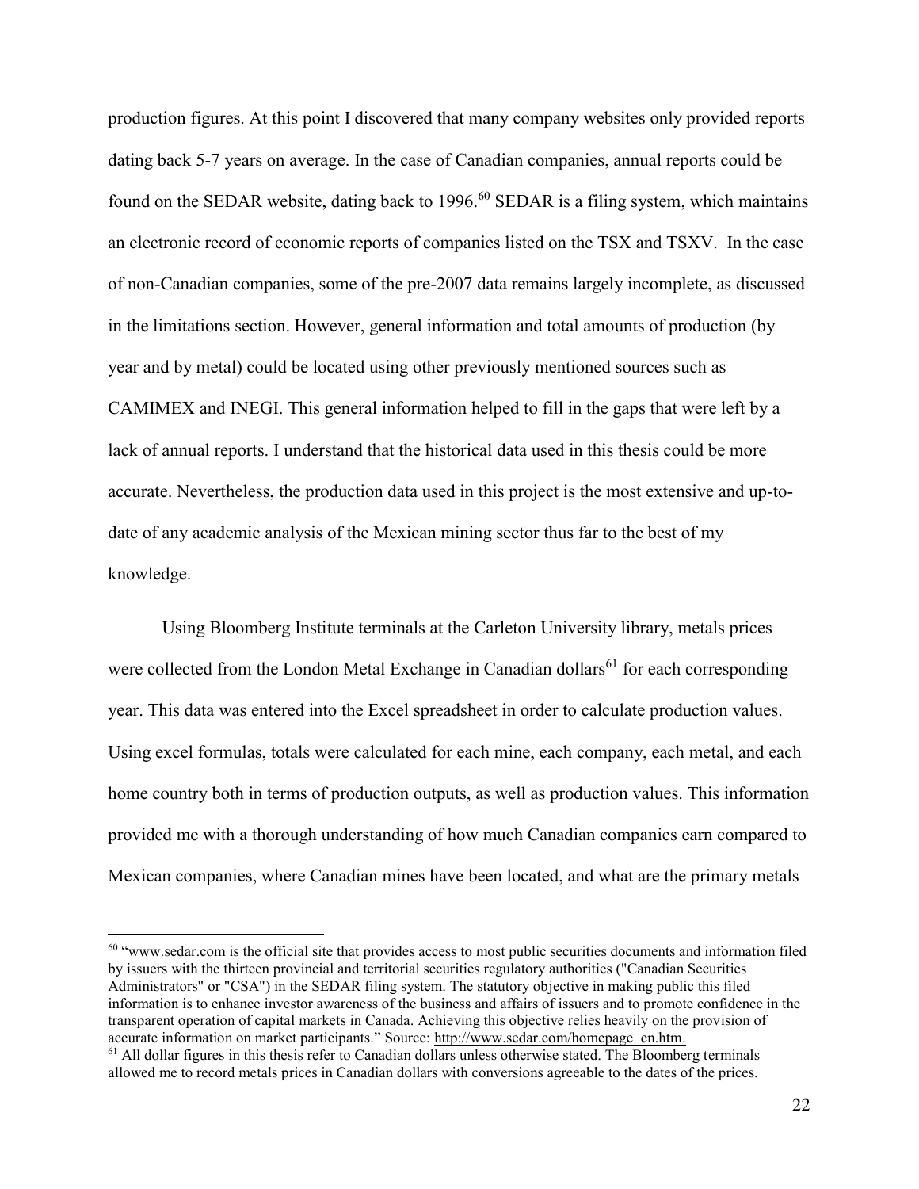production figures. At this point I discovered that many company websites only provided reports dating back 5-7 years on average. In the case of Canadian companies, annual reports could be found on the SEDAR website, dating back to 1996.[60] SEDAR is a filing system, which maintains an electronic record of economic reports of companies listed on the TSX and TSXV. In the case of non-Canadian companies, some of the pre-2007 data remains largely incomplete, as discussed in the limitations section. However, general information and total amounts of production (by year and by metal) could be located using other previously mentioned sources such as CAMIMEX and INEGI. This general information helped to fill in the gaps that were left by a lack of annual reports. I understand that the historical data used in this thesis could be more accurate. Nevertheless, the production data used in this project is the most extensive and up-to-date of any academic analysis of the Mexican mining sector thus far to the best of my knowledge.

Using Bloomberg Institute terminals at the Carleton University library, metals prices were collected from the London Metal Exchange in Canadian dollars[61] for each corresponding year. This data was entered into the Excel spreadsheet in order to calculate production values. Using excel formulas, totals were calculated for each mine, each company, each metal, and each home country both in terms of production outputs, as well as production values. This information provided me with a thorough understanding of how much Canadian companies earn compared to Mexican companies, where Canadian mines have been located, and what are the primary metals

---

[60] "www.sedar.com is the official site that provides access to most public securities documents and information filed by issuers with the thirteen provincial and territorial securities regulatory authorities ("Canadian Securities Administrators" or "CSA") in the SEDAR filing system. The statutory objective in making public this filed information is to enhance investor awareness of the business and affairs of issuers and to promote confidence in the transparent operation of capital markets in Canada. Achieving this objective relies heavily on the provision of accurate information on market participants." Source: http://www.sedar.com/homepage_en.htm.

[61] All dollar figures in this thesis refer to Canadian dollars unless otherwise stated. The Bloomberg terminals allowed me to record metals prices in Canadian dollars with conversions agreeable to the dates of the prices.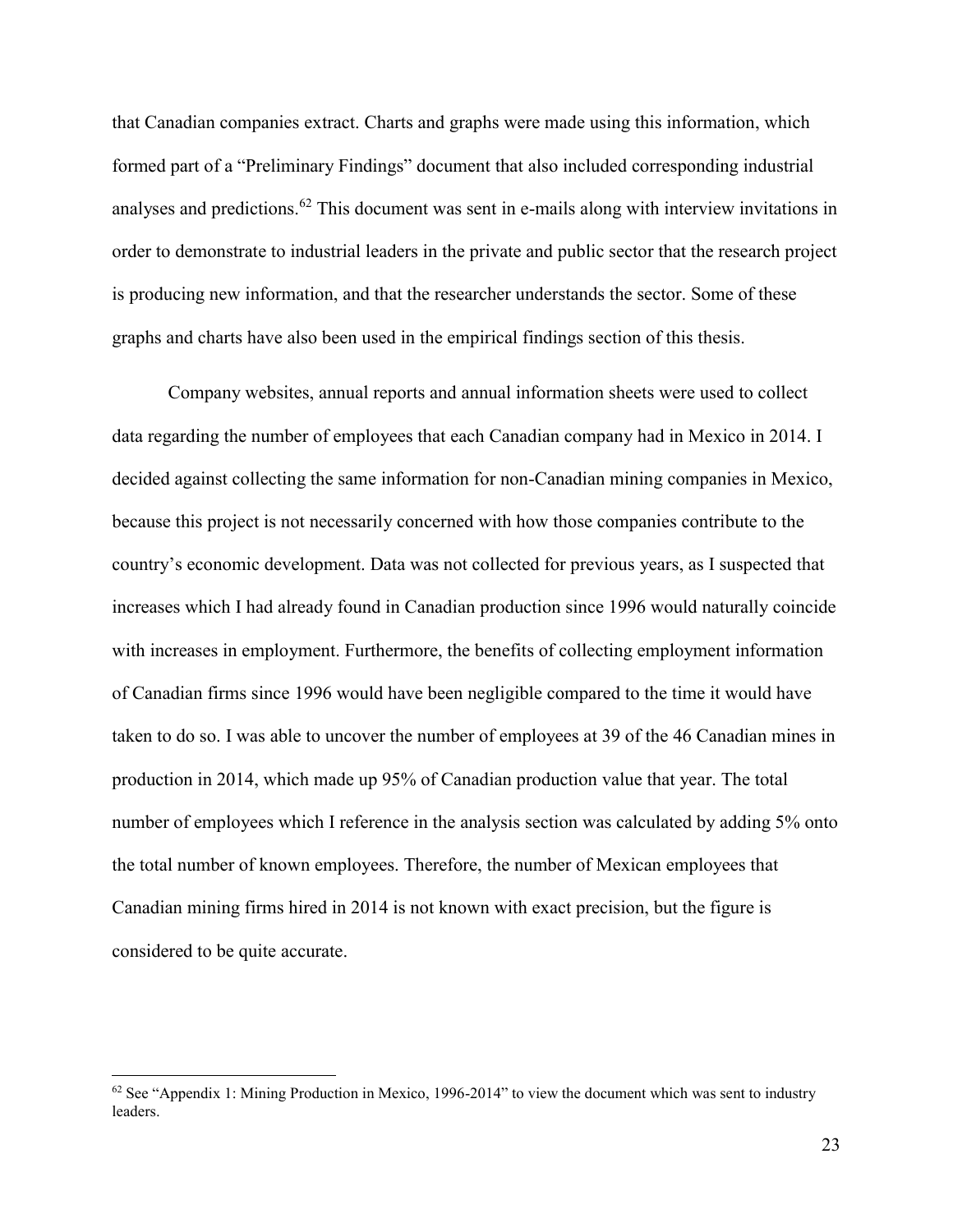that Canadian companies extract. Charts and graphs were made using this information, which formed part of a "Preliminary Findings" document that also included corresponding industrial analyses and predictions.[62] This document was sent in e-mails along with interview invitations in order to demonstrate to industrial leaders in the private and public sector that the research project is producing new information, and that the researcher understands the sector. Some of these graphs and charts have also been used in the empirical findings section of this thesis.

Company websites, annual reports and annual information sheets were used to collect data regarding the number of employees that each Canadian company had in Mexico in 2014. I decided against collecting the same information for non-Canadian mining companies in Mexico, because this project is not necessarily concerned with how those companies contribute to the country's economic development. Data was not collected for previous years, as I suspected that increases which I had already found in Canadian production since 1996 would naturally coincide with increases in employment. Furthermore, the benefits of collecting employment information of Canadian firms since 1996 would have been negligible compared to the time it would have taken to do so. I was able to uncover the number of employees at 39 of the 46 Canadian mines in production in 2014, which made up 95% of Canadian production value that year. The total number of employees which I reference in the analysis section was calculated by adding 5% onto the total number of known employees. Therefore, the number of Mexican employees that Canadian mining firms hired in 2014 is not known with exact precision, but the figure is considered to be quite accurate.

---

[62] See "Appendix 1: Mining Production in Mexico, 1996-2014" to view the document which was sent to industry leaders.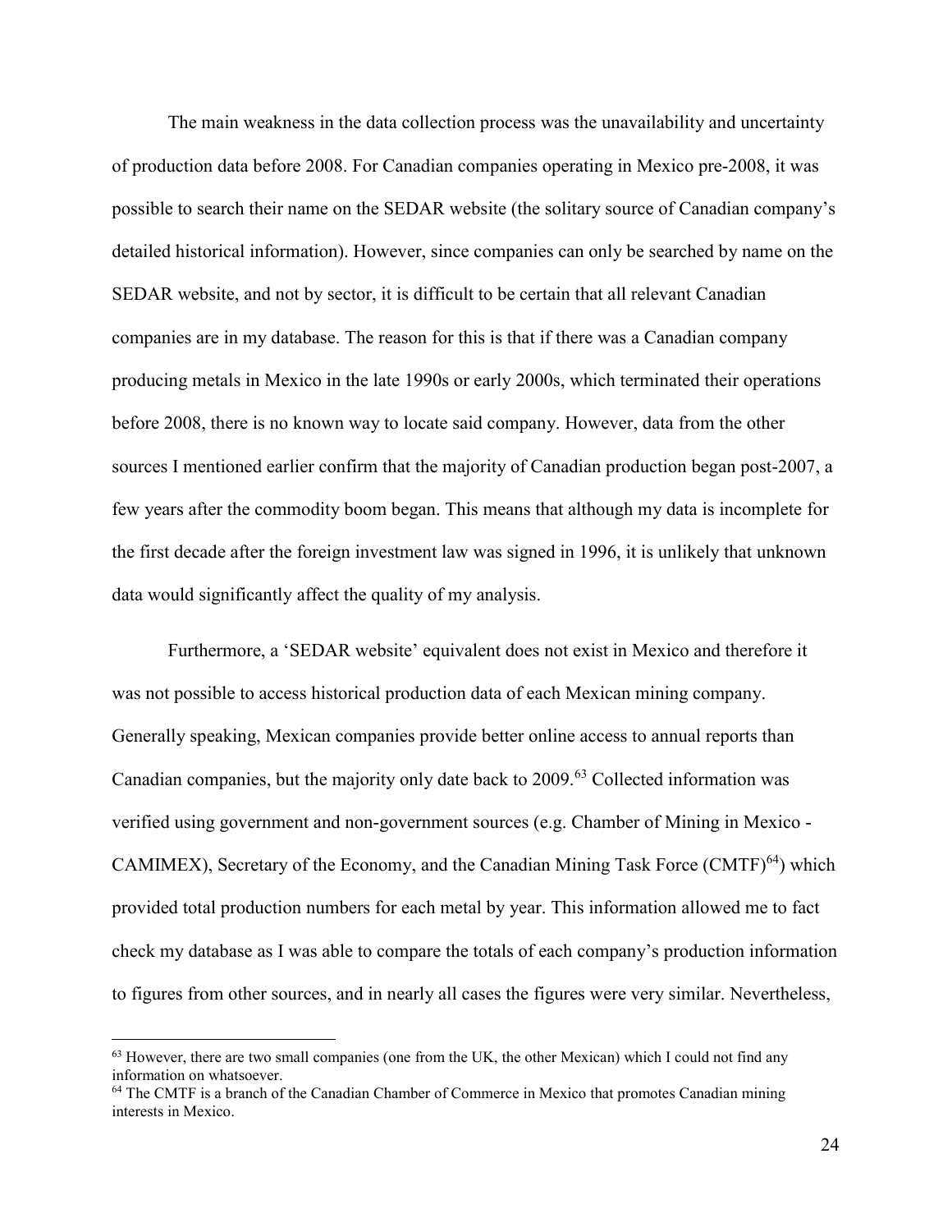The main weakness in the data collection process was the unavailability and uncertainty of production data before 2008. For Canadian companies operating in Mexico pre-2008, it was possible to search their name on the SEDAR website (the solitary source of Canadian company's detailed historical information). However, since companies can only be searched by name on the SEDAR website, and not by sector, it is difficult to be certain that all relevant Canadian companies are in my database. The reason for this is that if there was a Canadian company producing metals in Mexico in the late 1990s or early 2000s, which terminated their operations before 2008, there is no known way to locate said company. However, data from the other sources I mentioned earlier confirm that the majority of Canadian production began post-2007, a few years after the commodity boom began. This means that although my data is incomplete for the first decade after the foreign investment law was signed in 1996, it is unlikely that unknown data would significantly affect the quality of my analysis.

Furthermore, a 'SEDAR website' equivalent does not exist in Mexico and therefore it was not possible to access historical production data of each Mexican mining company. Generally speaking, Mexican companies provide better online access to annual reports than Canadian companies, but the majority only date back to 2009.[63] Collected information was verified using government and non-government sources (e.g. Chamber of Mining in Mexico - CAMIMEX), Secretary of the Economy, and the Canadian Mining Task Force (CMTF)[64]) which provided total production numbers for each metal by year. This information allowed me to fact check my database as I was able to compare the totals of each company's production information to figures from other sources, and in nearly all cases the figures were very similar. Nevertheless,

---

[63] However, there are two small companies (one from the UK, the other Mexican) which I could not find any information on whatsoever.

[64] The CMTF is a branch of the Canadian Chamber of Commerce in Mexico that promotes Canadian mining interests in Mexico.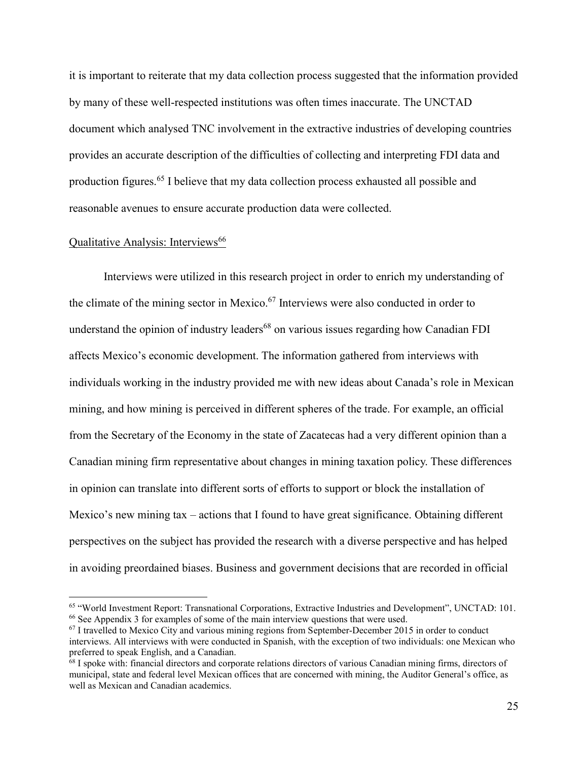it is important to reiterate that my data collection process suggested that the information provided by many of these well-respected institutions was often times inaccurate. The UNCTAD document which analysed TNC involvement in the extractive industries of developing countries provides an accurate description of the difficulties of collecting and interpreting FDI data and production figures.[65] I believe that my data collection process exhausted all possible and reasonable avenues to ensure accurate production data were collected.

Qualitative Analysis: Interviews[66]

Interviews were utilized in this research project in order to enrich my understanding of the climate of the mining sector in Mexico.[67] Interviews were also conducted in order to understand the opinion of industry leaders[68] on various issues regarding how Canadian FDI affects Mexico's economic development. The information gathered from interviews with individuals working in the industry provided me with new ideas about Canada's role in Mexican mining, and how mining is perceived in different spheres of the trade. For example, an official from the Secretary of the Economy in the state of Zacatecas had a very different opinion than a Canadian mining firm representative about changes in mining taxation policy. These differences in opinion can translate into different sorts of efforts to support or block the installation of Mexico's new mining tax – actions that I found to have great significance. Obtaining different perspectives on the subject has provided the research with a diverse perspective and has helped in avoiding preordained biases. Business and government decisions that are recorded in official

---

[65] "World Investment Report: Transnational Corporations, Extractive Industries and Development", UNCTAD: 101.

[66] See Appendix 3 for examples of some of the main interview questions that were used.

[67] I travelled to Mexico City and various mining regions from September-December 2015 in order to conduct interviews. All interviews with were conducted in Spanish, with the exception of two individuals: one Mexican who preferred to speak English, and a Canadian.

[68] I spoke with: financial directors and corporate relations directors of various Canadian mining firms, directors of municipal, state and federal level Mexican offices that are concerned with mining, the Auditor General's office, as well as Mexican and Canadian academics.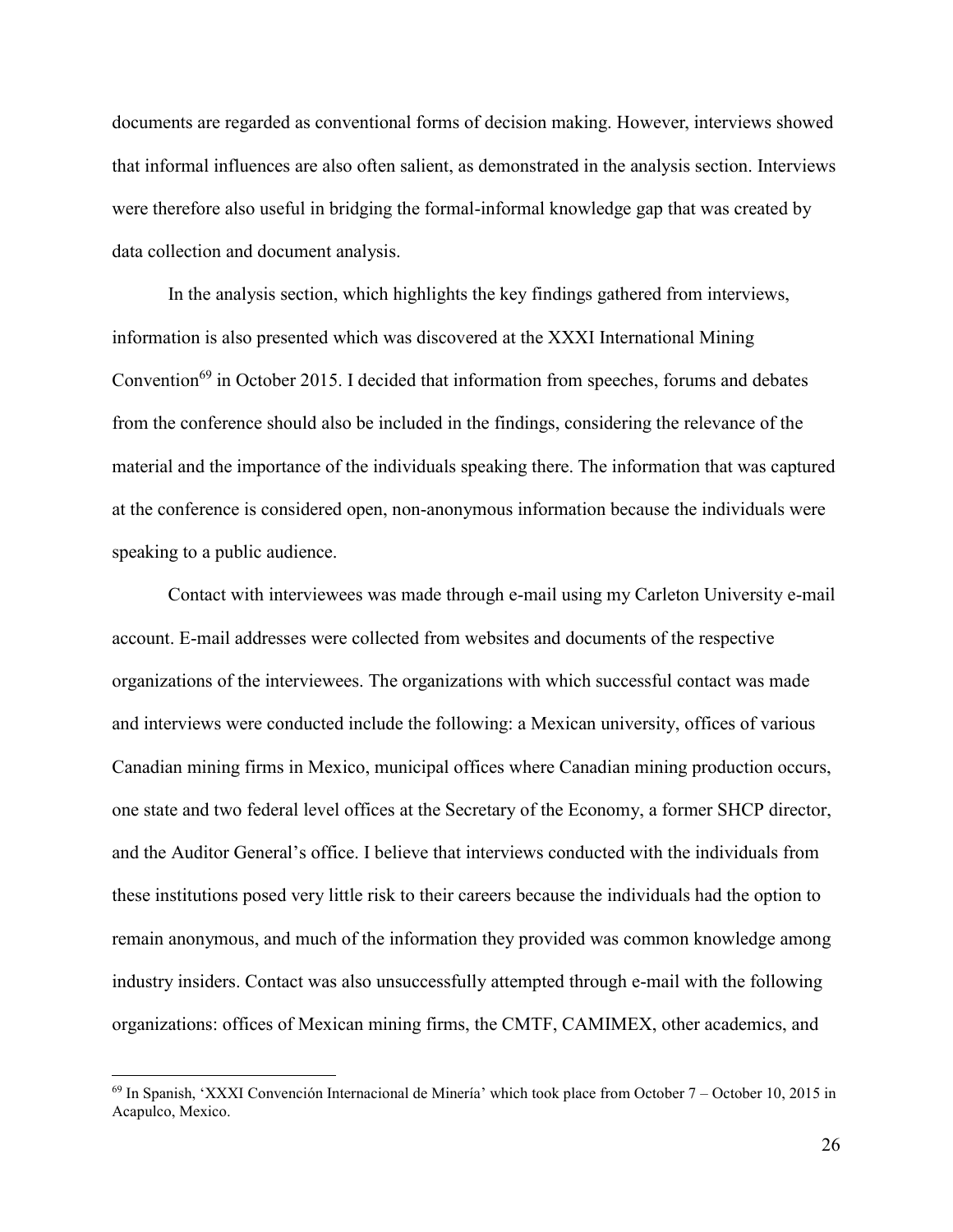documents are regarded as conventional forms of decision making. However, interviews showed that informal influences are also often salient, as demonstrated in the analysis section. Interviews were therefore also useful in bridging the formal-informal knowledge gap that was created by data collection and document analysis.

In the analysis section, which highlights the key findings gathered from interviews, information is also presented which was discovered at the XXXI International Mining Convention[69] in October 2015. I decided that information from speeches, forums and debates from the conference should also be included in the findings, considering the relevance of the material and the importance of the individuals speaking there. The information that was captured at the conference is considered open, non-anonymous information because the individuals were speaking to a public audience.

Contact with interviewees was made through e-mail using my Carleton University e-mail account. E-mail addresses were collected from websites and documents of the respective organizations of the interviewees. The organizations with which successful contact was made and interviews were conducted include the following: a Mexican university, offices of various Canadian mining firms in Mexico, municipal offices where Canadian mining production occurs, one state and two federal level offices at the Secretary of the Economy, a former SHCP director, and the Auditor General's office. I believe that interviews conducted with the individuals from these institutions posed very little risk to their careers because the individuals had the option to remain anonymous, and much of the information they provided was common knowledge among industry insiders. Contact was also unsuccessfully attempted through e-mail with the following organizations: offices of Mexican mining firms, the CMTF, CAMIMEX, other academics, and

[69] In Spanish, 'XXXI Convención Internacional de Minería' which took place from October 7 – October 10, 2015 in Acapulco, Mexico.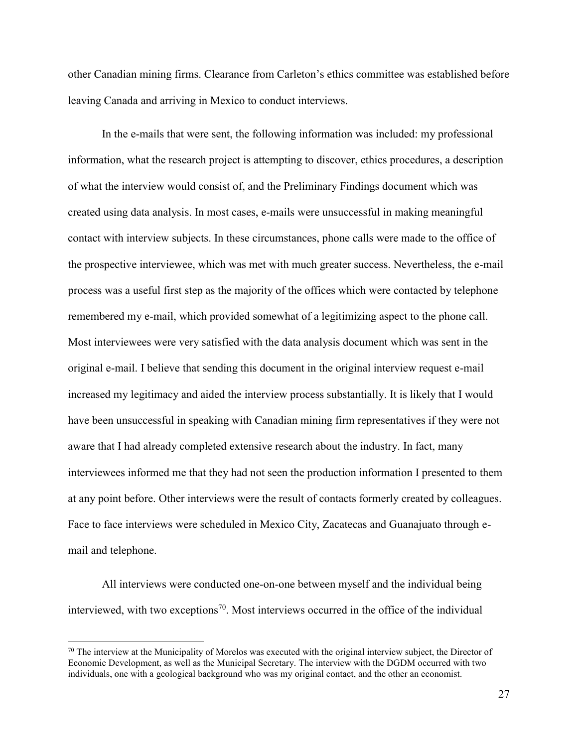other Canadian mining firms. Clearance from Carleton's ethics committee was established before leaving Canada and arriving in Mexico to conduct interviews.

In the e-mails that were sent, the following information was included: my professional information, what the research project is attempting to discover, ethics procedures, a description of what the interview would consist of, and the Preliminary Findings document which was created using data analysis. In most cases, e-mails were unsuccessful in making meaningful contact with interview subjects. In these circumstances, phone calls were made to the office of the prospective interviewee, which was met with much greater success. Nevertheless, the e-mail process was a useful first step as the majority of the offices which were contacted by telephone remembered my e-mail, which provided somewhat of a legitimizing aspect to the phone call. Most interviewees were very satisfied with the data analysis document which was sent in the original e-mail. I believe that sending this document in the original interview request e-mail increased my legitimacy and aided the interview process substantially. It is likely that I would have been unsuccessful in speaking with Canadian mining firm representatives if they were not aware that I had already completed extensive research about the industry. In fact, many interviewees informed me that they had not seen the production information I presented to them at any point before. Other interviews were the result of contacts formerly created by colleagues. Face to face interviews were scheduled in Mexico City, Zacatecas and Guanajuato through e-mail and telephone.

All interviews were conducted one-on-one between myself and the individual being interviewed, with two exceptions[70]. Most interviews occurred in the office of the individual

---

[70] The interview at the Municipality of Morelos was executed with the original interview subject, the Director of Economic Development, as well as the Municipal Secretary. The interview with the DGDM occurred with two individuals, one with a geological background who was my original contact, and the other an economist.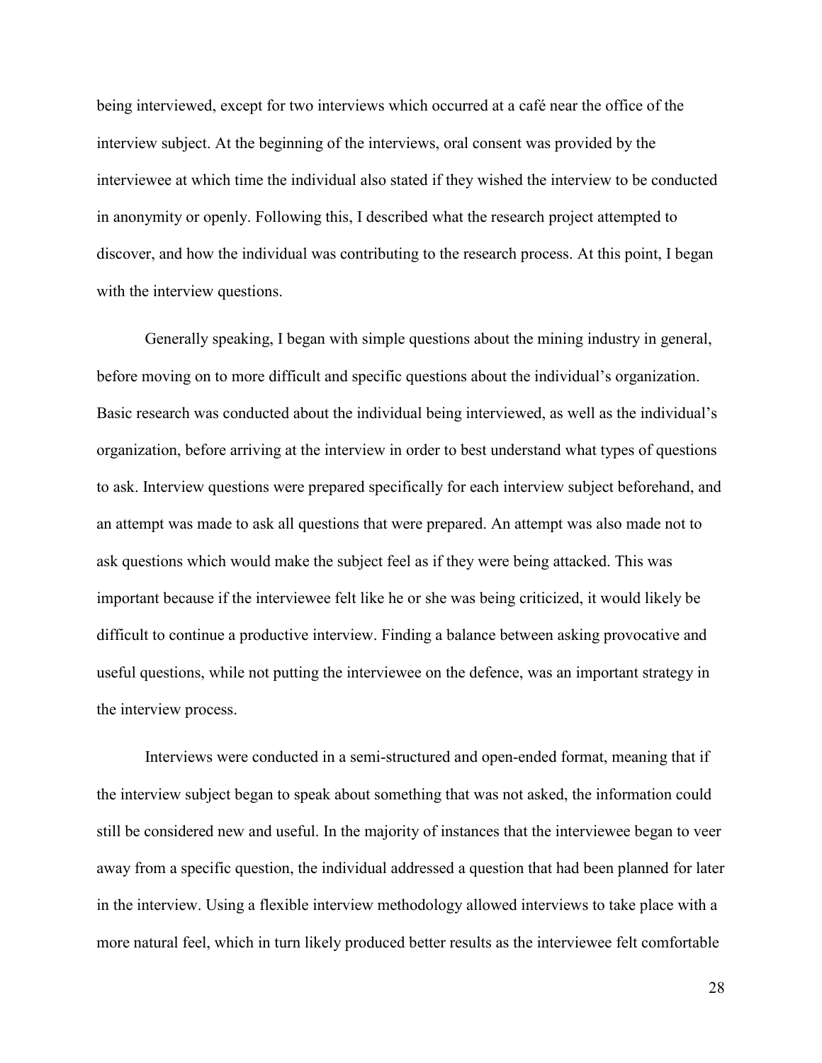being interviewed, except for two interviews which occurred at a café near the office of the interview subject. At the beginning of the interviews, oral consent was provided by the interviewee at which time the individual also stated if they wished the interview to be conducted in anonymity or openly. Following this, I described what the research project attempted to discover, and how the individual was contributing to the research process. At this point, I began with the interview questions.

Generally speaking, I began with simple questions about the mining industry in general, before moving on to more difficult and specific questions about the individual's organization. Basic research was conducted about the individual being interviewed, as well as the individual's organization, before arriving at the interview in order to best understand what types of questions to ask. Interview questions were prepared specifically for each interview subject beforehand, and an attempt was made to ask all questions that were prepared. An attempt was also made not to ask questions which would make the subject feel as if they were being attacked. This was important because if the interviewee felt like he or she was being criticized, it would likely be difficult to continue a productive interview. Finding a balance between asking provocative and useful questions, while not putting the interviewee on the defence, was an important strategy in the interview process.

Interviews were conducted in a semi-structured and open-ended format, meaning that if the interview subject began to speak about something that was not asked, the information could still be considered new and useful. In the majority of instances that the interviewee began to veer away from a specific question, the individual addressed a question that had been planned for later in the interview. Using a flexible interview methodology allowed interviews to take place with a more natural feel, which in turn likely produced better results as the interviewee felt comfortable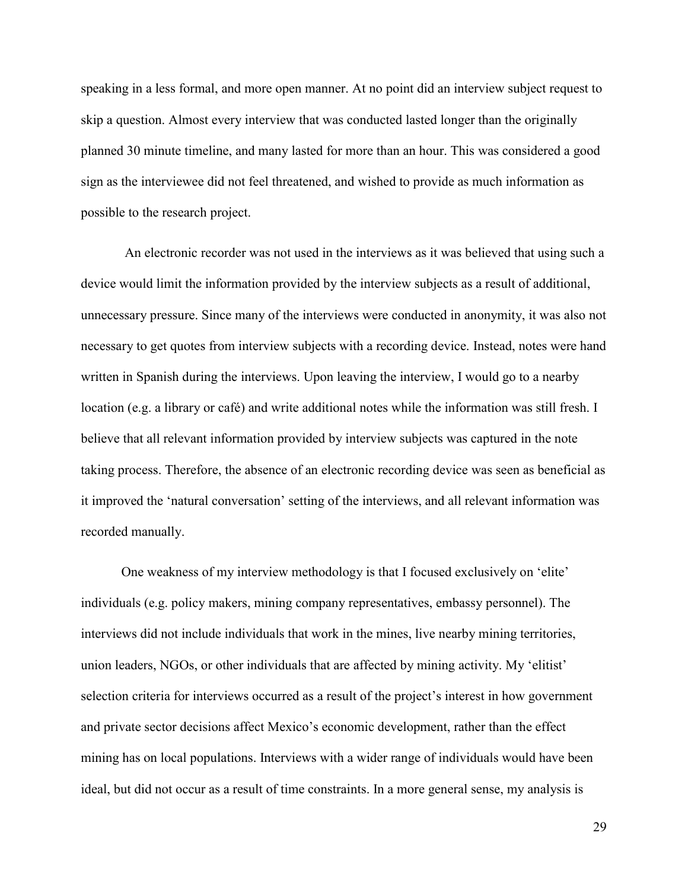speaking in a less formal, and more open manner. At no point did an interview subject request to skip a question. Almost every interview that was conducted lasted longer than the originally planned 30 minute timeline, and many lasted for more than an hour. This was considered a good sign as the interviewee did not feel threatened, and wished to provide as much information as possible to the research project.

An electronic recorder was not used in the interviews as it was believed that using such a device would limit the information provided by the interview subjects as a result of additional, unnecessary pressure. Since many of the interviews were conducted in anonymity, it was also not necessary to get quotes from interview subjects with a recording device. Instead, notes were hand written in Spanish during the interviews. Upon leaving the interview, I would go to a nearby location (e.g. a library or café) and write additional notes while the information was still fresh. I believe that all relevant information provided by interview subjects was captured in the note taking process. Therefore, the absence of an electronic recording device was seen as beneficial as it improved the 'natural conversation' setting of the interviews, and all relevant information was recorded manually.

One weakness of my interview methodology is that I focused exclusively on 'elite' individuals (e.g. policy makers, mining company representatives, embassy personnel). The interviews did not include individuals that work in the mines, live nearby mining territories, union leaders, NGOs, or other individuals that are affected by mining activity. My 'elitist' selection criteria for interviews occurred as a result of the project's interest in how government and private sector decisions affect Mexico's economic development, rather than the effect mining has on local populations. Interviews with a wider range of individuals would have been ideal, but did not occur as a result of time constraints. In a more general sense, my analysis is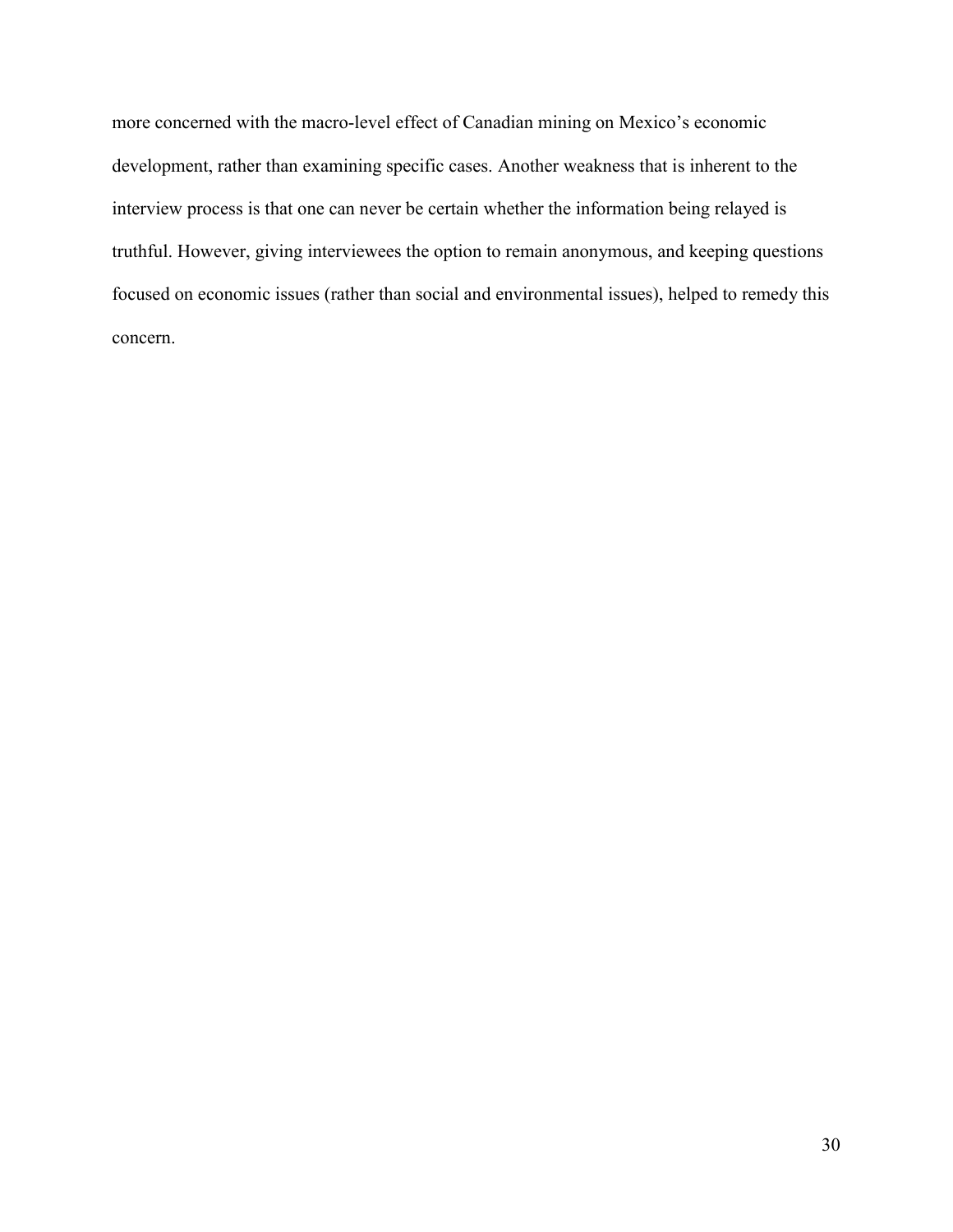more concerned with the macro-level effect of Canadian mining on Mexico's economic development, rather than examining specific cases. Another weakness that is inherent to the interview process is that one can never be certain whether the information being relayed is truthful. However, giving interviewees the option to remain anonymous, and keeping questions focused on economic issues (rather than social and environmental issues), helped to remedy this concern.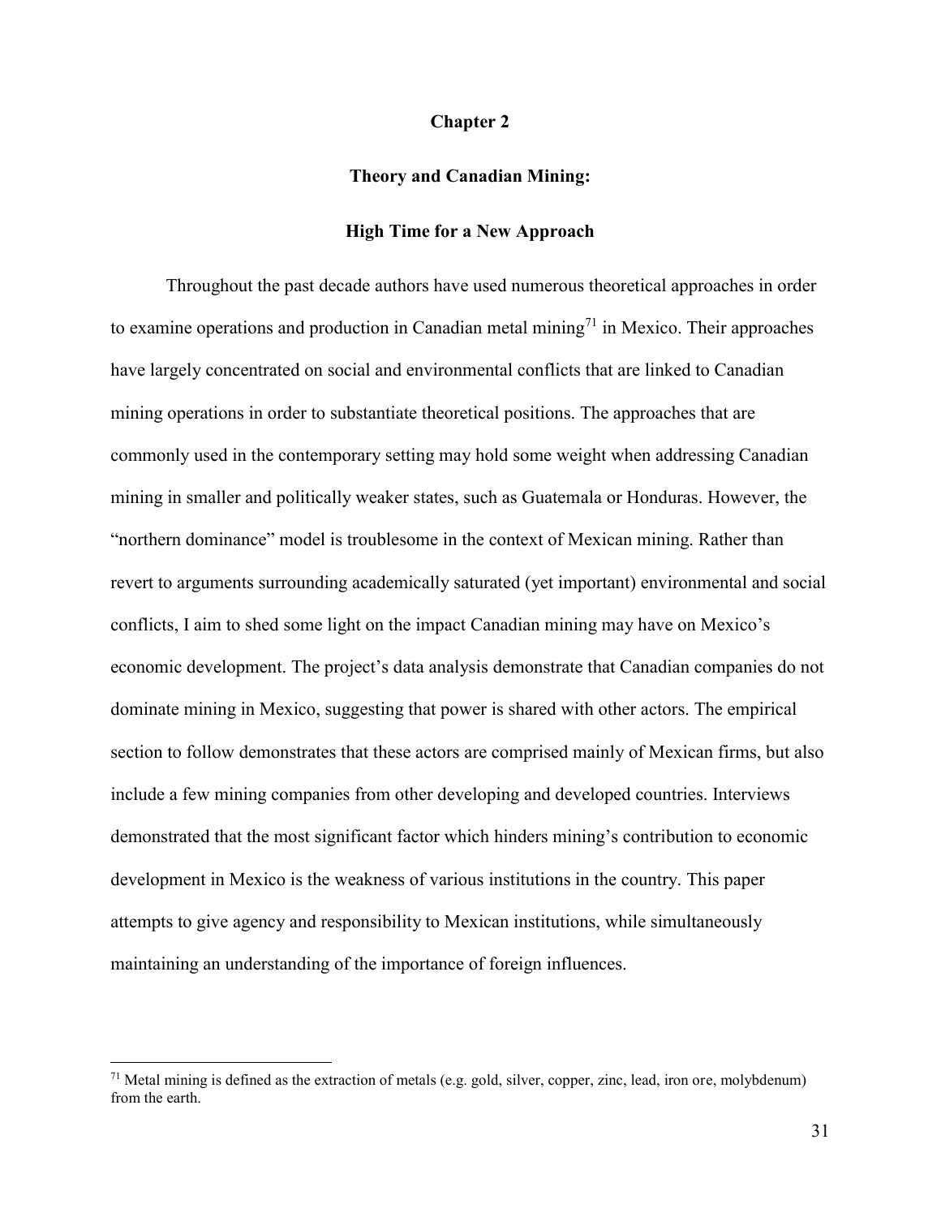# Chapter 2

## Theory and Canadian Mining:

## High Time for a New Approach

Throughout the past decade authors have used numerous theoretical approaches in order to examine operations and production in Canadian metal mining[71] in Mexico. Their approaches have largely concentrated on social and environmental conflicts that are linked to Canadian mining operations in order to substantiate theoretical positions. The approaches that are commonly used in the contemporary setting may hold some weight when addressing Canadian mining in smaller and politically weaker states, such as Guatemala or Honduras. However, the "northern dominance" model is troublesome in the context of Mexican mining. Rather than revert to arguments surrounding academically saturated (yet important) environmental and social conflicts, I aim to shed some light on the impact Canadian mining may have on Mexico's economic development. The project's data analysis demonstrate that Canadian companies do not dominate mining in Mexico, suggesting that power is shared with other actors. The empirical section to follow demonstrates that these actors are comprised mainly of Mexican firms, but also include a few mining companies from other developing and developed countries. Interviews demonstrated that the most significant factor which hinders mining's contribution to economic development in Mexico is the weakness of various institutions in the country. This paper attempts to give agency and responsibility to Mexican institutions, while simultaneously maintaining an understanding of the importance of foreign influences.

---

[71] Metal mining is defined as the extraction of metals (e.g. gold, silver, copper, zinc, lead, iron ore, molybdenum) from the earth.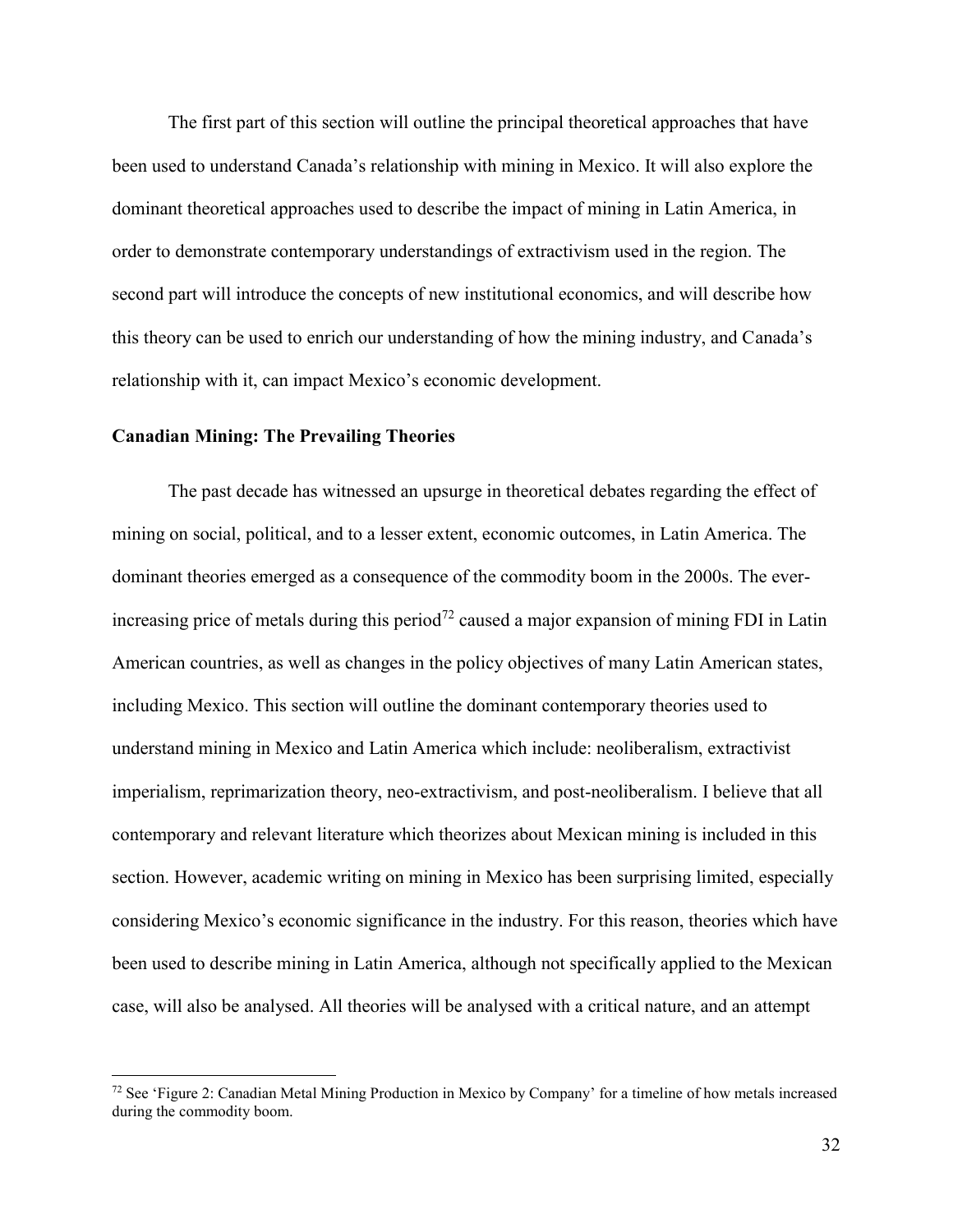The first part of this section will outline the principal theoretical approaches that have been used to understand Canada's relationship with mining in Mexico. It will also explore the dominant theoretical approaches used to describe the impact of mining in Latin America, in order to demonstrate contemporary understandings of extractivism used in the region. The second part will introduce the concepts of new institutional economics, and will describe how this theory can be used to enrich our understanding of how the mining industry, and Canada's relationship with it, can impact Mexico's economic development.

**Canadian Mining: The Prevailing Theories**

The past decade has witnessed an upsurge in theoretical debates regarding the effect of mining on social, political, and to a lesser extent, economic outcomes, in Latin America. The dominant theories emerged as a consequence of the commodity boom in the 2000s. The ever-increasing price of metals during this period[72] caused a major expansion of mining FDI in Latin American countries, as well as changes in the policy objectives of many Latin American states, including Mexico. This section will outline the dominant contemporary theories used to understand mining in Mexico and Latin America which include: neoliberalism, extractivist imperialism, reprimarization theory, neo-extractivism, and post-neoliberalism. I believe that all contemporary and relevant literature which theorizes about Mexican mining is included in this section. However, academic writing on mining in Mexico has been surprising limited, especially considering Mexico's economic significance in the industry. For this reason, theories which have been used to describe mining in Latin America, although not specifically applied to the Mexican case, will also be analysed. All theories will be analysed with a critical nature, and an attempt

[72] See 'Figure 2: Canadian Metal Mining Production in Mexico by Company' for a timeline of how metals increased during the commodity boom.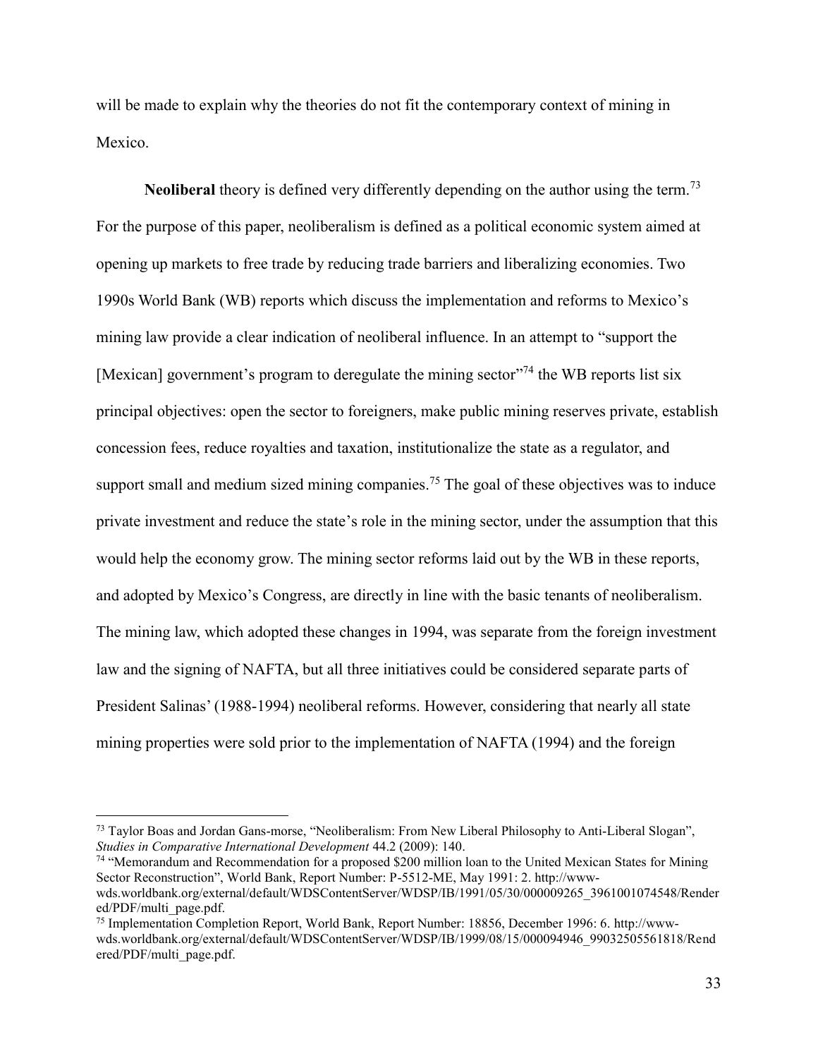will be made to explain why the theories do not fit the contemporary context of mining in Mexico.

**Neoliberal** theory is defined very differently depending on the author using the term.[73] For the purpose of this paper, neoliberalism is defined as a political economic system aimed at opening up markets to free trade by reducing trade barriers and liberalizing economies. Two 1990s World Bank (WB) reports which discuss the implementation and reforms to Mexico's mining law provide a clear indication of neoliberal influence. In an attempt to "support the [Mexican] government's program to deregulate the mining sector"[74] the WB reports list six principal objectives: open the sector to foreigners, make public mining reserves private, establish concession fees, reduce royalties and taxation, institutionalize the state as a regulator, and support small and medium sized mining companies.[75] The goal of these objectives was to induce private investment and reduce the state's role in the mining sector, under the assumption that this would help the economy grow. The mining sector reforms laid out by the WB in these reports, and adopted by Mexico's Congress, are directly in line with the basic tenants of neoliberalism. The mining law, which adopted these changes in 1994, was separate from the foreign investment law and the signing of NAFTA, but all three initiatives could be considered separate parts of President Salinas' (1988-1994) neoliberal reforms. However, considering that nearly all state mining properties were sold prior to the implementation of NAFTA (1994) and the foreign

---

[73] Taylor Boas and Jordan Gans-morse, "Neoliberalism: From New Liberal Philosophy to Anti-Liberal Slogan", *Studies in Comparative International Development* 44.2 (2009): 140.

[74] "Memorandum and Recommendation for a proposed $200 million loan to the United Mexican States for Mining Sector Reconstruction", World Bank, Report Number: P-5512-ME, May 1991: 2. http://www-wds.worldbank.org/external/default/WDSContentServer/WDSP/IB/1991/05/30/000009265_3961001074548/Rendered/PDF/multi_page.pdf.

[75] Implementation Completion Report, World Bank, Report Number: 18856, December 1996: 6. http://www-wds.worldbank.org/external/default/WDSContentServer/WDSP/IB/1999/08/15/000094946_99032505561818/Rendered/PDF/multi_page.pdf.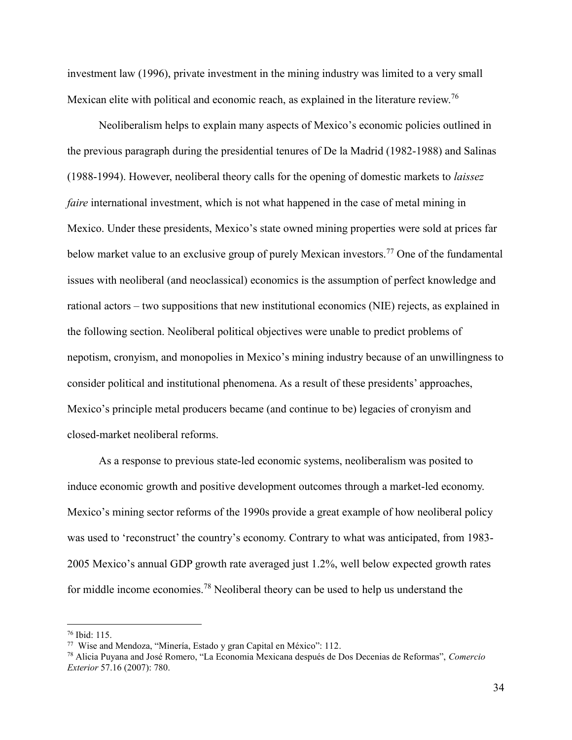investment law (1996), private investment in the mining industry was limited to a very small Mexican elite with political and economic reach, as explained in the literature review.[76]

Neoliberalism helps to explain many aspects of Mexico's economic policies outlined in the previous paragraph during the presidential tenures of De la Madrid (1982-1988) and Salinas (1988-1994). However, neoliberal theory calls for the opening of domestic markets to *laissez faire* international investment, which is not what happened in the case of metal mining in Mexico. Under these presidents, Mexico's state owned mining properties were sold at prices far below market value to an exclusive group of purely Mexican investors.[77] One of the fundamental issues with neoliberal (and neoclassical) economics is the assumption of perfect knowledge and rational actors – two suppositions that new institutional economics (NIE) rejects, as explained in the following section. Neoliberal political objectives were unable to predict problems of nepotism, cronyism, and monopolies in Mexico's mining industry because of an unwillingness to consider political and institutional phenomena. As a result of these presidents' approaches, Mexico's principle metal producers became (and continue to be) legacies of cronyism and closed-market neoliberal reforms.

As a response to previous state-led economic systems, neoliberalism was posited to induce economic growth and positive development outcomes through a market-led economy. Mexico's mining sector reforms of the 1990s provide a great example of how neoliberal policy was used to 'reconstruct' the country's economy. Contrary to what was anticipated, from 1983-2005 Mexico's annual GDP growth rate averaged just 1.2%, well below expected growth rates for middle income economies.[78] Neoliberal theory can be used to help us understand the

---

[76] Ibid: 115.

[77] Wise and Mendoza, "Minería, Estado y gran Capital en México": 112.

[78] Alicia Puyana and José Romero, "La Economia Mexicana después de Dos Decenias de Reformas", *Comercio Exterior* 57.16 (2007): 780.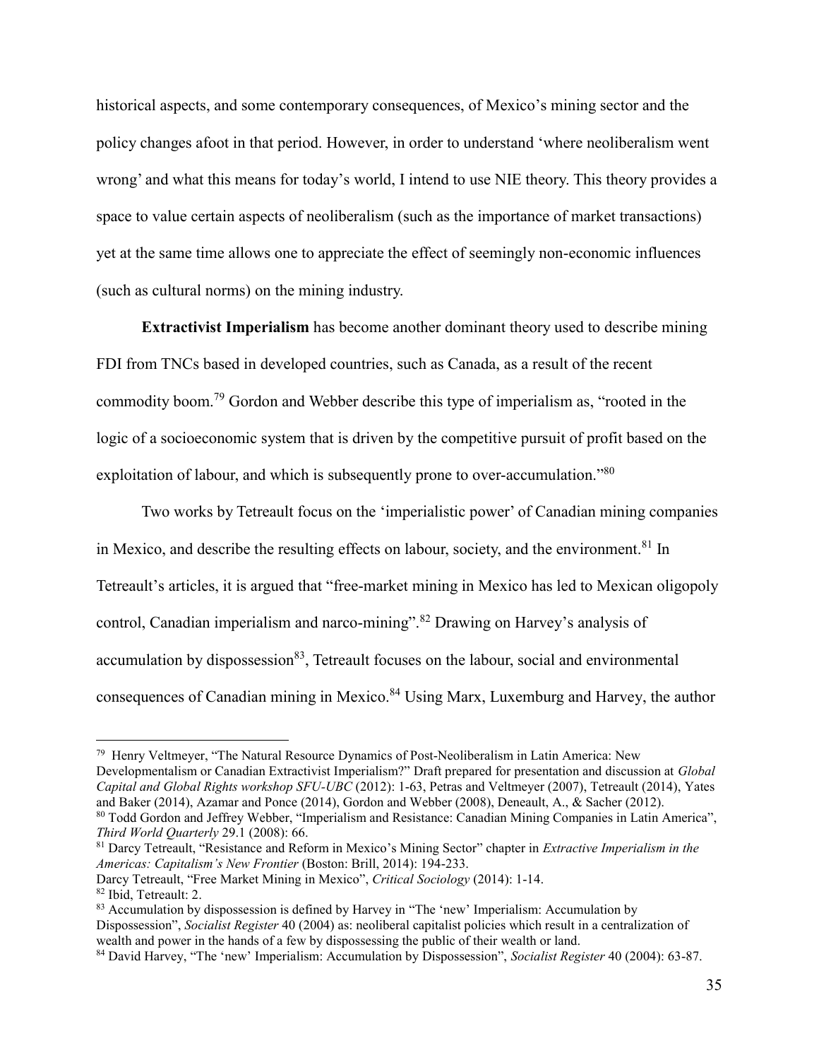historical aspects, and some contemporary consequences, of Mexico's mining sector and the policy changes afoot in that period. However, in order to understand 'where neoliberalism went wrong' and what this means for today's world, I intend to use NIE theory. This theory provides a space to value certain aspects of neoliberalism (such as the importance of market transactions) yet at the same time allows one to appreciate the effect of seemingly non-economic influences (such as cultural norms) on the mining industry.

**Extractivist Imperialism** has become another dominant theory used to describe mining FDI from TNCs based in developed countries, such as Canada, as a result of the recent commodity boom.[79] Gordon and Webber describe this type of imperialism as, "rooted in the logic of a socioeconomic system that is driven by the competitive pursuit of profit based on the exploitation of labour, and which is subsequently prone to over-accumulation."[80]

Two works by Tetreault focus on the 'imperialistic power' of Canadian mining companies in Mexico, and describe the resulting effects on labour, society, and the environment.[81] In Tetreault's articles, it is argued that "free-market mining in Mexico has led to Mexican oligopoly control, Canadian imperialism and narco-mining".[82] Drawing on Harvey's analysis of accumulation by dispossession[83], Tetreault focuses on the labour, social and environmental consequences of Canadian mining in Mexico.[84] Using Marx, Luxemburg and Harvey, the author

---

[79] Henry Veltmeyer, "The Natural Resource Dynamics of Post-Neoliberalism in Latin America: New Developmentalism or Canadian Extractivist Imperialism?" Draft prepared for presentation and discussion at *Global Capital and Global Rights workshop SFU-UBC* (2012): 1-63, Petras and Veltmeyer (2007), Tetreault (2014), Yates and Baker (2014), Azamar and Ponce (2014), Gordon and Webber (2008), Deneault, A., & Sacher (2012).

[80] Todd Gordon and Jeffrey Webber, "Imperialism and Resistance: Canadian Mining Companies in Latin America", *Third World Quarterly* 29.1 (2008): 66.

[81] Darcy Tetreault, "Resistance and Reform in Mexico's Mining Sector" chapter in *Extractive Imperialism in the Americas: Capitalism's New Frontier* (Boston: Brill, 2014): 194-233.
Darcy Tetreault, "Free Market Mining in Mexico", *Critical Sociology* (2014): 1-14.

[82] Ibid, Tetreault: 2.

[83] Accumulation by dispossession is defined by Harvey in "The 'new' Imperialism: Accumulation by Dispossession", *Socialist Register* 40 (2004) as: neoliberal capitalist policies which result in a centralization of wealth and power in the hands of a few by dispossessing the public of their wealth or land.

[84] David Harvey, "The 'new' Imperialism: Accumulation by Dispossession", *Socialist Register* 40 (2004): 63-87.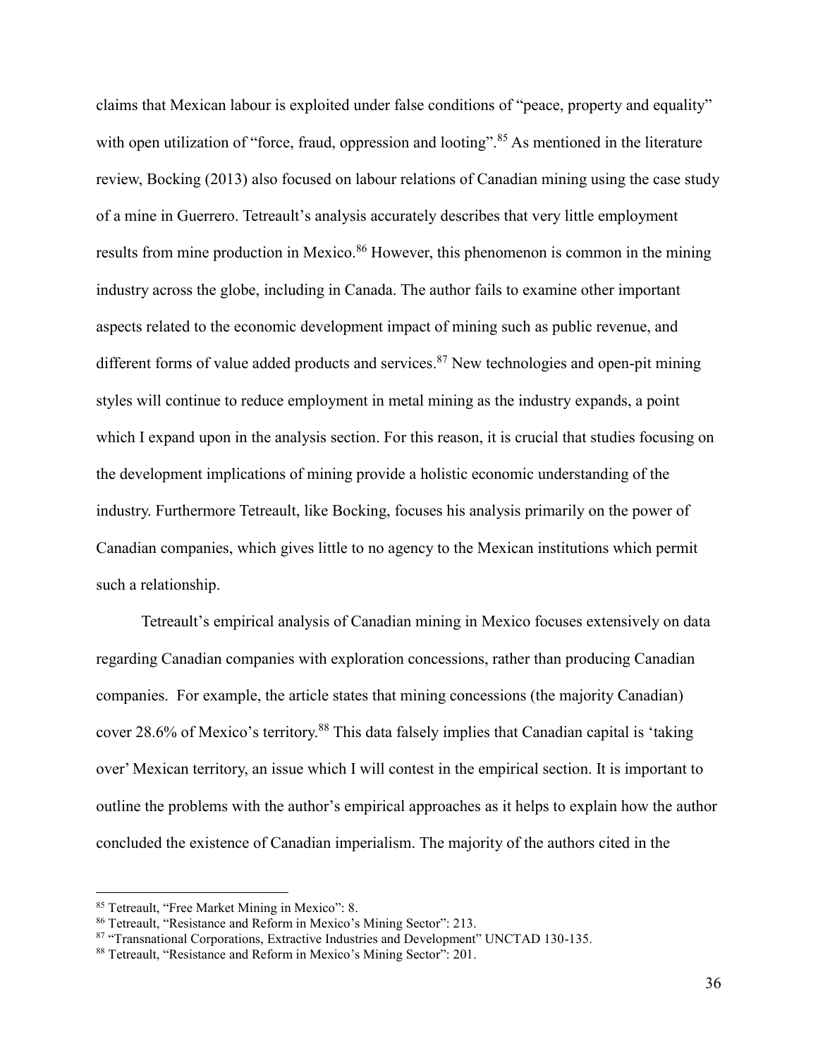claims that Mexican labour is exploited under false conditions of "peace, property and equality" with open utilization of "force, fraud, oppression and looting".[85] As mentioned in the literature review, Bocking (2013) also focused on labour relations of Canadian mining using the case study of a mine in Guerrero. Tetreault's analysis accurately describes that very little employment results from mine production in Mexico.[86] However, this phenomenon is common in the mining industry across the globe, including in Canada. The author fails to examine other important aspects related to the economic development impact of mining such as public revenue, and different forms of value added products and services.[87] New technologies and open-pit mining styles will continue to reduce employment in metal mining as the industry expands, a point which I expand upon in the analysis section. For this reason, it is crucial that studies focusing on the development implications of mining provide a holistic economic understanding of the industry. Furthermore Tetreault, like Bocking, focuses his analysis primarily on the power of Canadian companies, which gives little to no agency to the Mexican institutions which permit such a relationship.

Tetreault's empirical analysis of Canadian mining in Mexico focuses extensively on data regarding Canadian companies with exploration concessions, rather than producing Canadian companies. For example, the article states that mining concessions (the majority Canadian) cover 28.6% of Mexico's territory.[88] This data falsely implies that Canadian capital is 'taking over' Mexican territory, an issue which I will contest in the empirical section. It is important to outline the problems with the author's empirical approaches as it helps to explain how the author concluded the existence of Canadian imperialism. The majority of the authors cited in the

---

[85] Tetreault, "Free Market Mining in Mexico": 8.

[86] Tetreault, "Resistance and Reform in Mexico's Mining Sector": 213.

[87] "Transnational Corporations, Extractive Industries and Development" UNCTAD 130-135.

[88] Tetreault, "Resistance and Reform in Mexico's Mining Sector": 201.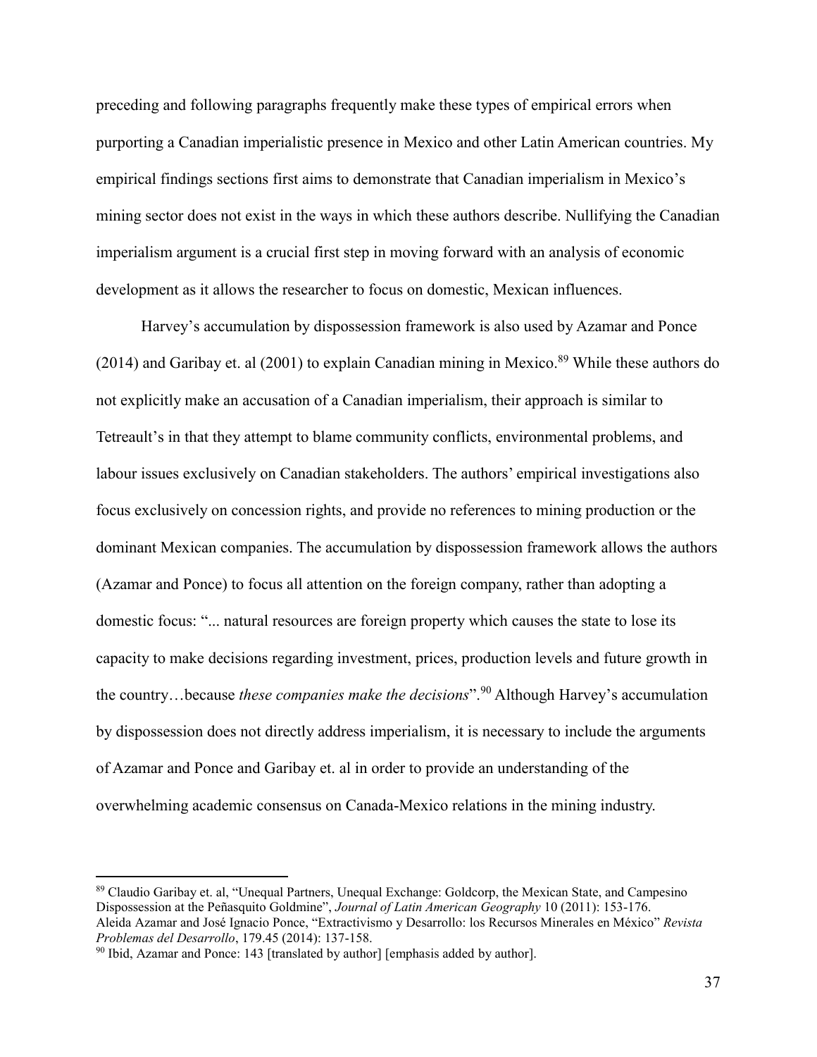preceding and following paragraphs frequently make these types of empirical errors when purporting a Canadian imperialistic presence in Mexico and other Latin American countries. My empirical findings sections first aims to demonstrate that Canadian imperialism in Mexico's mining sector does not exist in the ways in which these authors describe. Nullifying the Canadian imperialism argument is a crucial first step in moving forward with an analysis of economic development as it allows the researcher to focus on domestic, Mexican influences.

Harvey's accumulation by dispossession framework is also used by Azamar and Ponce (2014) and Garibay et. al (2001) to explain Canadian mining in Mexico.[89] While these authors do not explicitly make an accusation of a Canadian imperialism, their approach is similar to Tetreault's in that they attempt to blame community conflicts, environmental problems, and labour issues exclusively on Canadian stakeholders. The authors' empirical investigations also focus exclusively on concession rights, and provide no references to mining production or the dominant Mexican companies. The accumulation by dispossession framework allows the authors (Azamar and Ponce) to focus all attention on the foreign company, rather than adopting a domestic focus: "... natural resources are foreign property which causes the state to lose its capacity to make decisions regarding investment, prices, production levels and future growth in the country…because *these companies make the decisions*".[90] Although Harvey's accumulation by dispossession does not directly address imperialism, it is necessary to include the arguments of Azamar and Ponce and Garibay et. al in order to provide an understanding of the overwhelming academic consensus on Canada-Mexico relations in the mining industry.

---

[89] Claudio Garibay et. al, "Unequal Partners, Unequal Exchange: Goldcorp, the Mexican State, and Campesino Dispossession at the Peñasquito Goldmine", *Journal of Latin American Geography* 10 (2011): 153-176.
Aleida Azamar and José Ignacio Ponce, "Extractivismo y Desarrollo: los Recursos Minerales en México" *Revista Problemas del Desarrollo*, 179.45 (2014): 137-158.

[90] Ibid, Azamar and Ponce: 143 [translated by author] [emphasis added by author].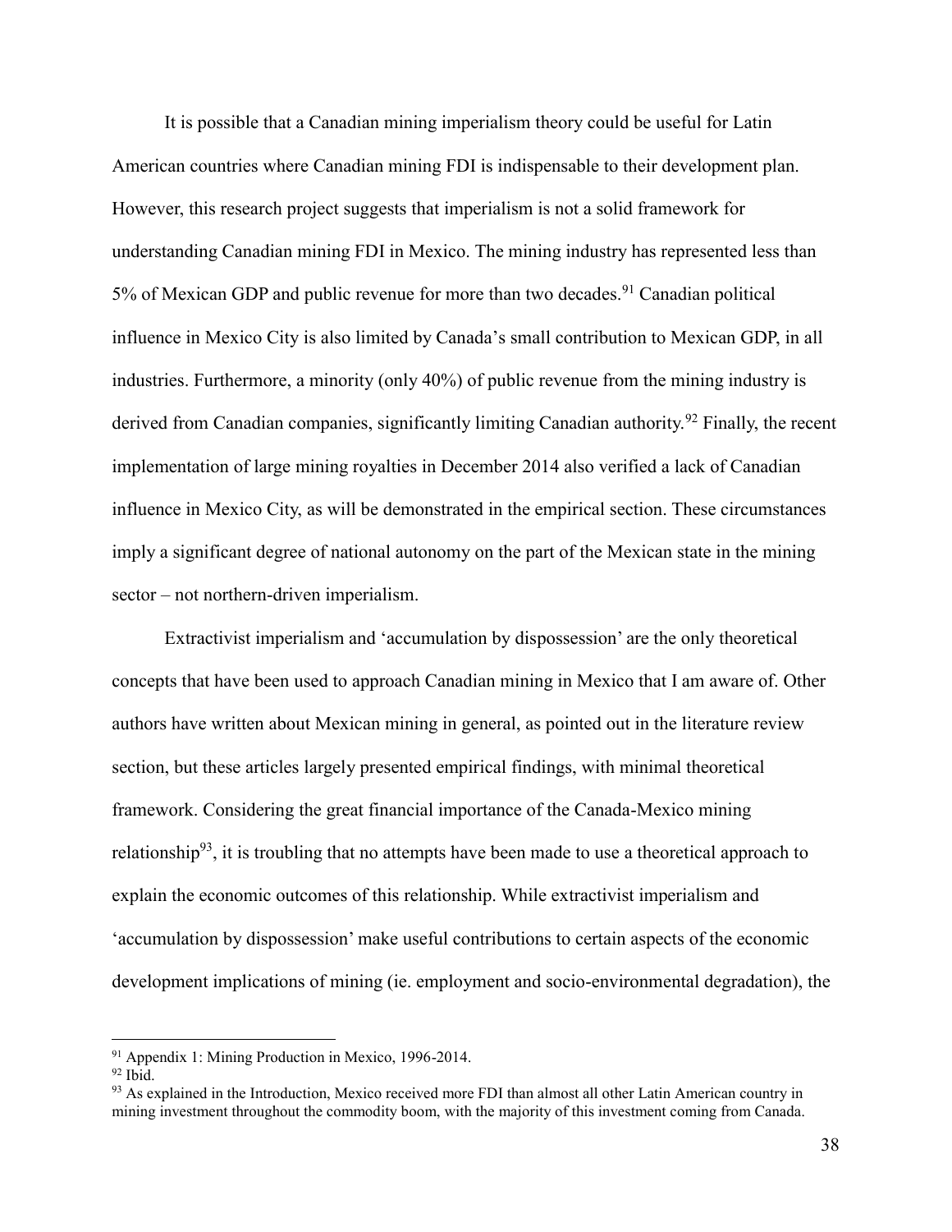It is possible that a Canadian mining imperialism theory could be useful for Latin American countries where Canadian mining FDI is indispensable to their development plan. However, this research project suggests that imperialism is not a solid framework for understanding Canadian mining FDI in Mexico. The mining industry has represented less than 5% of Mexican GDP and public revenue for more than two decades.[91] Canadian political influence in Mexico City is also limited by Canada's small contribution to Mexican GDP, in all industries. Furthermore, a minority (only 40%) of public revenue from the mining industry is derived from Canadian companies, significantly limiting Canadian authority.[92] Finally, the recent implementation of large mining royalties in December 2014 also verified a lack of Canadian influence in Mexico City, as will be demonstrated in the empirical section. These circumstances imply a significant degree of national autonomy on the part of the Mexican state in the mining sector – not northern-driven imperialism.

Extractivist imperialism and 'accumulation by dispossession' are the only theoretical concepts that have been used to approach Canadian mining in Mexico that I am aware of. Other authors have written about Mexican mining in general, as pointed out in the literature review section, but these articles largely presented empirical findings, with minimal theoretical framework. Considering the great financial importance of the Canada-Mexico mining relationship[93], it is troubling that no attempts have been made to use a theoretical approach to explain the economic outcomes of this relationship. While extractivist imperialism and 'accumulation by dispossession' make useful contributions to certain aspects of the economic development implications of mining (ie. employment and socio-environmental degradation), the

---

[91] Appendix 1: Mining Production in Mexico, 1996-2014.

[92] Ibid.

[93] As explained in the Introduction, Mexico received more FDI than almost all other Latin American country in mining investment throughout the commodity boom, with the majority of this investment coming from Canada.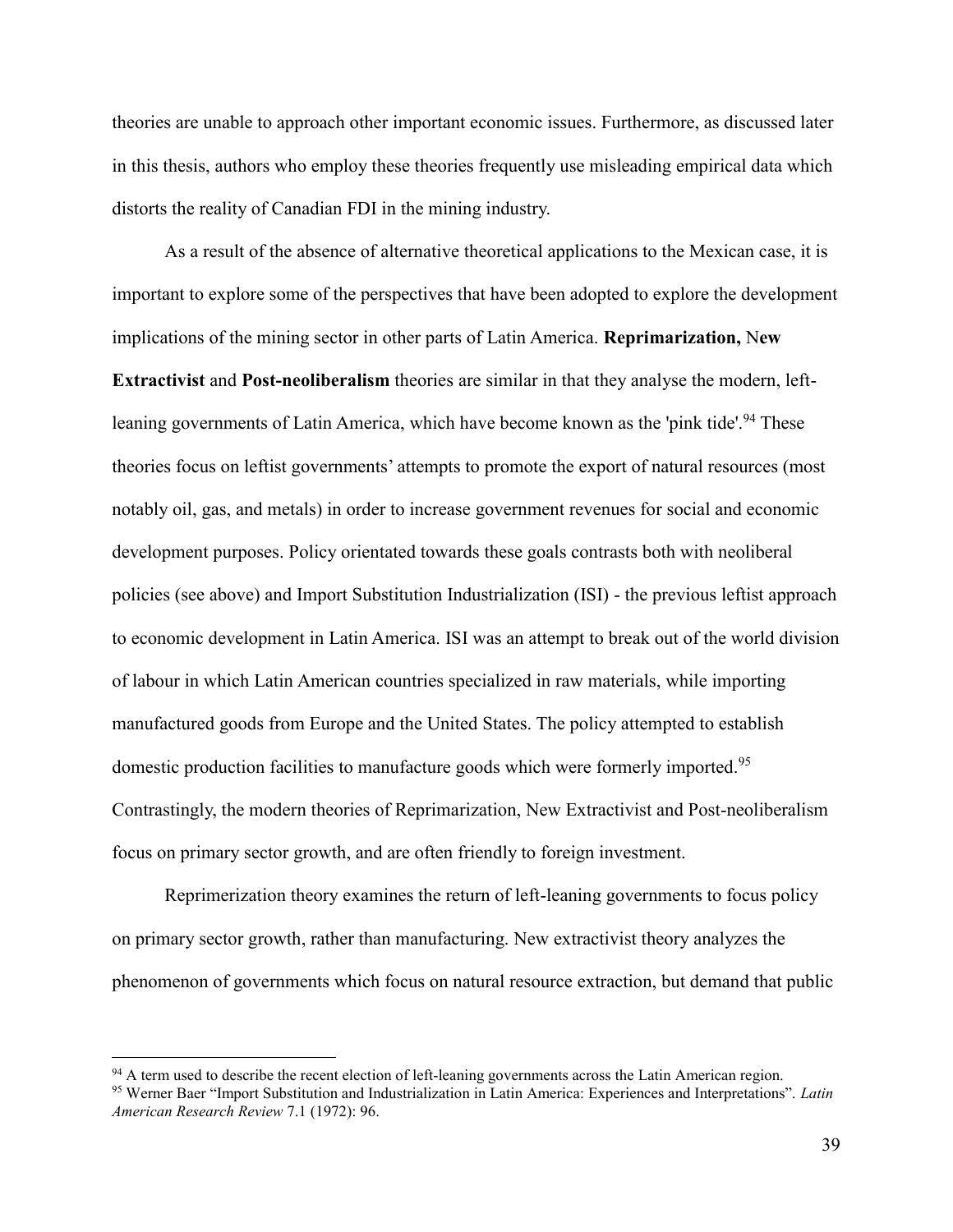theories are unable to approach other important economic issues. Furthermore, as discussed later in this thesis, authors who employ these theories frequently use misleading empirical data which distorts the reality of Canadian FDI in the mining industry.

As a result of the absence of alternative theoretical applications to the Mexican case, it is important to explore some of the perspectives that have been adopted to explore the development implications of the mining sector in other parts of Latin America. **Reprimarization,** N**ew Extractivist** and **Post-neoliberalism** theories are similar in that they analyse the modern, left-leaning governments of Latin America, which have become known as the 'pink tide'.[94] These theories focus on leftist governments' attempts to promote the export of natural resources (most notably oil, gas, and metals) in order to increase government revenues for social and economic development purposes. Policy orientated towards these goals contrasts both with neoliberal policies (see above) and Import Substitution Industrialization (ISI) - the previous leftist approach to economic development in Latin America. ISI was an attempt to break out of the world division of labour in which Latin American countries specialized in raw materials, while importing manufactured goods from Europe and the United States. The policy attempted to establish domestic production facilities to manufacture goods which were formerly imported.[95] Contrastingly, the modern theories of Reprimarization, New Extractivist and Post-neoliberalism focus on primary sector growth, and are often friendly to foreign investment.

Reprimerization theory examines the return of left-leaning governments to focus policy on primary sector growth, rather than manufacturing. New extractivist theory analyzes the phenomenon of governments which focus on natural resource extraction, but demand that public

[94] A term used to describe the recent election of left-leaning governments across the Latin American region.

[95] Werner Baer "Import Substitution and Industrialization in Latin America: Experiences and Interpretations". *Latin American Research Review* 7.1 (1972): 96.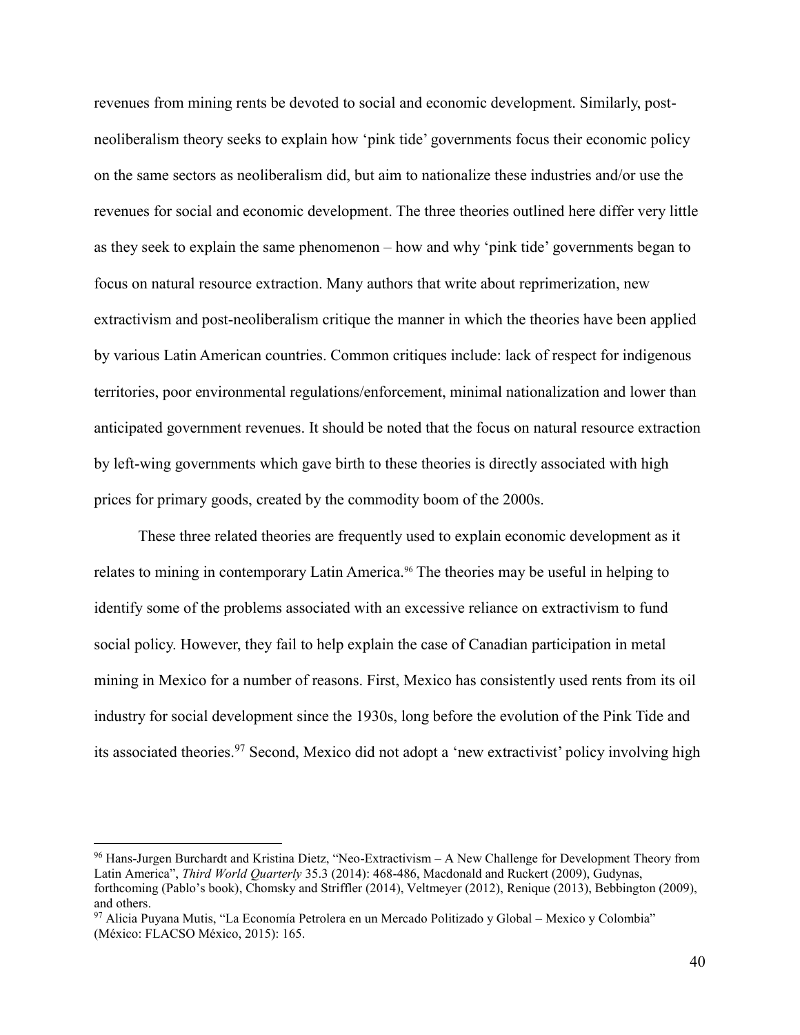revenues from mining rents be devoted to social and economic development. Similarly, post-neoliberalism theory seeks to explain how 'pink tide' governments focus their economic policy on the same sectors as neoliberalism did, but aim to nationalize these industries and/or use the revenues for social and economic development. The three theories outlined here differ very little as they seek to explain the same phenomenon – how and why 'pink tide' governments began to focus on natural resource extraction. Many authors that write about reprimerization, new extractivism and post-neoliberalism critique the manner in which the theories have been applied by various Latin American countries. Common critiques include: lack of respect for indigenous territories, poor environmental regulations/enforcement, minimal nationalization and lower than anticipated government revenues. It should be noted that the focus on natural resource extraction by left-wing governments which gave birth to these theories is directly associated with high prices for primary goods, created by the commodity boom of the 2000s.

These three related theories are frequently used to explain economic development as it relates to mining in contemporary Latin America.[96] The theories may be useful in helping to identify some of the problems associated with an excessive reliance on extractivism to fund social policy. However, they fail to help explain the case of Canadian participation in metal mining in Mexico for a number of reasons. First, Mexico has consistently used rents from its oil industry for social development since the 1930s, long before the evolution of the Pink Tide and its associated theories.[97] Second, Mexico did not adopt a 'new extractivist' policy involving high

---

[96] Hans-Jurgen Burchardt and Kristina Dietz, "Neo-Extractivism – A New Challenge for Development Theory from Latin America", *Third World Quarterly* 35.3 (2014): 468-486, Macdonald and Ruckert (2009), Gudynas, forthcoming (Pablo's book), Chomsky and Striffler (2014), Veltmeyer (2012), Renique (2013), Bebbington (2009), and others.

[97] Alicia Puyana Mutis, "La Economía Petrolera en un Mercado Politizado y Global – Mexico y Colombia" (México: FLACSO México, 2015): 165.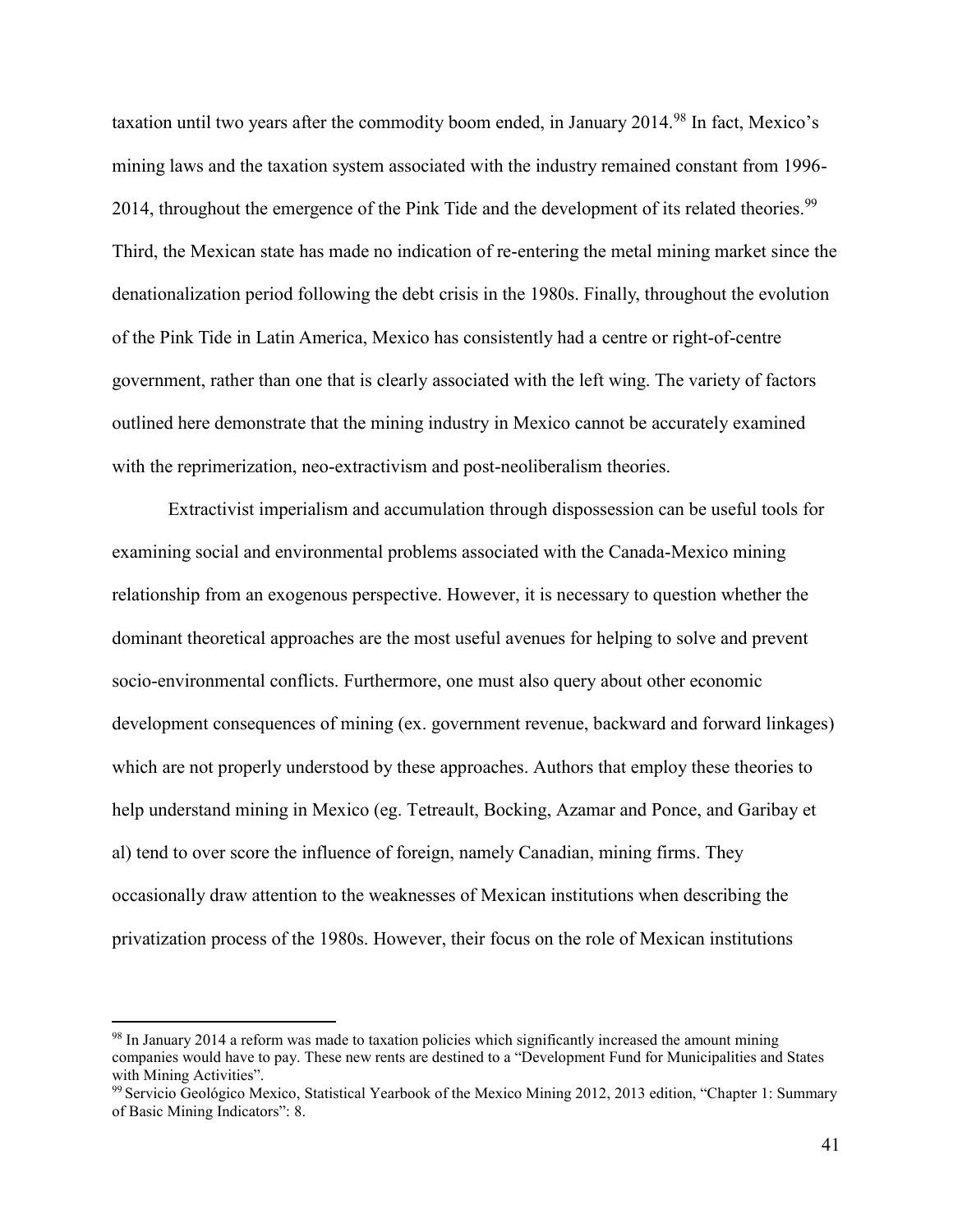taxation until two years after the commodity boom ended, in January 2014.[98] In fact, Mexico's mining laws and the taxation system associated with the industry remained constant from 1996-2014, throughout the emergence of the Pink Tide and the development of its related theories.[99] Third, the Mexican state has made no indication of re-entering the metal mining market since the denationalization period following the debt crisis in the 1980s. Finally, throughout the evolution of the Pink Tide in Latin America, Mexico has consistently had a centre or right-of-centre government, rather than one that is clearly associated with the left wing. The variety of factors outlined here demonstrate that the mining industry in Mexico cannot be accurately examined with the reprimerization, neo-extractivism and post-neoliberalism theories.

Extractivist imperialism and accumulation through dispossession can be useful tools for examining social and environmental problems associated with the Canada-Mexico mining relationship from an exogenous perspective. However, it is necessary to question whether the dominant theoretical approaches are the most useful avenues for helping to solve and prevent socio-environmental conflicts. Furthermore, one must also query about other economic development consequences of mining (ex. government revenue, backward and forward linkages) which are not properly understood by these approaches. Authors that employ these theories to help understand mining in Mexico (eg. Tetreault, Bocking, Azamar and Ponce, and Garibay et al) tend to over score the influence of foreign, namely Canadian, mining firms. They occasionally draw attention to the weaknesses of Mexican institutions when describing the privatization process of the 1980s. However, their focus on the role of Mexican institutions

[98] In January 2014 a reform was made to taxation policies which significantly increased the amount mining companies would have to pay. These new rents are destined to a "Development Fund for Municipalities and States with Mining Activities".

[99] Servicio Geológico Mexico, Statistical Yearbook of the Mexico Mining 2012, 2013 edition, "Chapter 1: Summary of Basic Mining Indicators": 8.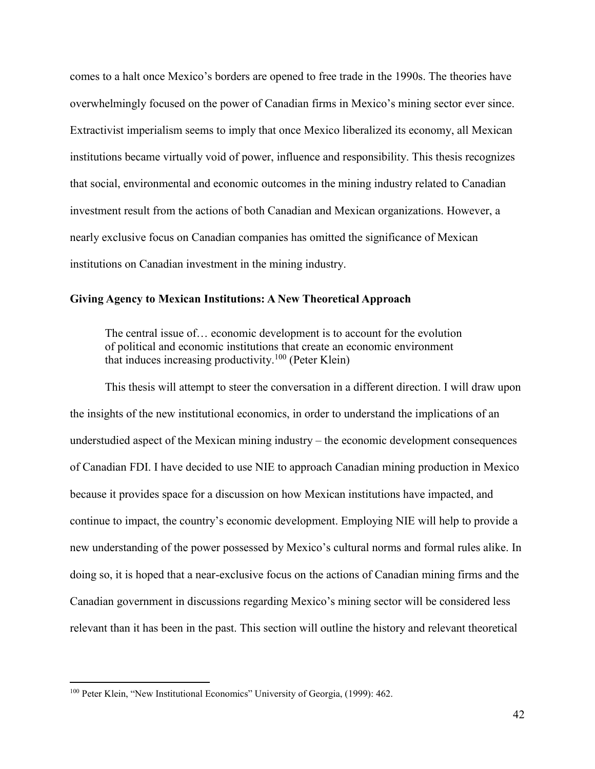comes to a halt once Mexico's borders are opened to free trade in the 1990s. The theories have overwhelmingly focused on the power of Canadian firms in Mexico's mining sector ever since. Extractivist imperialism seems to imply that once Mexico liberalized its economy, all Mexican institutions became virtually void of power, influence and responsibility. This thesis recognizes that social, environmental and economic outcomes in the mining industry related to Canadian investment result from the actions of both Canadian and Mexican organizations. However, a nearly exclusive focus on Canadian companies has omitted the significance of Mexican institutions on Canadian investment in the mining industry.

**Giving Agency to Mexican Institutions: A New Theoretical Approach**

> The central issue of… economic development is to account for the evolution of political and economic institutions that create an economic environment that induces increasing productivity.[100] (Peter Klein)

This thesis will attempt to steer the conversation in a different direction. I will draw upon the insights of the new institutional economics, in order to understand the implications of an understudied aspect of the Mexican mining industry – the economic development consequences of Canadian FDI. I have decided to use NIE to approach Canadian mining production in Mexico because it provides space for a discussion on how Mexican institutions have impacted, and continue to impact, the country's economic development. Employing NIE will help to provide a new understanding of the power possessed by Mexico's cultural norms and formal rules alike. In doing so, it is hoped that a near-exclusive focus on the actions of Canadian mining firms and the Canadian government in discussions regarding Mexico's mining sector will be considered less relevant than it has been in the past. This section will outline the history and relevant theoretical

[100] Peter Klein, "New Institutional Economics" University of Georgia, (1999): 462.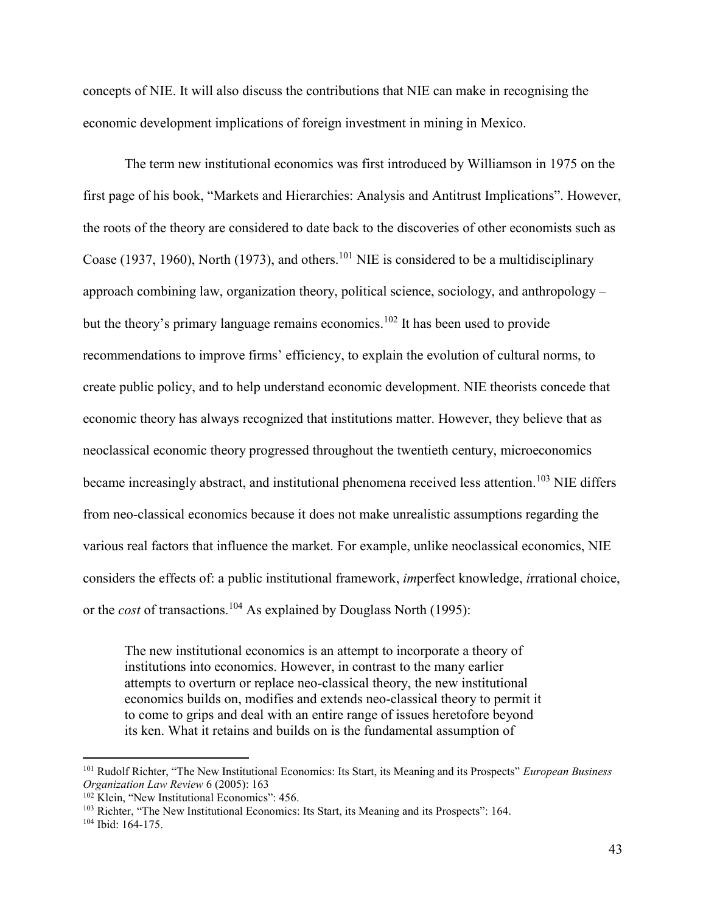concepts of NIE. It will also discuss the contributions that NIE can make in recognising the economic development implications of foreign investment in mining in Mexico.

The term new institutional economics was first introduced by Williamson in 1975 on the first page of his book, "Markets and Hierarchies: Analysis and Antitrust Implications". However, the roots of the theory are considered to date back to the discoveries of other economists such as Coase (1937, 1960), North (1973), and others.[101] NIE is considered to be a multidisciplinary approach combining law, organization theory, political science, sociology, and anthropology – but the theory's primary language remains economics.[102] It has been used to provide recommendations to improve firms' efficiency, to explain the evolution of cultural norms, to create public policy, and to help understand economic development. NIE theorists concede that economic theory has always recognized that institutions matter. However, they believe that as neoclassical economic theory progressed throughout the twentieth century, microeconomics became increasingly abstract, and institutional phenomena received less attention.[103] NIE differs from neo-classical economics because it does not make unrealistic assumptions regarding the various real factors that influence the market. For example, unlike neoclassical economics, NIE considers the effects of: a public institutional framework, *im*perfect knowledge, *i*rrational choice, or the *cost* of transactions.[104] As explained by Douglass North (1995):

> The new institutional economics is an attempt to incorporate a theory of institutions into economics. However, in contrast to the many earlier attempts to overturn or replace neo-classical theory, the new institutional economics builds on, modifies and extends neo-classical theory to permit it to come to grips and deal with an entire range of issues heretofore beyond its ken. What it retains and builds on is the fundamental assumption of

---

[101] Rudolf Richter, "The New Institutional Economics: Its Start, its Meaning and its Prospects" *European Business Organization Law Review* 6 (2005): 163

[102] Klein, "New Institutional Economics": 456.

[103] Richter, "The New Institutional Economics: Its Start, its Meaning and its Prospects": 164.

[104] Ibid: 164-175.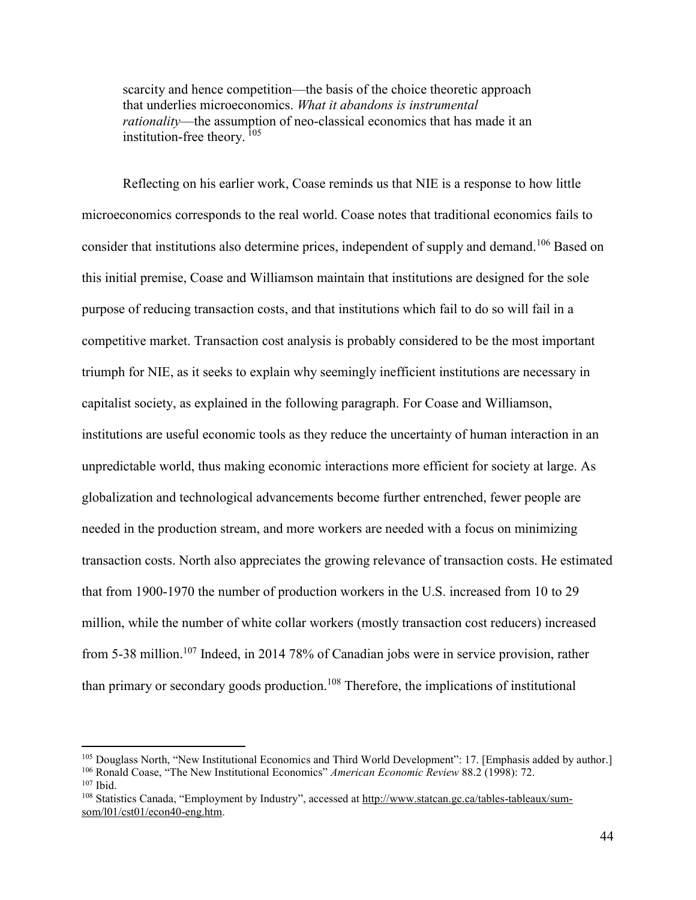> scarcity and hence competition—the basis of the choice theoretic approach that underlies microeconomics. *What it abandons is instrumental rationality*—the assumption of neo-classical economics that has made it an institution-free theory. [105]

Reflecting on his earlier work, Coase reminds us that NIE is a response to how little microeconomics corresponds to the real world. Coase notes that traditional economics fails to consider that institutions also determine prices, independent of supply and demand.[106] Based on this initial premise, Coase and Williamson maintain that institutions are designed for the sole purpose of reducing transaction costs, and that institutions which fail to do so will fail in a competitive market. Transaction cost analysis is probably considered to be the most important triumph for NIE, as it seeks to explain why seemingly inefficient institutions are necessary in capitalist society, as explained in the following paragraph. For Coase and Williamson, institutions are useful economic tools as they reduce the uncertainty of human interaction in an unpredictable world, thus making economic interactions more efficient for society at large. As globalization and technological advancements become further entrenched, fewer people are needed in the production stream, and more workers are needed with a focus on minimizing transaction costs. North also appreciates the growing relevance of transaction costs. He estimated that from 1900-1970 the number of production workers in the U.S. increased from 10 to 29 million, while the number of white collar workers (mostly transaction cost reducers) increased from 5-38 million.[107] Indeed, in 2014 78% of Canadian jobs were in service provision, rather than primary or secondary goods production.[108] Therefore, the implications of institutional

---

[105] Douglass North, "New Institutional Economics and Third World Development": 17. [Emphasis added by author.]

[106] Ronald Coase, "The New Institutional Economics" *American Economic Review* 88.2 (1998): 72.

[107] Ibid.

[108] Statistics Canada, "Employment by Industry", accessed at http://www.statcan.gc.ca/tables-tableaux/sum-som/l01/cst01/econ40-eng.htm.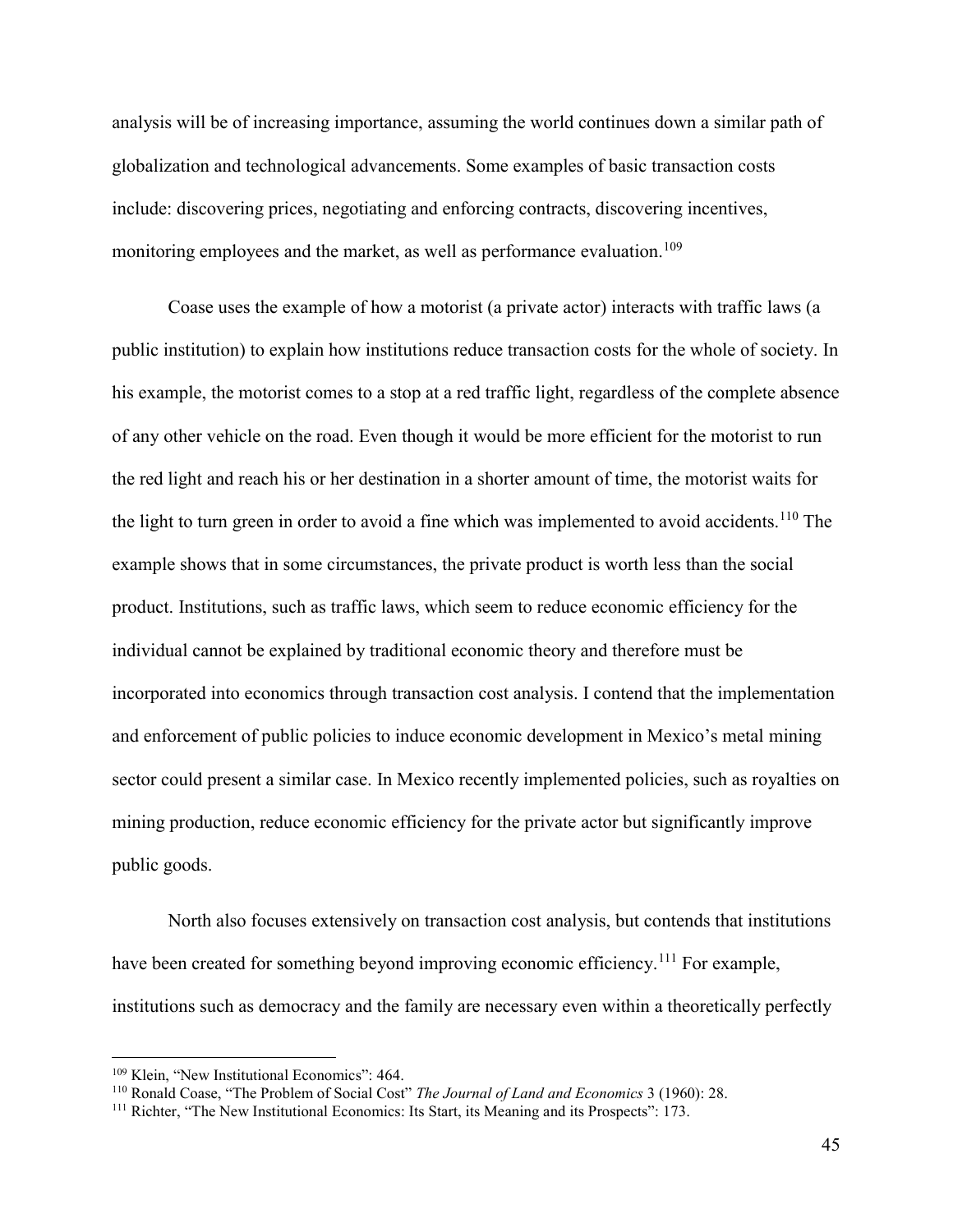analysis will be of increasing importance, assuming the world continues down a similar path of globalization and technological advancements. Some examples of basic transaction costs include: discovering prices, negotiating and enforcing contracts, discovering incentives, monitoring employees and the market, as well as performance evaluation.[109]

Coase uses the example of how a motorist (a private actor) interacts with traffic laws (a public institution) to explain how institutions reduce transaction costs for the whole of society. In his example, the motorist comes to a stop at a red traffic light, regardless of the complete absence of any other vehicle on the road. Even though it would be more efficient for the motorist to run the red light and reach his or her destination in a shorter amount of time, the motorist waits for the light to turn green in order to avoid a fine which was implemented to avoid accidents.[110] The example shows that in some circumstances, the private product is worth less than the social product. Institutions, such as traffic laws, which seem to reduce economic efficiency for the individual cannot be explained by traditional economic theory and therefore must be incorporated into economics through transaction cost analysis. I contend that the implementation and enforcement of public policies to induce economic development in Mexico's metal mining sector could present a similar case. In Mexico recently implemented policies, such as royalties on mining production, reduce economic efficiency for the private actor but significantly improve public goods.

North also focuses extensively on transaction cost analysis, but contends that institutions have been created for something beyond improving economic efficiency.[111] For example, institutions such as democracy and the family are necessary even within a theoretically perfectly

---

[109] Klein, "New Institutional Economics": 464.

[110] Ronald Coase, "The Problem of Social Cost" *The Journal of Land and Economics* 3 (1960): 28.

[111] Richter, "The New Institutional Economics: Its Start, its Meaning and its Prospects": 173.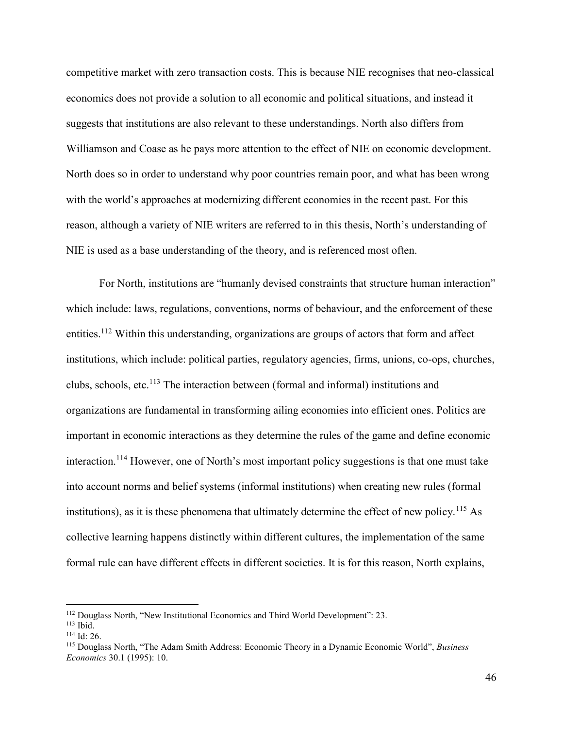competitive market with zero transaction costs. This is because NIE recognises that neo-classical economics does not provide a solution to all economic and political situations, and instead it suggests that institutions are also relevant to these understandings. North also differs from Williamson and Coase as he pays more attention to the effect of NIE on economic development. North does so in order to understand why poor countries remain poor, and what has been wrong with the world's approaches at modernizing different economies in the recent past. For this reason, although a variety of NIE writers are referred to in this thesis, North's understanding of NIE is used as a base understanding of the theory, and is referenced most often.

For North, institutions are "humanly devised constraints that structure human interaction" which include: laws, regulations, conventions, norms of behaviour, and the enforcement of these entities.[112] Within this understanding, organizations are groups of actors that form and affect institutions, which include: political parties, regulatory agencies, firms, unions, co-ops, churches, clubs, schools, etc.[113] The interaction between (formal and informal) institutions and organizations are fundamental in transforming ailing economies into efficient ones. Politics are important in economic interactions as they determine the rules of the game and define economic interaction.[114] However, one of North's most important policy suggestions is that one must take into account norms and belief systems (informal institutions) when creating new rules (formal institutions), as it is these phenomena that ultimately determine the effect of new policy.[115] As collective learning happens distinctly within different cultures, the implementation of the same formal rule can have different effects in different societies. It is for this reason, North explains,

---

[112] Douglass North, "New Institutional Economics and Third World Development": 23.

[113] Ibid.

[114] Id: 26.

[115] Douglass North, "The Adam Smith Address: Economic Theory in a Dynamic Economic World", *Business Economics* 30.1 (1995): 10.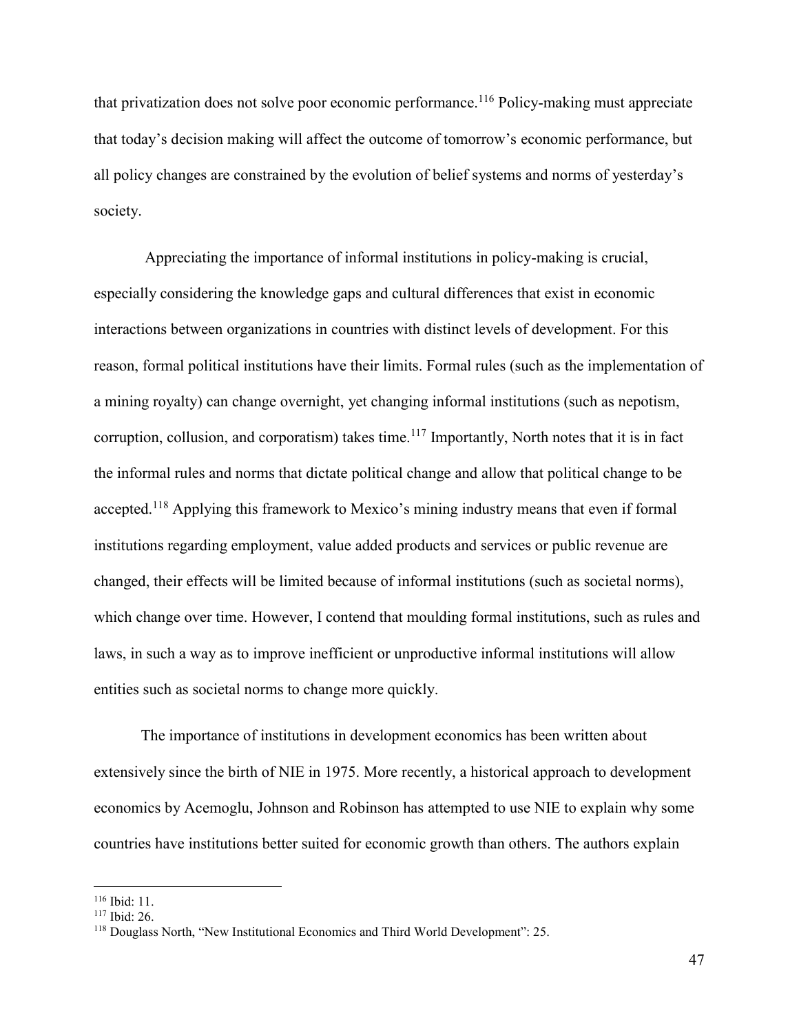that privatization does not solve poor economic performance.[116] Policy-making must appreciate that today's decision making will affect the outcome of tomorrow's economic performance, but all policy changes are constrained by the evolution of belief systems and norms of yesterday's society.

Appreciating the importance of informal institutions in policy-making is crucial, especially considering the knowledge gaps and cultural differences that exist in economic interactions between organizations in countries with distinct levels of development. For this reason, formal political institutions have their limits. Formal rules (such as the implementation of a mining royalty) can change overnight, yet changing informal institutions (such as nepotism, corruption, collusion, and corporatism) takes time.[117] Importantly, North notes that it is in fact the informal rules and norms that dictate political change and allow that political change to be accepted.[118] Applying this framework to Mexico's mining industry means that even if formal institutions regarding employment, value added products and services or public revenue are changed, their effects will be limited because of informal institutions (such as societal norms), which change over time. However, I contend that moulding formal institutions, such as rules and laws, in such a way as to improve inefficient or unproductive informal institutions will allow entities such as societal norms to change more quickly.

The importance of institutions in development economics has been written about extensively since the birth of NIE in 1975. More recently, a historical approach to development economics by Acemoglu, Johnson and Robinson has attempted to use NIE to explain why some countries have institutions better suited for economic growth than others. The authors explain

---

[116] Ibid: 11.

[117] Ibid: 26.

[118] Douglass North, "New Institutional Economics and Third World Development": 25.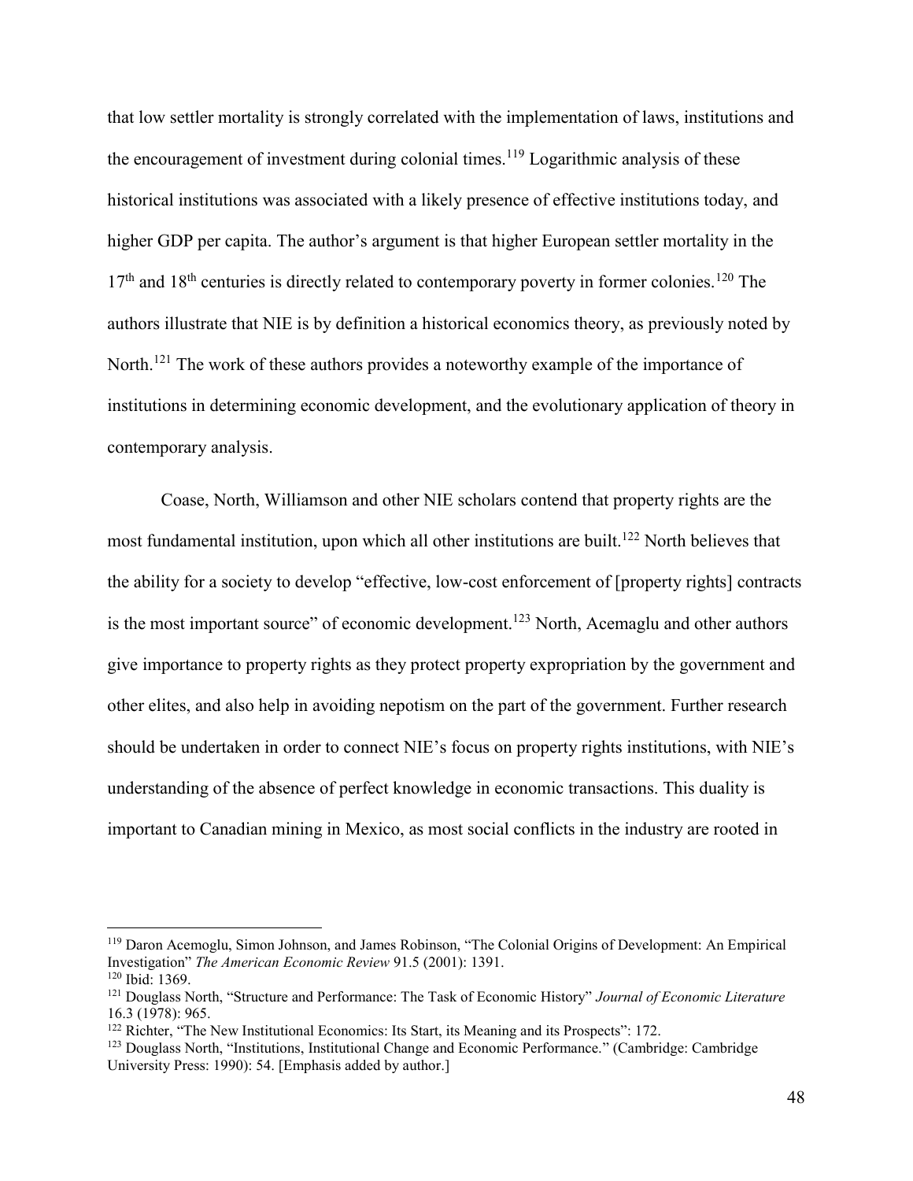that low settler mortality is strongly correlated with the implementation of laws, institutions and the encouragement of investment during colonial times.[119] Logarithmic analysis of these historical institutions was associated with a likely presence of effective institutions today, and higher GDP per capita. The author's argument is that higher European settler mortality in the 17th and 18th centuries is directly related to contemporary poverty in former colonies.[120] The authors illustrate that NIE is by definition a historical economics theory, as previously noted by North.[121] The work of these authors provides a noteworthy example of the importance of institutions in determining economic development, and the evolutionary application of theory in contemporary analysis.

Coase, North, Williamson and other NIE scholars contend that property rights are the most fundamental institution, upon which all other institutions are built.[122] North believes that the ability for a society to develop "effective, low-cost enforcement of [property rights] contracts is the most important source" of economic development.[123] North, Acemaglu and other authors give importance to property rights as they protect property expropriation by the government and other elites, and also help in avoiding nepotism on the part of the government. Further research should be undertaken in order to connect NIE's focus on property rights institutions, with NIE's understanding of the absence of perfect knowledge in economic transactions. This duality is important to Canadian mining in Mexico, as most social conflicts in the industry are rooted in

---

[119] Daron Acemoglu, Simon Johnson, and James Robinson, "The Colonial Origins of Development: An Empirical Investigation" *The American Economic Review* 91.5 (2001): 1391.

[120] Ibid: 1369.

[121] Douglass North, "Structure and Performance: The Task of Economic History" *Journal of Economic Literature* 16.3 (1978): 965.

[122] Richter, "The New Institutional Economics: Its Start, its Meaning and its Prospects": 172.

[123] Douglass North, "Institutions, Institutional Change and Economic Performance." (Cambridge: Cambridge University Press: 1990): 54. [Emphasis added by author.]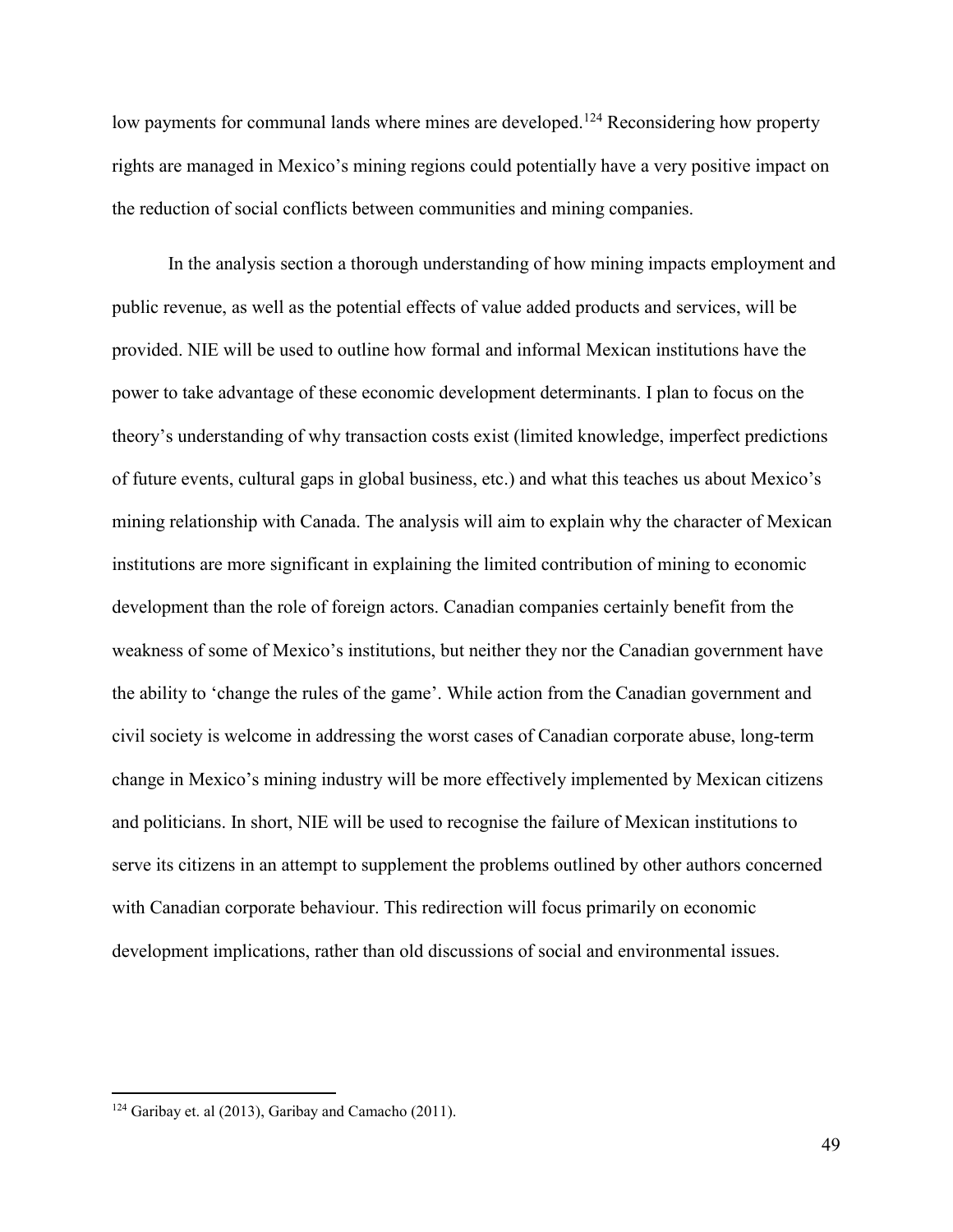low payments for communal lands where mines are developed.[124] Reconsidering how property rights are managed in Mexico's mining regions could potentially have a very positive impact on the reduction of social conflicts between communities and mining companies.

In the analysis section a thorough understanding of how mining impacts employment and public revenue, as well as the potential effects of value added products and services, will be provided. NIE will be used to outline how formal and informal Mexican institutions have the power to take advantage of these economic development determinants. I plan to focus on the theory's understanding of why transaction costs exist (limited knowledge, imperfect predictions of future events, cultural gaps in global business, etc.) and what this teaches us about Mexico's mining relationship with Canada. The analysis will aim to explain why the character of Mexican institutions are more significant in explaining the limited contribution of mining to economic development than the role of foreign actors. Canadian companies certainly benefit from the weakness of some of Mexico's institutions, but neither they nor the Canadian government have the ability to 'change the rules of the game'. While action from the Canadian government and civil society is welcome in addressing the worst cases of Canadian corporate abuse, long-term change in Mexico's mining industry will be more effectively implemented by Mexican citizens and politicians. In short, NIE will be used to recognise the failure of Mexican institutions to serve its citizens in an attempt to supplement the problems outlined by other authors concerned with Canadian corporate behaviour. This redirection will focus primarily on economic development implications, rather than old discussions of social and environmental issues.

[124] Garibay et. al (2013), Garibay and Camacho (2011).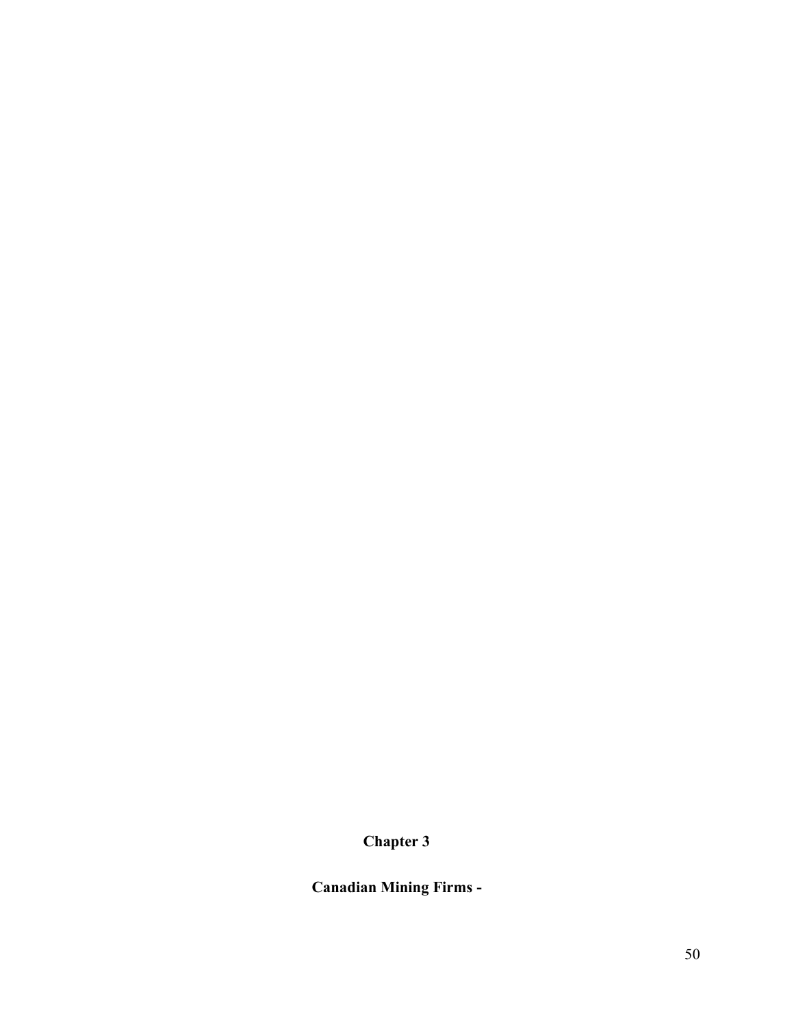# Chapter 3

## Canadian Mining Firms -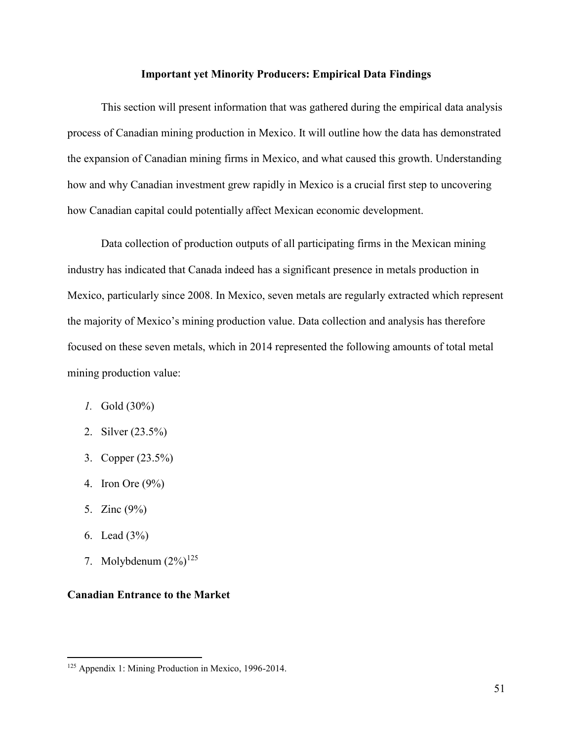## Important yet Minority Producers: Empirical Data Findings

This section will present information that was gathered during the empirical data analysis process of Canadian mining production in Mexico. It will outline how the data has demonstrated the expansion of Canadian mining firms in Mexico, and what caused this growth. Understanding how and why Canadian investment grew rapidly in Mexico is a crucial first step to uncovering how Canadian capital could potentially affect Mexican economic development.

Data collection of production outputs of all participating firms in the Mexican mining industry has indicated that Canada indeed has a significant presence in metals production in Mexico, particularly since 2008. In Mexico, seven metals are regularly extracted which represent the majority of Mexico's mining production value. Data collection and analysis has therefore focused on these seven metals, which in 2014 represented the following amounts of total metal mining production value:

1. Gold (30%)
2. Silver (23.5%)
3. Copper (23.5%)
4. Iron Ore (9%)
5. Zinc (9%)
6. Lead (3%)
7. Molybdenum (2%)[125]

### Canadian Entrance to the Market

[125] Appendix 1: Mining Production in Mexico, 1996-2014.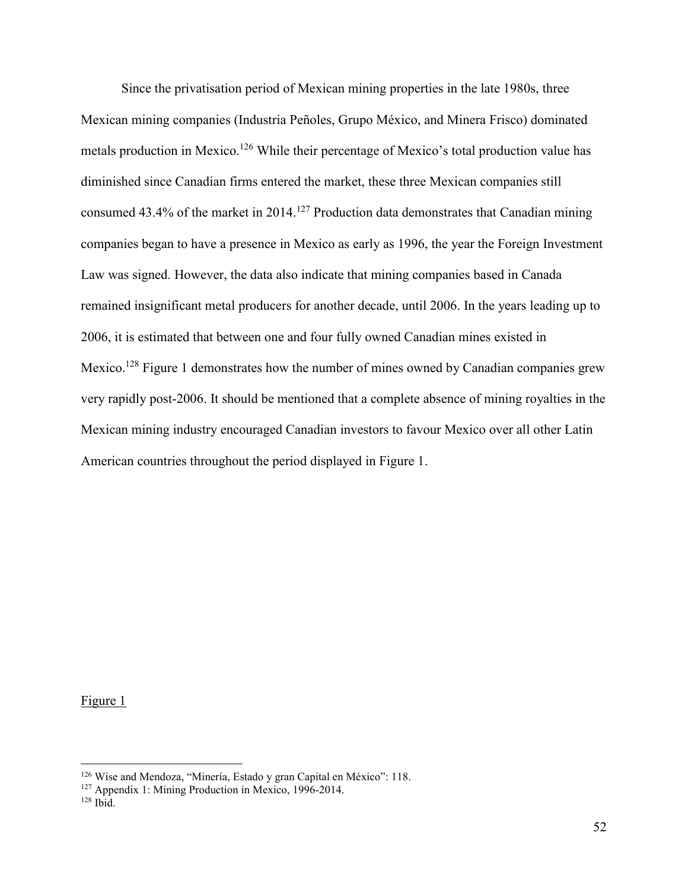Since the privatisation period of Mexican mining properties in the late 1980s, three Mexican mining companies (Industria Peñoles, Grupo México, and Minera Frisco) dominated metals production in Mexico.[126] While their percentage of Mexico's total production value has diminished since Canadian firms entered the market, these three Mexican companies still consumed 43.4% of the market in 2014.[127] Production data demonstrates that Canadian mining companies began to have a presence in Mexico as early as 1996, the year the Foreign Investment Law was signed. However, the data also indicate that mining companies based in Canada remained insignificant metal producers for another decade, until 2006. In the years leading up to 2006, it is estimated that between one and four fully owned Canadian mines existed in Mexico.[128] Figure 1 demonstrates how the number of mines owned by Canadian companies grew very rapidly post-2006. It should be mentioned that a complete absence of mining royalties in the Mexican mining industry encouraged Canadian investors to favour Mexico over all other Latin American countries throughout the period displayed in Figure 1.

<u>Figure 1</u>

---

[126] Wise and Mendoza, "Minería, Estado y gran Capital en México": 118.

[127] Appendix 1: Mining Production in Mexico, 1996-2014.

[128] Ibid.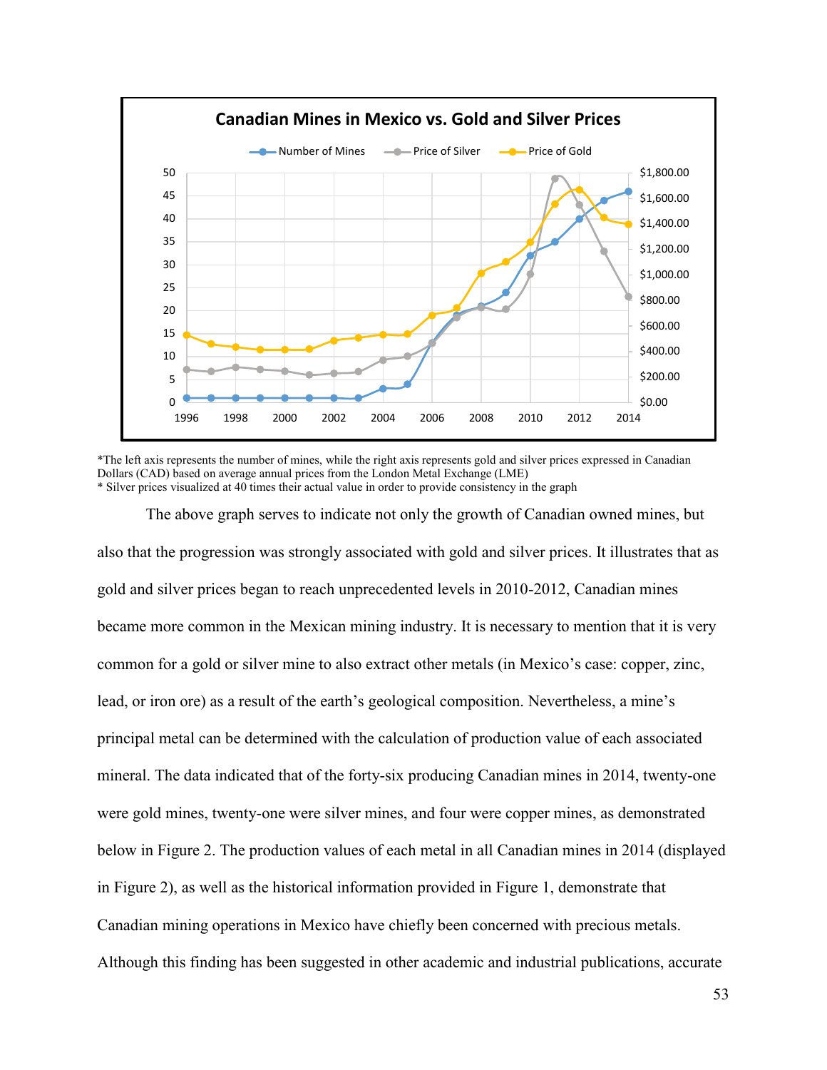**Canadian Mines in Mexico vs. Gold and Silver Prices**

*The left axis represents the number of mines, while the right axis represents gold and silver prices expressed in Canadian Dollars (CAD) based on average annual prices from the London Metal Exchange (LME)
* Silver prices visualized at 40 times their actual value in order to provide consistency in the graph

The above graph serves to indicate not only the growth of Canadian owned mines, but also that the progression was strongly associated with gold and silver prices. It illustrates that as gold and silver prices began to reach unprecedented levels in 2010-2012, Canadian mines became more common in the Mexican mining industry. It is necessary to mention that it is very common for a gold or silver mine to also extract other metals (in Mexico's case: copper, zinc, lead, or iron ore) as a result of the earth's geological composition. Nevertheless, a mine's principal metal can be determined with the calculation of production value of each associated mineral. The data indicated that of the forty-six producing Canadian mines in 2014, twenty-one were gold mines, twenty-one were silver mines, and four were copper mines, as demonstrated below in Figure 2. The production values of each metal in all Canadian mines in 2014 (displayed in Figure 2), as well as the historical information provided in Figure 1, demonstrate that Canadian mining operations in Mexico have chiefly been concerned with precious metals. Although this finding has been suggested in other academic and industrial publications, accurate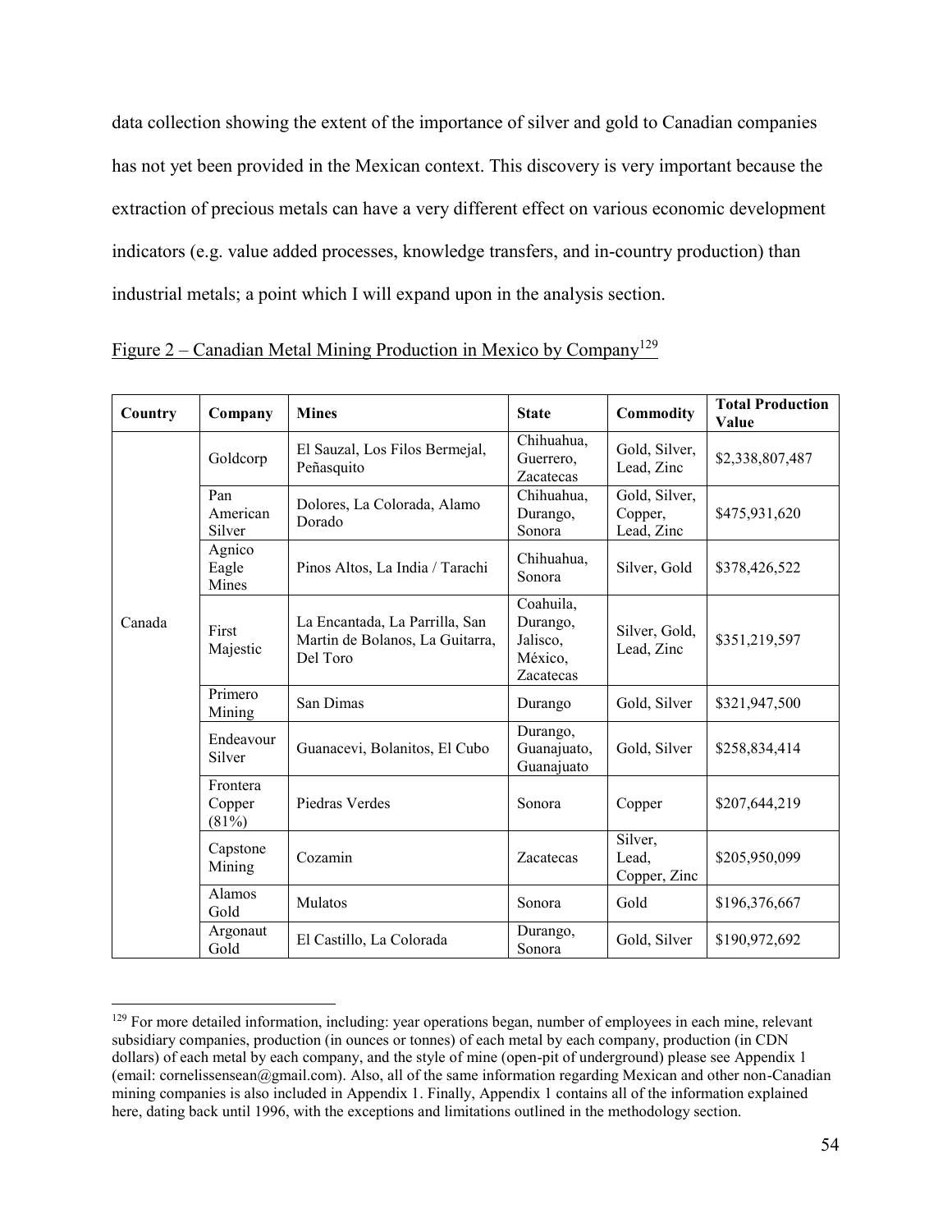data collection showing the extent of the importance of silver and gold to Canadian companies has not yet been provided in the Mexican context. This discovery is very important because the extraction of precious metals can have a very different effect on various economic development indicators (e.g. value added processes, knowledge transfers, and in-country production) than industrial metals; a point which I will expand upon in the analysis section.

Figure 2 – Canadian Metal Mining Production in Mexico by Company[129]

| Country | Company | Mines | State | Commodity | Total Production Value |
|---|---|---|---|---|---|
| Canada | Goldcorp | El Sauzal, Los Filos Bermejal, Peñasquito | Chihuahua, Guerrero, Zacatecas | Gold, Silver, Lead, Zinc | $2,338,807,487 |
| | Pan American Silver | Dolores, La Colorada, Alamo Dorado | Chihuahua, Durango, Sonora | Gold, Silver, Copper, Lead, Zinc | $475,931,620 |
| | Agnico Eagle Mines | Pinos Altos, La India / Tarachi | Chihuahua, Sonora | Silver, Gold | $378,426,522 |
| | First Majestic | La Encantada, La Parrilla, San Martin de Bolanos, La Guitarra, Del Toro | Coahuila, Durango, Jalisco, México, Zacatecas | Silver, Gold, Lead, Zinc | $351,219,597 |
| | Primero Mining | San Dimas | Durango | Gold, Silver | $321,947,500 |
| | Endeavour Silver | Guanacevi, Bolanitos, El Cubo | Durango, Guanajuato, Guanajuato | Gold, Silver | $258,834,414 |
| | Frontera Copper (81%) | Piedras Verdes | Sonora | Copper | $207,644,219 |
| | Capstone Mining | Cozamin | Zacatecas | Silver, Lead, Copper, Zinc | $205,950,099 |
| | Alamos Gold | Mulatos | Sonora | Gold | $196,376,667 |
| | Argonaut Gold | El Castillo, La Colorada | Durango, Sonora | Gold, Silver | $190,972,692 |

[129] For more detailed information, including: year operations began, number of employees in each mine, relevant subsidiary companies, production (in ounces or tonnes) of each metal by each company, production (in CDN dollars) of each metal by each company, and the style of mine (open-pit of underground) please see Appendix 1 (email: cornelissensean@gmail.com). Also, all of the same information regarding Mexican and other non-Canadian mining companies is also included in Appendix 1. Finally, Appendix 1 contains all of the information explained here, dating back until 1996, with the exceptions and limitations outlined in the methodology section.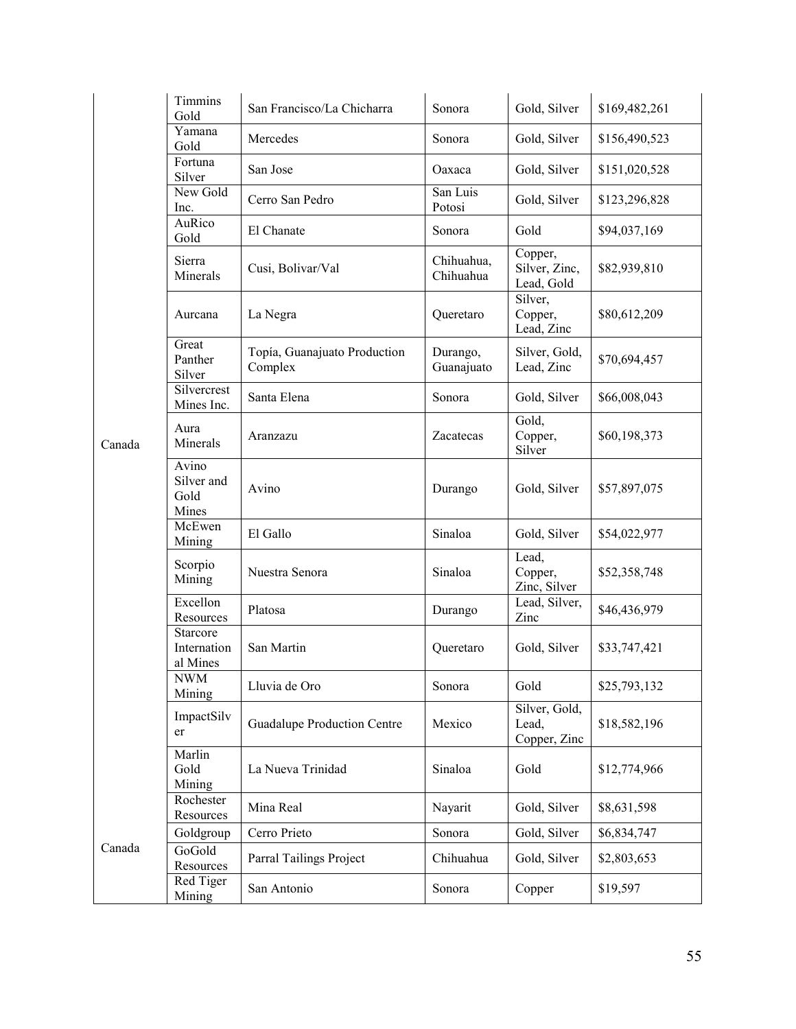| | | | | | |
|---|---|---|---|---|---|
| Canada | Timmins Gold | San Francisco/La Chicharra | Sonora | Gold, Silver | $169,482,261 |
| | Yamana Gold | Mercedes | Sonora | Gold, Silver | $156,490,523 |
| | Fortuna Silver | San Jose | Oaxaca | Gold, Silver | $151,020,528 |
| | New Gold Inc. | Cerro San Pedro | San Luis Potosi | Gold, Silver | $123,296,828 |
| | AuRico Gold | El Chanate | Sonora | Gold | $94,037,169 |
| | Sierra Minerals | Cusi, Bolivar/Val | Chihuahua, Chihuahua | Copper, Silver, Zinc, Lead, Gold | $82,939,810 |
| | Aurcana | La Negra | Queretaro | Silver, Copper, Lead, Zinc | $80,612,209 |
| | Great Panther Silver | Topía, Guanajuato Production Complex | Durango, Guanajuato | Silver, Gold, Lead, Zinc | $70,694,457 |
| | Silvercrest Mines Inc. | Santa Elena | Sonora | Gold, Silver | $66,008,043 |
| | Aura Minerals | Aranzazu | Zacatecas | Gold, Copper, Silver | $60,198,373 |
| | Avino Silver and Gold Mines | Avino | Durango | Gold, Silver | $57,897,075 |
| | McEwen Mining | El Gallo | Sinaloa | Gold, Silver | $54,022,977 |
| | Scorpio Mining | Nuestra Senora | Sinaloa | Lead, Copper, Zinc, Silver | $52,358,748 |
| | Excellon Resources | Platosa | Durango | Lead, Silver, Zinc | $46,436,979 |
| | Starcore International Mines | San Martin | Queretaro | Gold, Silver | $33,747,421 |
| | NWM Mining | Lluvia de Oro | Sonora | Gold | $25,793,132 |
| | ImpactSilver | Guadalupe Production Centre | Mexico | Silver, Gold, Lead, Copper, Zinc | $18,582,196 |
| | Marlin Gold Mining | La Nueva Trinidad | Sinaloa | Gold | $12,774,966 |
| Canada | Rochester Resources | Mina Real | Nayarit | Gold, Silver | $8,631,598 |
| | Goldgroup | Cerro Prieto | Sonora | Gold, Silver | $6,834,747 |
| | GoGold Resources | Parral Tailings Project | Chihuahua | Gold, Silver | $2,803,653 |
| | Red Tiger Mining | San Antonio | Sonora | Copper | $19,597 |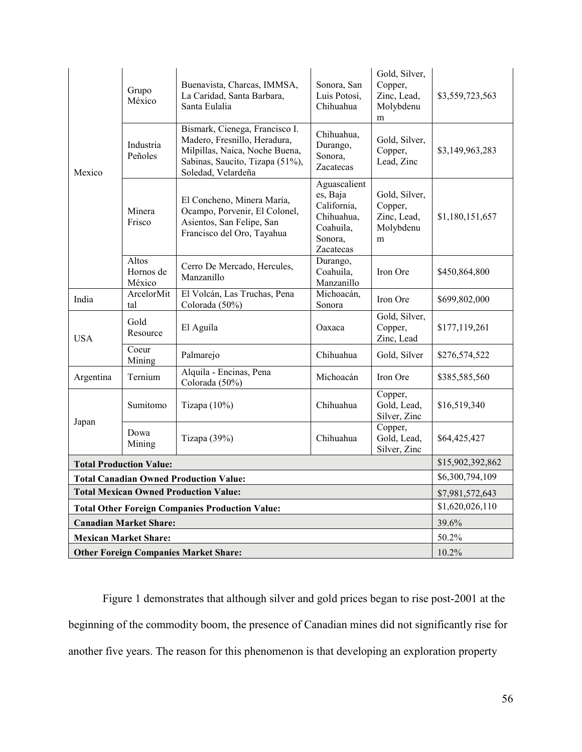| | | | | | |
|---|---|---|---|---|---|
| Mexico | Grupo México | Buenavista, Charcas, IMMSA, La Caridad, Santa Barbara, Santa Eulalia | Sonora, San Luis Potosí, Chihuahua | Gold, Silver, Copper, Zinc, Lead, Molybdenum | $3,559,723,563 |
| | Industria Peñoles | Bismark, Cienega, Francisco I. Madero, Fresnillo, Heradura, Milpillas, Naica, Noche Buena, Sabinas, Saucito, Tizapa (51%), Soledad, Velardeña | Chihuahua, Durango, Sonora, Zacatecas | Gold, Silver, Copper, Lead, Zinc | $3,149,963,283 |
| | Minera Frisco | El Concheno, Minera María, Ocampo, Porvenir, El Colonel, Asientos, San Felipe, San Francisco del Oro, Tayahua | Aguascalientes, Baja California, Chihuahua, Coahuila, Sonora, Zacatecas | Gold, Silver, Copper, Zinc, Lead, Molybdenum | $1,180,151,657 |
| | Altos Hornos de México | Cerro De Mercado, Hercules, Manzanillo | Durango, Coahuila, Manzanillo | Iron Ore | $450,864,800 |
| India | ArcelorMittal | El Volcán, Las Truchas, Pena Colorada (50%) | Michoacán, Sonora | Iron Ore | $699,802,000 |
| USA | Gold Resource | El Aguíla | Oaxaca | Gold, Silver, Copper, Zinc, Lead | $177,119,261 |
| | Coeur Mining | Palmarejo | Chihuahua | Gold, Silver | $276,574,522 |
| Argentina | Ternium | Alquila - Encinas, Pena Colorada (50%) | Michoacán | Iron Ore | $385,585,560 |
| Japan | Sumitomo | Tizapa (10%) | Chihuahua | Copper, Gold, Lead, Silver, Zinc | $16,519,340 |
| | Dowa Mining | Tizapa (39%) | Chihuahua | Copper, Gold, Lead, Silver, Zinc | $64,425,427 |
| **Total Production Value:** | | | | | $15,902,392,862 |
| **Total Canadian Owned Production Value:** | | | | | $6,300,794,109 |
| **Total Mexican Owned Production Value:** | | | | | $7,981,572,643 |
| **Total Other Foreign Companies Production Value:** | | | | | $1,620,026,110 |
| **Canadian Market Share:** | | | | | 39.6% |
| **Mexican Market Share:** | | | | | 50.2% |
| **Other Foreign Companies Market Share:** | | | | | 10.2% |

Figure 1 demonstrates that although silver and gold prices began to rise post-2001 at the beginning of the commodity boom, the presence of Canadian mines did not significantly rise for another five years. The reason for this phenomenon is that developing an exploration property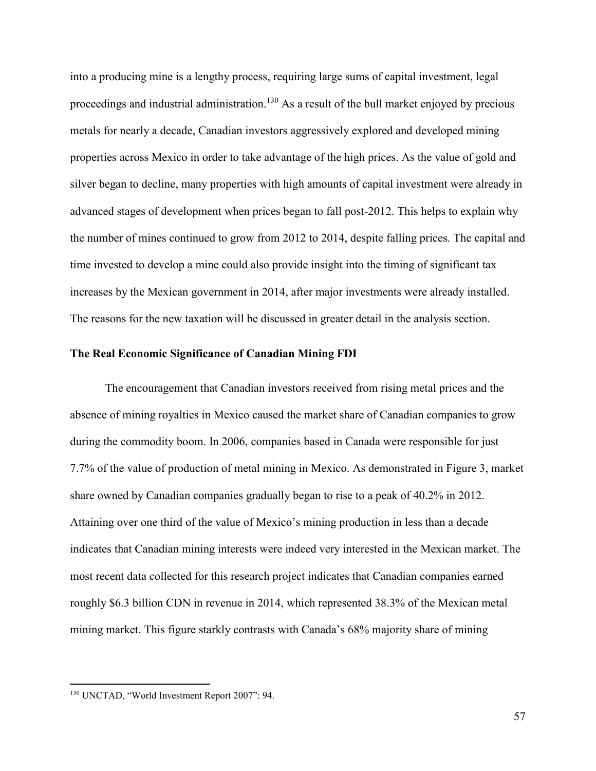into a producing mine is a lengthy process, requiring large sums of capital investment, legal proceedings and industrial administration.[130] As a result of the bull market enjoyed by precious metals for nearly a decade, Canadian investors aggressively explored and developed mining properties across Mexico in order to take advantage of the high prices. As the value of gold and silver began to decline, many properties with high amounts of capital investment were already in advanced stages of development when prices began to fall post-2012. This helps to explain why the number of mines continued to grow from 2012 to 2014, despite falling prices. The capital and time invested to develop a mine could also provide insight into the timing of significant tax increases by the Mexican government in 2014, after major investments were already installed. The reasons for the new taxation will be discussed in greater detail in the analysis section.

### The Real Economic Significance of Canadian Mining FDI

The encouragement that Canadian investors received from rising metal prices and the absence of mining royalties in Mexico caused the market share of Canadian companies to grow during the commodity boom. In 2006, companies based in Canada were responsible for just 7.7% of the value of production of metal mining in Mexico. As demonstrated in Figure 3, market share owned by Canadian companies gradually began to rise to a peak of 40.2% in 2012. Attaining over one third of the value of Mexico's mining production in less than a decade indicates that Canadian mining interests were indeed very interested in the Mexican market. The most recent data collected for this research project indicates that Canadian companies earned roughly $6.3 billion CDN in revenue in 2014, which represented 38.3% of the Mexican metal mining market. This figure starkly contrasts with Canada's 68% majority share of mining

[130] UNCTAD, "World Investment Report 2007": 94.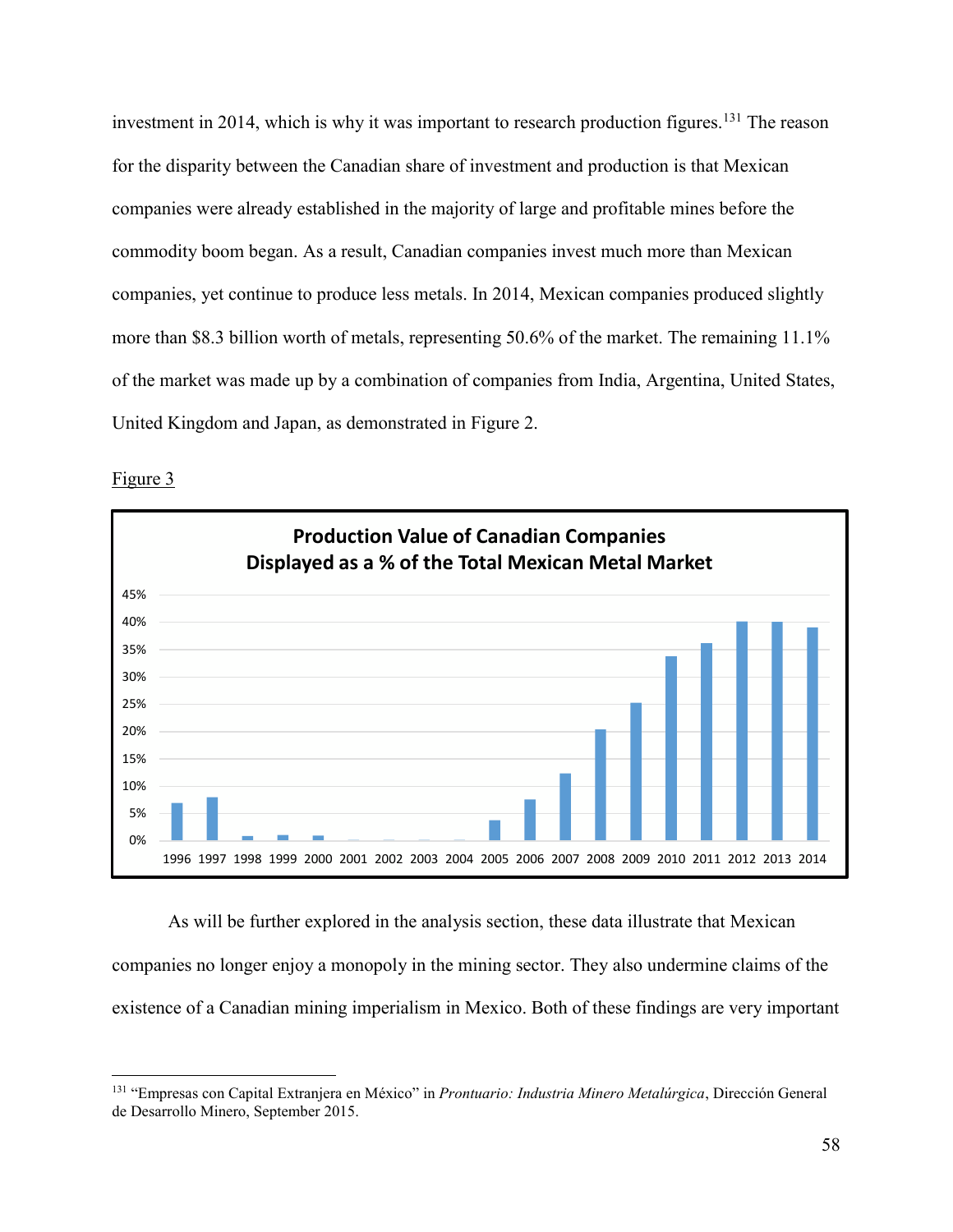investment in 2014, which is why it was important to research production figures.[131] The reason for the disparity between the Canadian share of investment and production is that Mexican companies were already established in the majority of large and profitable mines before the commodity boom began. As a result, Canadian companies invest much more than Mexican companies, yet continue to produce less metals. In 2014, Mexican companies produced slightly more than $8.3 billion worth of metals, representing 50.6% of the market. The remaining 11.1% of the market was made up by a combination of companies from India, Argentina, United States, United Kingdom and Japan, as demonstrated in Figure 2.

Figure 3

**Production Value of Canadian Companies Displayed as a % of the Total Mexican Metal Market**

As will be further explored in the analysis section, these data illustrate that Mexican companies no longer enjoy a monopoly in the mining sector. They also undermine claims of the existence of a Canadian mining imperialism in Mexico. Both of these findings are very important

---

[131] "Empresas con Capital Extranjera en México" in *Prontuario: Industria Minero Metalúrgica*, Dirección General de Desarrollo Minero, September 2015.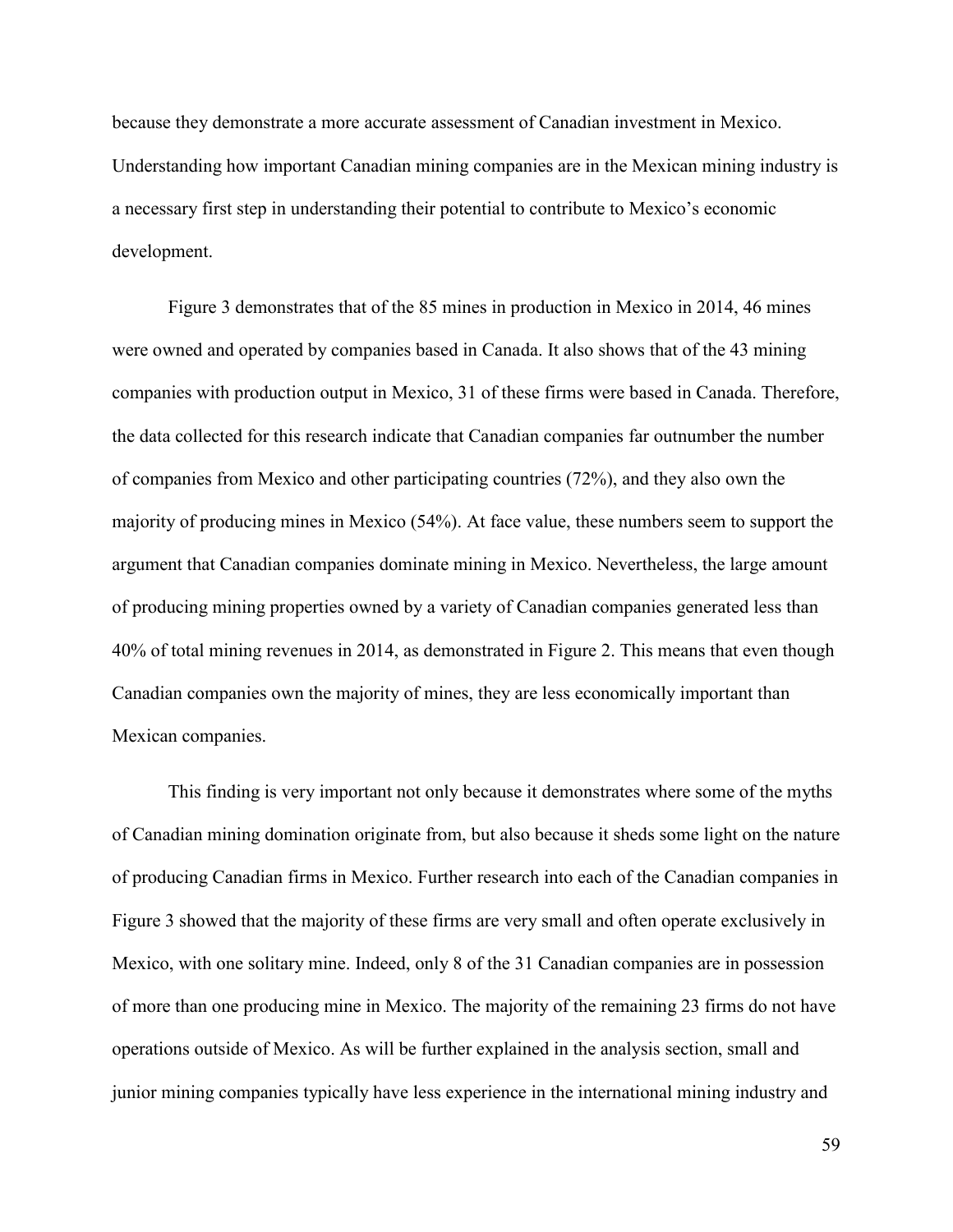because they demonstrate a more accurate assessment of Canadian investment in Mexico. Understanding how important Canadian mining companies are in the Mexican mining industry is a necessary first step in understanding their potential to contribute to Mexico's economic development.

Figure 3 demonstrates that of the 85 mines in production in Mexico in 2014, 46 mines were owned and operated by companies based in Canada. It also shows that of the 43 mining companies with production output in Mexico, 31 of these firms were based in Canada. Therefore, the data collected for this research indicate that Canadian companies far outnumber the number of companies from Mexico and other participating countries (72%), and they also own the majority of producing mines in Mexico (54%). At face value, these numbers seem to support the argument that Canadian companies dominate mining in Mexico. Nevertheless, the large amount of producing mining properties owned by a variety of Canadian companies generated less than 40% of total mining revenues in 2014, as demonstrated in Figure 2. This means that even though Canadian companies own the majority of mines, they are less economically important than Mexican companies.

This finding is very important not only because it demonstrates where some of the myths of Canadian mining domination originate from, but also because it sheds some light on the nature of producing Canadian firms in Mexico. Further research into each of the Canadian companies in Figure 3 showed that the majority of these firms are very small and often operate exclusively in Mexico, with one solitary mine. Indeed, only 8 of the 31 Canadian companies are in possession of more than one producing mine in Mexico. The majority of the remaining 23 firms do not have operations outside of Mexico. As will be further explained in the analysis section, small and junior mining companies typically have less experience in the international mining industry and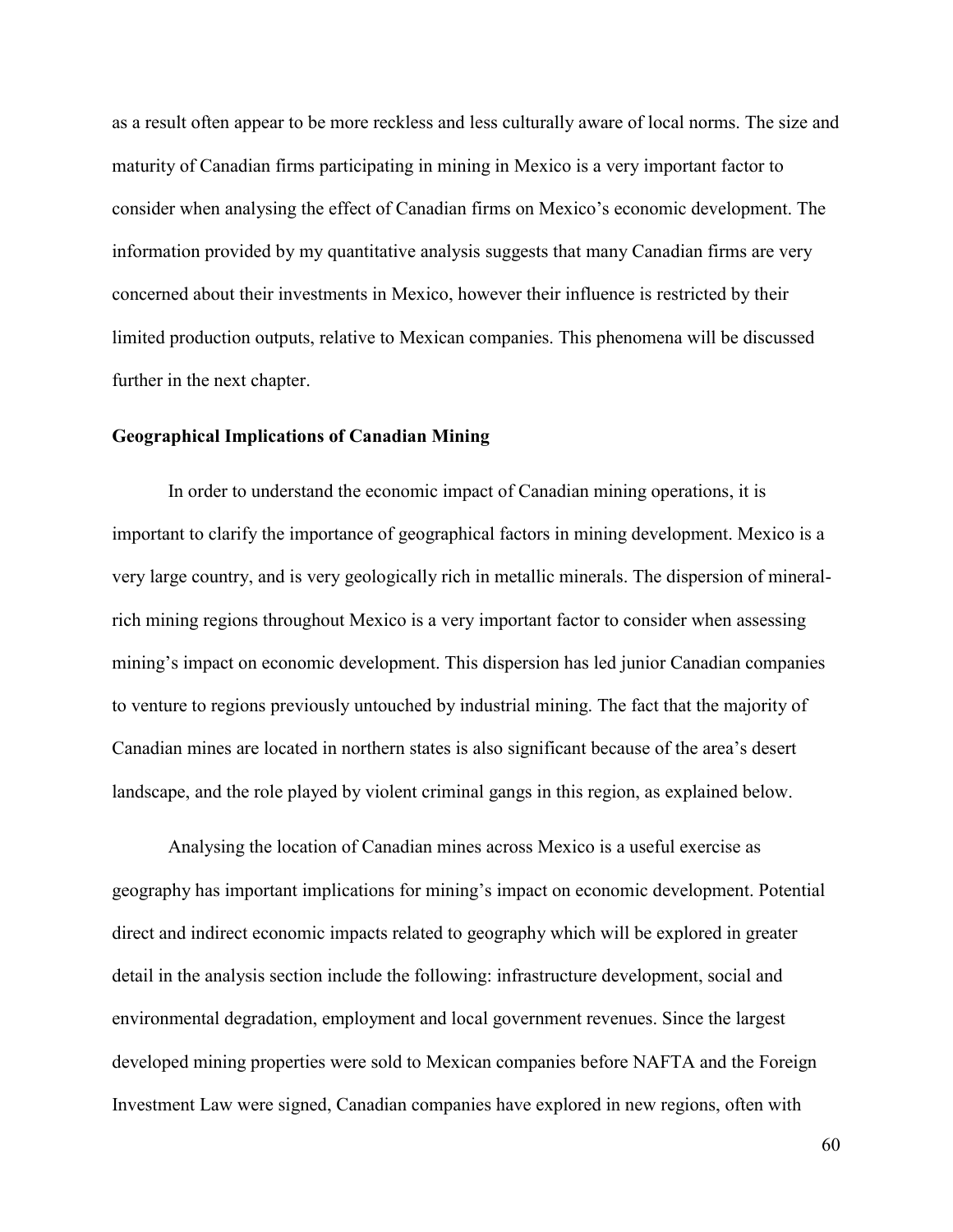as a result often appear to be more reckless and less culturally aware of local norms. The size and maturity of Canadian firms participating in mining in Mexico is a very important factor to consider when analysing the effect of Canadian firms on Mexico's economic development. The information provided by my quantitative analysis suggests that many Canadian firms are very concerned about their investments in Mexico, however their influence is restricted by their limited production outputs, relative to Mexican companies. This phenomena will be discussed further in the next chapter.

**Geographical Implications of Canadian Mining**

In order to understand the economic impact of Canadian mining operations, it is important to clarify the importance of geographical factors in mining development. Mexico is a very large country, and is very geologically rich in metallic minerals. The dispersion of mineral-rich mining regions throughout Mexico is a very important factor to consider when assessing mining's impact on economic development. This dispersion has led junior Canadian companies to venture to regions previously untouched by industrial mining. The fact that the majority of Canadian mines are located in northern states is also significant because of the area's desert landscape, and the role played by violent criminal gangs in this region, as explained below.

Analysing the location of Canadian mines across Mexico is a useful exercise as geography has important implications for mining's impact on economic development. Potential direct and indirect economic impacts related to geography which will be explored in greater detail in the analysis section include the following: infrastructure development, social and environmental degradation, employment and local government revenues. Since the largest developed mining properties were sold to Mexican companies before NAFTA and the Foreign Investment Law were signed, Canadian companies have explored in new regions, often with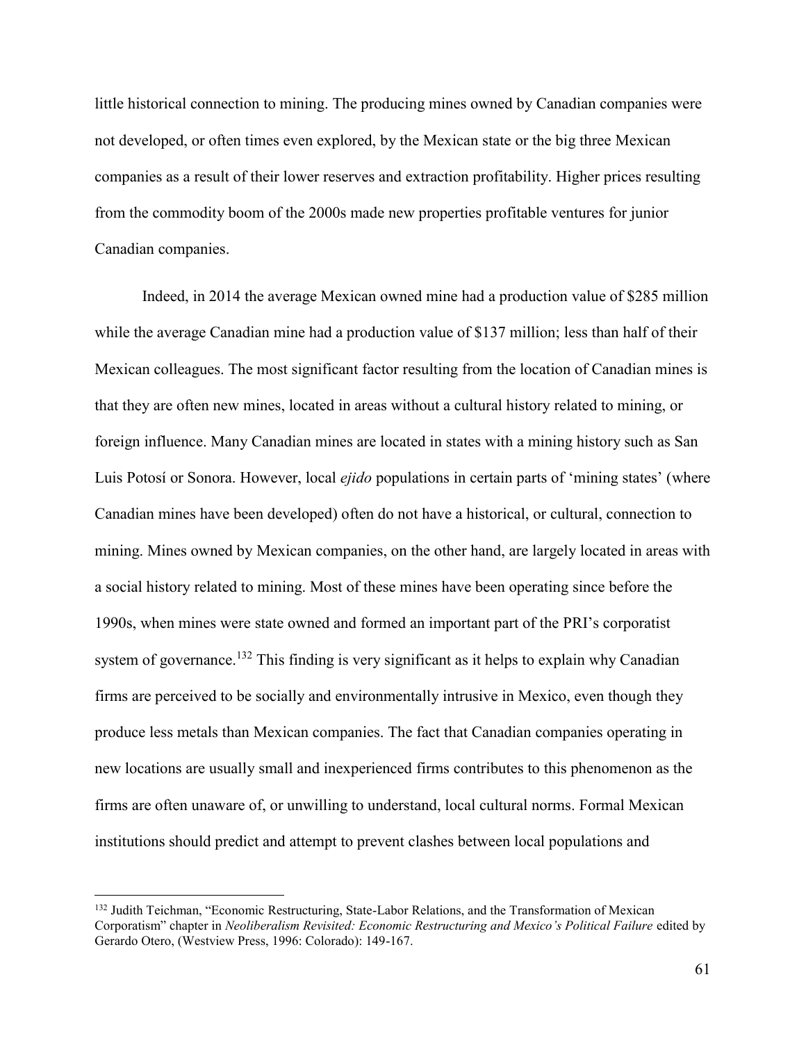little historical connection to mining. The producing mines owned by Canadian companies were not developed, or often times even explored, by the Mexican state or the big three Mexican companies as a result of their lower reserves and extraction profitability. Higher prices resulting from the commodity boom of the 2000s made new properties profitable ventures for junior Canadian companies.

Indeed, in 2014 the average Mexican owned mine had a production value of $285 million while the average Canadian mine had a production value of $137 million; less than half of their Mexican colleagues. The most significant factor resulting from the location of Canadian mines is that they are often new mines, located in areas without a cultural history related to mining, or foreign influence. Many Canadian mines are located in states with a mining history such as San Luis Potosí or Sonora. However, local *ejido* populations in certain parts of 'mining states' (where Canadian mines have been developed) often do not have a historical, or cultural, connection to mining. Mines owned by Mexican companies, on the other hand, are largely located in areas with a social history related to mining. Most of these mines have been operating since before the 1990s, when mines were state owned and formed an important part of the PRI's corporatist system of governance.[132] This finding is very significant as it helps to explain why Canadian firms are perceived to be socially and environmentally intrusive in Mexico, even though they produce less metals than Mexican companies. The fact that Canadian companies operating in new locations are usually small and inexperienced firms contributes to this phenomenon as the firms are often unaware of, or unwilling to understand, local cultural norms. Formal Mexican institutions should predict and attempt to prevent clashes between local populations and

[132] Judith Teichman, "Economic Restructuring, State-Labor Relations, and the Transformation of Mexican Corporatism" chapter in *Neoliberalism Revisited: Economic Restructuring and Mexico's Political Failure* edited by Gerardo Otero, (Westview Press, 1996: Colorado): 149-167.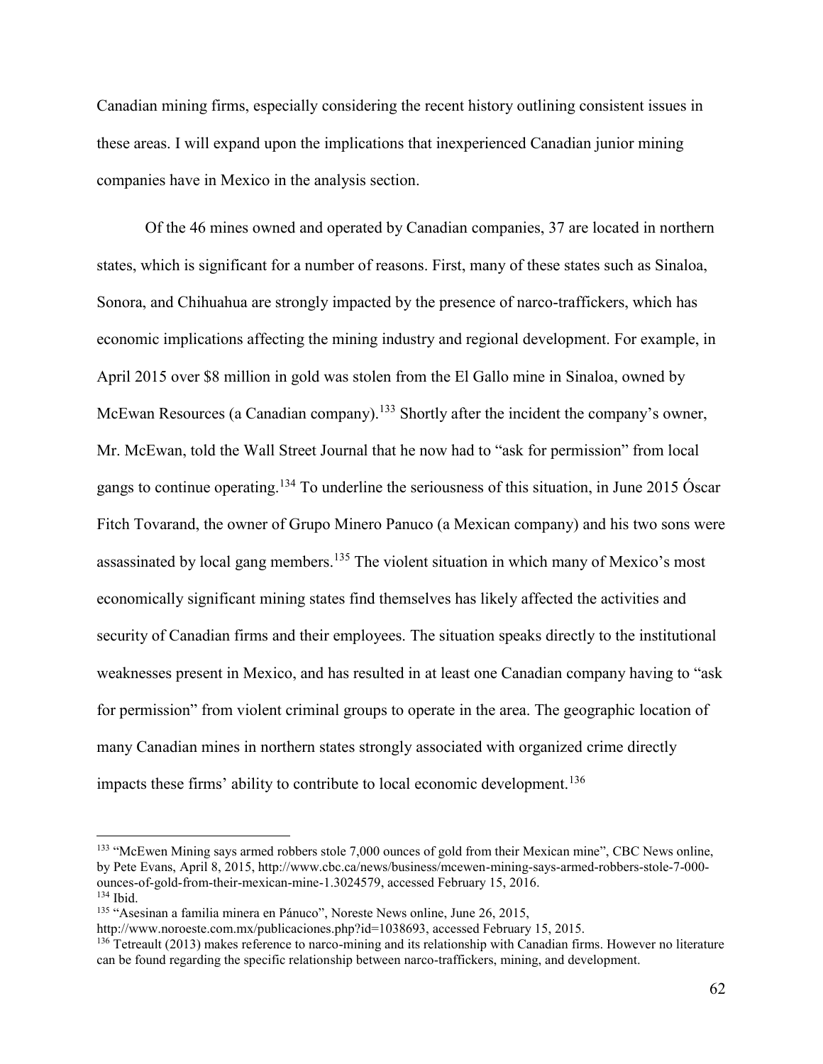Canadian mining firms, especially considering the recent history outlining consistent issues in these areas. I will expand upon the implications that inexperienced Canadian junior mining companies have in Mexico in the analysis section.

Of the 46 mines owned and operated by Canadian companies, 37 are located in northern states, which is significant for a number of reasons. First, many of these states such as Sinaloa, Sonora, and Chihuahua are strongly impacted by the presence of narco-traffickers, which has economic implications affecting the mining industry and regional development. For example, in April 2015 over $8 million in gold was stolen from the El Gallo mine in Sinaloa, owned by McEwan Resources (a Canadian company).[133] Shortly after the incident the company's owner, Mr. McEwan, told the Wall Street Journal that he now had to "ask for permission" from local gangs to continue operating.[134] To underline the seriousness of this situation, in June 2015 Óscar Fitch Tovarand, the owner of Grupo Minero Panuco (a Mexican company) and his two sons were assassinated by local gang members.[135] The violent situation in which many of Mexico's most economically significant mining states find themselves has likely affected the activities and security of Canadian firms and their employees. The situation speaks directly to the institutional weaknesses present in Mexico, and has resulted in at least one Canadian company having to "ask for permission" from violent criminal groups to operate in the area. The geographic location of many Canadian mines in northern states strongly associated with organized crime directly impacts these firms' ability to contribute to local economic development.[136]

---

[133] "McEwen Mining says armed robbers stole 7,000 ounces of gold from their Mexican mine", CBC News online, by Pete Evans, April 8, 2015, http://www.cbc.ca/news/business/mcewen-mining-says-armed-robbers-stole-7-000-ounces-of-gold-from-their-mexican-mine-1.3024579, accessed February 15, 2016.

[134] Ibid.

[135] "Asesinan a familia minera en Pánuco", Noreste News online, June 26, 2015, http://www.noroeste.com.mx/publicaciones.php?id=1038693, accessed February 15, 2015.

[136] Tetreault (2013) makes reference to narco-mining and its relationship with Canadian firms. However no literature can be found regarding the specific relationship between narco-traffickers, mining, and development.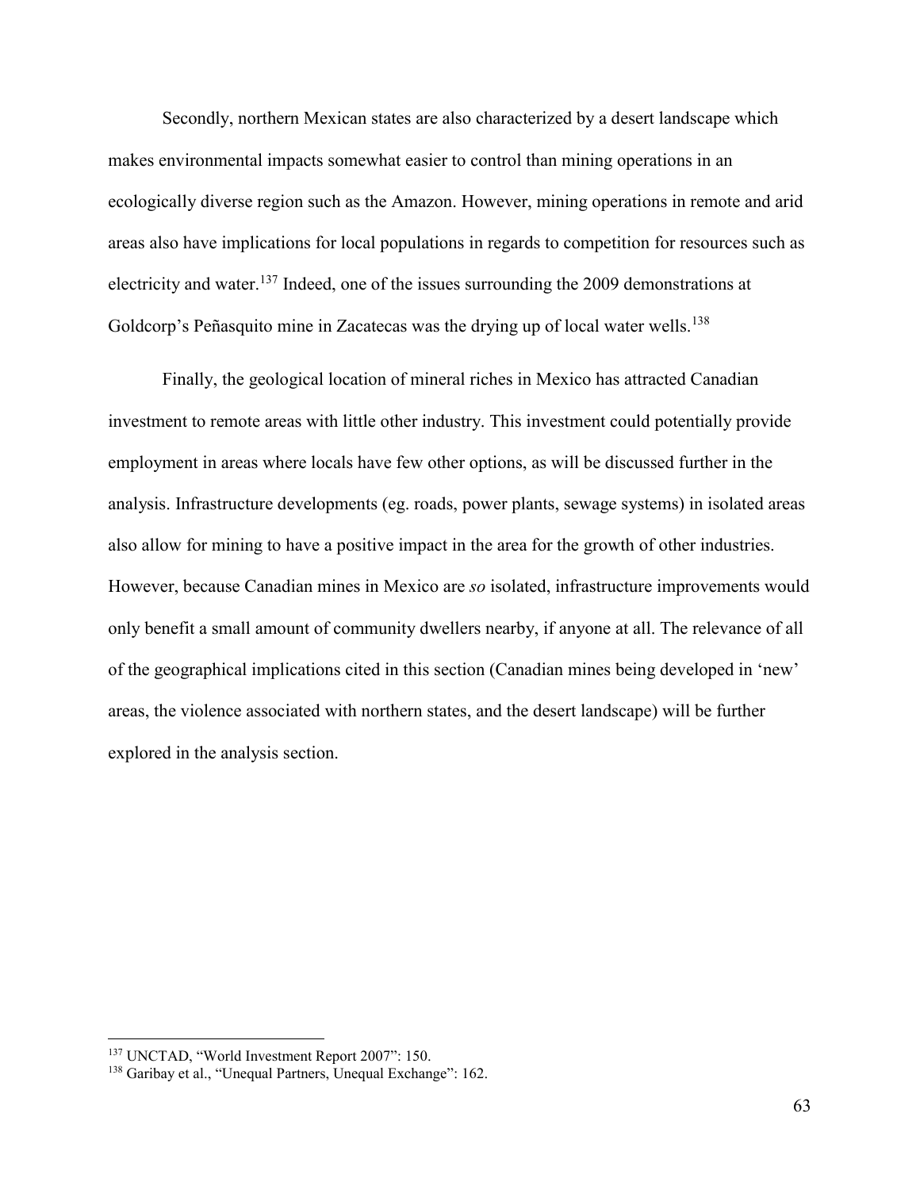Secondly, northern Mexican states are also characterized by a desert landscape which makes environmental impacts somewhat easier to control than mining operations in an ecologically diverse region such as the Amazon. However, mining operations in remote and arid areas also have implications for local populations in regards to competition for resources such as electricity and water.[137] Indeed, one of the issues surrounding the 2009 demonstrations at Goldcorp's Peñasquito mine in Zacatecas was the drying up of local water wells.[138]

Finally, the geological location of mineral riches in Mexico has attracted Canadian investment to remote areas with little other industry. This investment could potentially provide employment in areas where locals have few other options, as will be discussed further in the analysis. Infrastructure developments (eg. roads, power plants, sewage systems) in isolated areas also allow for mining to have a positive impact in the area for the growth of other industries. However, because Canadian mines in Mexico are *so* isolated, infrastructure improvements would only benefit a small amount of community dwellers nearby, if anyone at all. The relevance of all of the geographical implications cited in this section (Canadian mines being developed in 'new' areas, the violence associated with northern states, and the desert landscape) will be further explored in the analysis section.

---

[137] UNCTAD, "World Investment Report 2007": 150.

[138] Garibay et al., "Unequal Partners, Unequal Exchange": 162.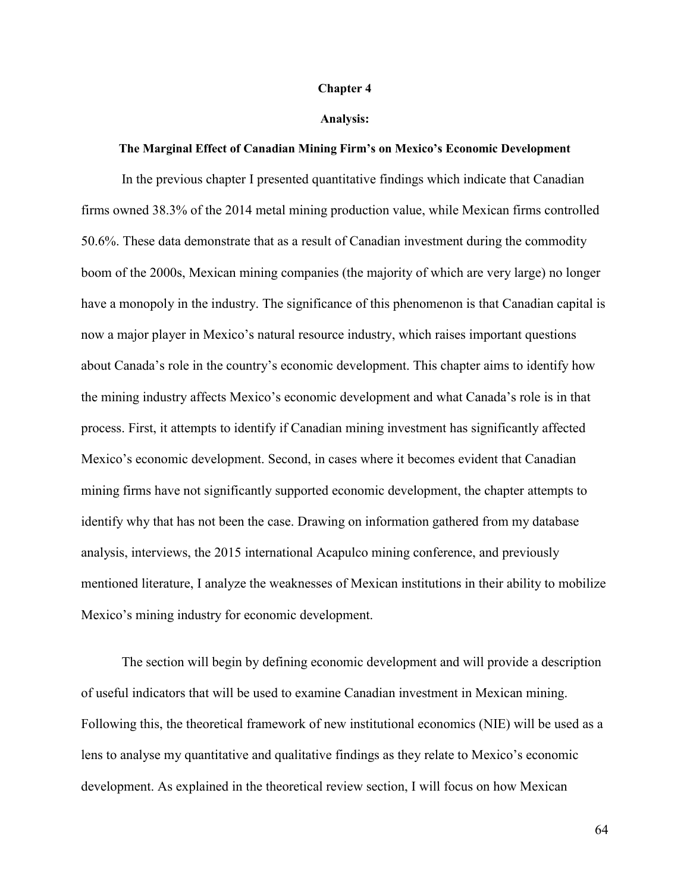# Chapter 4

## Analysis:

### The Marginal Effect of Canadian Mining Firm's on Mexico's Economic Development

In the previous chapter I presented quantitative findings which indicate that Canadian firms owned 38.3% of the 2014 metal mining production value, while Mexican firms controlled 50.6%. These data demonstrate that as a result of Canadian investment during the commodity boom of the 2000s, Mexican mining companies (the majority of which are very large) no longer have a monopoly in the industry. The significance of this phenomenon is that Canadian capital is now a major player in Mexico's natural resource industry, which raises important questions about Canada's role in the country's economic development. This chapter aims to identify how the mining industry affects Mexico's economic development and what Canada's role is in that process. First, it attempts to identify if Canadian mining investment has significantly affected Mexico's economic development. Second, in cases where it becomes evident that Canadian mining firms have not significantly supported economic development, the chapter attempts to identify why that has not been the case. Drawing on information gathered from my database analysis, interviews, the 2015 international Acapulco mining conference, and previously mentioned literature, I analyze the weaknesses of Mexican institutions in their ability to mobilize Mexico's mining industry for economic development.

The section will begin by defining economic development and will provide a description of useful indicators that will be used to examine Canadian investment in Mexican mining. Following this, the theoretical framework of new institutional economics (NIE) will be used as a lens to analyse my quantitative and qualitative findings as they relate to Mexico's economic development. As explained in the theoretical review section, I will focus on how Mexican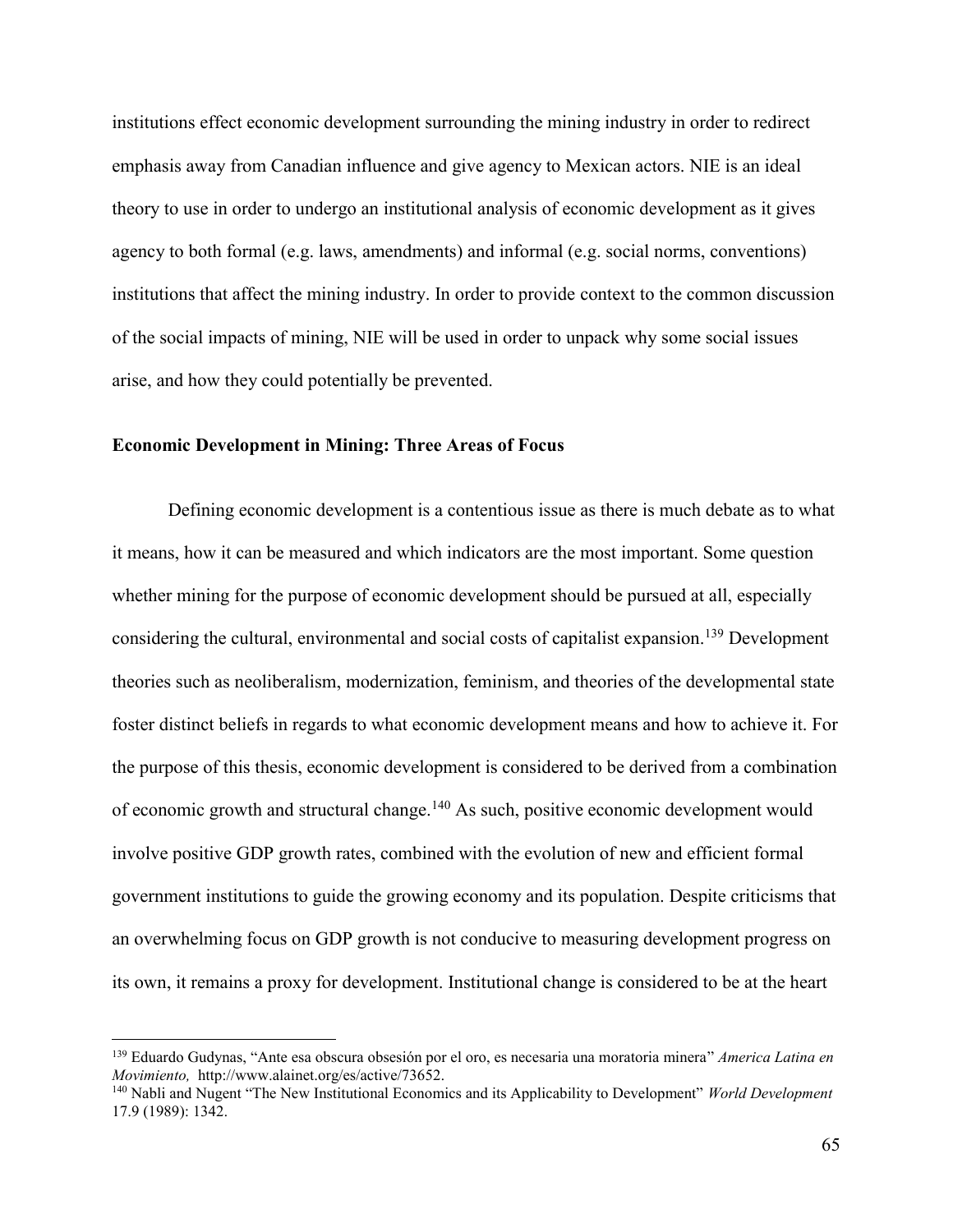institutions effect economic development surrounding the mining industry in order to redirect emphasis away from Canadian influence and give agency to Mexican actors. NIE is an ideal theory to use in order to undergo an institutional analysis of economic development as it gives agency to both formal (e.g. laws, amendments) and informal (e.g. social norms, conventions) institutions that affect the mining industry. In order to provide context to the common discussion of the social impacts of mining, NIE will be used in order to unpack why some social issues arise, and how they could potentially be prevented.

**Economic Development in Mining: Three Areas of Focus**

Defining economic development is a contentious issue as there is much debate as to what it means, how it can be measured and which indicators are the most important. Some question whether mining for the purpose of economic development should be pursued at all, especially considering the cultural, environmental and social costs of capitalist expansion.[139] Development theories such as neoliberalism, modernization, feminism, and theories of the developmental state foster distinct beliefs in regards to what economic development means and how to achieve it. For the purpose of this thesis, economic development is considered to be derived from a combination of economic growth and structural change.[140] As such, positive economic development would involve positive GDP growth rates, combined with the evolution of new and efficient formal government institutions to guide the growing economy and its population. Despite criticisms that an overwhelming focus on GDP growth is not conducive to measuring development progress on its own, it remains a proxy for development. Institutional change is considered to be at the heart

---

[139] Eduardo Gudynas, "Ante esa obscura obsesión por el oro, es necesaria una moratoria minera" *America Latina en Movimiento,* http://www.alainet.org/es/active/73652.

[140] Nabli and Nugent "The New Institutional Economics and its Applicability to Development" *World Development* 17.9 (1989): 1342.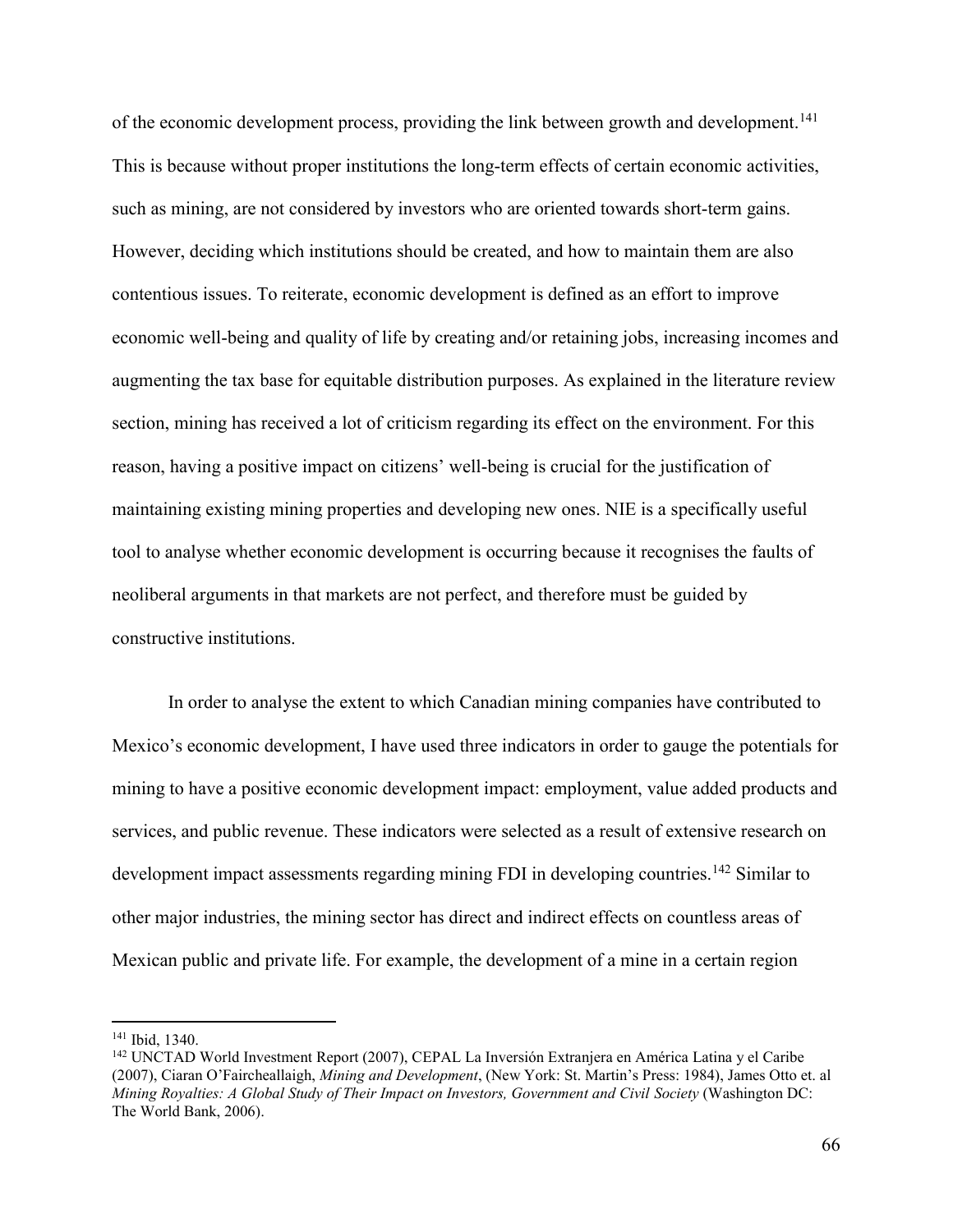of the economic development process, providing the link between growth and development.[141] This is because without proper institutions the long-term effects of certain economic activities, such as mining, are not considered by investors who are oriented towards short-term gains. However, deciding which institutions should be created, and how to maintain them are also contentious issues. To reiterate, economic development is defined as an effort to improve economic well-being and quality of life by creating and/or retaining jobs, increasing incomes and augmenting the tax base for equitable distribution purposes. As explained in the literature review section, mining has received a lot of criticism regarding its effect on the environment. For this reason, having a positive impact on citizens' well-being is crucial for the justification of maintaining existing mining properties and developing new ones. NIE is a specifically useful tool to analyse whether economic development is occurring because it recognises the faults of neoliberal arguments in that markets are not perfect, and therefore must be guided by constructive institutions.

In order to analyse the extent to which Canadian mining companies have contributed to Mexico's economic development, I have used three indicators in order to gauge the potentials for mining to have a positive economic development impact: employment, value added products and services, and public revenue. These indicators were selected as a result of extensive research on development impact assessments regarding mining FDI in developing countries.[142] Similar to other major industries, the mining sector has direct and indirect effects on countless areas of Mexican public and private life. For example, the development of a mine in a certain region

---

[141] Ibid, 1340.

[142] UNCTAD World Investment Report (2007), CEPAL La Inversión Extranjera en América Latina y el Caribe (2007), Ciaran O'Faircheallaigh, *Mining and Development*, (New York: St. Martin's Press: 1984), James Otto et. al *Mining Royalties: A Global Study of Their Impact on Investors, Government and Civil Society* (Washington DC: The World Bank, 2006).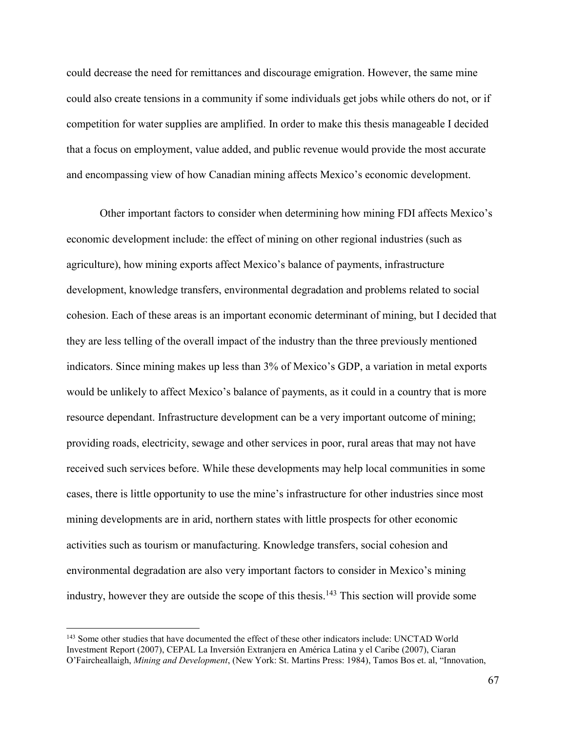could decrease the need for remittances and discourage emigration. However, the same mine could also create tensions in a community if some individuals get jobs while others do not, or if competition for water supplies are amplified. In order to make this thesis manageable I decided that a focus on employment, value added, and public revenue would provide the most accurate and encompassing view of how Canadian mining affects Mexico's economic development.

Other important factors to consider when determining how mining FDI affects Mexico's economic development include: the effect of mining on other regional industries (such as agriculture), how mining exports affect Mexico's balance of payments, infrastructure development, knowledge transfers, environmental degradation and problems related to social cohesion. Each of these areas is an important economic determinant of mining, but I decided that they are less telling of the overall impact of the industry than the three previously mentioned indicators. Since mining makes up less than 3% of Mexico's GDP, a variation in metal exports would be unlikely to affect Mexico's balance of payments, as it could in a country that is more resource dependant. Infrastructure development can be a very important outcome of mining; providing roads, electricity, sewage and other services in poor, rural areas that may not have received such services before. While these developments may help local communities in some cases, there is little opportunity to use the mine's infrastructure for other industries since most mining developments are in arid, northern states with little prospects for other economic activities such as tourism or manufacturing. Knowledge transfers, social cohesion and environmental degradation are also very important factors to consider in Mexico's mining industry, however they are outside the scope of this thesis.[143] This section will provide some

---

[143] Some other studies that have documented the effect of these other indicators include: UNCTAD World Investment Report (2007), CEPAL La Inversión Extranjera en América Latina y el Caribe (2007), Ciaran O'Faircheallaigh, *Mining and Development*, (New York: St. Martins Press: 1984), Tamos Bos et. al, "Innovation,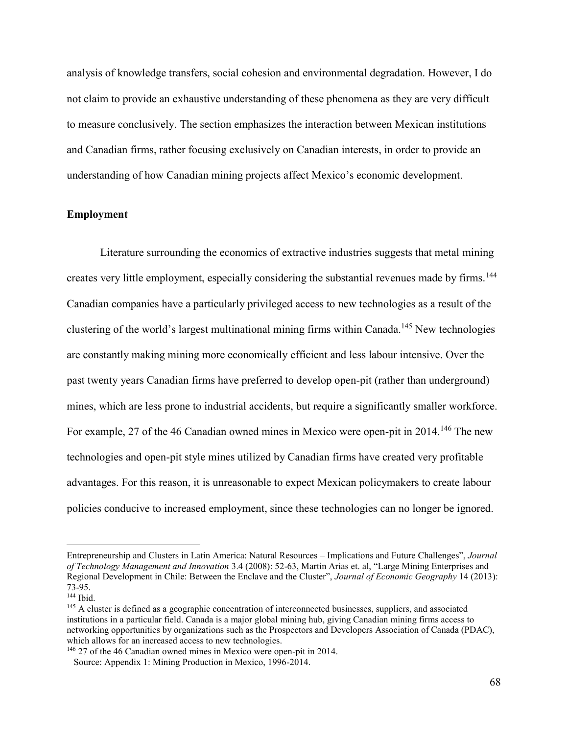analysis of knowledge transfers, social cohesion and environmental degradation. However, I do not claim to provide an exhaustive understanding of these phenomena as they are very difficult to measure conclusively. The section emphasizes the interaction between Mexican institutions and Canadian firms, rather focusing exclusively on Canadian interests, in order to provide an understanding of how Canadian mining projects affect Mexico's economic development.

**Employment**

Literature surrounding the economics of extractive industries suggests that metal mining creates very little employment, especially considering the substantial revenues made by firms.[144] Canadian companies have a particularly privileged access to new technologies as a result of the clustering of the world's largest multinational mining firms within Canada.[145] New technologies are constantly making mining more economically efficient and less labour intensive. Over the past twenty years Canadian firms have preferred to develop open-pit (rather than underground) mines, which are less prone to industrial accidents, but require a significantly smaller workforce. For example, 27 of the 46 Canadian owned mines in Mexico were open-pit in 2014.[146] The new technologies and open-pit style mines utilized by Canadian firms have created very profitable advantages. For this reason, it is unreasonable to expect Mexican policymakers to create labour policies conducive to increased employment, since these technologies can no longer be ignored.

---

Entrepreneurship and Clusters in Latin America: Natural Resources – Implications and Future Challenges", *Journal of Technology Management and Innovation* 3.4 (2008): 52-63, Martin Arias et. al, "Large Mining Enterprises and Regional Development in Chile: Between the Enclave and the Cluster", *Journal of Economic Geography* 14 (2013): 73-95.

[144] Ibid.

[145] A cluster is defined as a geographic concentration of interconnected businesses, suppliers, and associated institutions in a particular field. Canada is a major global mining hub, giving Canadian mining firms access to networking opportunities by organizations such as the Prospectors and Developers Association of Canada (PDAC), which allows for an increased access to new technologies.

[146] 27 of the 46 Canadian owned mines in Mexico were open-pit in 2014.
Source: Appendix 1: Mining Production in Mexico, 1996-2014.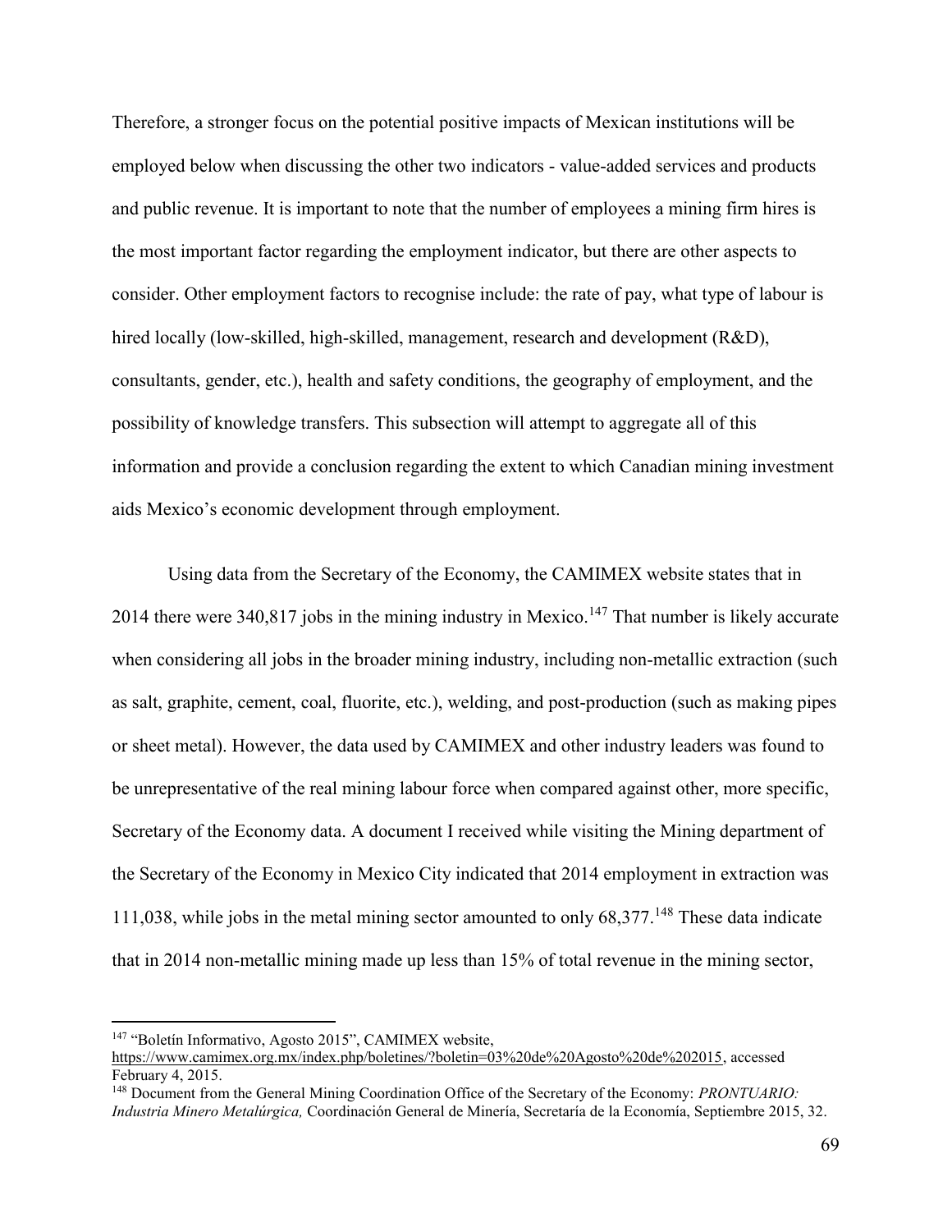Therefore, a stronger focus on the potential positive impacts of Mexican institutions will be employed below when discussing the other two indicators - value-added services and products and public revenue. It is important to note that the number of employees a mining firm hires is the most important factor regarding the employment indicator, but there are other aspects to consider. Other employment factors to recognise include: the rate of pay, what type of labour is hired locally (low-skilled, high-skilled, management, research and development (R&D), consultants, gender, etc.), health and safety conditions, the geography of employment, and the possibility of knowledge transfers. This subsection will attempt to aggregate all of this information and provide a conclusion regarding the extent to which Canadian mining investment aids Mexico's economic development through employment.

Using data from the Secretary of the Economy, the CAMIMEX website states that in 2014 there were 340,817 jobs in the mining industry in Mexico.[147] That number is likely accurate when considering all jobs in the broader mining industry, including non-metallic extraction (such as salt, graphite, cement, coal, fluorite, etc.), welding, and post-production (such as making pipes or sheet metal). However, the data used by CAMIMEX and other industry leaders was found to be unrepresentative of the real mining labour force when compared against other, more specific, Secretary of the Economy data. A document I received while visiting the Mining department of the Secretary of the Economy in Mexico City indicated that 2014 employment in extraction was 111,038, while jobs in the metal mining sector amounted to only 68,377.[148] These data indicate that in 2014 non-metallic mining made up less than 15% of total revenue in the mining sector,

---

[147] "Boletín Informativo, Agosto 2015", CAMIMEX website, https://www.camimex.org.mx/index.php/boletines/?boletin=03%20de%20Agosto%20de%202015, accessed February 4, 2015.

[148] Document from the General Mining Coordination Office of the Secretary of the Economy: *PRONTUARIO: Industria Minero Metalúrgica,* Coordinación General de Minería, Secretaría de la Economía, Septiembre 2015, 32.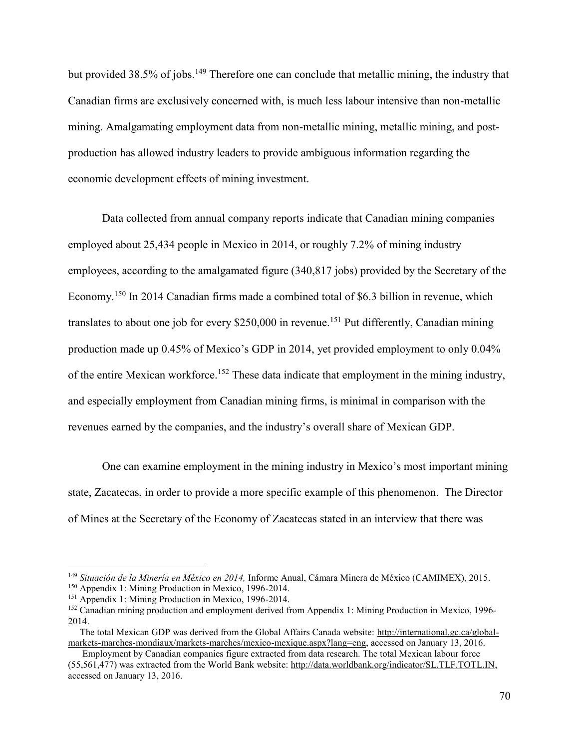but provided 38.5% of jobs.[149] Therefore one can conclude that metallic mining, the industry that Canadian firms are exclusively concerned with, is much less labour intensive than non-metallic mining. Amalgamating employment data from non-metallic mining, metallic mining, and post-production has allowed industry leaders to provide ambiguous information regarding the economic development effects of mining investment.

Data collected from annual company reports indicate that Canadian mining companies employed about 25,434 people in Mexico in 2014, or roughly 7.2% of mining industry employees, according to the amalgamated figure (340,817 jobs) provided by the Secretary of the Economy.[150] In 2014 Canadian firms made a combined total of $6.3 billion in revenue, which translates to about one job for every $250,000 in revenue.[151] Put differently, Canadian mining production made up 0.45% of Mexico's GDP in 2014, yet provided employment to only 0.04% of the entire Mexican workforce.[152] These data indicate that employment in the mining industry, and especially employment from Canadian mining firms, is minimal in comparison with the revenues earned by the companies, and the industry's overall share of Mexican GDP.

One can examine employment in the mining industry in Mexico's most important mining state, Zacatecas, in order to provide a more specific example of this phenomenon. The Director of Mines at the Secretary of the Economy of Zacatecas stated in an interview that there was

---

[149] *Situación de la Minería en México en 2014,* Informe Anual, Cámara Minera de México (CAMIMEX), 2015.

[150] Appendix 1: Mining Production in Mexico, 1996-2014.

[151] Appendix 1: Mining Production in Mexico, 1996-2014.

[152] Canadian mining production and employment derived from Appendix 1: Mining Production in Mexico, 1996-2014.

The total Mexican GDP was derived from the Global Affairs Canada website: http://international.gc.ca/global-markets-marches-mondiaux/markets-marches/mexico-mexique.aspx?lang=eng, accessed on January 13, 2016.

Employment by Canadian companies figure extracted from data research. The total Mexican labour force (55,561,477) was extracted from the World Bank website: http://data.worldbank.org/indicator/SL.TLF.TOTL.IN, accessed on January 13, 2016.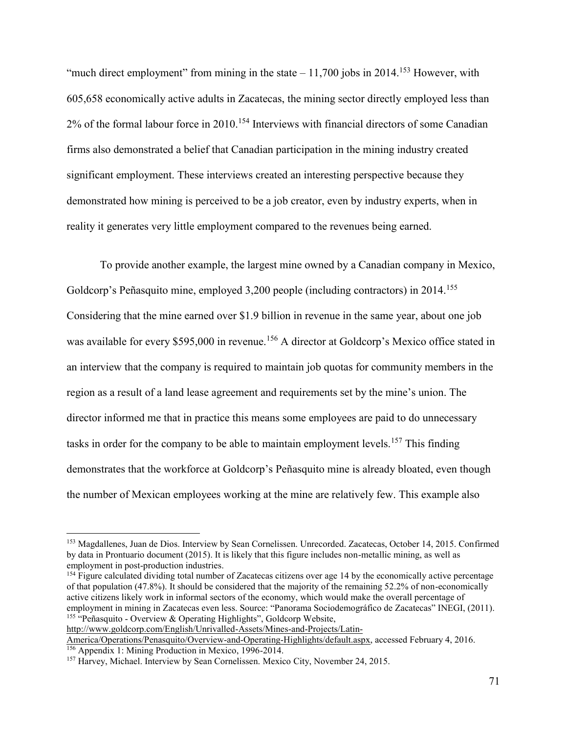"much direct employment" from mining in the state – 11,700 jobs in 2014.[153] However, with 605,658 economically active adults in Zacatecas, the mining sector directly employed less than 2% of the formal labour force in 2010.[154] Interviews with financial directors of some Canadian firms also demonstrated a belief that Canadian participation in the mining industry created significant employment. These interviews created an interesting perspective because they demonstrated how mining is perceived to be a job creator, even by industry experts, when in reality it generates very little employment compared to the revenues being earned.

To provide another example, the largest mine owned by a Canadian company in Mexico, Goldcorp's Peñasquito mine, employed 3,200 people (including contractors) in 2014.[155] Considering that the mine earned over $1.9 billion in revenue in the same year, about one job was available for every $595,000 in revenue.[156] A director at Goldcorp's Mexico office stated in an interview that the company is required to maintain job quotas for community members in the region as a result of a land lease agreement and requirements set by the mine's union. The director informed me that in practice this means some employees are paid to do unnecessary tasks in order for the company to be able to maintain employment levels.[157] This finding demonstrates that the workforce at Goldcorp's Peñasquito mine is already bloated, even though the number of Mexican employees working at the mine are relatively few. This example also

---

[153] Magdallenes, Juan de Dios. Interview by Sean Cornelissen. Unrecorded. Zacatecas, October 14, 2015. Confirmed by data in Prontuario document (2015). It is likely that this figure includes non-metallic mining, as well as employment in post-production industries.

[154] Figure calculated dividing total number of Zacatecas citizens over age 14 by the economically active percentage of that population (47.8%). It should be considered that the majority of the remaining 52.2% of non-economically active citizens likely work in informal sectors of the economy, which would make the overall percentage of employment in mining in Zacatecas even less. Source: "Panorama Sociodemográfico de Zacatecas" INEGI, (2011).

[155] "Peñasquito - Overview & Operating Highlights", Goldcorp Website, http://www.goldcorp.com/English/Unrivalled-Assets/Mines-and-Projects/Latin-America/Operations/Penasquito/Overview-and-Operating-Highlights/default.aspx, accessed February 4, 2016.

[156] Appendix 1: Mining Production in Mexico, 1996-2014.

[157] Harvey, Michael. Interview by Sean Cornelissen. Mexico City, November 24, 2015.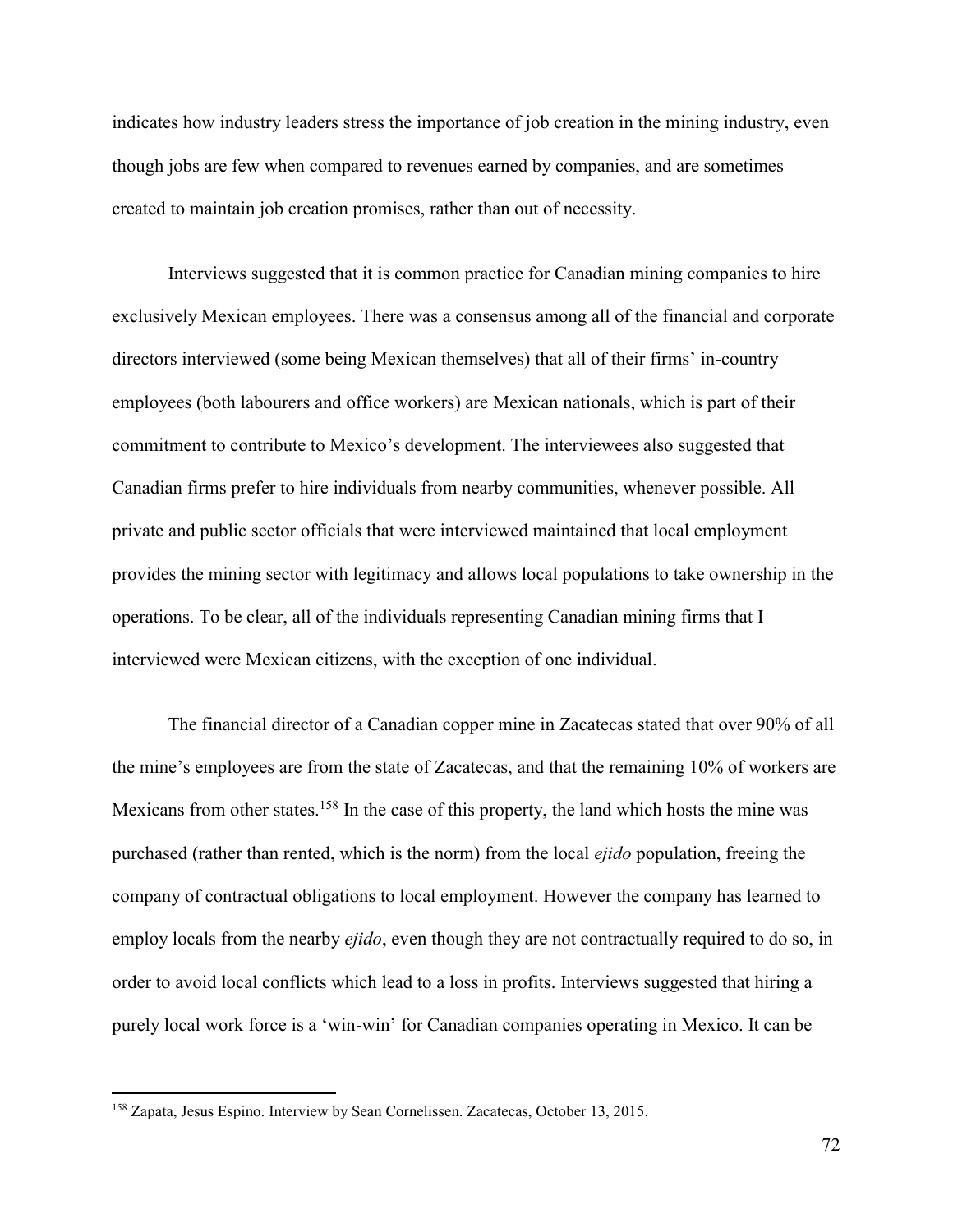indicates how industry leaders stress the importance of job creation in the mining industry, even though jobs are few when compared to revenues earned by companies, and are sometimes created to maintain job creation promises, rather than out of necessity.

Interviews suggested that it is common practice for Canadian mining companies to hire exclusively Mexican employees. There was a consensus among all of the financial and corporate directors interviewed (some being Mexican themselves) that all of their firms' in-country employees (both labourers and office workers) are Mexican nationals, which is part of their commitment to contribute to Mexico's development. The interviewees also suggested that Canadian firms prefer to hire individuals from nearby communities, whenever possible. All private and public sector officials that were interviewed maintained that local employment provides the mining sector with legitimacy and allows local populations to take ownership in the operations. To be clear, all of the individuals representing Canadian mining firms that I interviewed were Mexican citizens, with the exception of one individual.

The financial director of a Canadian copper mine in Zacatecas stated that over 90% of all the mine's employees are from the state of Zacatecas, and that the remaining 10% of workers are Mexicans from other states.[158] In the case of this property, the land which hosts the mine was purchased (rather than rented, which is the norm) from the local *ejido* population, freeing the company of contractual obligations to local employment. However the company has learned to employ locals from the nearby *ejido*, even though they are not contractually required to do so, in order to avoid local conflicts which lead to a loss in profits. Interviews suggested that hiring a purely local work force is a 'win-win' for Canadian companies operating in Mexico. It can be

[158] Zapata, Jesus Espino. Interview by Sean Cornelissen. Zacatecas, October 13, 2015.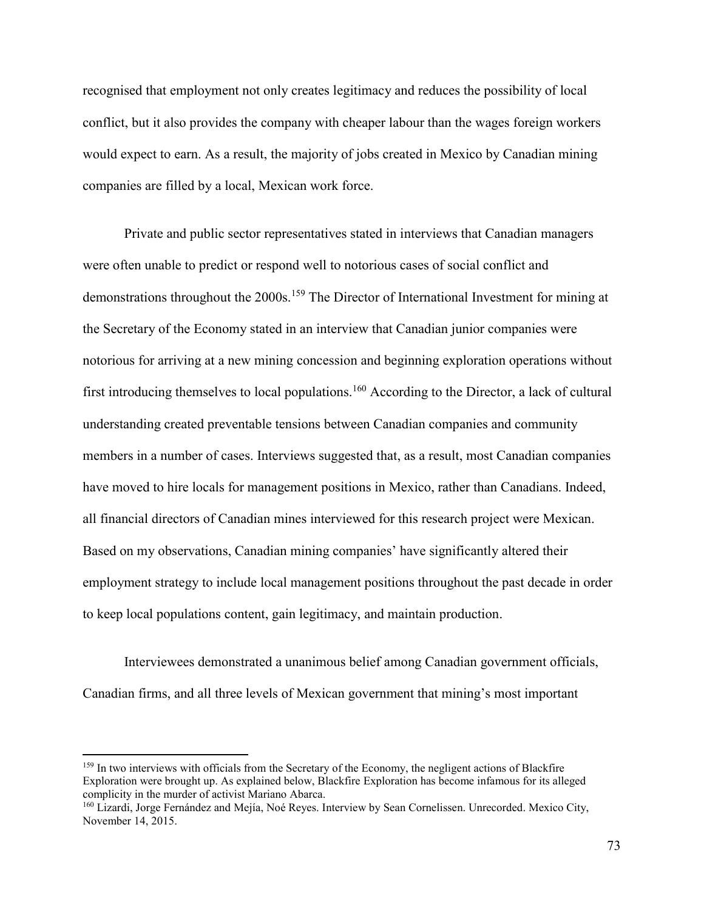recognised that employment not only creates legitimacy and reduces the possibility of local conflict, but it also provides the company with cheaper labour than the wages foreign workers would expect to earn. As a result, the majority of jobs created in Mexico by Canadian mining companies are filled by a local, Mexican work force.

Private and public sector representatives stated in interviews that Canadian managers were often unable to predict or respond well to notorious cases of social conflict and demonstrations throughout the 2000s.[159] The Director of International Investment for mining at the Secretary of the Economy stated in an interview that Canadian junior companies were notorious for arriving at a new mining concession and beginning exploration operations without first introducing themselves to local populations.[160] According to the Director, a lack of cultural understanding created preventable tensions between Canadian companies and community members in a number of cases. Interviews suggested that, as a result, most Canadian companies have moved to hire locals for management positions in Mexico, rather than Canadians. Indeed, all financial directors of Canadian mines interviewed for this research project were Mexican. Based on my observations, Canadian mining companies' have significantly altered their employment strategy to include local management positions throughout the past decade in order to keep local populations content, gain legitimacy, and maintain production.

Interviewees demonstrated a unanimous belief among Canadian government officials, Canadian firms, and all three levels of Mexican government that mining's most important

---

[159] In two interviews with officials from the Secretary of the Economy, the negligent actions of Blackfire Exploration were brought up. As explained below, Blackfire Exploration has become infamous for its alleged complicity in the murder of activist Mariano Abarca.

[160] Lizardi, Jorge Fernández and Mejía, Noé Reyes. Interview by Sean Cornelissen. Unrecorded. Mexico City, November 14, 2015.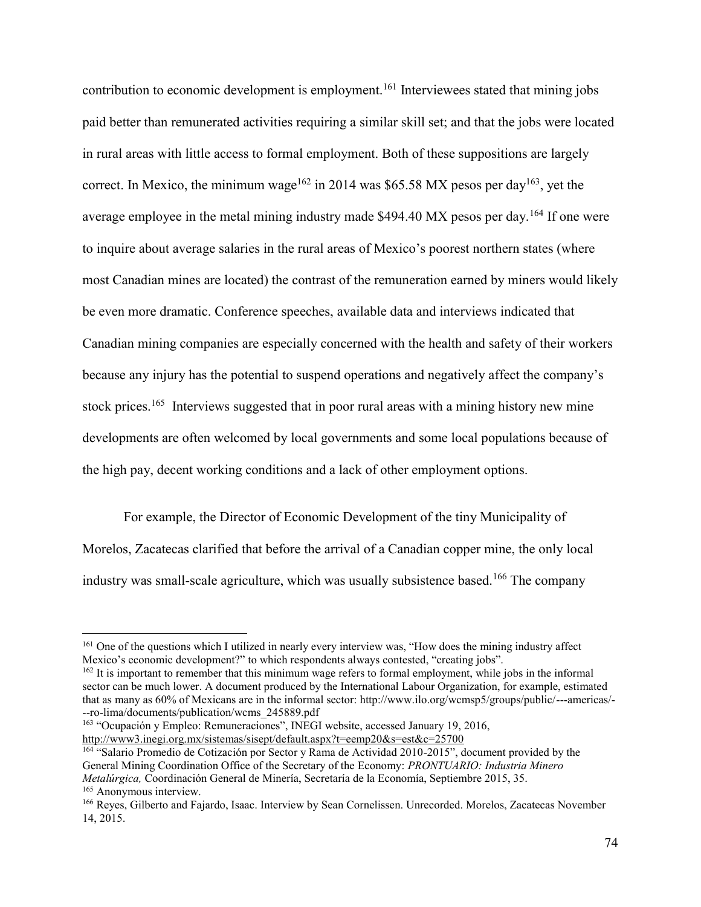contribution to economic development is employment.[161] Interviewees stated that mining jobs paid better than remunerated activities requiring a similar skill set; and that the jobs were located in rural areas with little access to formal employment. Both of these suppositions are largely correct. In Mexico, the minimum wage[162] in 2014 was $65.58 MX pesos per day[163], yet the average employee in the metal mining industry made $494.40 MX pesos per day.[164] If one were to inquire about average salaries in the rural areas of Mexico's poorest northern states (where most Canadian mines are located) the contrast of the remuneration earned by miners would likely be even more dramatic. Conference speeches, available data and interviews indicated that Canadian mining companies are especially concerned with the health and safety of their workers because any injury has the potential to suspend operations and negatively affect the company's stock prices.[165] Interviews suggested that in poor rural areas with a mining history new mine developments are often welcomed by local governments and some local populations because of the high pay, decent working conditions and a lack of other employment options.

For example, the Director of Economic Development of the tiny Municipality of Morelos, Zacatecas clarified that before the arrival of a Canadian copper mine, the only local industry was small-scale agriculture, which was usually subsistence based.[166] The company

---

[161] One of the questions which I utilized in nearly every interview was, "How does the mining industry affect Mexico's economic development?" to which respondents always contested, "creating jobs".

[162] It is important to remember that this minimum wage refers to formal employment, while jobs in the informal sector can be much lower. A document produced by the International Labour Organization, for example, estimated that as many as 60% of Mexicans are in the informal sector: http://www.ilo.org/wcmsp5/groups/public/---americas/---ro-lima/documents/publication/wcms_245889.pdf

[163] "Ocupación y Empleo: Remuneraciones", INEGI website, accessed January 19, 2016, http://www3.inegi.org.mx/sistemas/sisept/default.aspx?t=eemp20&s=est&c=25700

[164] "Salario Promedio de Cotización por Sector y Rama de Actividad 2010-2015", document provided by the General Mining Coordination Office of the Secretary of the Economy: *PRONTUARIO: Industria Minero Metalúrgica,* Coordinación General de Minería, Secretaría de la Economía, Septiembre 2015, 35.

[165] Anonymous interview.

[166] Reyes, Gilberto and Fajardo, Isaac. Interview by Sean Cornelissen. Unrecorded. Morelos, Zacatecas November 14, 2015.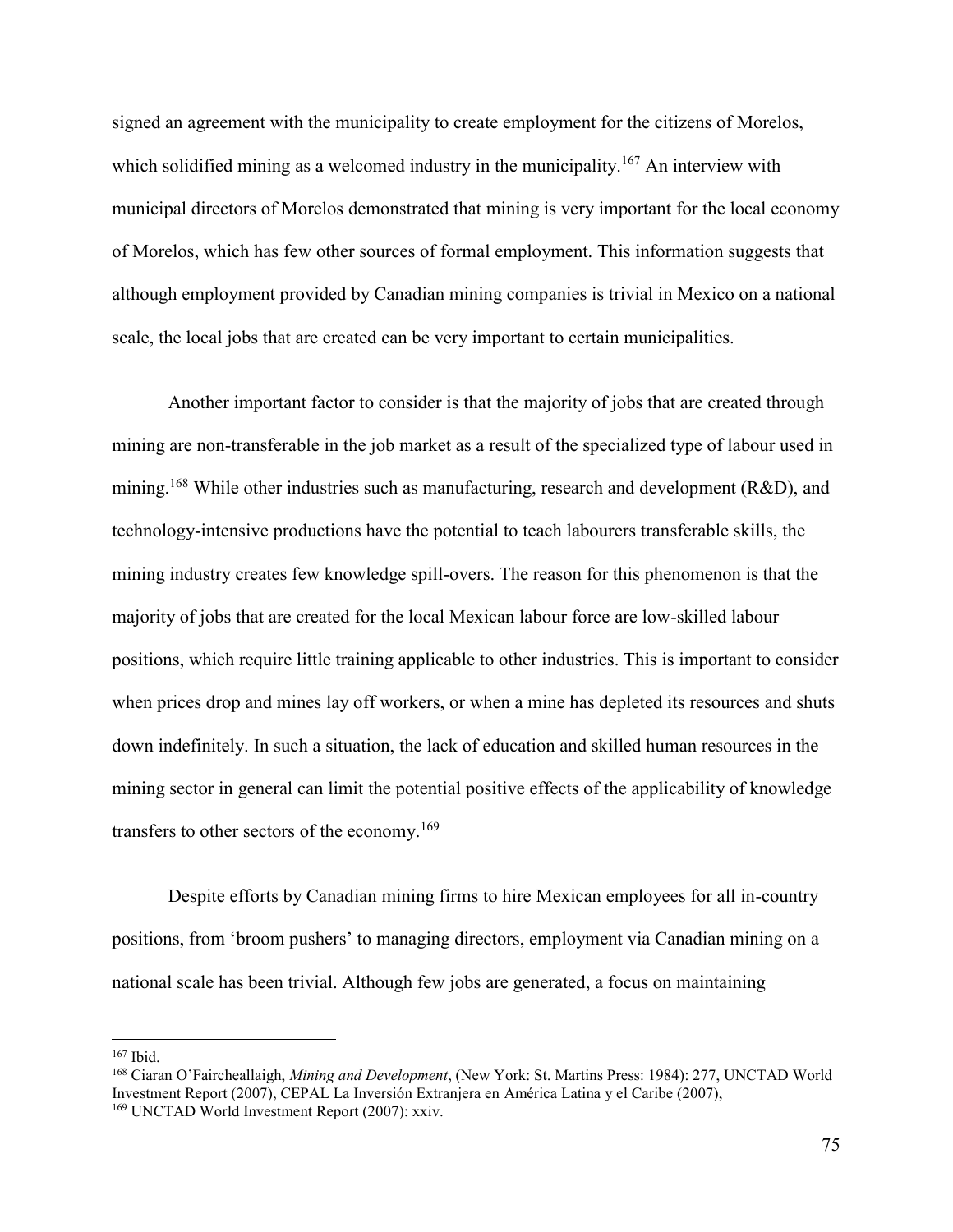signed an agreement with the municipality to create employment for the citizens of Morelos, which solidified mining as a welcomed industry in the municipality.[167] An interview with municipal directors of Morelos demonstrated that mining is very important for the local economy of Morelos, which has few other sources of formal employment. This information suggests that although employment provided by Canadian mining companies is trivial in Mexico on a national scale, the local jobs that are created can be very important to certain municipalities.

Another important factor to consider is that the majority of jobs that are created through mining are non-transferable in the job market as a result of the specialized type of labour used in mining.[168] While other industries such as manufacturing, research and development (R&D), and technology-intensive productions have the potential to teach labourers transferable skills, the mining industry creates few knowledge spill-overs. The reason for this phenomenon is that the majority of jobs that are created for the local Mexican labour force are low-skilled labour positions, which require little training applicable to other industries. This is important to consider when prices drop and mines lay off workers, or when a mine has depleted its resources and shuts down indefinitely. In such a situation, the lack of education and skilled human resources in the mining sector in general can limit the potential positive effects of the applicability of knowledge transfers to other sectors of the economy.[169]

Despite efforts by Canadian mining firms to hire Mexican employees for all in-country positions, from 'broom pushers' to managing directors, employment via Canadian mining on a national scale has been trivial. Although few jobs are generated, a focus on maintaining

---

[167] Ibid.

[168] Ciaran O'Faircheallaigh, *Mining and Development*, (New York: St. Martins Press: 1984): 277, UNCTAD World Investment Report (2007), CEPAL La Inversión Extranjera en América Latina y el Caribe (2007),

[169] UNCTAD World Investment Report (2007): xxiv.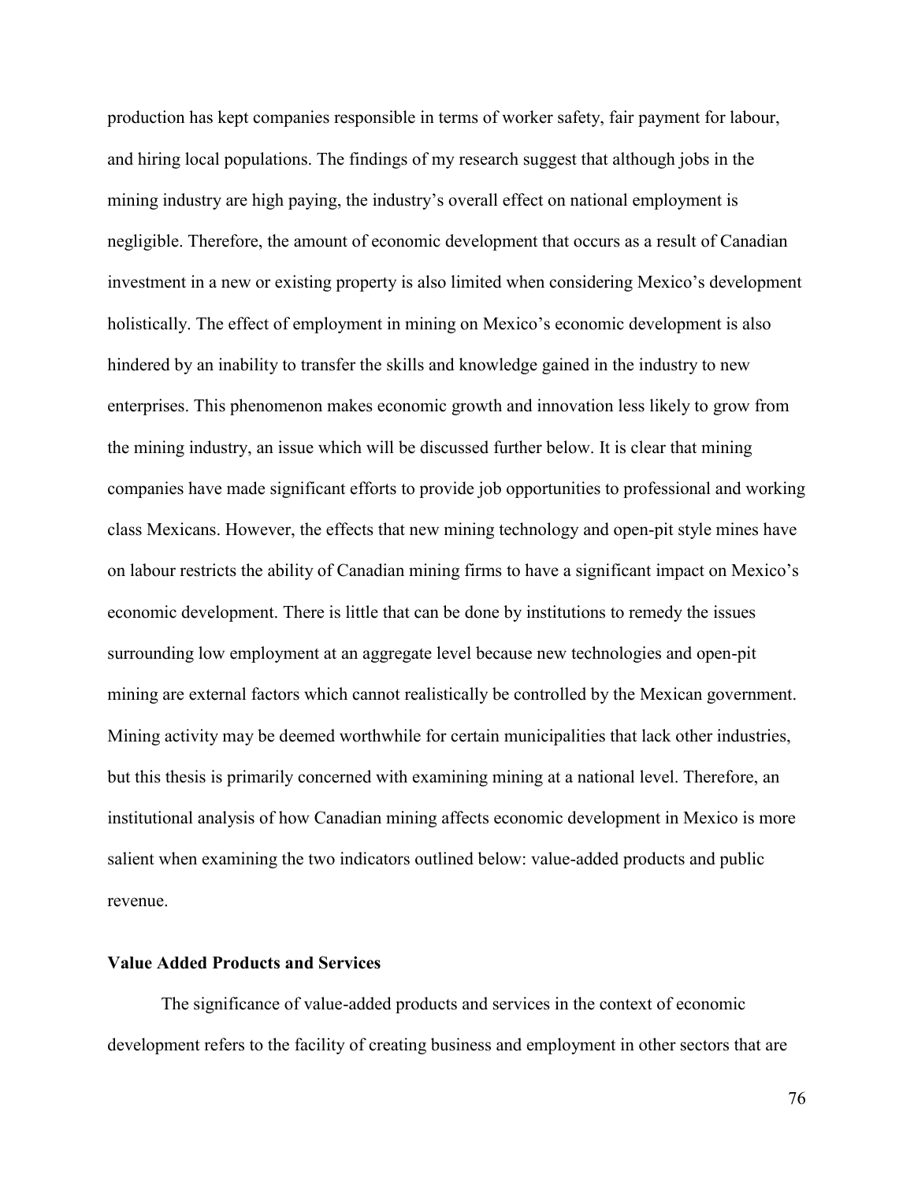production has kept companies responsible in terms of worker safety, fair payment for labour, and hiring local populations. The findings of my research suggest that although jobs in the mining industry are high paying, the industry's overall effect on national employment is negligible. Therefore, the amount of economic development that occurs as a result of Canadian investment in a new or existing property is also limited when considering Mexico's development holistically. The effect of employment in mining on Mexico's economic development is also hindered by an inability to transfer the skills and knowledge gained in the industry to new enterprises. This phenomenon makes economic growth and innovation less likely to grow from the mining industry, an issue which will be discussed further below. It is clear that mining companies have made significant efforts to provide job opportunities to professional and working class Mexicans. However, the effects that new mining technology and open-pit style mines have on labour restricts the ability of Canadian mining firms to have a significant impact on Mexico's economic development. There is little that can be done by institutions to remedy the issues surrounding low employment at an aggregate level because new technologies and open-pit mining are external factors which cannot realistically be controlled by the Mexican government. Mining activity may be deemed worthwhile for certain municipalities that lack other industries, but this thesis is primarily concerned with examining mining at a national level. Therefore, an institutional analysis of how Canadian mining affects economic development in Mexico is more salient when examining the two indicators outlined below: value-added products and public revenue.

### Value Added Products and Services

The significance of value-added products and services in the context of economic development refers to the facility of creating business and employment in other sectors that are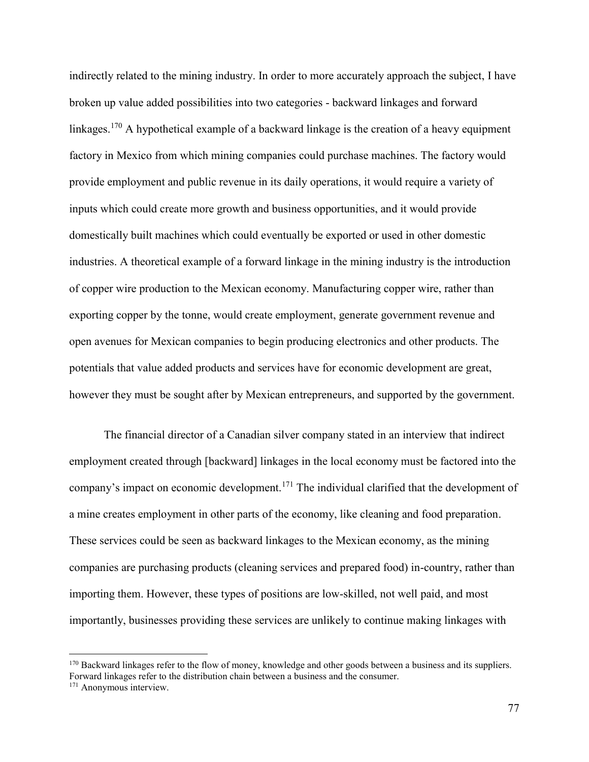indirectly related to the mining industry. In order to more accurately approach the subject, I have broken up value added possibilities into two categories - backward linkages and forward linkages.[170] A hypothetical example of a backward linkage is the creation of a heavy equipment factory in Mexico from which mining companies could purchase machines. The factory would provide employment and public revenue in its daily operations, it would require a variety of inputs which could create more growth and business opportunities, and it would provide domestically built machines which could eventually be exported or used in other domestic industries. A theoretical example of a forward linkage in the mining industry is the introduction of copper wire production to the Mexican economy. Manufacturing copper wire, rather than exporting copper by the tonne, would create employment, generate government revenue and open avenues for Mexican companies to begin producing electronics and other products. The potentials that value added products and services have for economic development are great, however they must be sought after by Mexican entrepreneurs, and supported by the government.

The financial director of a Canadian silver company stated in an interview that indirect employment created through [backward] linkages in the local economy must be factored into the company's impact on economic development.[171] The individual clarified that the development of a mine creates employment in other parts of the economy, like cleaning and food preparation. These services could be seen as backward linkages to the Mexican economy, as the mining companies are purchasing products (cleaning services and prepared food) in-country, rather than importing them. However, these types of positions are low-skilled, not well paid, and most importantly, businesses providing these services are unlikely to continue making linkages with

[170] Backward linkages refer to the flow of money, knowledge and other goods between a business and its suppliers. Forward linkages refer to the distribution chain between a business and the consumer.

[171] Anonymous interview.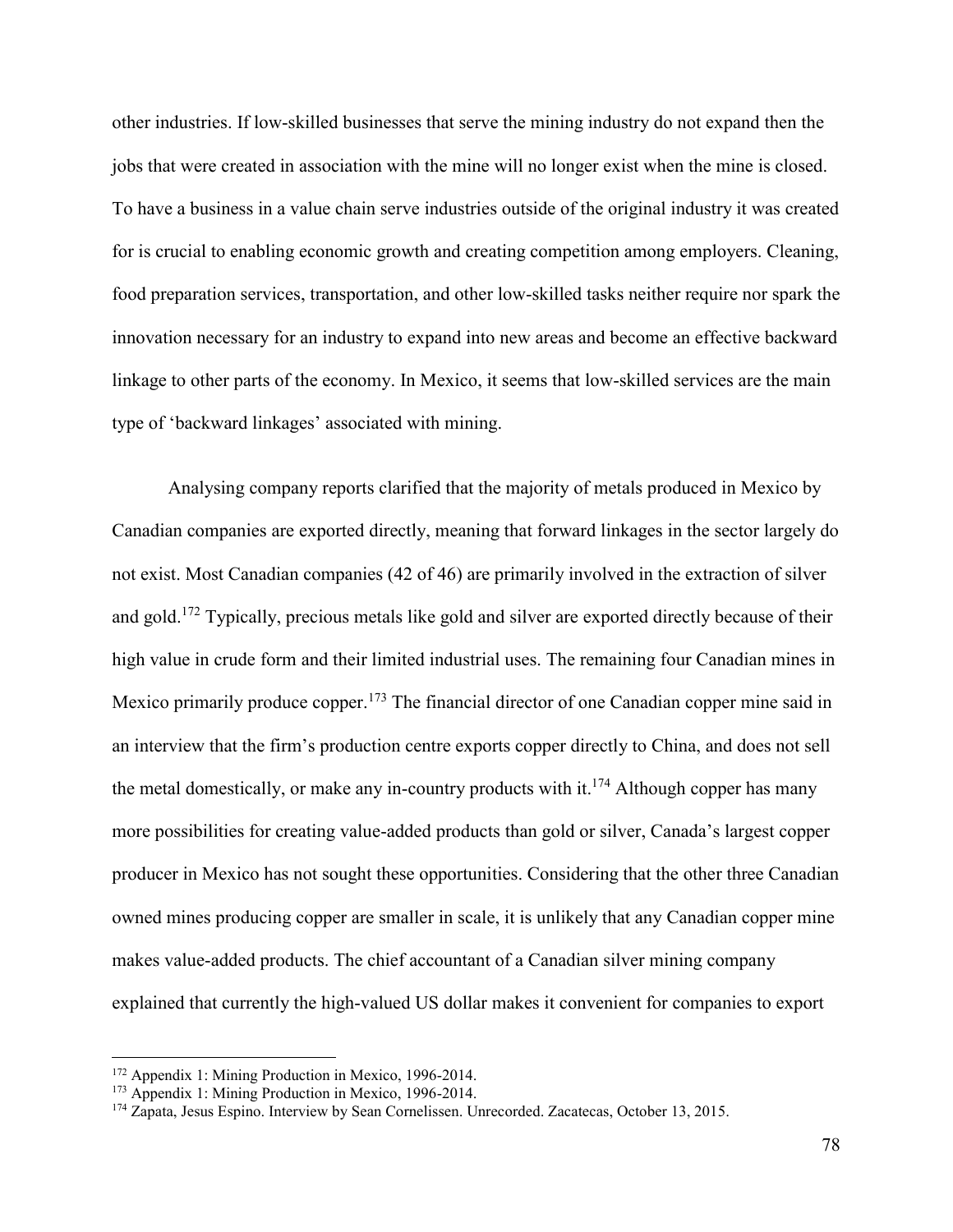other industries. If low-skilled businesses that serve the mining industry do not expand then the jobs that were created in association with the mine will no longer exist when the mine is closed. To have a business in a value chain serve industries outside of the original industry it was created for is crucial to enabling economic growth and creating competition among employers. Cleaning, food preparation services, transportation, and other low-skilled tasks neither require nor spark the innovation necessary for an industry to expand into new areas and become an effective backward linkage to other parts of the economy. In Mexico, it seems that low-skilled services are the main type of 'backward linkages' associated with mining.

Analysing company reports clarified that the majority of metals produced in Mexico by Canadian companies are exported directly, meaning that forward linkages in the sector largely do not exist. Most Canadian companies (42 of 46) are primarily involved in the extraction of silver and gold.[172] Typically, precious metals like gold and silver are exported directly because of their high value in crude form and their limited industrial uses. The remaining four Canadian mines in Mexico primarily produce copper.[173] The financial director of one Canadian copper mine said in an interview that the firm's production centre exports copper directly to China, and does not sell the metal domestically, or make any in-country products with it.[174] Although copper has many more possibilities for creating value-added products than gold or silver, Canada's largest copper producer in Mexico has not sought these opportunities. Considering that the other three Canadian owned mines producing copper are smaller in scale, it is unlikely that any Canadian copper mine makes value-added products. The chief accountant of a Canadian silver mining company explained that currently the high-valued US dollar makes it convenient for companies to export

[172] Appendix 1: Mining Production in Mexico, 1996-2014.
[173] Appendix 1: Mining Production in Mexico, 1996-2014.
[174] Zapata, Jesus Espino. Interview by Sean Cornelissen. Unrecorded. Zacatecas, October 13, 2015.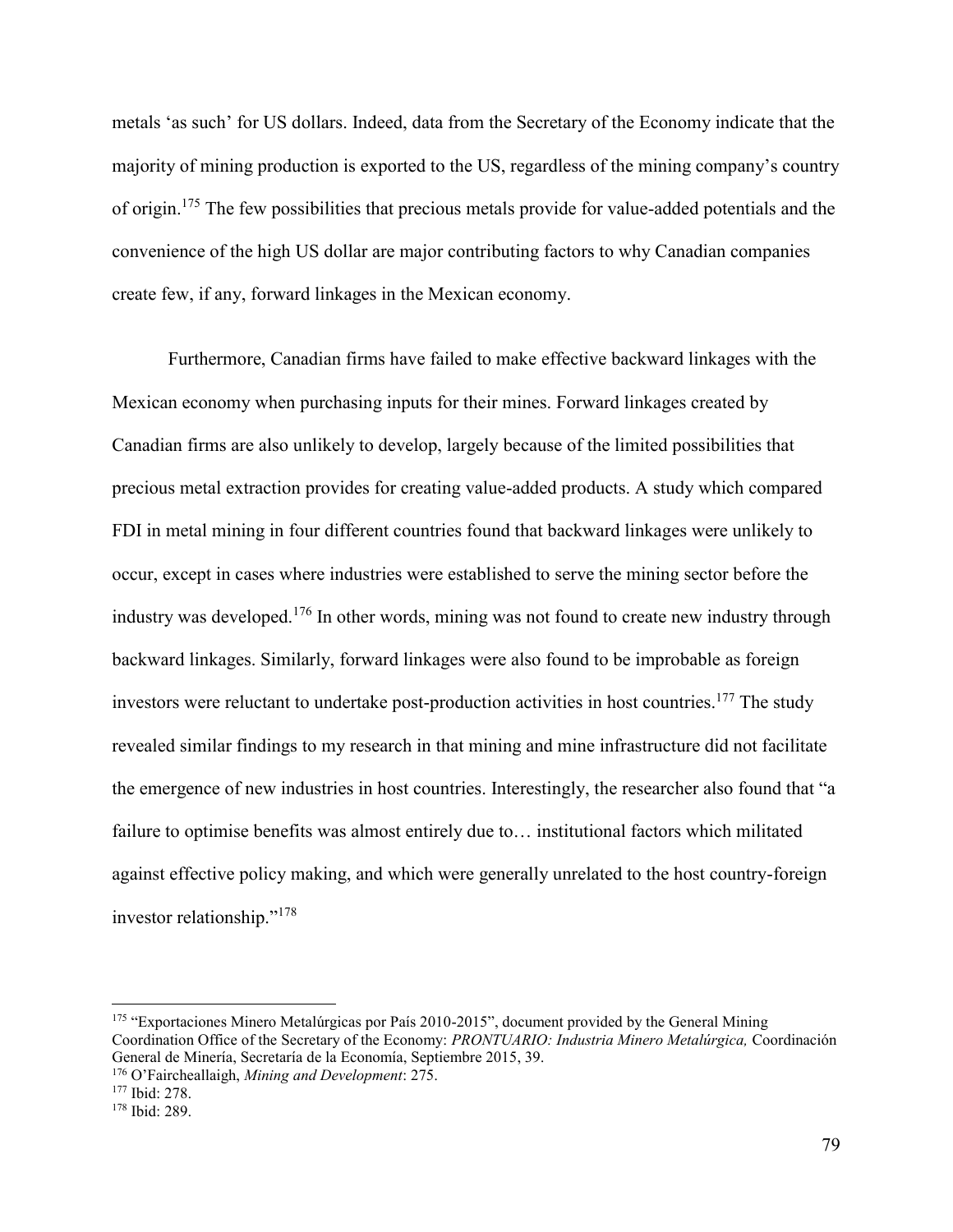metals 'as such' for US dollars. Indeed, data from the Secretary of the Economy indicate that the majority of mining production is exported to the US, regardless of the mining company's country of origin.[175] The few possibilities that precious metals provide for value-added potentials and the convenience of the high US dollar are major contributing factors to why Canadian companies create few, if any, forward linkages in the Mexican economy.

Furthermore, Canadian firms have failed to make effective backward linkages with the Mexican economy when purchasing inputs for their mines. Forward linkages created by Canadian firms are also unlikely to develop, largely because of the limited possibilities that precious metal extraction provides for creating value-added products. A study which compared FDI in metal mining in four different countries found that backward linkages were unlikely to occur, except in cases where industries were established to serve the mining sector before the industry was developed.[176] In other words, mining was not found to create new industry through backward linkages. Similarly, forward linkages were also found to be improbable as foreign investors were reluctant to undertake post-production activities in host countries.[177] The study revealed similar findings to my research in that mining and mine infrastructure did not facilitate the emergence of new industries in host countries. Interestingly, the researcher also found that "a failure to optimise benefits was almost entirely due to… institutional factors which militated against effective policy making, and which were generally unrelated to the host country-foreign investor relationship."[178]

---

[175] "Exportaciones Minero Metalúrgicas por País 2010-2015", document provided by the General Mining Coordination Office of the Secretary of the Economy: *PRONTUARIO: Industria Minero Metalúrgica,* Coordinación General de Minería, Secretaría de la Economía, Septiembre 2015, 39.

[176] O'Faircheallaigh, *Mining and Development*: 275.

[177] Ibid: 278.

[178] Ibid: 289.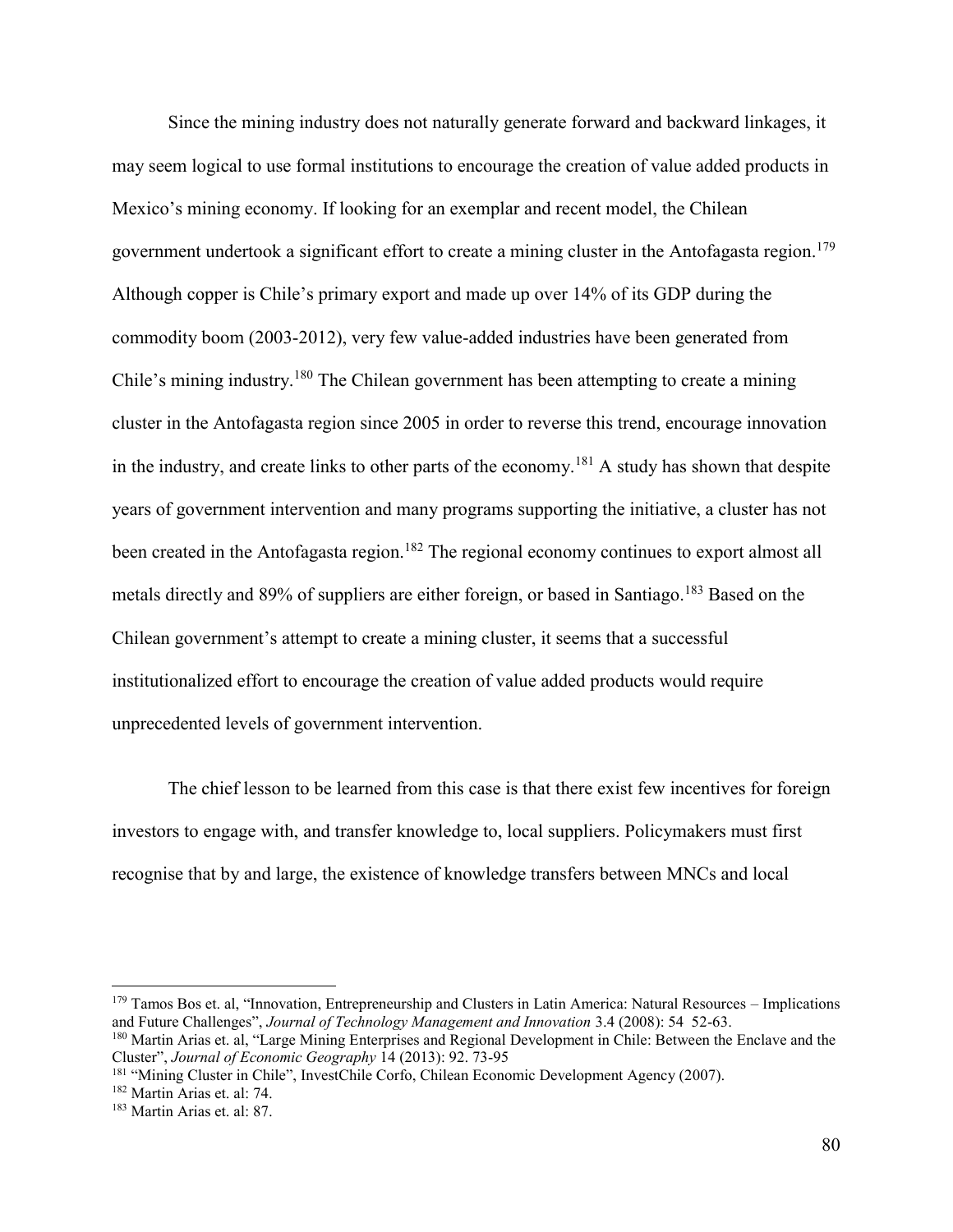Since the mining industry does not naturally generate forward and backward linkages, it may seem logical to use formal institutions to encourage the creation of value added products in Mexico's mining economy. If looking for an exemplar and recent model, the Chilean government undertook a significant effort to create a mining cluster in the Antofagasta region.[179] Although copper is Chile's primary export and made up over 14% of its GDP during the commodity boom (2003-2012), very few value-added industries have been generated from Chile's mining industry.[180] The Chilean government has been attempting to create a mining cluster in the Antofagasta region since 2005 in order to reverse this trend, encourage innovation in the industry, and create links to other parts of the economy.[181] A study has shown that despite years of government intervention and many programs supporting the initiative, a cluster has not been created in the Antofagasta region.[182] The regional economy continues to export almost all metals directly and 89% of suppliers are either foreign, or based in Santiago.[183] Based on the Chilean government's attempt to create a mining cluster, it seems that a successful institutionalized effort to encourage the creation of value added products would require unprecedented levels of government intervention.

The chief lesson to be learned from this case is that there exist few incentives for foreign investors to engage with, and transfer knowledge to, local suppliers. Policymakers must first recognise that by and large, the existence of knowledge transfers between MNCs and local

---

[179] Tamos Bos et. al, "Innovation, Entrepreneurship and Clusters in Latin America: Natural Resources – Implications and Future Challenges", *Journal of Technology Management and Innovation* 3.4 (2008): 54 52-63.

[180] Martin Arias et. al, "Large Mining Enterprises and Regional Development in Chile: Between the Enclave and the Cluster", *Journal of Economic Geography* 14 (2013): 92. 73-95

[181] "Mining Cluster in Chile", InvestChile Corfo, Chilean Economic Development Agency (2007).

[182] Martin Arias et. al: 74.

[183] Martin Arias et. al: 87.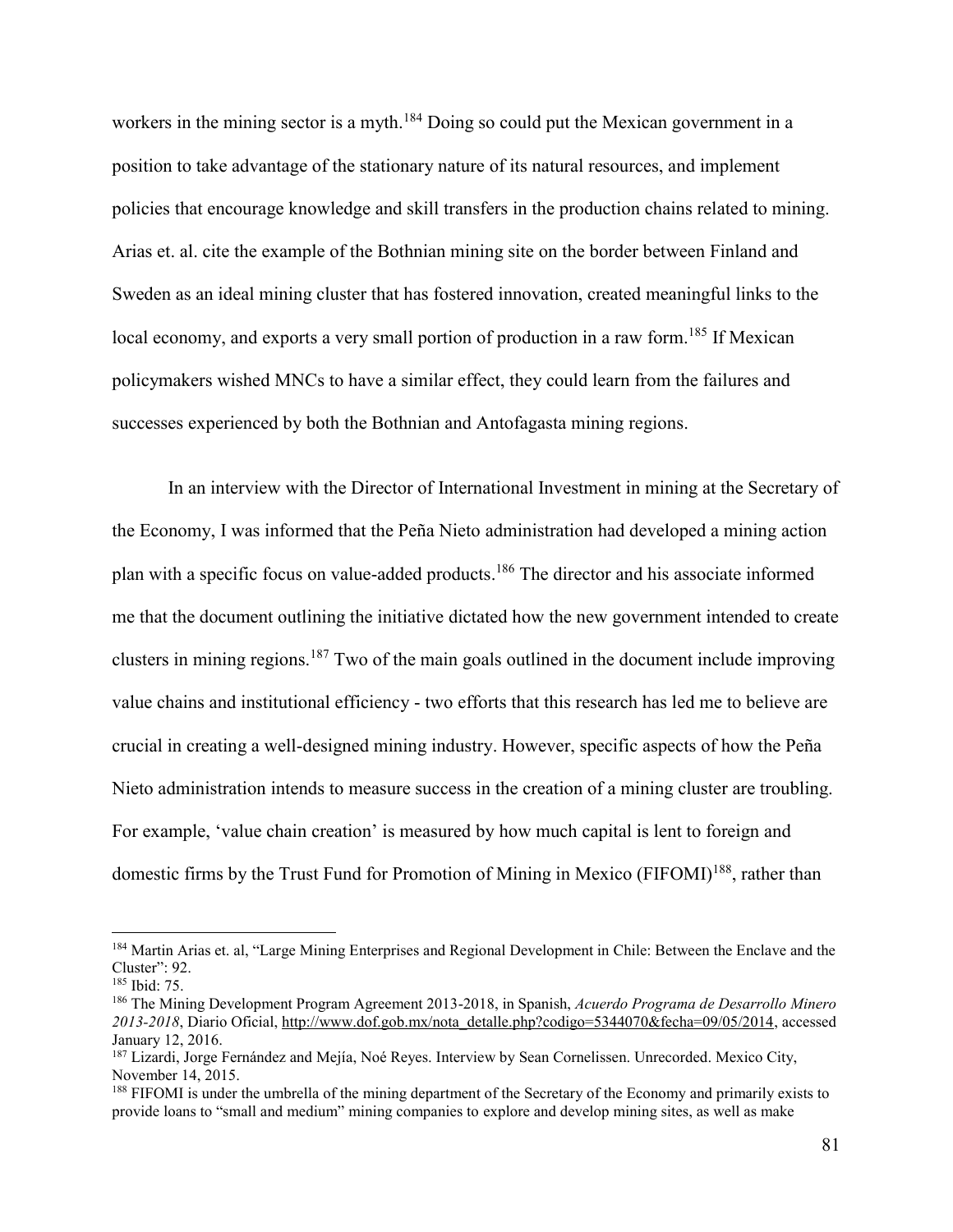workers in the mining sector is a myth.[184] Doing so could put the Mexican government in a position to take advantage of the stationary nature of its natural resources, and implement policies that encourage knowledge and skill transfers in the production chains related to mining. Arias et. al. cite the example of the Bothnian mining site on the border between Finland and Sweden as an ideal mining cluster that has fostered innovation, created meaningful links to the local economy, and exports a very small portion of production in a raw form.[185] If Mexican policymakers wished MNCs to have a similar effect, they could learn from the failures and successes experienced by both the Bothnian and Antofagasta mining regions.

In an interview with the Director of International Investment in mining at the Secretary of the Economy, I was informed that the Peña Nieto administration had developed a mining action plan with a specific focus on value-added products.[186] The director and his associate informed me that the document outlining the initiative dictated how the new government intended to create clusters in mining regions.[187] Two of the main goals outlined in the document include improving value chains and institutional efficiency - two efforts that this research has led me to believe are crucial in creating a well-designed mining industry. However, specific aspects of how the Peña Nieto administration intends to measure success in the creation of a mining cluster are troubling. For example, 'value chain creation' is measured by how much capital is lent to foreign and domestic firms by the Trust Fund for Promotion of Mining in Mexico (FIFOMI)[188], rather than

---

[184] Martin Arias et. al, "Large Mining Enterprises and Regional Development in Chile: Between the Enclave and the Cluster": 92.

[185] Ibid: 75.

[186] The Mining Development Program Agreement 2013-2018, in Spanish, *Acuerdo Programa de Desarrollo Minero 2013-2018*, Diario Oficial, http://www.dof.gob.mx/nota_detalle.php?codigo=5344070&fecha=09/05/2014, accessed January 12, 2016.

[187] Lizardi, Jorge Fernández and Mejía, Noé Reyes. Interview by Sean Cornelissen. Unrecorded. Mexico City, November 14, 2015.

[188] FIFOMI is under the umbrella of the mining department of the Secretary of the Economy and primarily exists to provide loans to "small and medium" mining companies to explore and develop mining sites, as well as make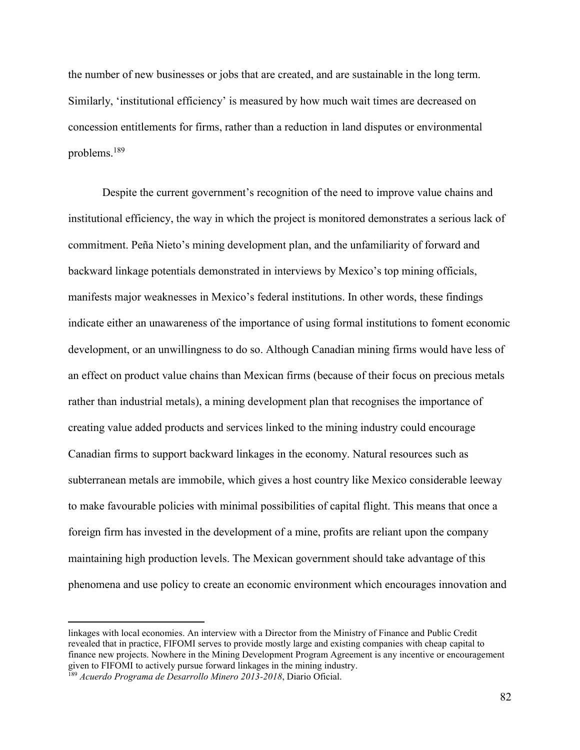the number of new businesses or jobs that are created, and are sustainable in the long term. Similarly, 'institutional efficiency' is measured by how much wait times are decreased on concession entitlements for firms, rather than a reduction in land disputes or environmental problems.[189]

Despite the current government's recognition of the need to improve value chains and institutional efficiency, the way in which the project is monitored demonstrates a serious lack of commitment. Peña Nieto's mining development plan, and the unfamiliarity of forward and backward linkage potentials demonstrated in interviews by Mexico's top mining officials, manifests major weaknesses in Mexico's federal institutions. In other words, these findings indicate either an unawareness of the importance of using formal institutions to foment economic development, or an unwillingness to do so. Although Canadian mining firms would have less of an effect on product value chains than Mexican firms (because of their focus on precious metals rather than industrial metals), a mining development plan that recognises the importance of creating value added products and services linked to the mining industry could encourage Canadian firms to support backward linkages in the economy. Natural resources such as subterranean metals are immobile, which gives a host country like Mexico considerable leeway to make favourable policies with minimal possibilities of capital flight. This means that once a foreign firm has invested in the development of a mine, profits are reliant upon the company maintaining high production levels. The Mexican government should take advantage of this phenomena and use policy to create an economic environment which encourages innovation and

---

linkages with local economies. An interview with a Director from the Ministry of Finance and Public Credit revealed that in practice, FIFOMI serves to provide mostly large and existing companies with cheap capital to finance new projects. Nowhere in the Mining Development Program Agreement is any incentive or encouragement given to FIFOMI to actively pursue forward linkages in the mining industry.

[189] *Acuerdo Programa de Desarrollo Minero 2013-2018*, Diario Oficial.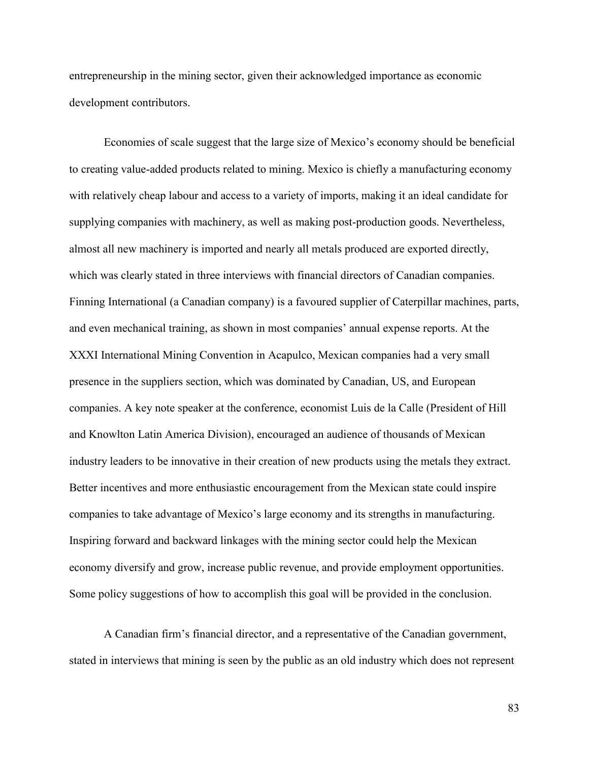entrepreneurship in the mining sector, given their acknowledged importance as economic development contributors.

Economies of scale suggest that the large size of Mexico's economy should be beneficial to creating value-added products related to mining. Mexico is chiefly a manufacturing economy with relatively cheap labour and access to a variety of imports, making it an ideal candidate for supplying companies with machinery, as well as making post-production goods. Nevertheless, almost all new machinery is imported and nearly all metals produced are exported directly, which was clearly stated in three interviews with financial directors of Canadian companies. Finning International (a Canadian company) is a favoured supplier of Caterpillar machines, parts, and even mechanical training, as shown in most companies' annual expense reports. At the XXXI International Mining Convention in Acapulco, Mexican companies had a very small presence in the suppliers section, which was dominated by Canadian, US, and European companies. A key note speaker at the conference, economist Luis de la Calle (President of Hill and Knowlton Latin America Division), encouraged an audience of thousands of Mexican industry leaders to be innovative in their creation of new products using the metals they extract. Better incentives and more enthusiastic encouragement from the Mexican state could inspire companies to take advantage of Mexico's large economy and its strengths in manufacturing. Inspiring forward and backward linkages with the mining sector could help the Mexican economy diversify and grow, increase public revenue, and provide employment opportunities. Some policy suggestions of how to accomplish this goal will be provided in the conclusion.

A Canadian firm's financial director, and a representative of the Canadian government, stated in interviews that mining is seen by the public as an old industry which does not represent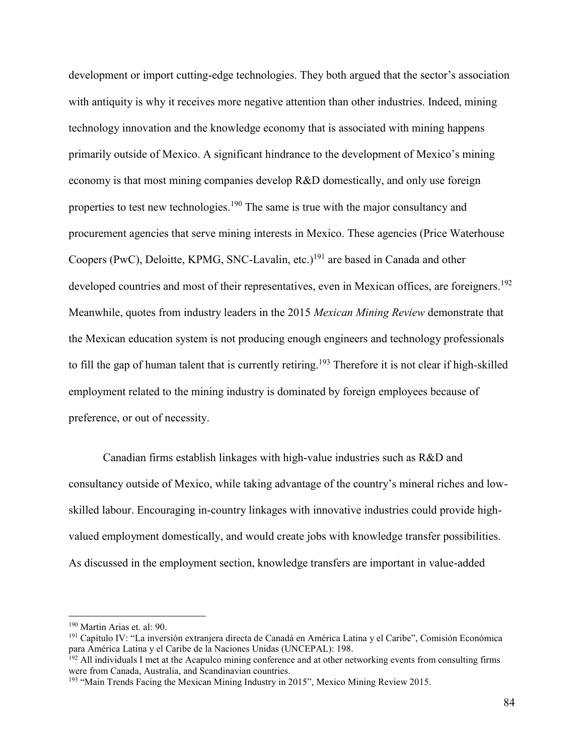development or import cutting-edge technologies. They both argued that the sector's association with antiquity is why it receives more negative attention than other industries. Indeed, mining technology innovation and the knowledge economy that is associated with mining happens primarily outside of Mexico. A significant hindrance to the development of Mexico's mining economy is that most mining companies develop R&D domestically, and only use foreign properties to test new technologies.[190] The same is true with the major consultancy and procurement agencies that serve mining interests in Mexico. These agencies (Price Waterhouse Coopers (PwC), Deloitte, KPMG, SNC-Lavalin, etc.)[191] are based in Canada and other developed countries and most of their representatives, even in Mexican offices, are foreigners.[192] Meanwhile, quotes from industry leaders in the 2015 *Mexican Mining Review* demonstrate that the Mexican education system is not producing enough engineers and technology professionals to fill the gap of human talent that is currently retiring.[193] Therefore it is not clear if high-skilled employment related to the mining industry is dominated by foreign employees because of preference, or out of necessity.

Canadian firms establish linkages with high-value industries such as R&D and consultancy outside of Mexico, while taking advantage of the country's mineral riches and low-skilled labour. Encouraging in-country linkages with innovative industries could provide high-valued employment domestically, and would create jobs with knowledge transfer possibilities. As discussed in the employment section, knowledge transfers are important in value-added

---

[190] Martin Arias et. al: 90.

[191] Capítulo IV: "La inversión extranjera directa de Canadá en América Latina y el Caribe", Comisión Económica para América Latina y el Caribe de la Naciones Unidas (UNCEPAL): 198.

[192] All individuals I met at the Acapulco mining conference and at other networking events from consulting firms were from Canada, Australia, and Scandinavian countries.

[193] "Main Trends Facing the Mexican Mining Industry in 2015", Mexico Mining Review 2015.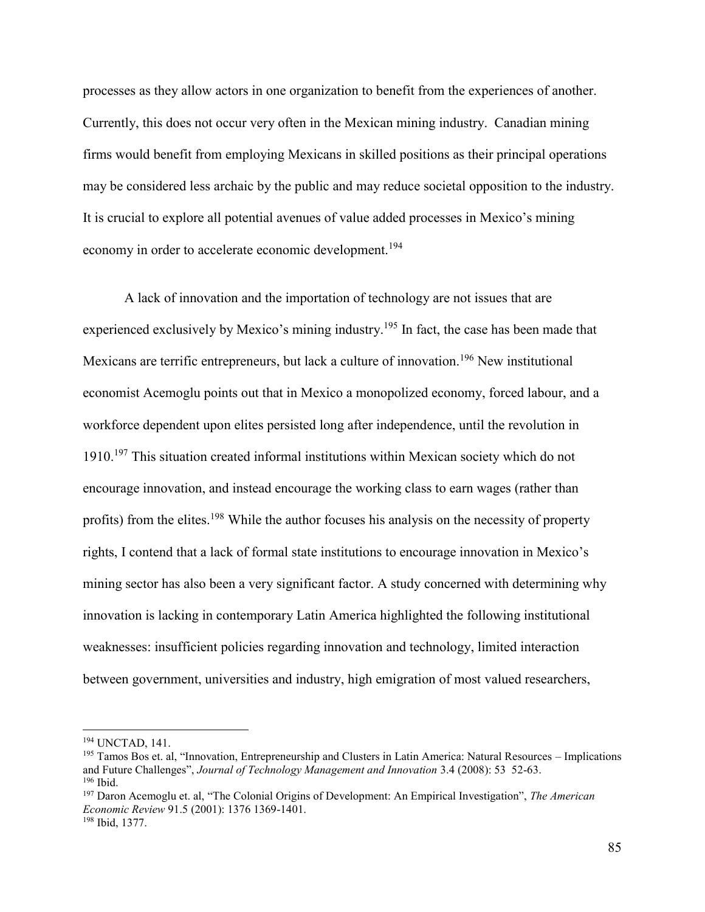processes as they allow actors in one organization to benefit from the experiences of another. Currently, this does not occur very often in the Mexican mining industry. Canadian mining firms would benefit from employing Mexicans in skilled positions as their principal operations may be considered less archaic by the public and may reduce societal opposition to the industry. It is crucial to explore all potential avenues of value added processes in Mexico's mining economy in order to accelerate economic development.[194]

A lack of innovation and the importation of technology are not issues that are experienced exclusively by Mexico's mining industry.[195] In fact, the case has been made that Mexicans are terrific entrepreneurs, but lack a culture of innovation.[196] New institutional economist Acemoglu points out that in Mexico a monopolized economy, forced labour, and a workforce dependent upon elites persisted long after independence, until the revolution in 1910.[197] This situation created informal institutions within Mexican society which do not encourage innovation, and instead encourage the working class to earn wages (rather than profits) from the elites.[198] While the author focuses his analysis on the necessity of property rights, I contend that a lack of formal state institutions to encourage innovation in Mexico's mining sector has also been a very significant factor. A study concerned with determining why innovation is lacking in contemporary Latin America highlighted the following institutional weaknesses: insufficient policies regarding innovation and technology, limited interaction between government, universities and industry, high emigration of most valued researchers,

---

[194] UNCTAD, 141.

[195] Tamos Bos et. al, "Innovation, Entrepreneurship and Clusters in Latin America: Natural Resources – Implications and Future Challenges", *Journal of Technology Management and Innovation* 3.4 (2008): 53 52-63.

[196] Ibid.

[197] Daron Acemoglu et. al, "The Colonial Origins of Development: An Empirical Investigation", *The American Economic Review* 91.5 (2001): 1376 1369-1401.

[198] Ibid, 1377.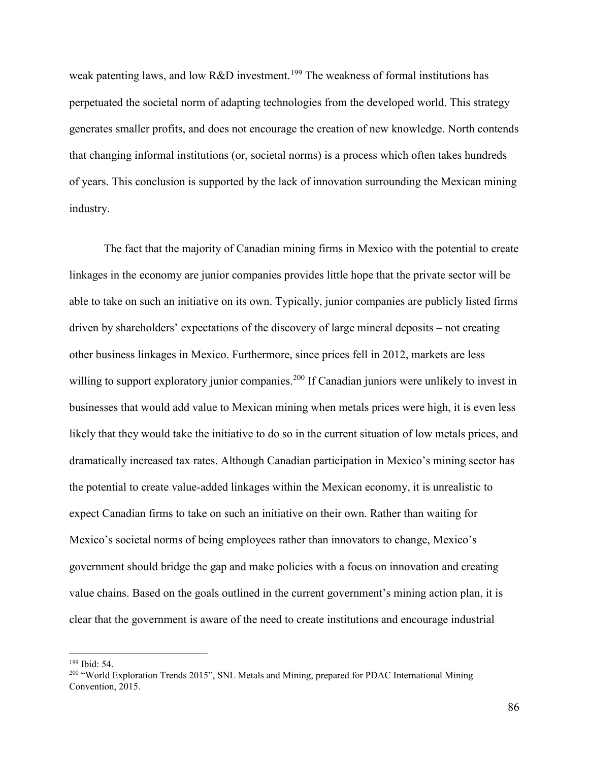weak patenting laws, and low R&D investment.[199] The weakness of formal institutions has perpetuated the societal norm of adapting technologies from the developed world. This strategy generates smaller profits, and does not encourage the creation of new knowledge. North contends that changing informal institutions (or, societal norms) is a process which often takes hundreds of years. This conclusion is supported by the lack of innovation surrounding the Mexican mining industry.

The fact that the majority of Canadian mining firms in Mexico with the potential to create linkages in the economy are junior companies provides little hope that the private sector will be able to take on such an initiative on its own. Typically, junior companies are publicly listed firms driven by shareholders' expectations of the discovery of large mineral deposits – not creating other business linkages in Mexico. Furthermore, since prices fell in 2012, markets are less willing to support exploratory junior companies.[200] If Canadian juniors were unlikely to invest in businesses that would add value to Mexican mining when metals prices were high, it is even less likely that they would take the initiative to do so in the current situation of low metals prices, and dramatically increased tax rates. Although Canadian participation in Mexico's mining sector has the potential to create value-added linkages within the Mexican economy, it is unrealistic to expect Canadian firms to take on such an initiative on their own. Rather than waiting for Mexico's societal norms of being employees rather than innovators to change, Mexico's government should bridge the gap and make policies with a focus on innovation and creating value chains. Based on the goals outlined in the current government's mining action plan, it is clear that the government is aware of the need to create institutions and encourage industrial

[199] Ibid: 54.

[200] "World Exploration Trends 2015", SNL Metals and Mining, prepared for PDAC International Mining Convention, 2015.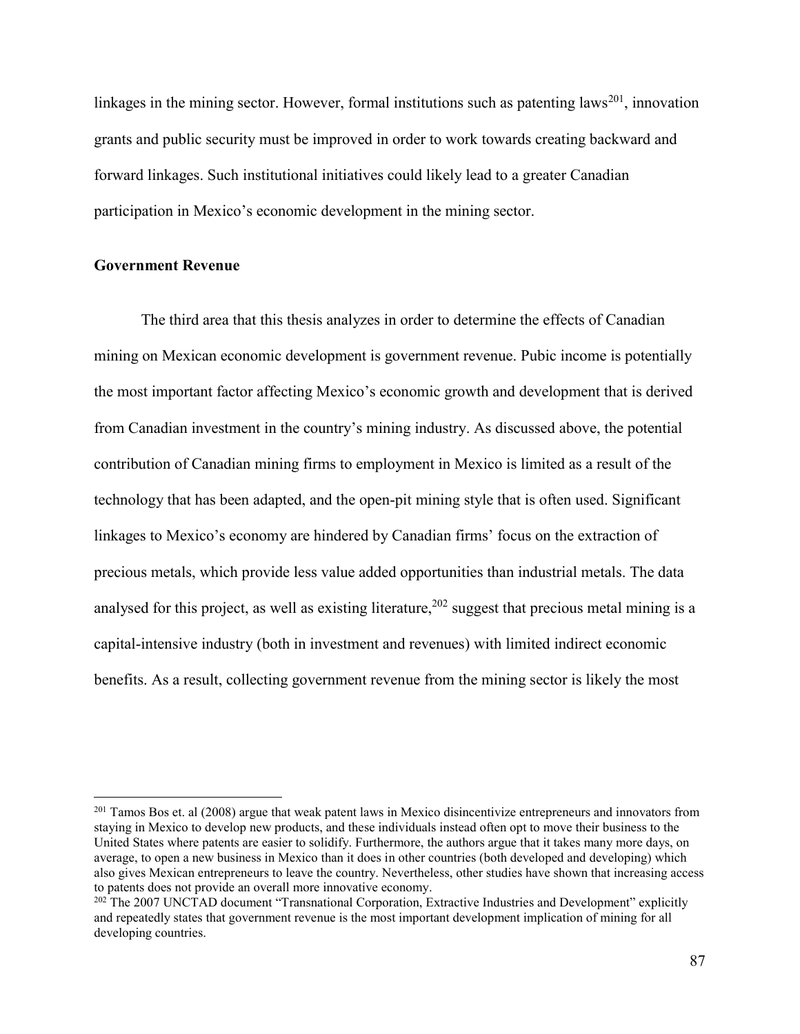linkages in the mining sector. However, formal institutions such as patenting laws[201], innovation grants and public security must be improved in order to work towards creating backward and forward linkages. Such institutional initiatives could likely lead to a greater Canadian participation in Mexico's economic development in the mining sector.

**Government Revenue**

The third area that this thesis analyzes in order to determine the effects of Canadian mining on Mexican economic development is government revenue. Pubic income is potentially the most important factor affecting Mexico's economic growth and development that is derived from Canadian investment in the country's mining industry. As discussed above, the potential contribution of Canadian mining firms to employment in Mexico is limited as a result of the technology that has been adapted, and the open-pit mining style that is often used. Significant linkages to Mexico's economy are hindered by Canadian firms' focus on the extraction of precious metals, which provide less value added opportunities than industrial metals. The data analysed for this project, as well as existing literature,[202] suggest that precious metal mining is a capital-intensive industry (both in investment and revenues) with limited indirect economic benefits. As a result, collecting government revenue from the mining sector is likely the most

---

[201] Tamos Bos et. al (2008) argue that weak patent laws in Mexico disincentivize entrepreneurs and innovators from staying in Mexico to develop new products, and these individuals instead often opt to move their business to the United States where patents are easier to solidify. Furthermore, the authors argue that it takes many more days, on average, to open a new business in Mexico than it does in other countries (both developed and developing) which also gives Mexican entrepreneurs to leave the country. Nevertheless, other studies have shown that increasing access to patents does not provide an overall more innovative economy.

[202] The 2007 UNCTAD document "Transnational Corporation, Extractive Industries and Development" explicitly and repeatedly states that government revenue is the most important development implication of mining for all developing countries.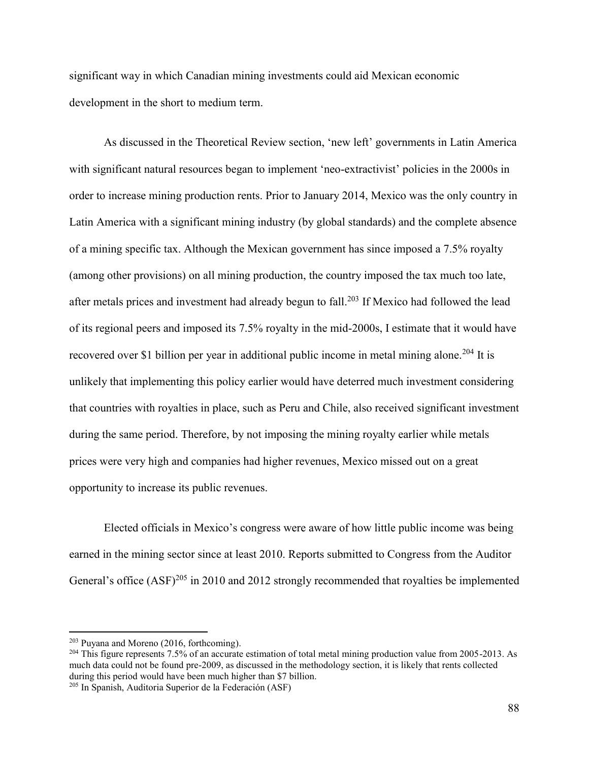significant way in which Canadian mining investments could aid Mexican economic development in the short to medium term.

As discussed in the Theoretical Review section, 'new left' governments in Latin America with significant natural resources began to implement 'neo-extractivist' policies in the 2000s in order to increase mining production rents. Prior to January 2014, Mexico was the only country in Latin America with a significant mining industry (by global standards) and the complete absence of a mining specific tax. Although the Mexican government has since imposed a 7.5% royalty (among other provisions) on all mining production, the country imposed the tax much too late, after metals prices and investment had already begun to fall.[203] If Mexico had followed the lead of its regional peers and imposed its 7.5% royalty in the mid-2000s, I estimate that it would have recovered over $1 billion per year in additional public income in metal mining alone.[204] It is unlikely that implementing this policy earlier would have deterred much investment considering that countries with royalties in place, such as Peru and Chile, also received significant investment during the same period. Therefore, by not imposing the mining royalty earlier while metals prices were very high and companies had higher revenues, Mexico missed out on a great opportunity to increase its public revenues.

Elected officials in Mexico's congress were aware of how little public income was being earned in the mining sector since at least 2010. Reports submitted to Congress from the Auditor General's office (ASF)[205] in 2010 and 2012 strongly recommended that royalties be implemented

---

[203] Puyana and Moreno (2016, forthcoming).

[204] This figure represents 7.5% of an accurate estimation of total metal mining production value from 2005-2013. As much data could not be found pre-2009, as discussed in the methodology section, it is likely that rents collected during this period would have been much higher than $7 billion.

[205] In Spanish, Auditoria Superior de la Federación (ASF)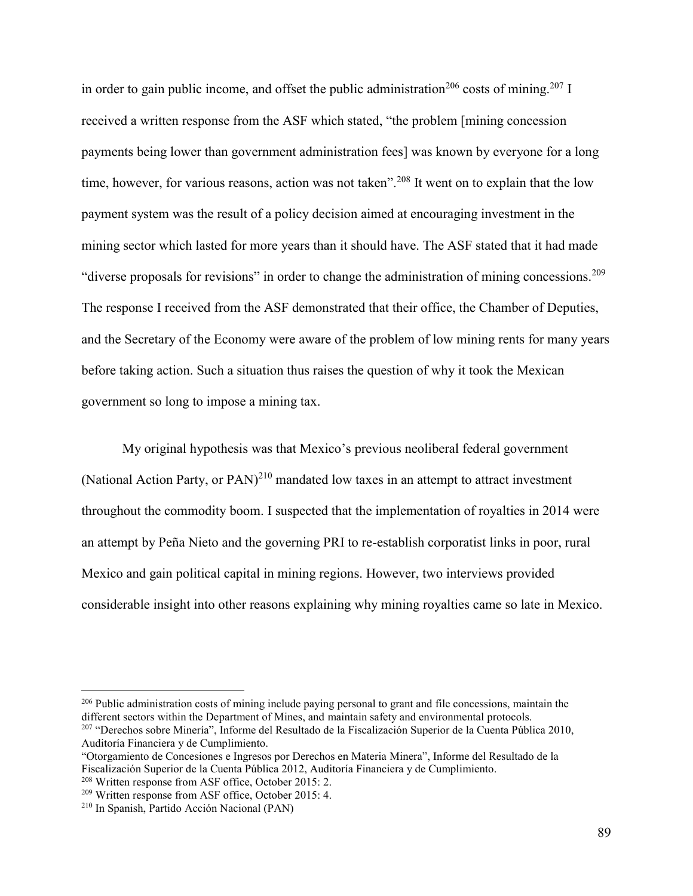in order to gain public income, and offset the public administration[206] costs of mining.[207] I received a written response from the ASF which stated, "the problem [mining concession payments being lower than government administration fees] was known by everyone for a long time, however, for various reasons, action was not taken".[208] It went on to explain that the low payment system was the result of a policy decision aimed at encouraging investment in the mining sector which lasted for more years than it should have. The ASF stated that it had made "diverse proposals for revisions" in order to change the administration of mining concessions.[209] The response I received from the ASF demonstrated that their office, the Chamber of Deputies, and the Secretary of the Economy were aware of the problem of low mining rents for many years before taking action. Such a situation thus raises the question of why it took the Mexican government so long to impose a mining tax.

My original hypothesis was that Mexico's previous neoliberal federal government (National Action Party, or PAN)[210] mandated low taxes in an attempt to attract investment throughout the commodity boom. I suspected that the implementation of royalties in 2014 were an attempt by Peña Nieto and the governing PRI to re-establish corporatist links in poor, rural Mexico and gain political capital in mining regions. However, two interviews provided considerable insight into other reasons explaining why mining royalties came so late in Mexico.

---

[206] Public administration costs of mining include paying personal to grant and file concessions, maintain the different sectors within the Department of Mines, and maintain safety and environmental protocols.

[207] "Derechos sobre Minería", Informe del Resultado de la Fiscalización Superior de la Cuenta Pública 2010, Auditoría Financiera y de Cumplimiento.

"Otorgamiento de Concesiones e Ingresos por Derechos en Materia Minera", Informe del Resultado de la Fiscalización Superior de la Cuenta Pública 2012, Auditoría Financiera y de Cumplimiento.

[208] Written response from ASF office, October 2015: 2.

[209] Written response from ASF office, October 2015: 4.

[210] In Spanish, Partido Acción Nacional (PAN)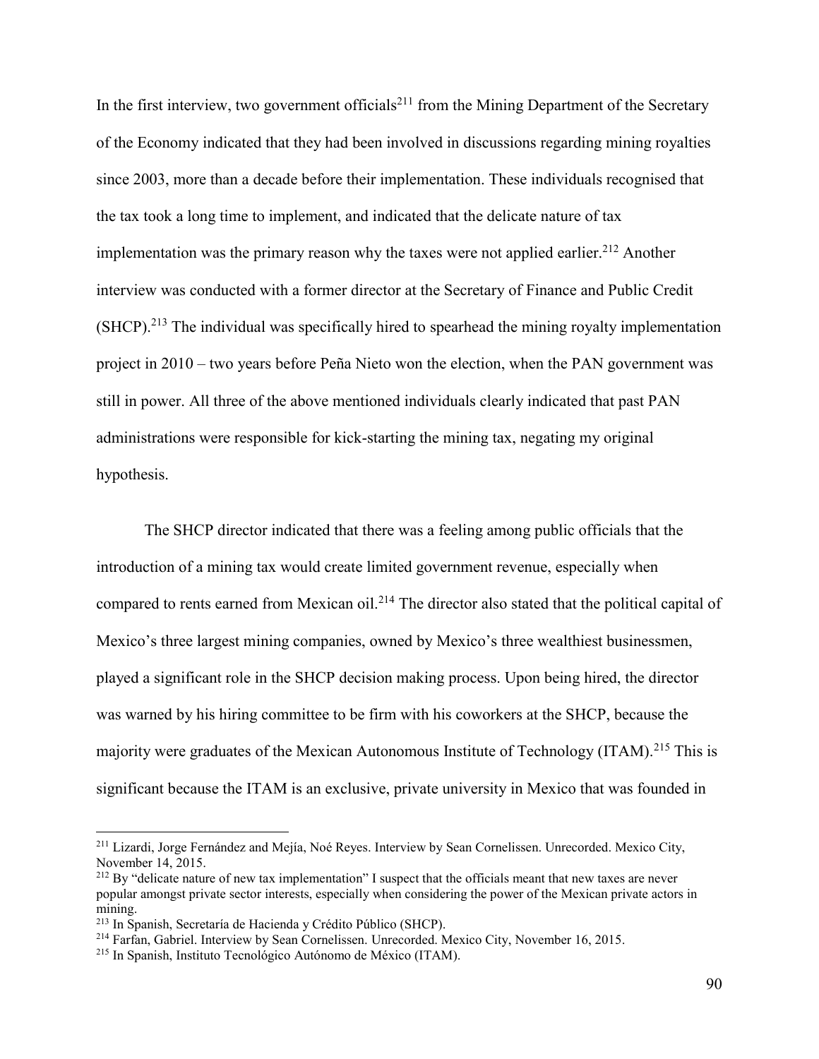In the first interview, two government officials[211] from the Mining Department of the Secretary of the Economy indicated that they had been involved in discussions regarding mining royalties since 2003, more than a decade before their implementation. These individuals recognised that the tax took a long time to implement, and indicated that the delicate nature of tax implementation was the primary reason why the taxes were not applied earlier.[212] Another interview was conducted with a former director at the Secretary of Finance and Public Credit (SHCP).[213] The individual was specifically hired to spearhead the mining royalty implementation project in 2010 – two years before Peña Nieto won the election, when the PAN government was still in power. All three of the above mentioned individuals clearly indicated that past PAN administrations were responsible for kick-starting the mining tax, negating my original hypothesis.

The SHCP director indicated that there was a feeling among public officials that the introduction of a mining tax would create limited government revenue, especially when compared to rents earned from Mexican oil.[214] The director also stated that the political capital of Mexico's three largest mining companies, owned by Mexico's three wealthiest businessmen, played a significant role in the SHCP decision making process. Upon being hired, the director was warned by his hiring committee to be firm with his coworkers at the SHCP, because the majority were graduates of the Mexican Autonomous Institute of Technology (ITAM).[215] This is significant because the ITAM is an exclusive, private university in Mexico that was founded in

---

[211] Lizardi, Jorge Fernández and Mejía, Noé Reyes. Interview by Sean Cornelissen. Unrecorded. Mexico City, November 14, 2015.

[212] By "delicate nature of new tax implementation" I suspect that the officials meant that new taxes are never popular amongst private sector interests, especially when considering the power of the Mexican private actors in mining.

[213] In Spanish, Secretaría de Hacienda y Crédito Público (SHCP).

[214] Farfan, Gabriel. Interview by Sean Cornelissen. Unrecorded. Mexico City, November 16, 2015.

[215] In Spanish, Instituto Tecnológico Autónomo de México (ITAM).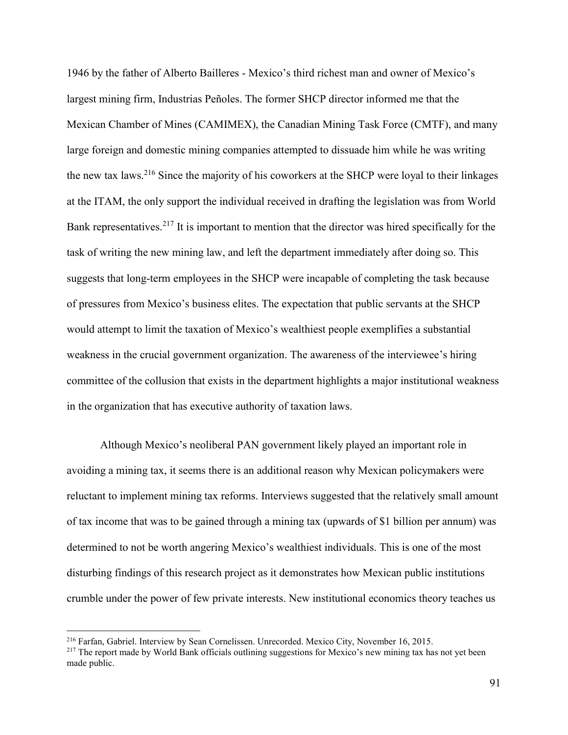1946 by the father of Alberto Bailleres - Mexico's third richest man and owner of Mexico's largest mining firm, Industrias Peñoles. The former SHCP director informed me that the Mexican Chamber of Mines (CAMIMEX), the Canadian Mining Task Force (CMTF), and many large foreign and domestic mining companies attempted to dissuade him while he was writing the new tax laws.[216] Since the majority of his coworkers at the SHCP were loyal to their linkages at the ITAM, the only support the individual received in drafting the legislation was from World Bank representatives.[217] It is important to mention that the director was hired specifically for the task of writing the new mining law, and left the department immediately after doing so. This suggests that long-term employees in the SHCP were incapable of completing the task because of pressures from Mexico's business elites. The expectation that public servants at the SHCP would attempt to limit the taxation of Mexico's wealthiest people exemplifies a substantial weakness in the crucial government organization. The awareness of the interviewee's hiring committee of the collusion that exists in the department highlights a major institutional weakness in the organization that has executive authority of taxation laws.

Although Mexico's neoliberal PAN government likely played an important role in avoiding a mining tax, it seems there is an additional reason why Mexican policymakers were reluctant to implement mining tax reforms. Interviews suggested that the relatively small amount of tax income that was to be gained through a mining tax (upwards of $1 billion per annum) was determined to not be worth angering Mexico's wealthiest individuals. This is one of the most disturbing findings of this research project as it demonstrates how Mexican public institutions crumble under the power of few private interests. New institutional economics theory teaches us

---

[216] Farfan, Gabriel. Interview by Sean Cornelissen. Unrecorded. Mexico City, November 16, 2015.

[217] The report made by World Bank officials outlining suggestions for Mexico's new mining tax has not yet been made public.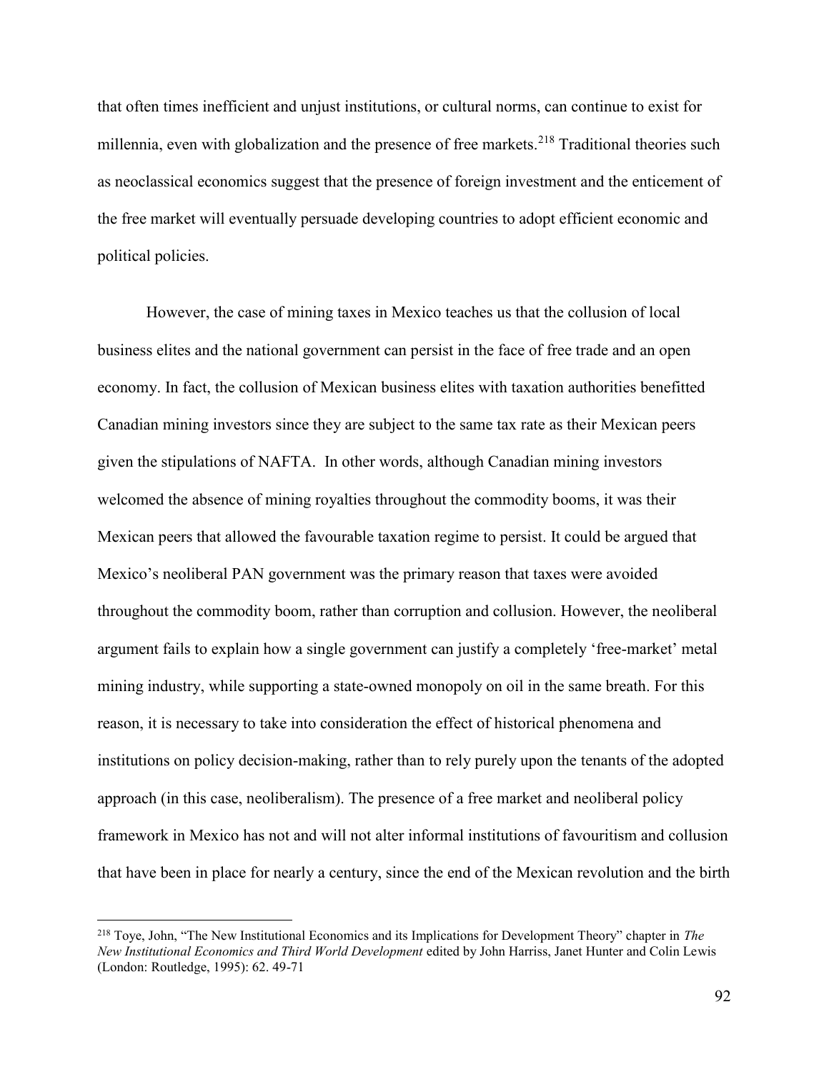that often times inefficient and unjust institutions, or cultural norms, can continue to exist for millennia, even with globalization and the presence of free markets.[218] Traditional theories such as neoclassical economics suggest that the presence of foreign investment and the enticement of the free market will eventually persuade developing countries to adopt efficient economic and political policies.

However, the case of mining taxes in Mexico teaches us that the collusion of local business elites and the national government can persist in the face of free trade and an open economy. In fact, the collusion of Mexican business elites with taxation authorities benefitted Canadian mining investors since they are subject to the same tax rate as their Mexican peers given the stipulations of NAFTA.  In other words, although Canadian mining investors welcomed the absence of mining royalties throughout the commodity booms, it was their Mexican peers that allowed the favourable taxation regime to persist. It could be argued that Mexico's neoliberal PAN government was the primary reason that taxes were avoided throughout the commodity boom, rather than corruption and collusion. However, the neoliberal argument fails to explain how a single government can justify a completely 'free-market' metal mining industry, while supporting a state-owned monopoly on oil in the same breath. For this reason, it is necessary to take into consideration the effect of historical phenomena and institutions on policy decision-making, rather than to rely purely upon the tenants of the adopted approach (in this case, neoliberalism). The presence of a free market and neoliberal policy framework in Mexico has not and will not alter informal institutions of favouritism and collusion that have been in place for nearly a century, since the end of the Mexican revolution and the birth

---

[218] Toye, John, "The New Institutional Economics and its Implications for Development Theory" chapter in *The New Institutional Economics and Third World Development* edited by John Harriss, Janet Hunter and Colin Lewis (London: Routledge, 1995): 62. 49-71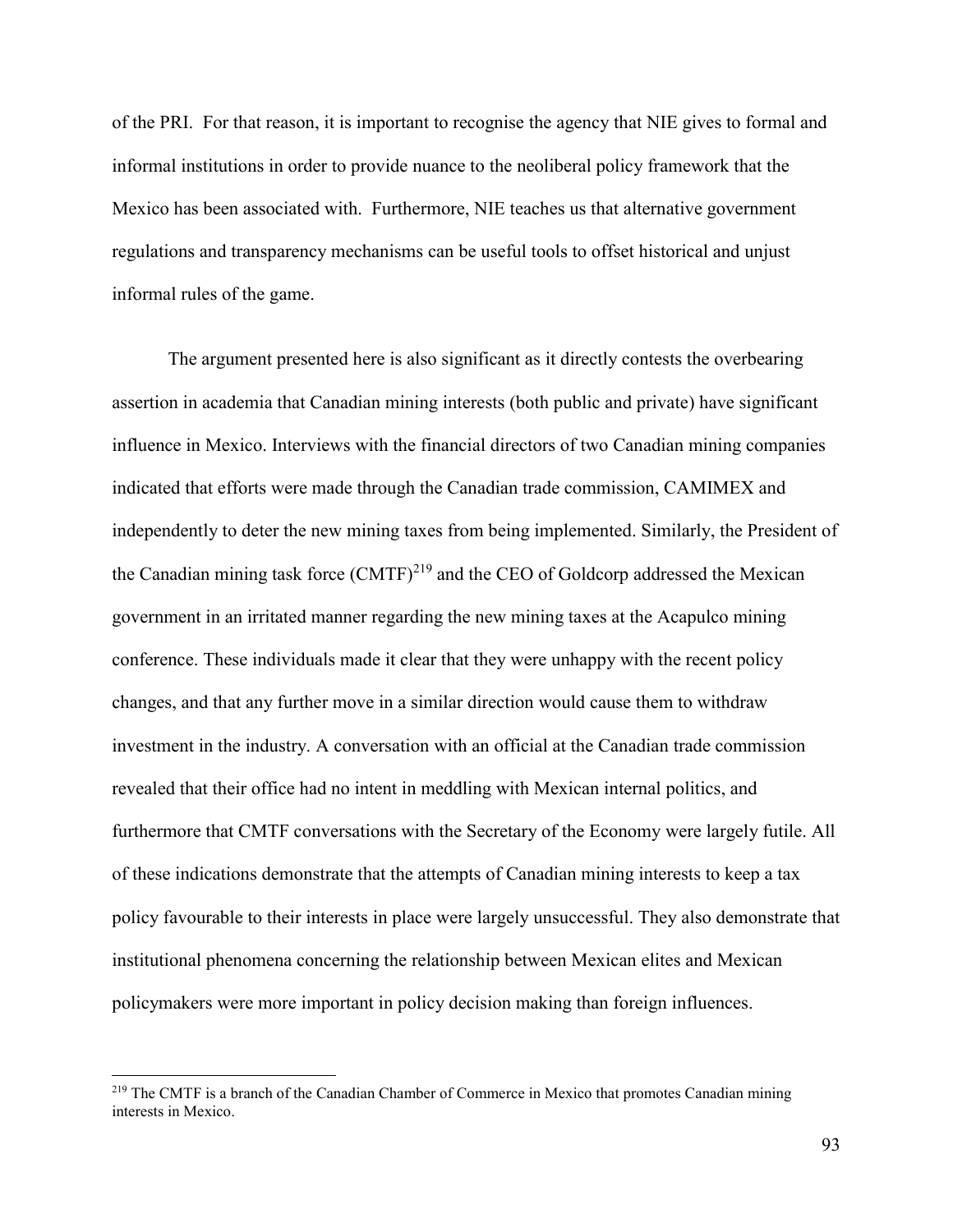of the PRI. For that reason, it is important to recognise the agency that NIE gives to formal and informal institutions in order to provide nuance to the neoliberal policy framework that the Mexico has been associated with. Furthermore, NIE teaches us that alternative government regulations and transparency mechanisms can be useful tools to offset historical and unjust informal rules of the game.

The argument presented here is also significant as it directly contests the overbearing assertion in academia that Canadian mining interests (both public and private) have significant influence in Mexico. Interviews with the financial directors of two Canadian mining companies indicated that efforts were made through the Canadian trade commission, CAMIMEX and independently to deter the new mining taxes from being implemented. Similarly, the President of the Canadian mining task force (CMTF)[219] and the CEO of Goldcorp addressed the Mexican government in an irritated manner regarding the new mining taxes at the Acapulco mining conference. These individuals made it clear that they were unhappy with the recent policy changes, and that any further move in a similar direction would cause them to withdraw investment in the industry. A conversation with an official at the Canadian trade commission revealed that their office had no intent in meddling with Mexican internal politics, and furthermore that CMTF conversations with the Secretary of the Economy were largely futile. All of these indications demonstrate that the attempts of Canadian mining interests to keep a tax policy favourable to their interests in place were largely unsuccessful. They also demonstrate that institutional phenomena concerning the relationship between Mexican elites and Mexican policymakers were more important in policy decision making than foreign influences.

---

[219] The CMTF is a branch of the Canadian Chamber of Commerce in Mexico that promotes Canadian mining interests in Mexico.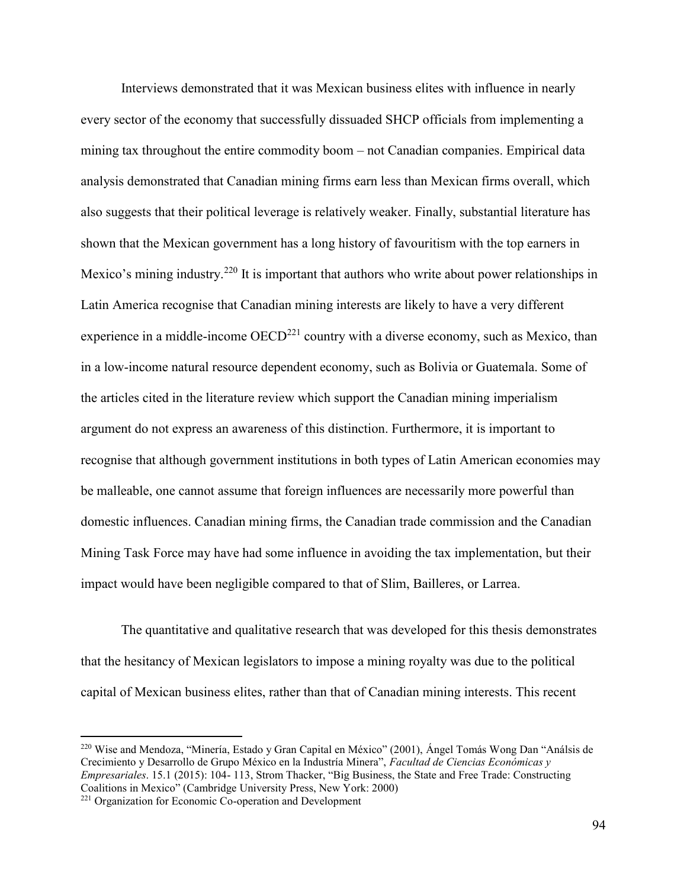Interviews demonstrated that it was Mexican business elites with influence in nearly every sector of the economy that successfully dissuaded SHCP officials from implementing a mining tax throughout the entire commodity boom – not Canadian companies. Empirical data analysis demonstrated that Canadian mining firms earn less than Mexican firms overall, which also suggests that their political leverage is relatively weaker. Finally, substantial literature has shown that the Mexican government has a long history of favouritism with the top earners in Mexico's mining industry.[220] It is important that authors who write about power relationships in Latin America recognise that Canadian mining interests are likely to have a very different experience in a middle-income OECD[221] country with a diverse economy, such as Mexico, than in a low-income natural resource dependent economy, such as Bolivia or Guatemala. Some of the articles cited in the literature review which support the Canadian mining imperialism argument do not express an awareness of this distinction. Furthermore, it is important to recognise that although government institutions in both types of Latin American economies may be malleable, one cannot assume that foreign influences are necessarily more powerful than domestic influences. Canadian mining firms, the Canadian trade commission and the Canadian Mining Task Force may have had some influence in avoiding the tax implementation, but their impact would have been negligible compared to that of Slim, Bailleres, or Larrea.

The quantitative and qualitative research that was developed for this thesis demonstrates that the hesitancy of Mexican legislators to impose a mining royalty was due to the political capital of Mexican business elites, rather than that of Canadian mining interests. This recent

---

[220] Wise and Mendoza, "Minería, Estado y Gran Capital en México" (2001), Ángel Tomás Wong Dan "Análsis de Crecimiento y Desarrollo de Grupo México en la Industría Minera", *Facultad de Ciencias Económicas y Empresariales*. 15.1 (2015): 104- 113, Strom Thacker, "Big Business, the State and Free Trade: Constructing Coalitions in Mexico" (Cambridge University Press, New York: 2000)

[221] Organization for Economic Co-operation and Development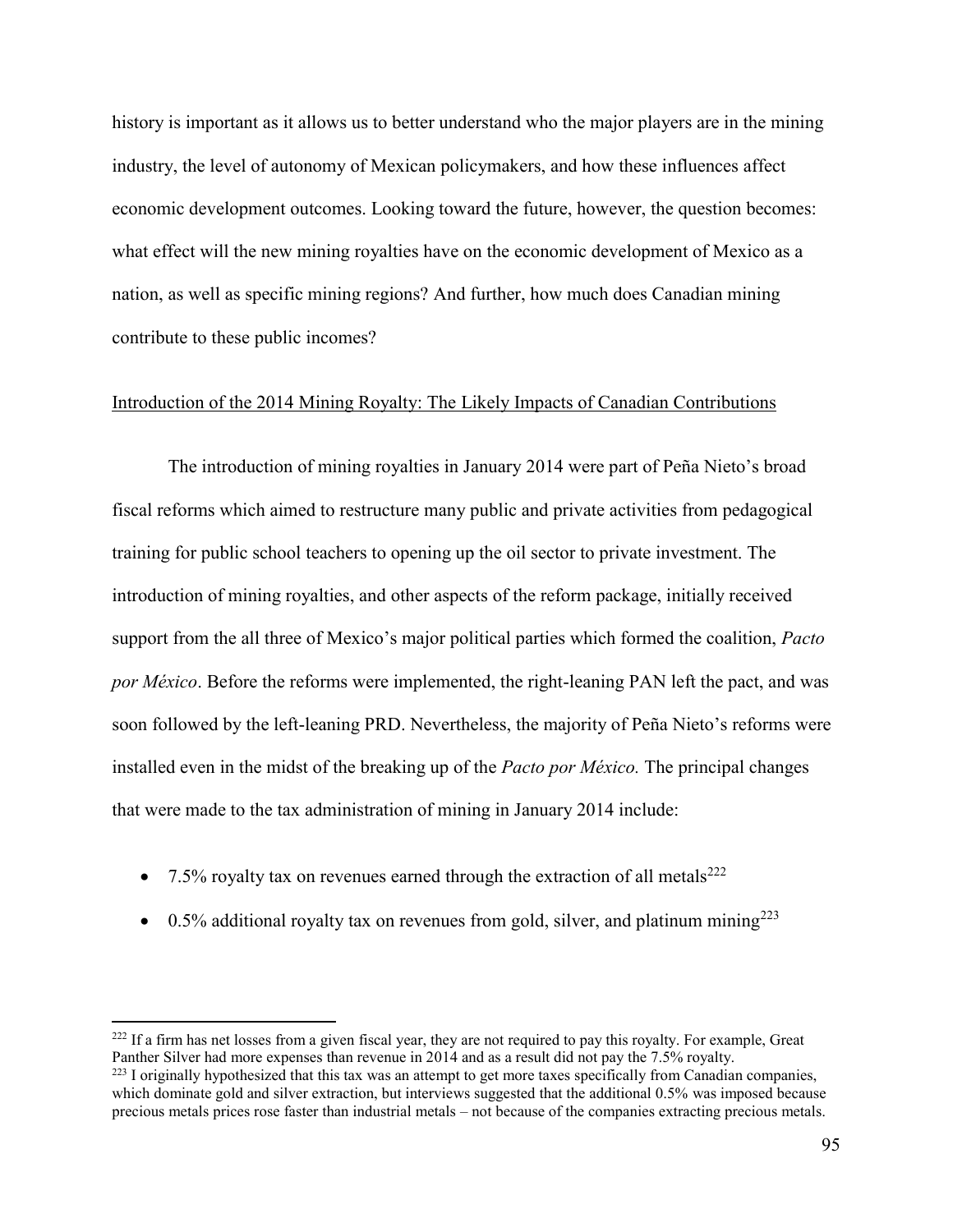history is important as it allows us to better understand who the major players are in the mining industry, the level of autonomy of Mexican policymakers, and how these influences affect economic development outcomes. Looking toward the future, however, the question becomes: what effect will the new mining royalties have on the economic development of Mexico as a nation, as well as specific mining regions? And further, how much does Canadian mining contribute to these public incomes?

<u>Introduction of the 2014 Mining Royalty: The Likely Impacts of Canadian Contributions</u>

The introduction of mining royalties in January 2014 were part of Peña Nieto's broad fiscal reforms which aimed to restructure many public and private activities from pedagogical training for public school teachers to opening up the oil sector to private investment. The introduction of mining royalties, and other aspects of the reform package, initially received support from the all three of Mexico's major political parties which formed the coalition, *Pacto por México*. Before the reforms were implemented, the right-leaning PAN left the pact, and was soon followed by the left-leaning PRD. Nevertheless, the majority of Peña Nieto's reforms were installed even in the midst of the breaking up of the *Pacto por México.* The principal changes that were made to the tax administration of mining in January 2014 include:

- 7.5% royalty tax on revenues earned through the extraction of all metals[222]
- 0.5% additional royalty tax on revenues from gold, silver, and platinum mining[223]

---

[222] If a firm has net losses from a given fiscal year, they are not required to pay this royalty. For example, Great Panther Silver had more expenses than revenue in 2014 and as a result did not pay the 7.5% royalty.

[223] I originally hypothesized that this tax was an attempt to get more taxes specifically from Canadian companies, which dominate gold and silver extraction, but interviews suggested that the additional 0.5% was imposed because precious metals prices rose faster than industrial metals – not because of the companies extracting precious metals.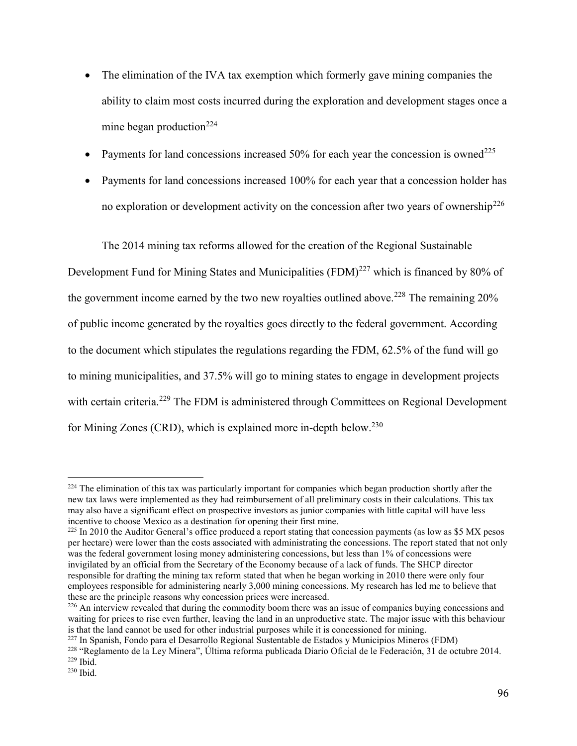- The elimination of the IVA tax exemption which formerly gave mining companies the ability to claim most costs incurred during the exploration and development stages once a mine began production[224]
- Payments for land concessions increased 50% for each year the concession is owned[225]
- Payments for land concessions increased 100% for each year that a concession holder has no exploration or development activity on the concession after two years of ownership[226]

The 2014 mining tax reforms allowed for the creation of the Regional Sustainable Development Fund for Mining States and Municipalities (FDM)[227] which is financed by 80% of the government income earned by the two new royalties outlined above.[228] The remaining 20% of public income generated by the royalties goes directly to the federal government. According to the document which stipulates the regulations regarding the FDM, 62.5% of the fund will go to mining municipalities, and 37.5% will go to mining states to engage in development projects with certain criteria.[229] The FDM is administered through Committees on Regional Development for Mining Zones (CRD), which is explained more in-depth below.[230]

---

[224] The elimination of this tax was particularly important for companies which began production shortly after the new tax laws were implemented as they had reimbursement of all preliminary costs in their calculations. This tax may also have a significant effect on prospective investors as junior companies with little capital will have less incentive to choose Mexico as a destination for opening their first mine.

[225] In 2010 the Auditor General's office produced a report stating that concession payments (as low as $5 MX pesos per hectare) were lower than the costs associated with administrating the concessions. The report stated that not only was the federal government losing money administering concessions, but less than 1% of concessions were invigilated by an official from the Secretary of the Economy because of a lack of funds. The SHCP director responsible for drafting the mining tax reform stated that when he began working in 2010 there were only four employees responsible for administering nearly 3,000 mining concessions. My research has led me to believe that these are the principle reasons why concession prices were increased.

[226] An interview revealed that during the commodity boom there was an issue of companies buying concessions and waiting for prices to rise even further, leaving the land in an unproductive state. The major issue with this behaviour is that the land cannot be used for other industrial purposes while it is concessioned for mining.

[227] In Spanish, Fondo para el Desarrollo Regional Sustentable de Estados y Municipios Mineros (FDM)

[228] "Reglamento de la Ley Minera", Última reforma publicada Diario Oficial de le Federación, 31 de octubre 2014.

[229] Ibid.

[230] Ibid.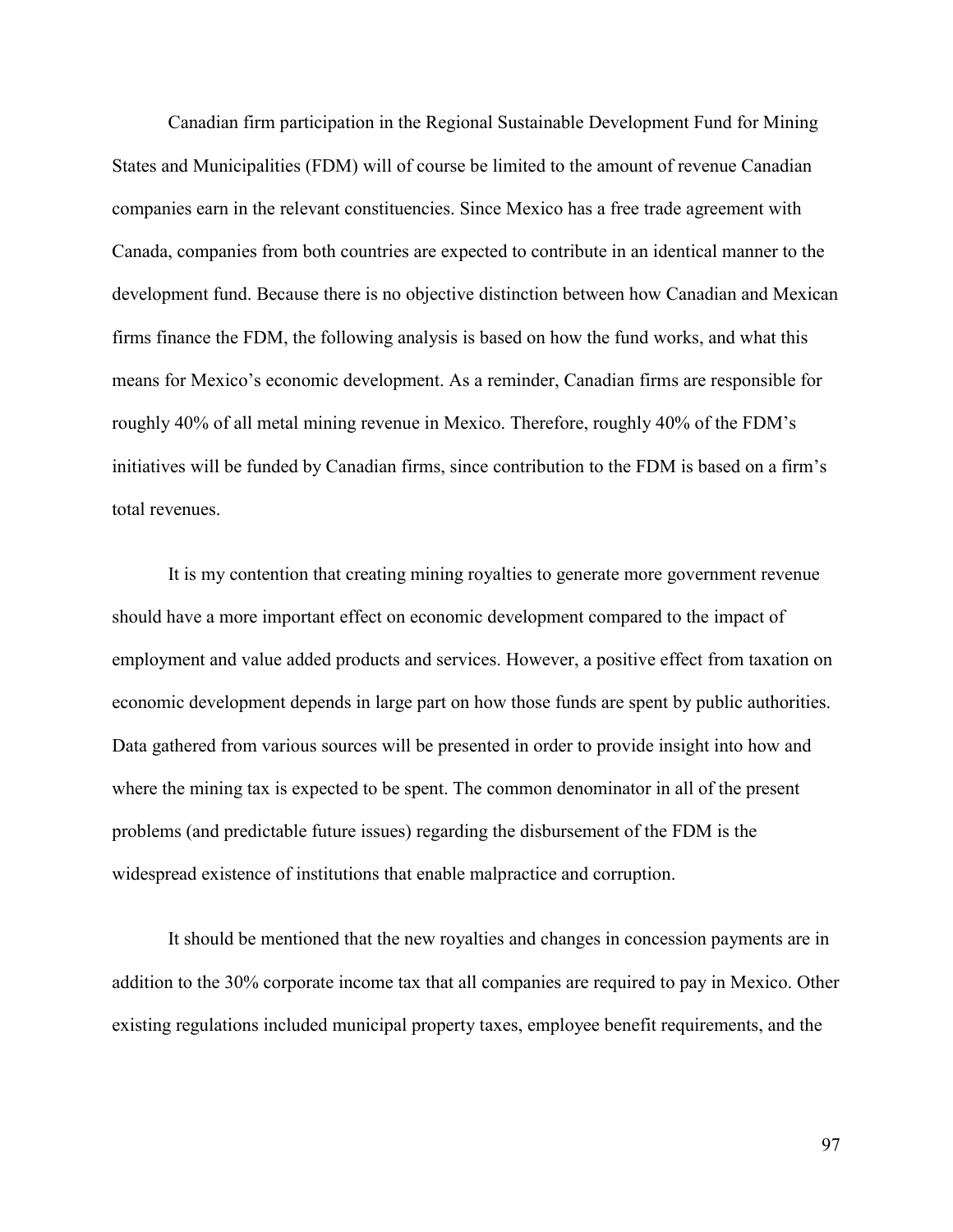Canadian firm participation in the Regional Sustainable Development Fund for Mining States and Municipalities (FDM) will of course be limited to the amount of revenue Canadian companies earn in the relevant constituencies. Since Mexico has a free trade agreement with Canada, companies from both countries are expected to contribute in an identical manner to the development fund. Because there is no objective distinction between how Canadian and Mexican firms finance the FDM, the following analysis is based on how the fund works, and what this means for Mexico's economic development. As a reminder, Canadian firms are responsible for roughly 40% of all metal mining revenue in Mexico. Therefore, roughly 40% of the FDM's initiatives will be funded by Canadian firms, since contribution to the FDM is based on a firm's total revenues.

It is my contention that creating mining royalties to generate more government revenue should have a more important effect on economic development compared to the impact of employment and value added products and services. However, a positive effect from taxation on economic development depends in large part on how those funds are spent by public authorities. Data gathered from various sources will be presented in order to provide insight into how and where the mining tax is expected to be spent. The common denominator in all of the present problems (and predictable future issues) regarding the disbursement of the FDM is the widespread existence of institutions that enable malpractice and corruption.

It should be mentioned that the new royalties and changes in concession payments are in addition to the 30% corporate income tax that all companies are required to pay in Mexico. Other existing regulations included municipal property taxes, employee benefit requirements, and the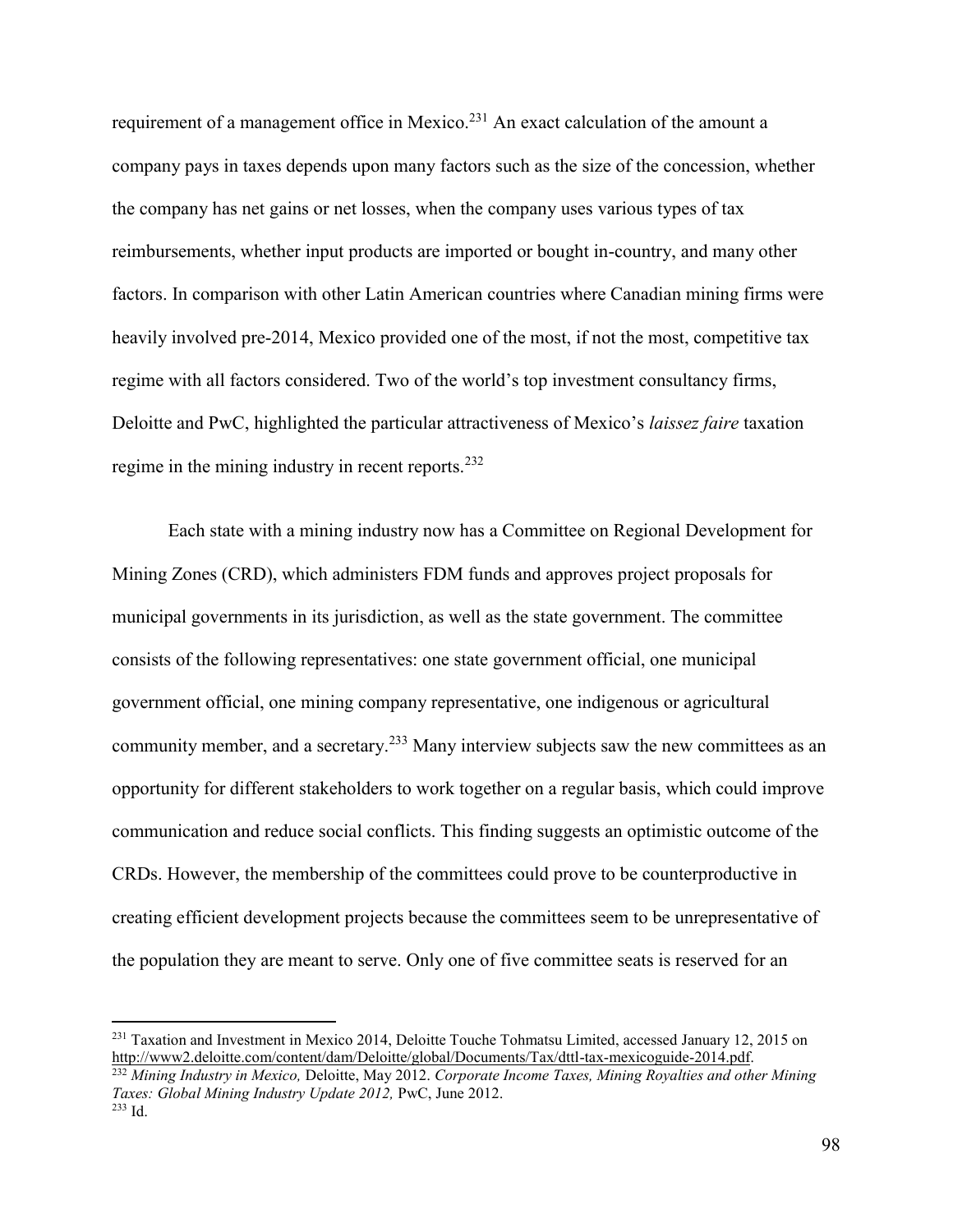requirement of a management office in Mexico.[231] An exact calculation of the amount a company pays in taxes depends upon many factors such as the size of the concession, whether the company has net gains or net losses, when the company uses various types of tax reimbursements, whether input products are imported or bought in-country, and many other factors. In comparison with other Latin American countries where Canadian mining firms were heavily involved pre-2014, Mexico provided one of the most, if not the most, competitive tax regime with all factors considered. Two of the world's top investment consultancy firms, Deloitte and PwC, highlighted the particular attractiveness of Mexico's *laissez faire* taxation regime in the mining industry in recent reports.[232]

Each state with a mining industry now has a Committee on Regional Development for Mining Zones (CRD), which administers FDM funds and approves project proposals for municipal governments in its jurisdiction, as well as the state government. The committee consists of the following representatives: one state government official, one municipal government official, one mining company representative, one indigenous or agricultural community member, and a secretary.[233] Many interview subjects saw the new committees as an opportunity for different stakeholders to work together on a regular basis, which could improve communication and reduce social conflicts. This finding suggests an optimistic outcome of the CRDs. However, the membership of the committees could prove to be counterproductive in creating efficient development projects because the committees seem to be unrepresentative of the population they are meant to serve. Only one of five committee seats is reserved for an

---

[231] Taxation and Investment in Mexico 2014, Deloitte Touche Tohmatsu Limited, accessed January 12, 2015 on http://www2.deloitte.com/content/dam/Deloitte/global/Documents/Tax/dttl-tax-mexicoguide-2014.pdf.

[232] *Mining Industry in Mexico,* Deloitte, May 2012. *Corporate Income Taxes, Mining Royalties and other Mining Taxes: Global Mining Industry Update 2012,* PwC, June 2012.

[233] Id.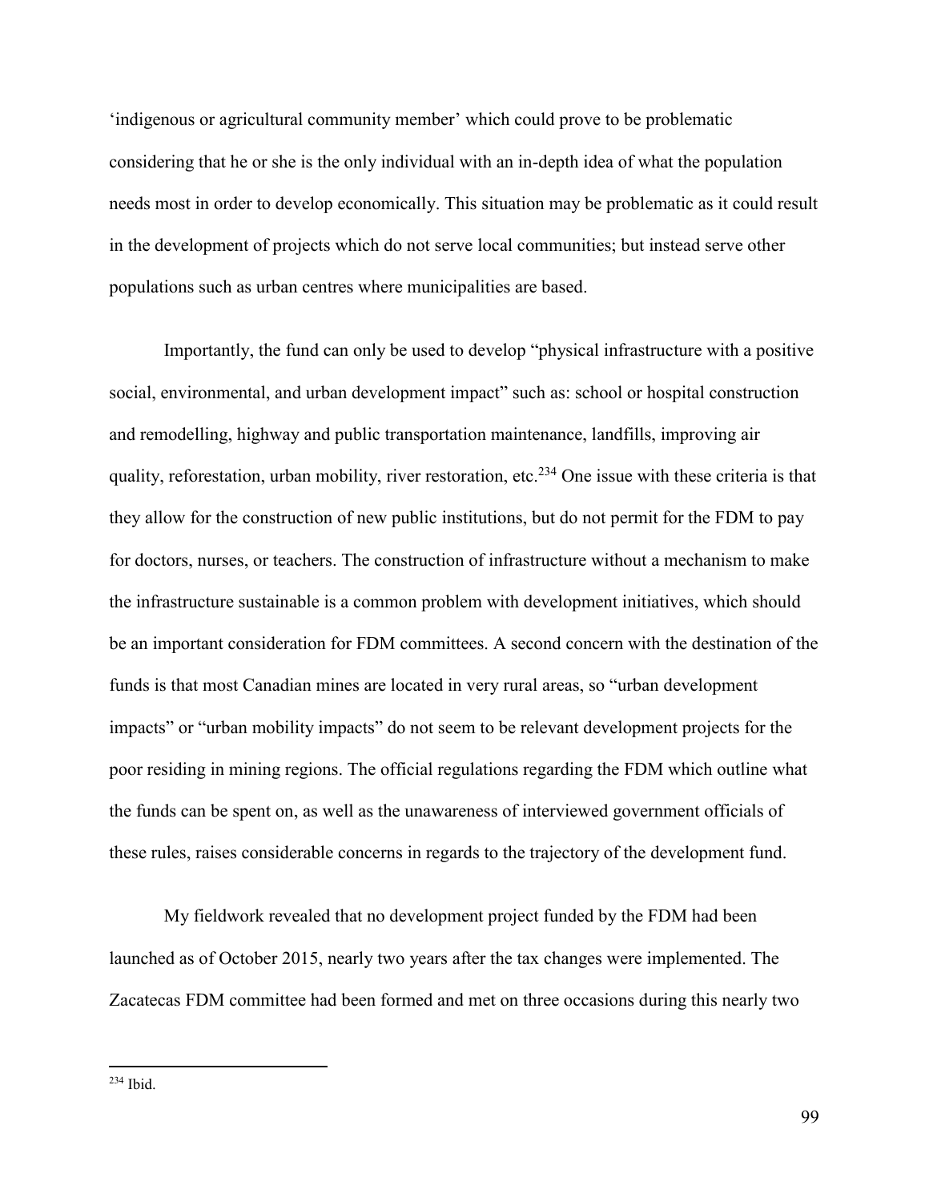'indigenous or agricultural community member' which could prove to be problematic considering that he or she is the only individual with an in-depth idea of what the population needs most in order to develop economically. This situation may be problematic as it could result in the development of projects which do not serve local communities; but instead serve other populations such as urban centres where municipalities are based.

Importantly, the fund can only be used to develop "physical infrastructure with a positive social, environmental, and urban development impact" such as: school or hospital construction and remodelling, highway and public transportation maintenance, landfills, improving air quality, reforestation, urban mobility, river restoration, etc.[234] One issue with these criteria is that they allow for the construction of new public institutions, but do not permit for the FDM to pay for doctors, nurses, or teachers. The construction of infrastructure without a mechanism to make the infrastructure sustainable is a common problem with development initiatives, which should be an important consideration for FDM committees. A second concern with the destination of the funds is that most Canadian mines are located in very rural areas, so "urban development impacts" or "urban mobility impacts" do not seem to be relevant development projects for the poor residing in mining regions. The official regulations regarding the FDM which outline what the funds can be spent on, as well as the unawareness of interviewed government officials of these rules, raises considerable concerns in regards to the trajectory of the development fund.

My fieldwork revealed that no development project funded by the FDM had been launched as of October 2015, nearly two years after the tax changes were implemented. The Zacatecas FDM committee had been formed and met on three occasions during this nearly two

[234] Ibid.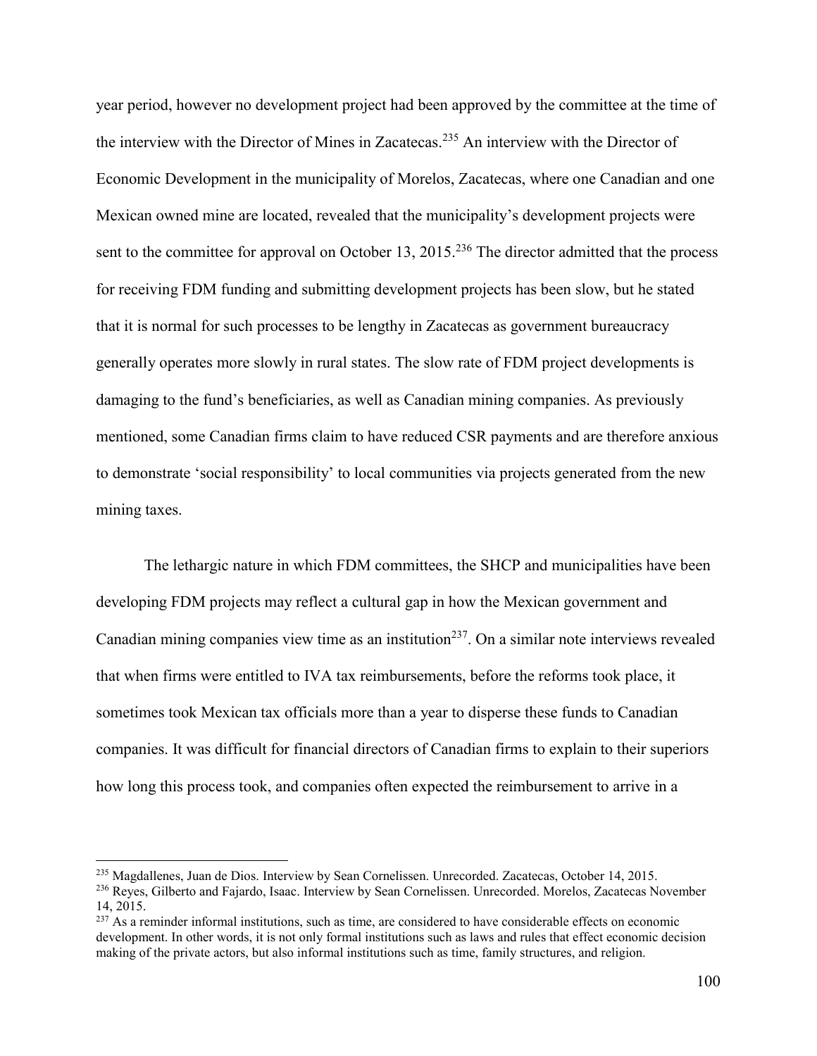year period, however no development project had been approved by the committee at the time of the interview with the Director of Mines in Zacatecas.[235] An interview with the Director of Economic Development in the municipality of Morelos, Zacatecas, where one Canadian and one Mexican owned mine are located, revealed that the municipality's development projects were sent to the committee for approval on October 13, 2015.[236] The director admitted that the process for receiving FDM funding and submitting development projects has been slow, but he stated that it is normal for such processes to be lengthy in Zacatecas as government bureaucracy generally operates more slowly in rural states. The slow rate of FDM project developments is damaging to the fund's beneficiaries, as well as Canadian mining companies. As previously mentioned, some Canadian firms claim to have reduced CSR payments and are therefore anxious to demonstrate 'social responsibility' to local communities via projects generated from the new mining taxes.

The lethargic nature in which FDM committees, the SHCP and municipalities have been developing FDM projects may reflect a cultural gap in how the Mexican government and Canadian mining companies view time as an institution[237]. On a similar note interviews revealed that when firms were entitled to IVA tax reimbursements, before the reforms took place, it sometimes took Mexican tax officials more than a year to disperse these funds to Canadian companies. It was difficult for financial directors of Canadian firms to explain to their superiors how long this process took, and companies often expected the reimbursement to arrive in a

---

[235] Magdallenes, Juan de Dios. Interview by Sean Cornelissen. Unrecorded. Zacatecas, October 14, 2015.

[236] Reyes, Gilberto and Fajardo, Isaac. Interview by Sean Cornelissen. Unrecorded. Morelos, Zacatecas November 14, 2015.

[237] As a reminder informal institutions, such as time, are considered to have considerable effects on economic development. In other words, it is not only formal institutions such as laws and rules that effect economic decision making of the private actors, but also informal institutions such as time, family structures, and religion.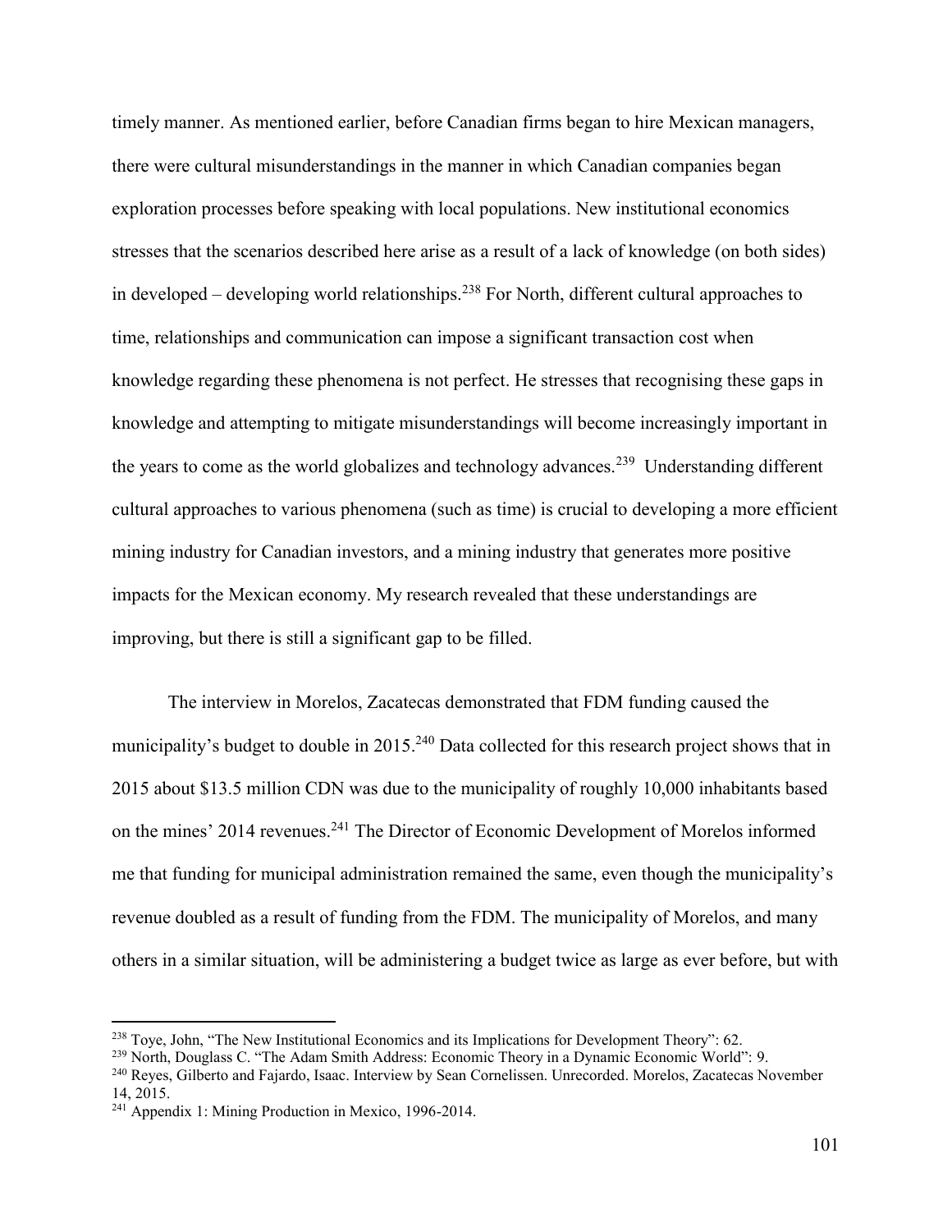timely manner. As mentioned earlier, before Canadian firms began to hire Mexican managers, there were cultural misunderstandings in the manner in which Canadian companies began exploration processes before speaking with local populations. New institutional economics stresses that the scenarios described here arise as a result of a lack of knowledge (on both sides) in developed – developing world relationships.[238] For North, different cultural approaches to time, relationships and communication can impose a significant transaction cost when knowledge regarding these phenomena is not perfect. He stresses that recognising these gaps in knowledge and attempting to mitigate misunderstandings will become increasingly important in the years to come as the world globalizes and technology advances.[239] Understanding different cultural approaches to various phenomena (such as time) is crucial to developing a more efficient mining industry for Canadian investors, and a mining industry that generates more positive impacts for the Mexican economy. My research revealed that these understandings are improving, but there is still a significant gap to be filled.

The interview in Morelos, Zacatecas demonstrated that FDM funding caused the municipality's budget to double in 2015.[240] Data collected for this research project shows that in 2015 about $13.5 million CDN was due to the municipality of roughly 10,000 inhabitants based on the mines' 2014 revenues.[241] The Director of Economic Development of Morelos informed me that funding for municipal administration remained the same, even though the municipality's revenue doubled as a result of funding from the FDM. The municipality of Morelos, and many others in a similar situation, will be administering a budget twice as large as ever before, but with

---

[238] Toye, John, "The New Institutional Economics and its Implications for Development Theory": 62.

[239] North, Douglass C. "The Adam Smith Address: Economic Theory in a Dynamic Economic World": 9.

[240] Reyes, Gilberto and Fajardo, Isaac. Interview by Sean Cornelissen. Unrecorded. Morelos, Zacatecas November 14, 2015.

[241] Appendix 1: Mining Production in Mexico, 1996-2014.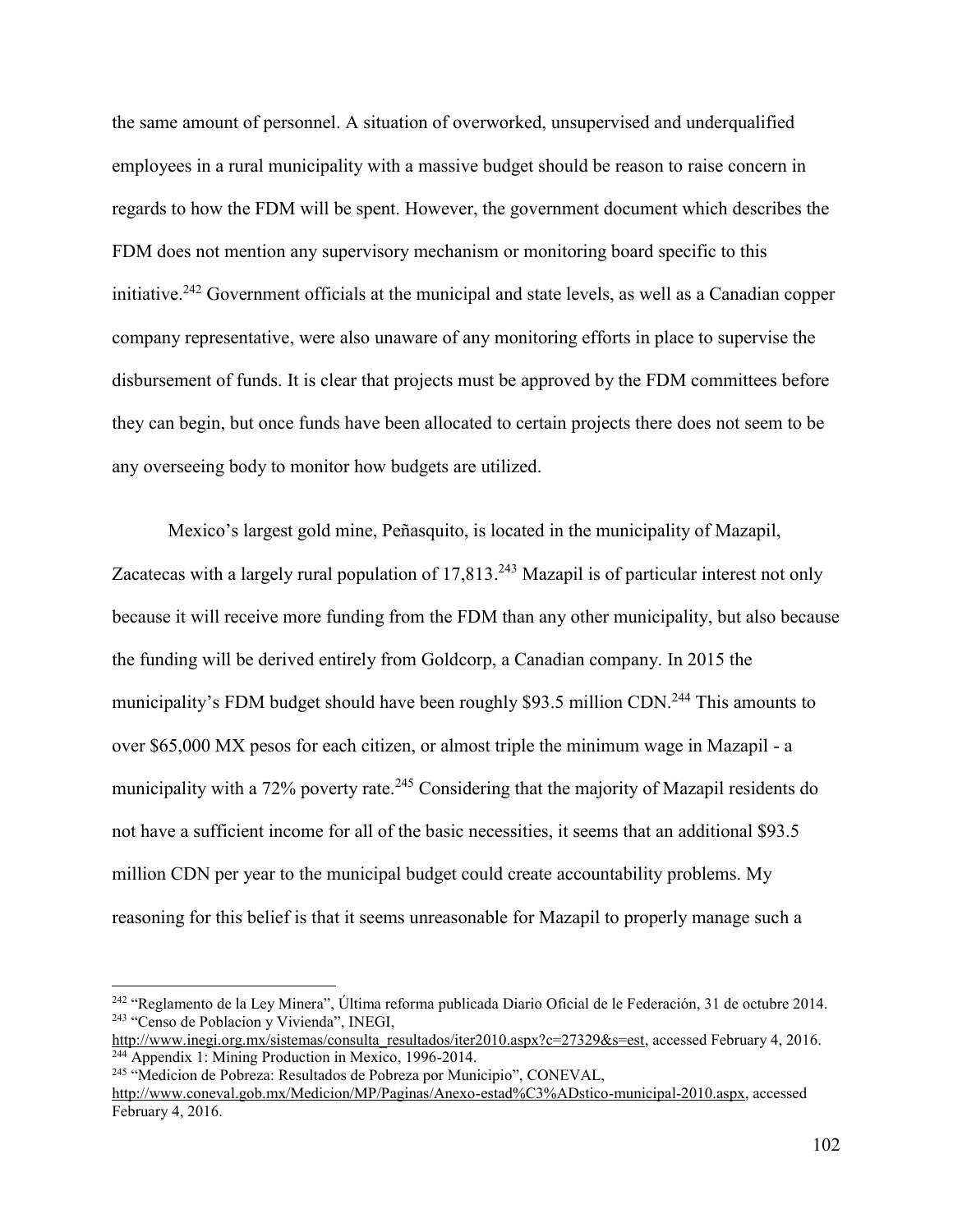the same amount of personnel. A situation of overworked, unsupervised and underqualified employees in a rural municipality with a massive budget should be reason to raise concern in regards to how the FDM will be spent. However, the government document which describes the FDM does not mention any supervisory mechanism or monitoring board specific to this initiative.[242] Government officials at the municipal and state levels, as well as a Canadian copper company representative, were also unaware of any monitoring efforts in place to supervise the disbursement of funds. It is clear that projects must be approved by the FDM committees before they can begin, but once funds have been allocated to certain projects there does not seem to be any overseeing body to monitor how budgets are utilized.

Mexico's largest gold mine, Peñasquito, is located in the municipality of Mazapil, Zacatecas with a largely rural population of 17,813.[243] Mazapil is of particular interest not only because it will receive more funding from the FDM than any other municipality, but also because the funding will be derived entirely from Goldcorp, a Canadian company. In 2015 the municipality's FDM budget should have been roughly $93.5 million CDN.[244] This amounts to over $65,000 MX pesos for each citizen, or almost triple the minimum wage in Mazapil - a municipality with a 72% poverty rate.[245] Considering that the majority of Mazapil residents do not have a sufficient income for all of the basic necessities, it seems that an additional $93.5 million CDN per year to the municipal budget could create accountability problems. My reasoning for this belief is that it seems unreasonable for Mazapil to properly manage such a

---

[242] "Reglamento de la Ley Minera", Última reforma publicada Diario Oficial de le Federación, 31 de octubre 2014.

[243] "Censo de Poblacion y Vivienda", INEGI, http://www.inegi.org.mx/sistemas/consulta_resultados/iter2010.aspx?c=27329&s=est, accessed February 4, 2016.

[244] Appendix 1: Mining Production in Mexico, 1996-2014.

[245] "Medicion de Pobreza: Resultados de Pobreza por Municipio", CONEVAL, http://www.coneval.gob.mx/Medicion/MP/Paginas/Anexo-estad%C3%ADstico-municipal-2010.aspx, accessed February 4, 2016.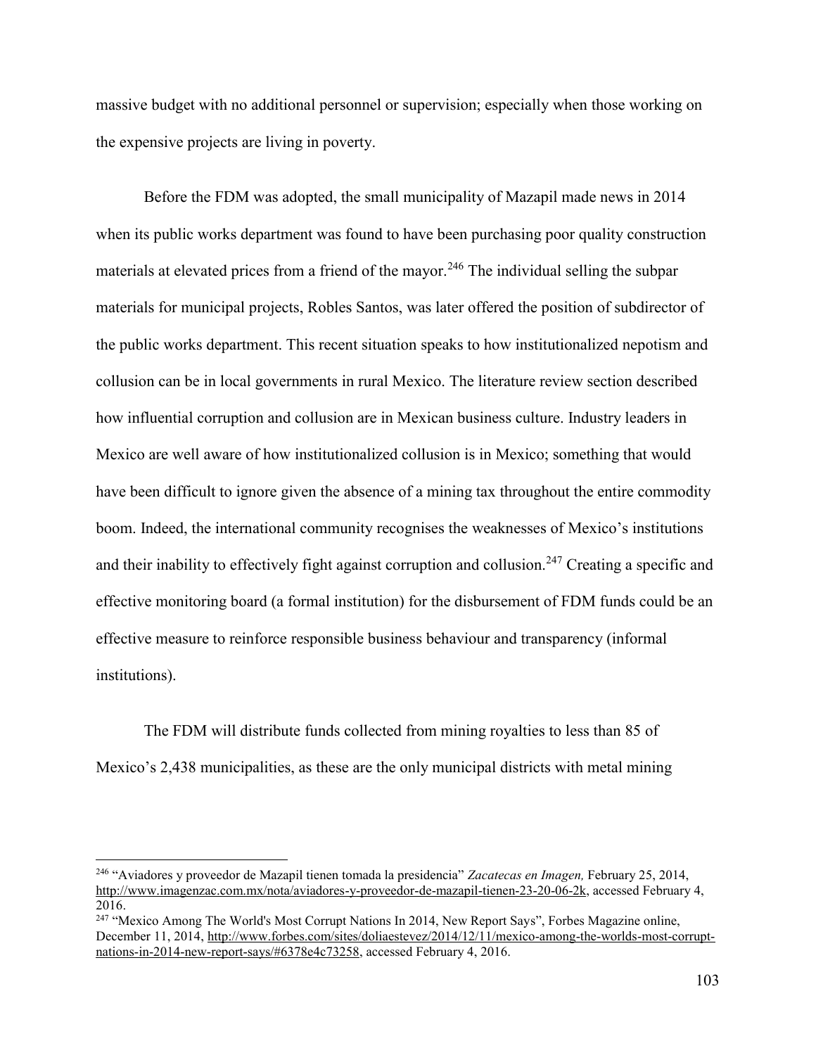massive budget with no additional personnel or supervision; especially when those working on the expensive projects are living in poverty.

Before the FDM was adopted, the small municipality of Mazapil made news in 2014 when its public works department was found to have been purchasing poor quality construction materials at elevated prices from a friend of the mayor.[246] The individual selling the subpar materials for municipal projects, Robles Santos, was later offered the position of subdirector of the public works department. This recent situation speaks to how institutionalized nepotism and collusion can be in local governments in rural Mexico. The literature review section described how influential corruption and collusion are in Mexican business culture. Industry leaders in Mexico are well aware of how institutionalized collusion is in Mexico; something that would have been difficult to ignore given the absence of a mining tax throughout the entire commodity boom. Indeed, the international community recognises the weaknesses of Mexico's institutions and their inability to effectively fight against corruption and collusion.[247] Creating a specific and effective monitoring board (a formal institution) for the disbursement of FDM funds could be an effective measure to reinforce responsible business behaviour and transparency (informal institutions).

The FDM will distribute funds collected from mining royalties to less than 85 of Mexico's 2,438 municipalities, as these are the only municipal districts with metal mining

---

[246] "Aviadores y proveedor de Mazapil tienen tomada la presidencia" *Zacatecas en Imagen,* February 25, 2014, http://www.imagenzac.com.mx/nota/aviadores-y-proveedor-de-mazapil-tienen-23-20-06-2k, accessed February 4, 2016.

[247] "Mexico Among The World's Most Corrupt Nations In 2014, New Report Says", Forbes Magazine online, December 11, 2014, http://www.forbes.com/sites/doliaestevez/2014/12/11/mexico-among-the-worlds-most-corrupt-nations-in-2014-new-report-says/#6378e4c73258, accessed February 4, 2016.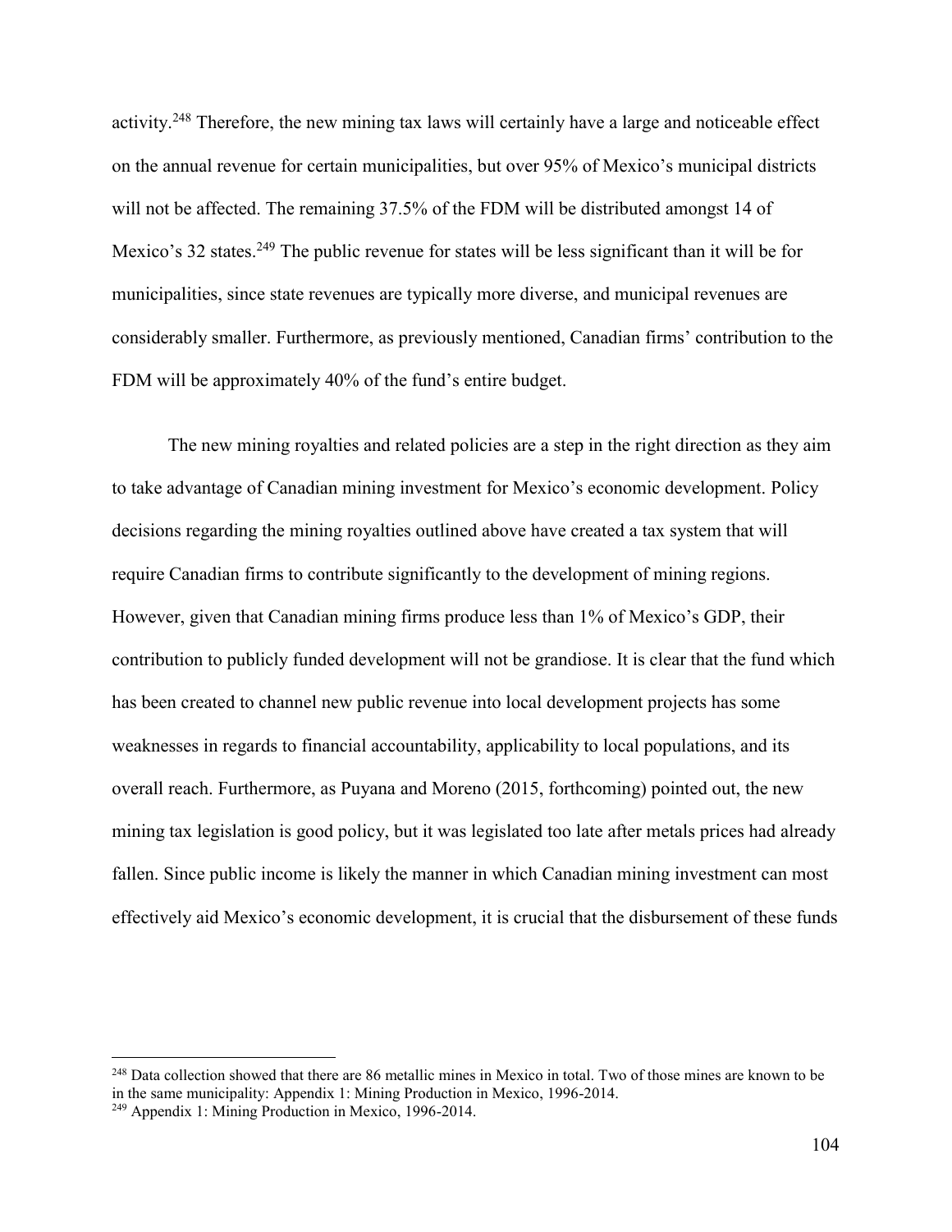activity.[248] Therefore, the new mining tax laws will certainly have a large and noticeable effect on the annual revenue for certain municipalities, but over 95% of Mexico's municipal districts will not be affected. The remaining 37.5% of the FDM will be distributed amongst 14 of Mexico's 32 states.[249] The public revenue for states will be less significant than it will be for municipalities, since state revenues are typically more diverse, and municipal revenues are considerably smaller. Furthermore, as previously mentioned, Canadian firms' contribution to the FDM will be approximately 40% of the fund's entire budget.

The new mining royalties and related policies are a step in the right direction as they aim to take advantage of Canadian mining investment for Mexico's economic development. Policy decisions regarding the mining royalties outlined above have created a tax system that will require Canadian firms to contribute significantly to the development of mining regions. However, given that Canadian mining firms produce less than 1% of Mexico's GDP, their contribution to publicly funded development will not be grandiose. It is clear that the fund which has been created to channel new public revenue into local development projects has some weaknesses in regards to financial accountability, applicability to local populations, and its overall reach. Furthermore, as Puyana and Moreno (2015, forthcoming) pointed out, the new mining tax legislation is good policy, but it was legislated too late after metals prices had already fallen. Since public income is likely the manner in which Canadian mining investment can most effectively aid Mexico's economic development, it is crucial that the disbursement of these funds

[248] Data collection showed that there are 86 metallic mines in Mexico in total. Two of those mines are known to be in the same municipality: Appendix 1: Mining Production in Mexico, 1996-2014.

[249] Appendix 1: Mining Production in Mexico, 1996-2014.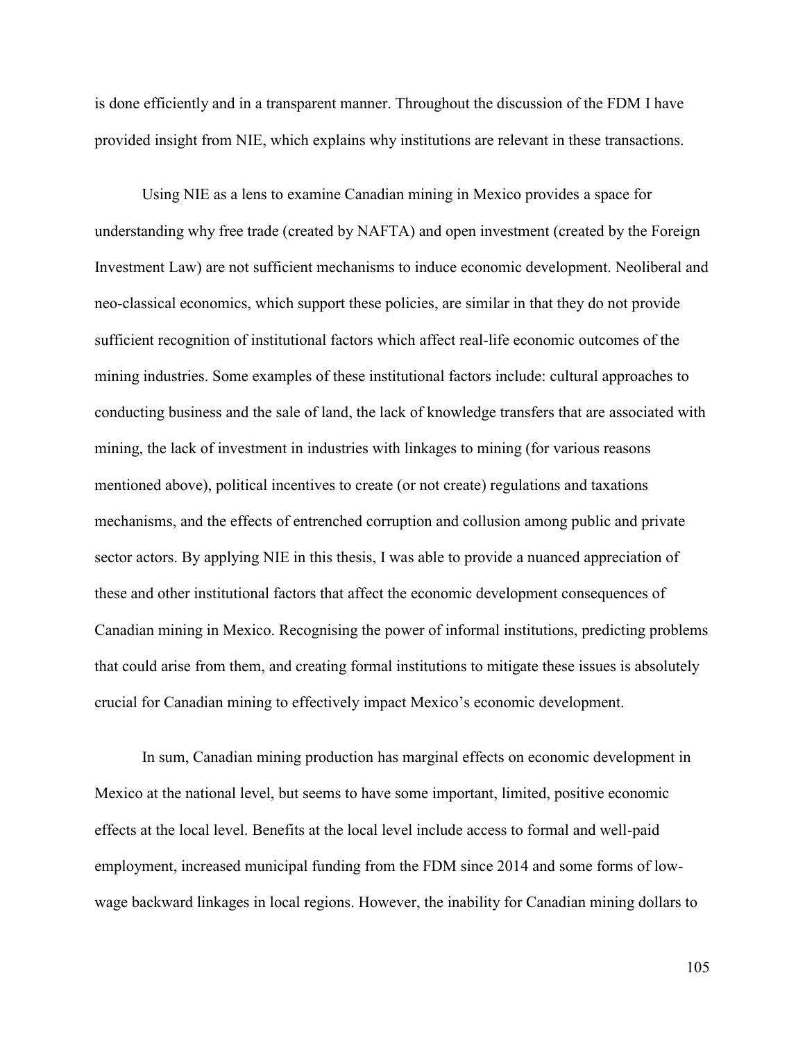is done efficiently and in a transparent manner. Throughout the discussion of the FDM I have provided insight from NIE, which explains why institutions are relevant in these transactions.

Using NIE as a lens to examine Canadian mining in Mexico provides a space for understanding why free trade (created by NAFTA) and open investment (created by the Foreign Investment Law) are not sufficient mechanisms to induce economic development. Neoliberal and neo-classical economics, which support these policies, are similar in that they do not provide sufficient recognition of institutional factors which affect real-life economic outcomes of the mining industries. Some examples of these institutional factors include: cultural approaches to conducting business and the sale of land, the lack of knowledge transfers that are associated with mining, the lack of investment in industries with linkages to mining (for various reasons mentioned above), political incentives to create (or not create) regulations and taxations mechanisms, and the effects of entrenched corruption and collusion among public and private sector actors. By applying NIE in this thesis, I was able to provide a nuanced appreciation of these and other institutional factors that affect the economic development consequences of Canadian mining in Mexico. Recognising the power of informal institutions, predicting problems that could arise from them, and creating formal institutions to mitigate these issues is absolutely crucial for Canadian mining to effectively impact Mexico's economic development.

In sum, Canadian mining production has marginal effects on economic development in Mexico at the national level, but seems to have some important, limited, positive economic effects at the local level. Benefits at the local level include access to formal and well-paid employment, increased municipal funding from the FDM since 2014 and some forms of low-wage backward linkages in local regions. However, the inability for Canadian mining dollars to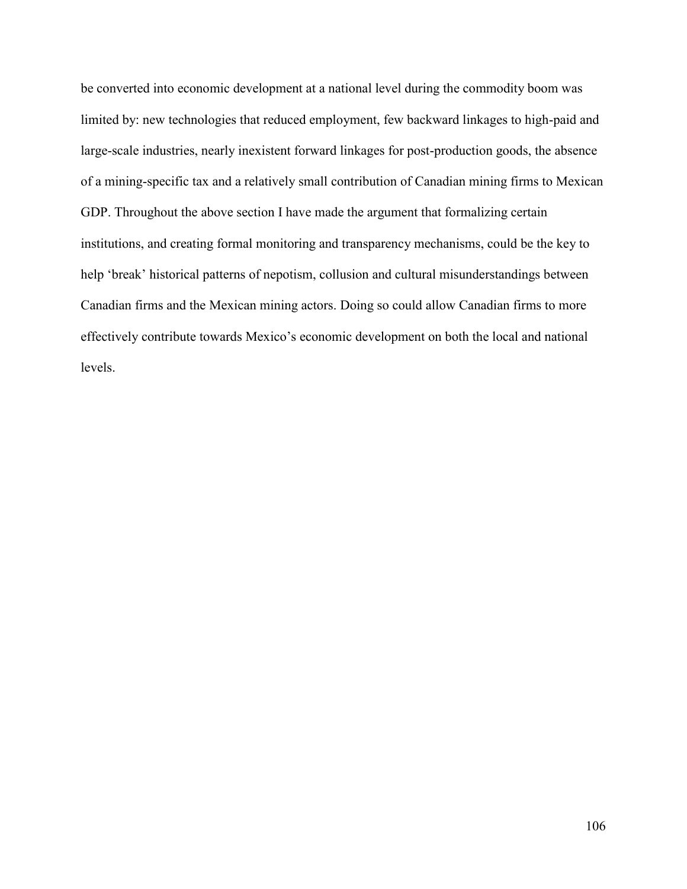be converted into economic development at a national level during the commodity boom was limited by: new technologies that reduced employment, few backward linkages to high-paid and large-scale industries, nearly inexistent forward linkages for post-production goods, the absence of a mining-specific tax and a relatively small contribution of Canadian mining firms to Mexican GDP. Throughout the above section I have made the argument that formalizing certain institutions, and creating formal monitoring and transparency mechanisms, could be the key to help 'break' historical patterns of nepotism, collusion and cultural misunderstandings between Canadian firms and the Mexican mining actors. Doing so could allow Canadian firms to more effectively contribute towards Mexico's economic development on both the local and national levels.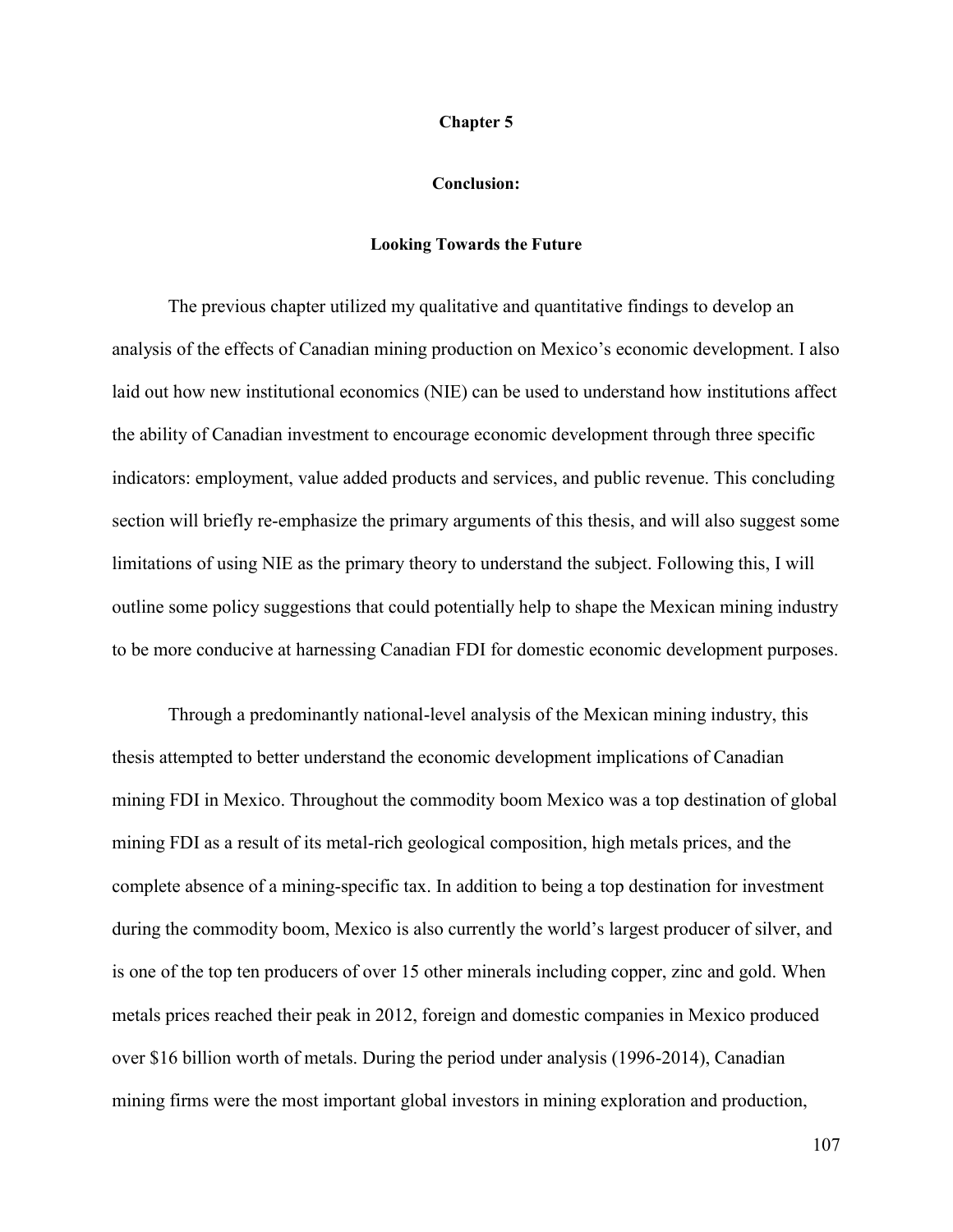# Chapter 5

## Conclusion:

### Looking Towards the Future

The previous chapter utilized my qualitative and quantitative findings to develop an analysis of the effects of Canadian mining production on Mexico's economic development. I also laid out how new institutional economics (NIE) can be used to understand how institutions affect the ability of Canadian investment to encourage economic development through three specific indicators: employment, value added products and services, and public revenue. This concluding section will briefly re-emphasize the primary arguments of this thesis, and will also suggest some limitations of using NIE as the primary theory to understand the subject. Following this, I will outline some policy suggestions that could potentially help to shape the Mexican mining industry to be more conducive at harnessing Canadian FDI for domestic economic development purposes.

Through a predominantly national-level analysis of the Mexican mining industry, this thesis attempted to better understand the economic development implications of Canadian mining FDI in Mexico. Throughout the commodity boom Mexico was a top destination of global mining FDI as a result of its metal-rich geological composition, high metals prices, and the complete absence of a mining-specific tax. In addition to being a top destination for investment during the commodity boom, Mexico is also currently the world's largest producer of silver, and is one of the top ten producers of over 15 other minerals including copper, zinc and gold. When metals prices reached their peak in 2012, foreign and domestic companies in Mexico produced over $16 billion worth of metals. During the period under analysis (1996-2014), Canadian mining firms were the most important global investors in mining exploration and production,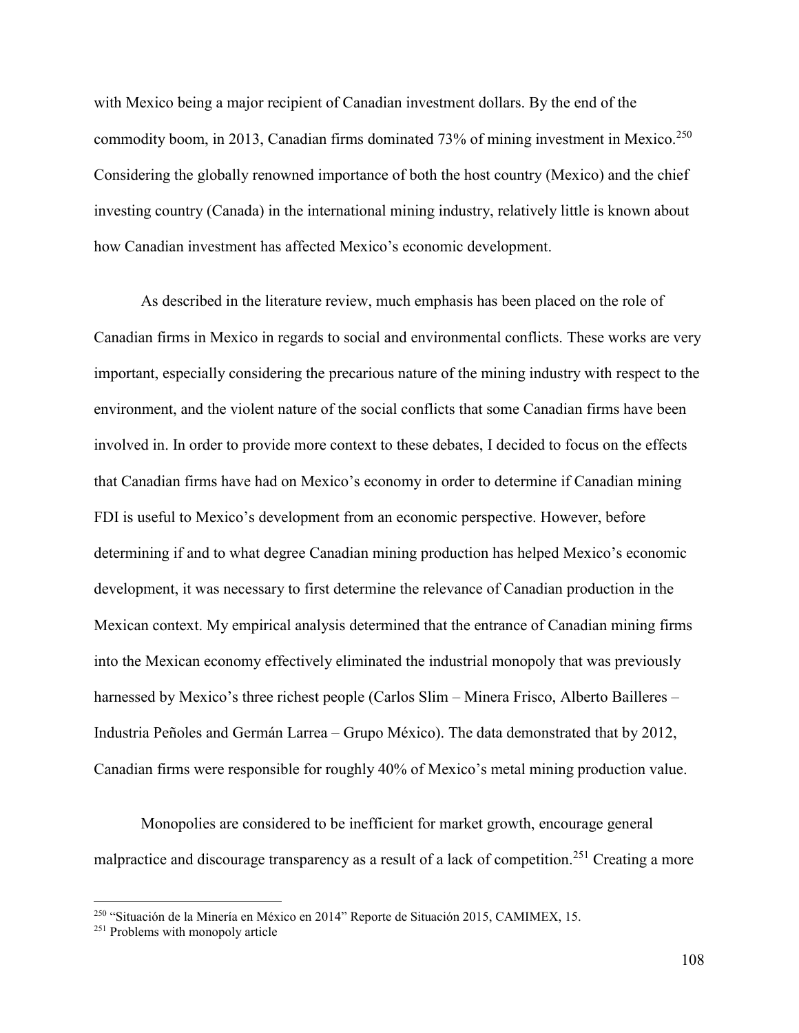with Mexico being a major recipient of Canadian investment dollars. By the end of the commodity boom, in 2013, Canadian firms dominated 73% of mining investment in Mexico.[250] Considering the globally renowned importance of both the host country (Mexico) and the chief investing country (Canada) in the international mining industry, relatively little is known about how Canadian investment has affected Mexico's economic development.

As described in the literature review, much emphasis has been placed on the role of Canadian firms in Mexico in regards to social and environmental conflicts. These works are very important, especially considering the precarious nature of the mining industry with respect to the environment, and the violent nature of the social conflicts that some Canadian firms have been involved in. In order to provide more context to these debates, I decided to focus on the effects that Canadian firms have had on Mexico's economy in order to determine if Canadian mining FDI is useful to Mexico's development from an economic perspective. However, before determining if and to what degree Canadian mining production has helped Mexico's economic development, it was necessary to first determine the relevance of Canadian production in the Mexican context. My empirical analysis determined that the entrance of Canadian mining firms into the Mexican economy effectively eliminated the industrial monopoly that was previously harnessed by Mexico's three richest people (Carlos Slim – Minera Frisco, Alberto Bailleres – Industria Peñoles and Germán Larrea – Grupo México). The data demonstrated that by 2012, Canadian firms were responsible for roughly 40% of Mexico's metal mining production value.

Monopolies are considered to be inefficient for market growth, encourage general malpractice and discourage transparency as a result of a lack of competition.[251] Creating a more

---

[250] "Situación de la Minería en México en 2014" Reporte de Situación 2015, CAMIMEX, 15.

[251] Problems with monopoly article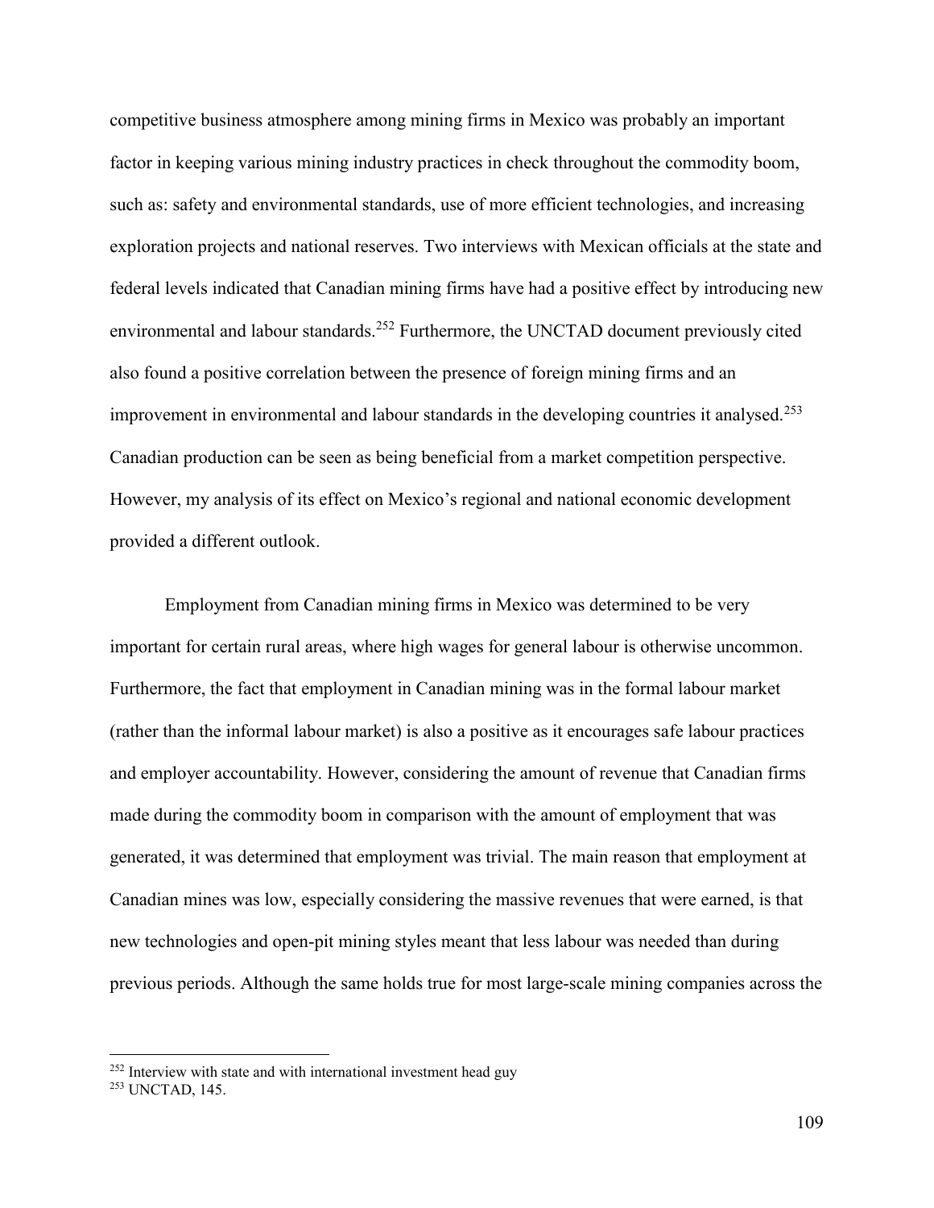competitive business atmosphere among mining firms in Mexico was probably an important factor in keeping various mining industry practices in check throughout the commodity boom, such as: safety and environmental standards, use of more efficient technologies, and increasing exploration projects and national reserves. Two interviews with Mexican officials at the state and federal levels indicated that Canadian mining firms have had a positive effect by introducing new environmental and labour standards.[252] Furthermore, the UNCTAD document previously cited also found a positive correlation between the presence of foreign mining firms and an improvement in environmental and labour standards in the developing countries it analysed.[253] Canadian production can be seen as being beneficial from a market competition perspective. However, my analysis of its effect on Mexico's regional and national economic development provided a different outlook.

Employment from Canadian mining firms in Mexico was determined to be very important for certain rural areas, where high wages for general labour is otherwise uncommon. Furthermore, the fact that employment in Canadian mining was in the formal labour market (rather than the informal labour market) is also a positive as it encourages safe labour practices and employer accountability. However, considering the amount of revenue that Canadian firms made during the commodity boom in comparison with the amount of employment that was generated, it was determined that employment was trivial. The main reason that employment at Canadian mines was low, especially considering the massive revenues that were earned, is that new technologies and open-pit mining styles meant that less labour was needed than during previous periods. Although the same holds true for most large-scale mining companies across the

---

[252] Interview with state and with international investment head guy

[253] UNCTAD, 145.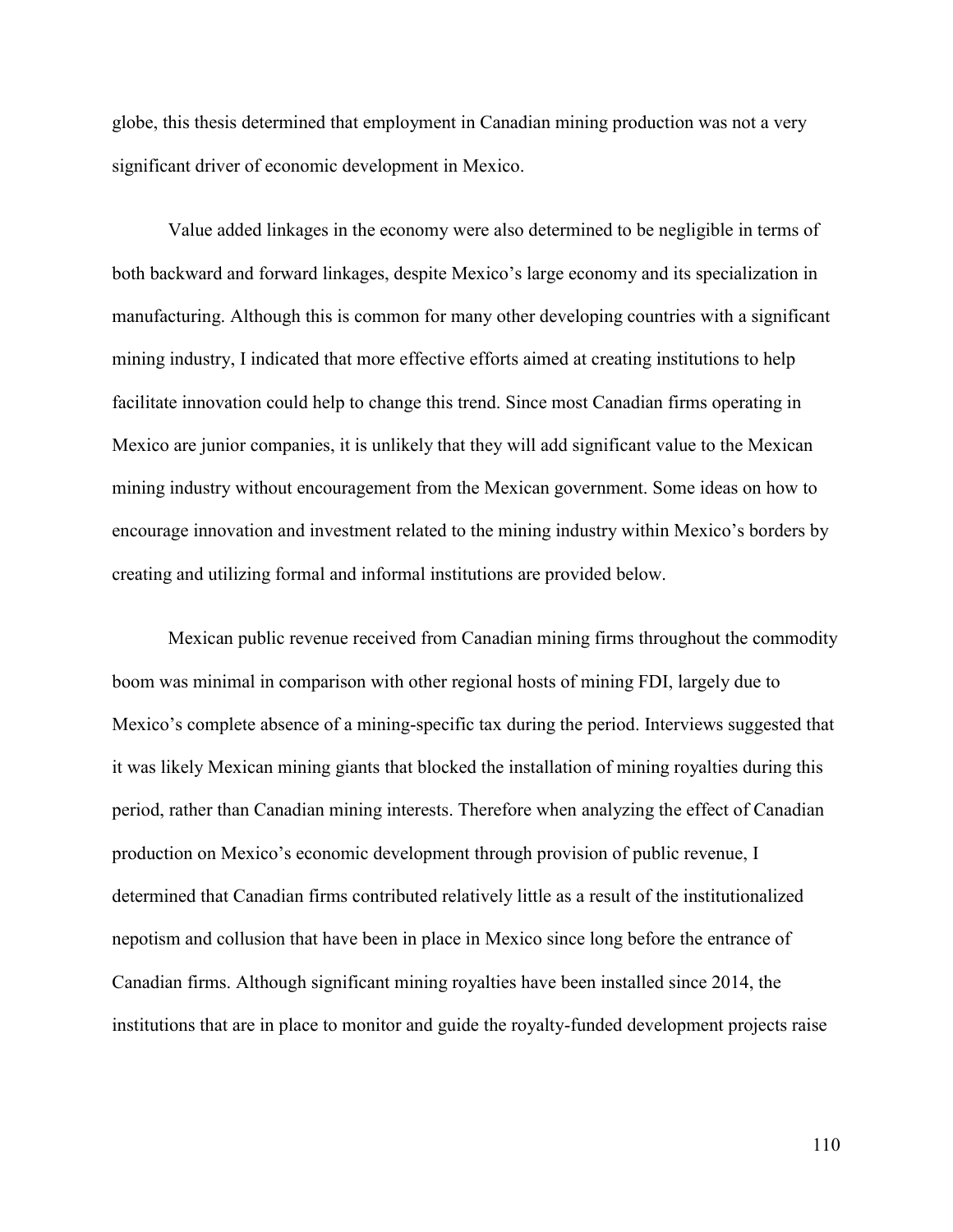globe, this thesis determined that employment in Canadian mining production was not a very significant driver of economic development in Mexico.

Value added linkages in the economy were also determined to be negligible in terms of both backward and forward linkages, despite Mexico's large economy and its specialization in manufacturing. Although this is common for many other developing countries with a significant mining industry, I indicated that more effective efforts aimed at creating institutions to help facilitate innovation could help to change this trend. Since most Canadian firms operating in Mexico are junior companies, it is unlikely that they will add significant value to the Mexican mining industry without encouragement from the Mexican government. Some ideas on how to encourage innovation and investment related to the mining industry within Mexico's borders by creating and utilizing formal and informal institutions are provided below.

Mexican public revenue received from Canadian mining firms throughout the commodity boom was minimal in comparison with other regional hosts of mining FDI, largely due to Mexico's complete absence of a mining-specific tax during the period. Interviews suggested that it was likely Mexican mining giants that blocked the installation of mining royalties during this period, rather than Canadian mining interests. Therefore when analyzing the effect of Canadian production on Mexico's economic development through provision of public revenue, I determined that Canadian firms contributed relatively little as a result of the institutionalized nepotism and collusion that have been in place in Mexico since long before the entrance of Canadian firms. Although significant mining royalties have been installed since 2014, the institutions that are in place to monitor and guide the royalty-funded development projects raise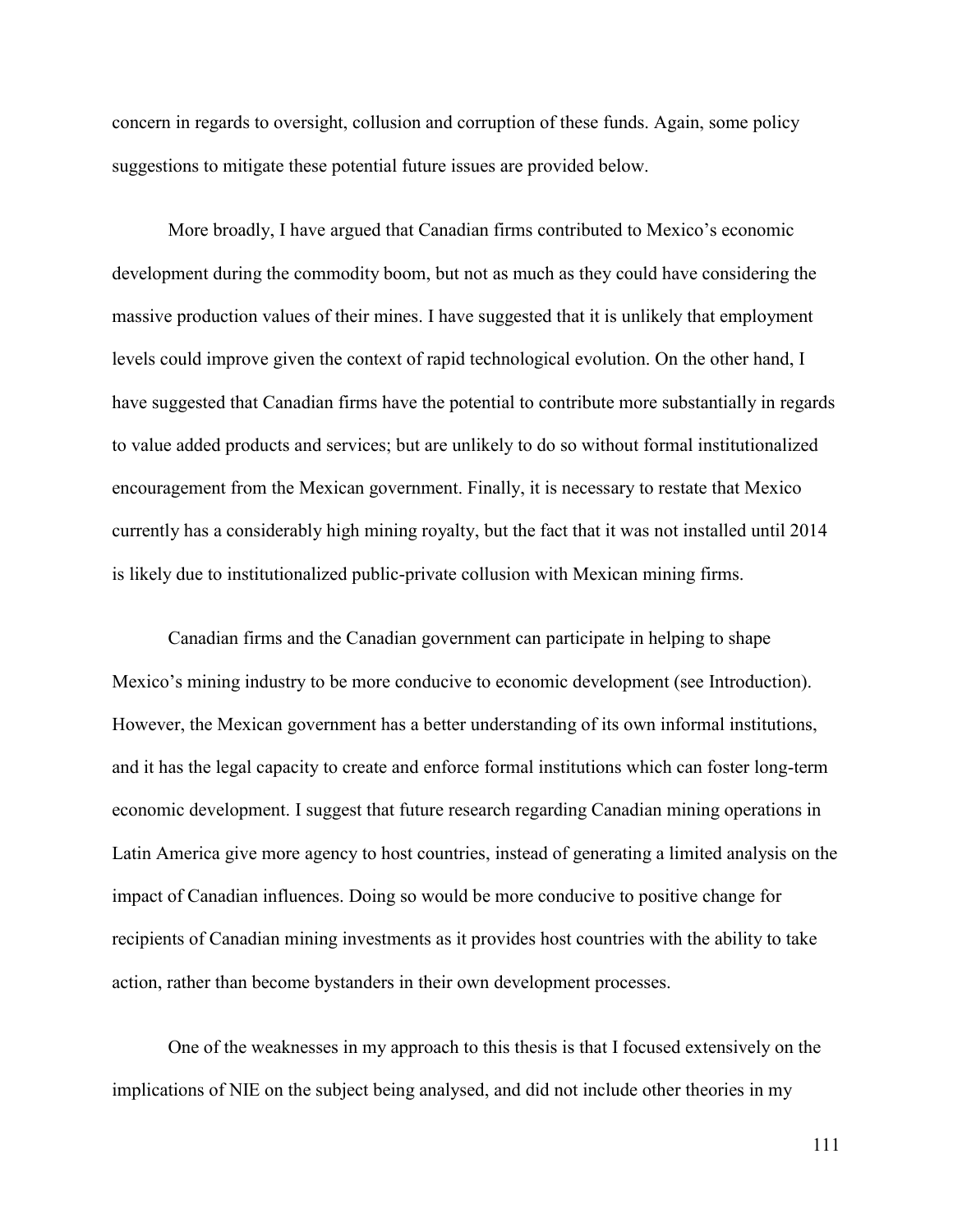concern in regards to oversight, collusion and corruption of these funds. Again, some policy suggestions to mitigate these potential future issues are provided below.

More broadly, I have argued that Canadian firms contributed to Mexico's economic development during the commodity boom, but not as much as they could have considering the massive production values of their mines. I have suggested that it is unlikely that employment levels could improve given the context of rapid technological evolution. On the other hand, I have suggested that Canadian firms have the potential to contribute more substantially in regards to value added products and services; but are unlikely to do so without formal institutionalized encouragement from the Mexican government. Finally, it is necessary to restate that Mexico currently has a considerably high mining royalty, but the fact that it was not installed until 2014 is likely due to institutionalized public-private collusion with Mexican mining firms.

Canadian firms and the Canadian government can participate in helping to shape Mexico's mining industry to be more conducive to economic development (see Introduction). However, the Mexican government has a better understanding of its own informal institutions, and it has the legal capacity to create and enforce formal institutions which can foster long-term economic development. I suggest that future research regarding Canadian mining operations in Latin America give more agency to host countries, instead of generating a limited analysis on the impact of Canadian influences. Doing so would be more conducive to positive change for recipients of Canadian mining investments as it provides host countries with the ability to take action, rather than become bystanders in their own development processes.

One of the weaknesses in my approach to this thesis is that I focused extensively on the implications of NIE on the subject being analysed, and did not include other theories in my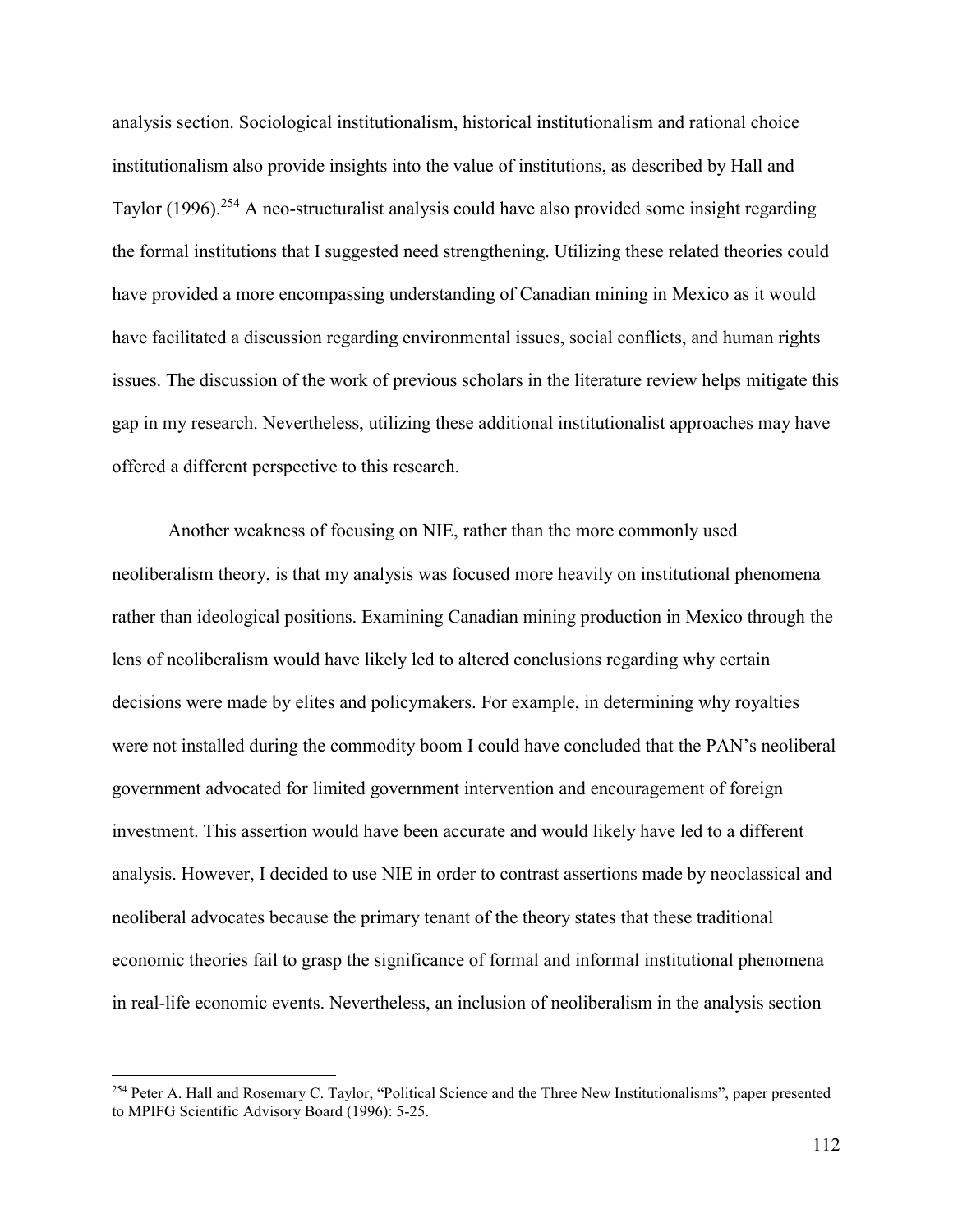analysis section. Sociological institutionalism, historical institutionalism and rational choice institutionalism also provide insights into the value of institutions, as described by Hall and Taylor (1996).[254] A neo-structuralist analysis could have also provided some insight regarding the formal institutions that I suggested need strengthening. Utilizing these related theories could have provided a more encompassing understanding of Canadian mining in Mexico as it would have facilitated a discussion regarding environmental issues, social conflicts, and human rights issues. The discussion of the work of previous scholars in the literature review helps mitigate this gap in my research. Nevertheless, utilizing these additional institutionalist approaches may have offered a different perspective to this research.

Another weakness of focusing on NIE, rather than the more commonly used neoliberalism theory, is that my analysis was focused more heavily on institutional phenomena rather than ideological positions. Examining Canadian mining production in Mexico through the lens of neoliberalism would have likely led to altered conclusions regarding why certain decisions were made by elites and policymakers. For example, in determining why royalties were not installed during the commodity boom I could have concluded that the PAN's neoliberal government advocated for limited government intervention and encouragement of foreign investment. This assertion would have been accurate and would likely have led to a different analysis. However, I decided to use NIE in order to contrast assertions made by neoclassical and neoliberal advocates because the primary tenant of the theory states that these traditional economic theories fail to grasp the significance of formal and informal institutional phenomena in real-life economic events. Nevertheless, an inclusion of neoliberalism in the analysis section

[254] Peter A. Hall and Rosemary C. Taylor, "Political Science and the Three New Institutionalisms", paper presented to MPIFG Scientific Advisory Board (1996): 5-25.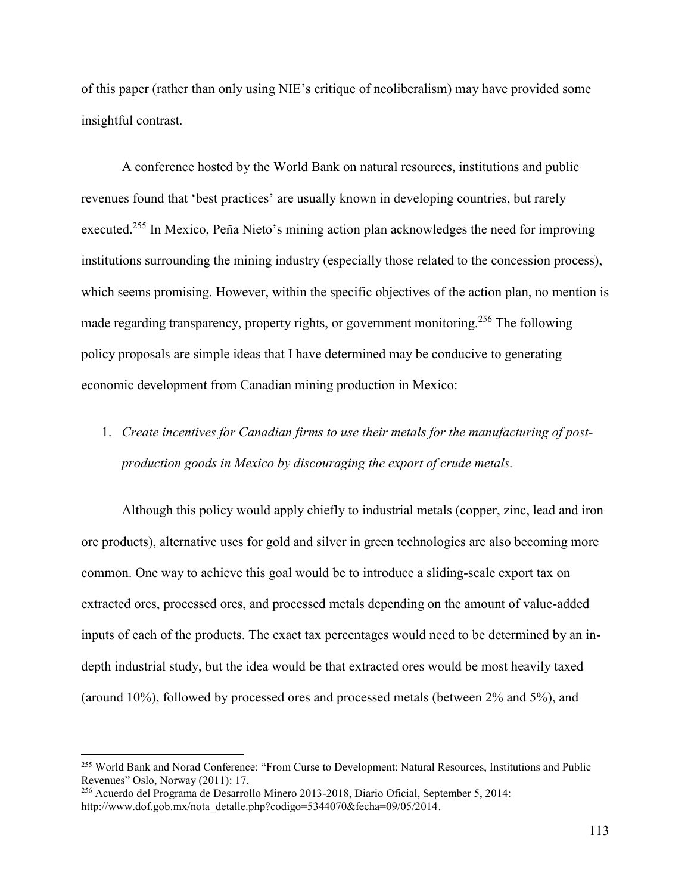of this paper (rather than only using NIE's critique of neoliberalism) may have provided some insightful contrast.

A conference hosted by the World Bank on natural resources, institutions and public revenues found that 'best practices' are usually known in developing countries, but rarely executed.[255] In Mexico, Peña Nieto's mining action plan acknowledges the need for improving institutions surrounding the mining industry (especially those related to the concession process), which seems promising. However, within the specific objectives of the action plan, no mention is made regarding transparency, property rights, or government monitoring.[256] The following policy proposals are simple ideas that I have determined may be conducive to generating economic development from Canadian mining production in Mexico:

1. *Create incentives for Canadian firms to use their metals for the manufacturing of post-production goods in Mexico by discouraging the export of crude metals.*

Although this policy would apply chiefly to industrial metals (copper, zinc, lead and iron ore products), alternative uses for gold and silver in green technologies are also becoming more common. One way to achieve this goal would be to introduce a sliding-scale export tax on extracted ores, processed ores, and processed metals depending on the amount of value-added inputs of each of the products. The exact tax percentages would need to be determined by an in-depth industrial study, but the idea would be that extracted ores would be most heavily taxed (around 10%), followed by processed ores and processed metals (between 2% and 5%), and

---

[255] World Bank and Norad Conference: "From Curse to Development: Natural Resources, Institutions and Public Revenues" Oslo, Norway (2011): 17.

[256] Acuerdo del Programa de Desarrollo Minero 2013-2018, Diario Oficial, September 5, 2014: http://www.dof.gob.mx/nota_detalle.php?codigo=5344070&fecha=09/05/2014.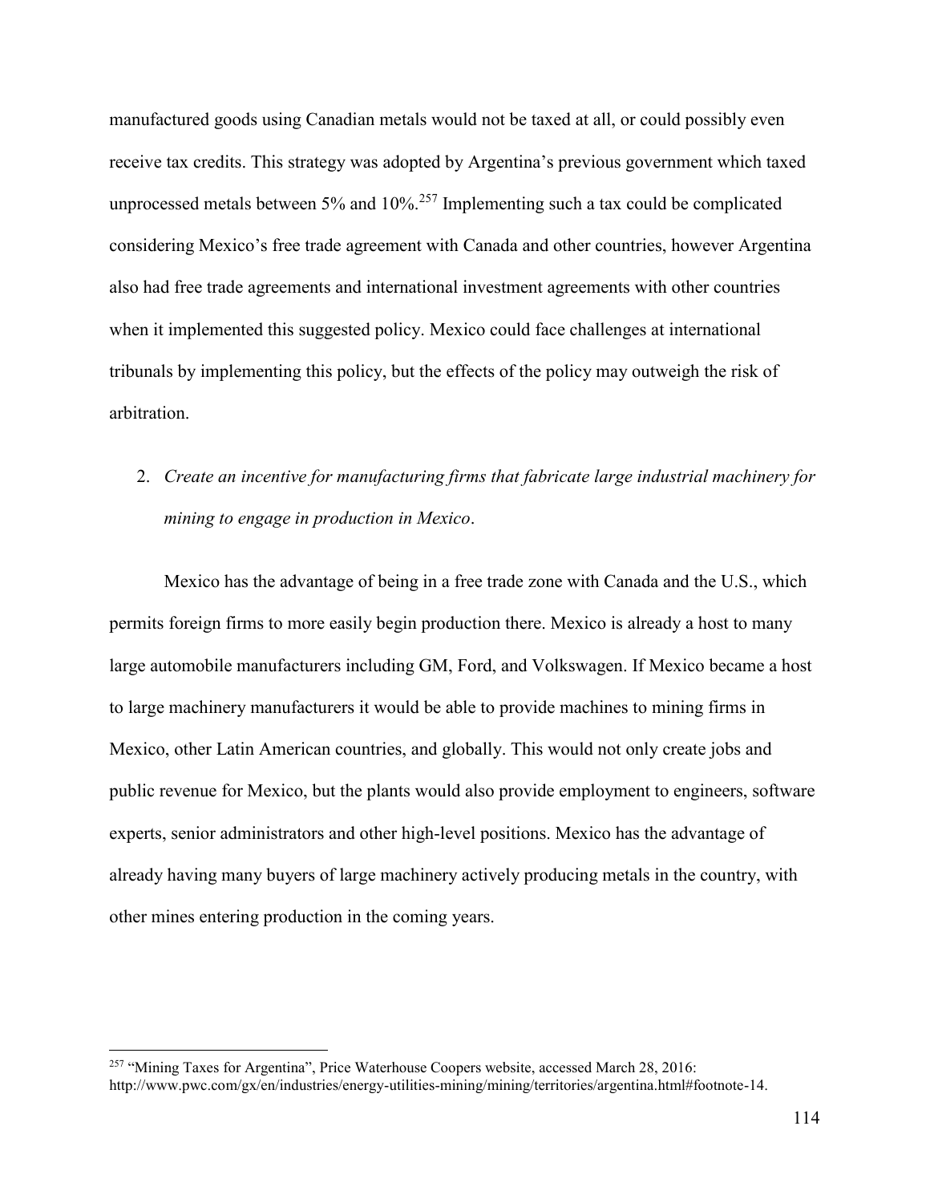manufactured goods using Canadian metals would not be taxed at all, or could possibly even receive tax credits. This strategy was adopted by Argentina's previous government which taxed unprocessed metals between 5% and 10%.[257] Implementing such a tax could be complicated considering Mexico's free trade agreement with Canada and other countries, however Argentina also had free trade agreements and international investment agreements with other countries when it implemented this suggested policy. Mexico could face challenges at international tribunals by implementing this policy, but the effects of the policy may outweigh the risk of arbitration.

2. *Create an incentive for manufacturing firms that fabricate large industrial machinery for mining to engage in production in Mexico*.

Mexico has the advantage of being in a free trade zone with Canada and the U.S., which permits foreign firms to more easily begin production there. Mexico is already a host to many large automobile manufacturers including GM, Ford, and Volkswagen. If Mexico became a host to large machinery manufacturers it would be able to provide machines to mining firms in Mexico, other Latin American countries, and globally. This would not only create jobs and public revenue for Mexico, but the plants would also provide employment to engineers, software experts, senior administrators and other high-level positions. Mexico has the advantage of already having many buyers of large machinery actively producing metals in the country, with other mines entering production in the coming years.

---

[257] "Mining Taxes for Argentina", Price Waterhouse Coopers website, accessed March 28, 2016: http://www.pwc.com/gx/en/industries/energy-utilities-mining/mining/territories/argentina.html#footnote-14.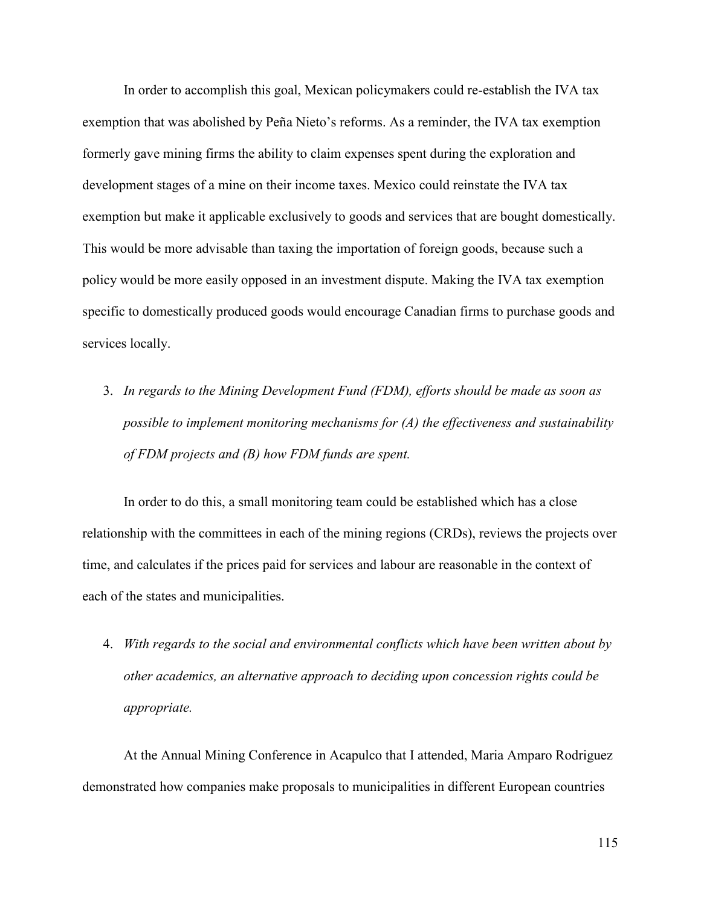In order to accomplish this goal, Mexican policymakers could re-establish the IVA tax exemption that was abolished by Peña Nieto's reforms. As a reminder, the IVA tax exemption formerly gave mining firms the ability to claim expenses spent during the exploration and development stages of a mine on their income taxes. Mexico could reinstate the IVA tax exemption but make it applicable exclusively to goods and services that are bought domestically. This would be more advisable than taxing the importation of foreign goods, because such a policy would be more easily opposed in an investment dispute. Making the IVA tax exemption specific to domestically produced goods would encourage Canadian firms to purchase goods and services locally.

3. *In regards to the Mining Development Fund (FDM), efforts should be made as soon as possible to implement monitoring mechanisms for (A) the effectiveness and sustainability of FDM projects and (B) how FDM funds are spent.*

In order to do this, a small monitoring team could be established which has a close relationship with the committees in each of the mining regions (CRDs), reviews the projects over time, and calculates if the prices paid for services and labour are reasonable in the context of each of the states and municipalities.

4. *With regards to the social and environmental conflicts which have been written about by other academics, an alternative approach to deciding upon concession rights could be appropriate.*

At the Annual Mining Conference in Acapulco that I attended, Maria Amparo Rodriguez demonstrated how companies make proposals to municipalities in different European countries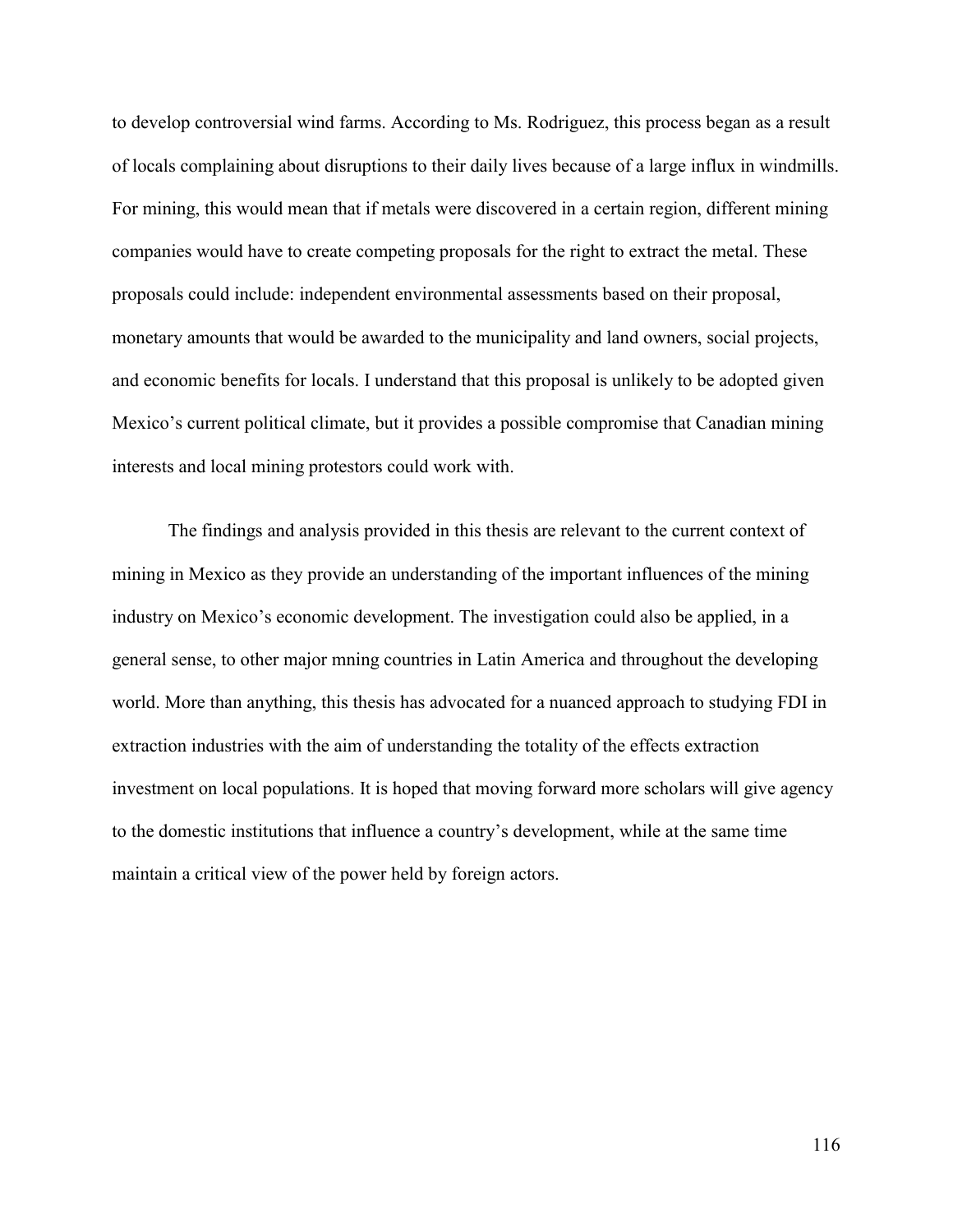to develop controversial wind farms. According to Ms. Rodriguez, this process began as a result of locals complaining about disruptions to their daily lives because of a large influx in windmills. For mining, this would mean that if metals were discovered in a certain region, different mining companies would have to create competing proposals for the right to extract the metal. These proposals could include: independent environmental assessments based on their proposal, monetary amounts that would be awarded to the municipality and land owners, social projects, and economic benefits for locals. I understand that this proposal is unlikely to be adopted given Mexico's current political climate, but it provides a possible compromise that Canadian mining interests and local mining protestors could work with.

The findings and analysis provided in this thesis are relevant to the current context of mining in Mexico as they provide an understanding of the important influences of the mining industry on Mexico's economic development. The investigation could also be applied, in a general sense, to other major mning countries in Latin America and throughout the developing world. More than anything, this thesis has advocated for a nuanced approach to studying FDI in extraction industries with the aim of understanding the totality of the effects extraction investment on local populations. It is hoped that moving forward more scholars will give agency to the domestic institutions that influence a country's development, while at the same time maintain a critical view of the power held by foreign actors.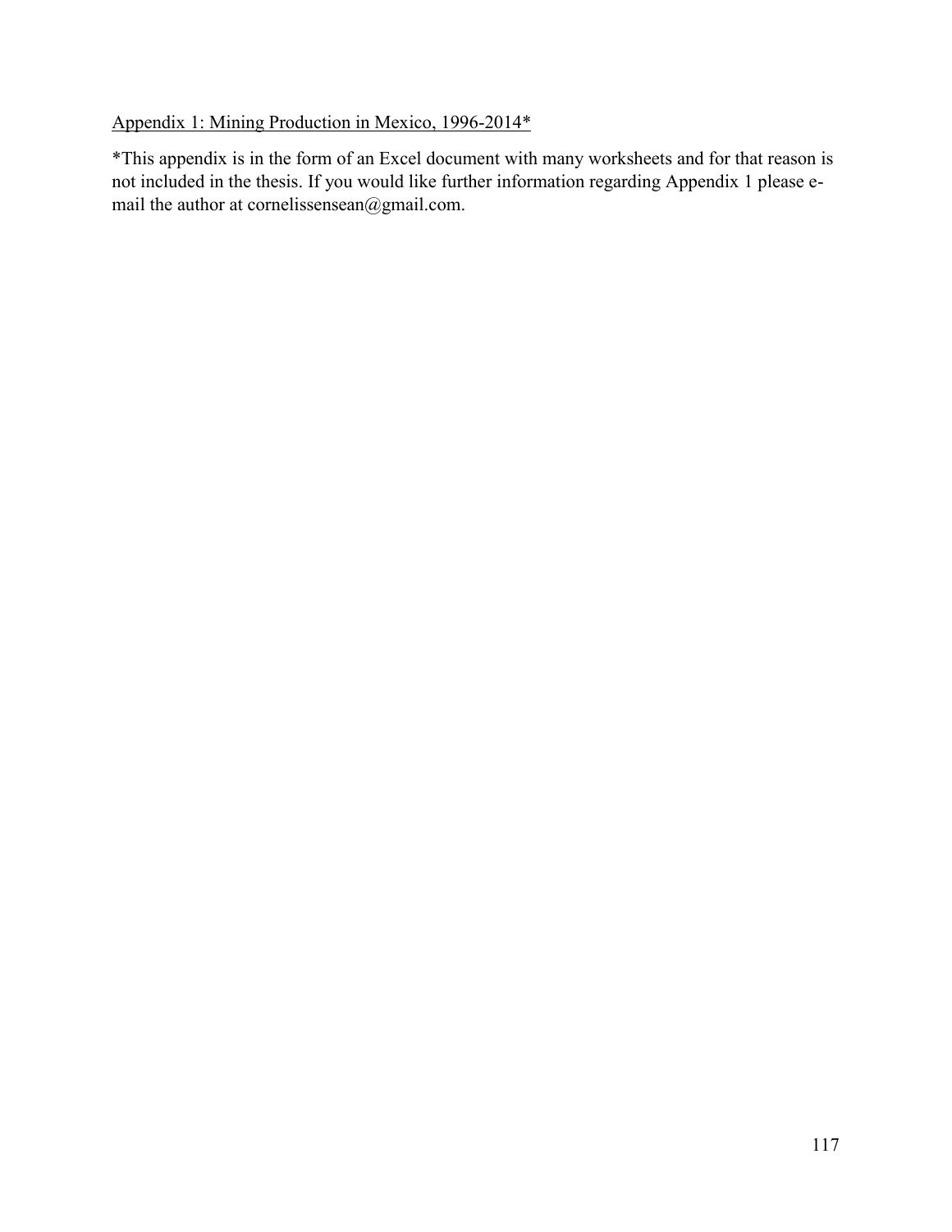Appendix 1: Mining Production in Mexico, 1996-2014*

*This appendix is in the form of an Excel document with many worksheets and for that reason is not included in the thesis. If you would like further information regarding Appendix 1 please e-mail the author at cornelissensean@gmail.com.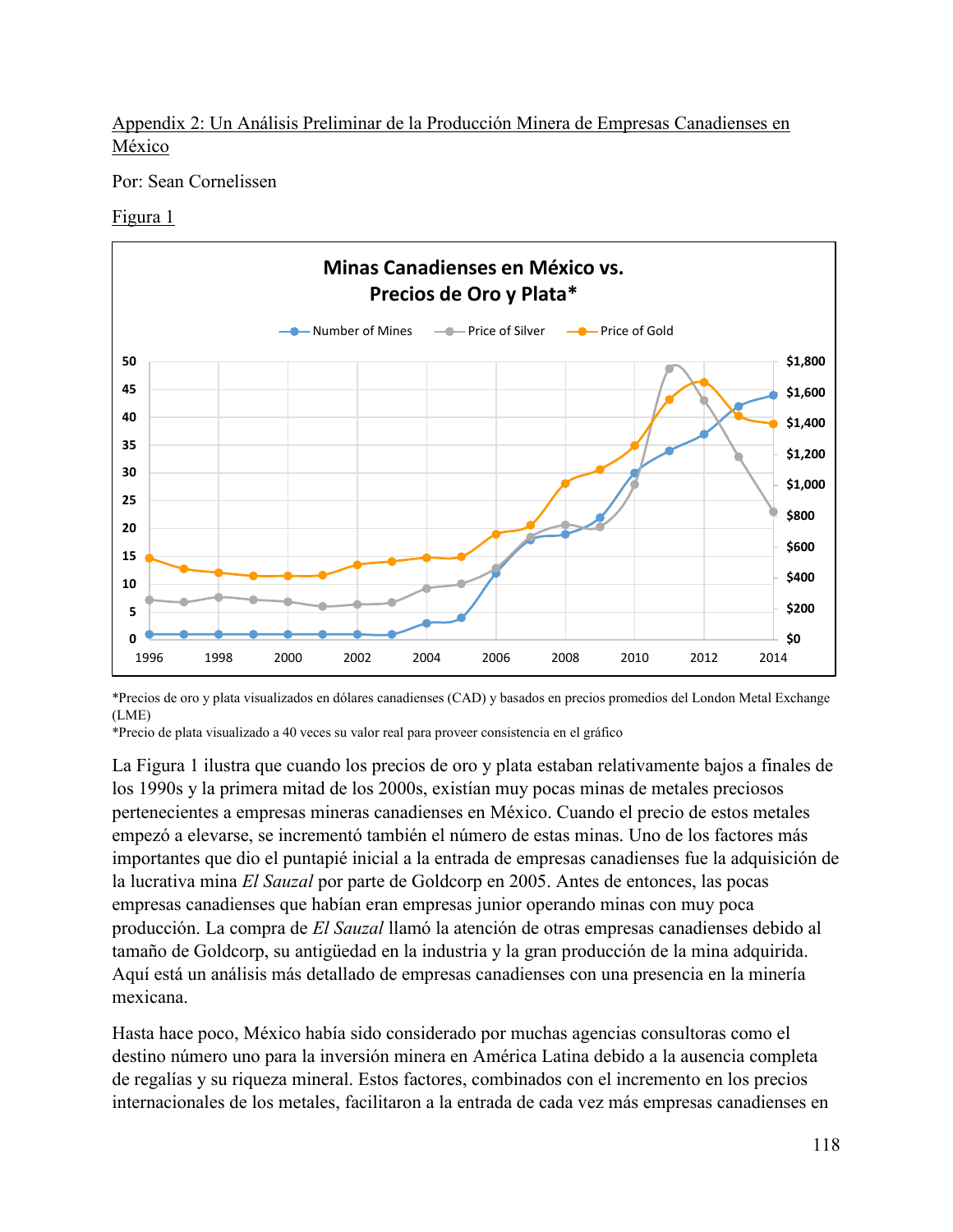Appendix 2: Un Análisis Preliminar de la Producción Minera de Empresas Canadienses en México

Por: Sean Cornelissen

Figura 1

*Precios de oro y plata visualizados en dólares canadienses (CAD) y basados en precios promedios del London Metal Exchange (LME)
*Precio de plata visualizado a 40 veces su valor real para proveer consistencia en el gráfico

La Figura 1 ilustra que cuando los precios de oro y plata estaban relativamente bajos a finales de los 1990s y la primera mitad de los 2000s, existían muy pocas minas de metales preciosos pertenecientes a empresas mineras canadienses en México. Cuando el precio de estos metales empezó a elevarse, se incrementó también el número de estas minas. Uno de los factores más importantes que dio el puntapié inicial a la entrada de empresas canadienses fue la adquisición de la lucrativa mina *El Sauzal* por parte de Goldcorp en 2005. Antes de entonces, las pocas empresas canadienses que habían eran empresas junior operando minas con muy poca producción. La compra de *El Sauzal* llamó la atención de otras empresas canadienses debido al tamaño de Goldcorp, su antigüedad en la industria y la gran producción de la mina adquirida. Aquí está un análisis más detallado de empresas canadienses con una presencia en la minería mexicana.

Hasta hace poco, México había sido considerado por muchas agencias consultoras como el destino número uno para la inversión minera en América Latina debido a la ausencia completa de regalías y su riqueza mineral. Estos factores, combinados con el incremento en los precios internacionales de los metales, facilitaron a la entrada de cada vez más empresas canadienses en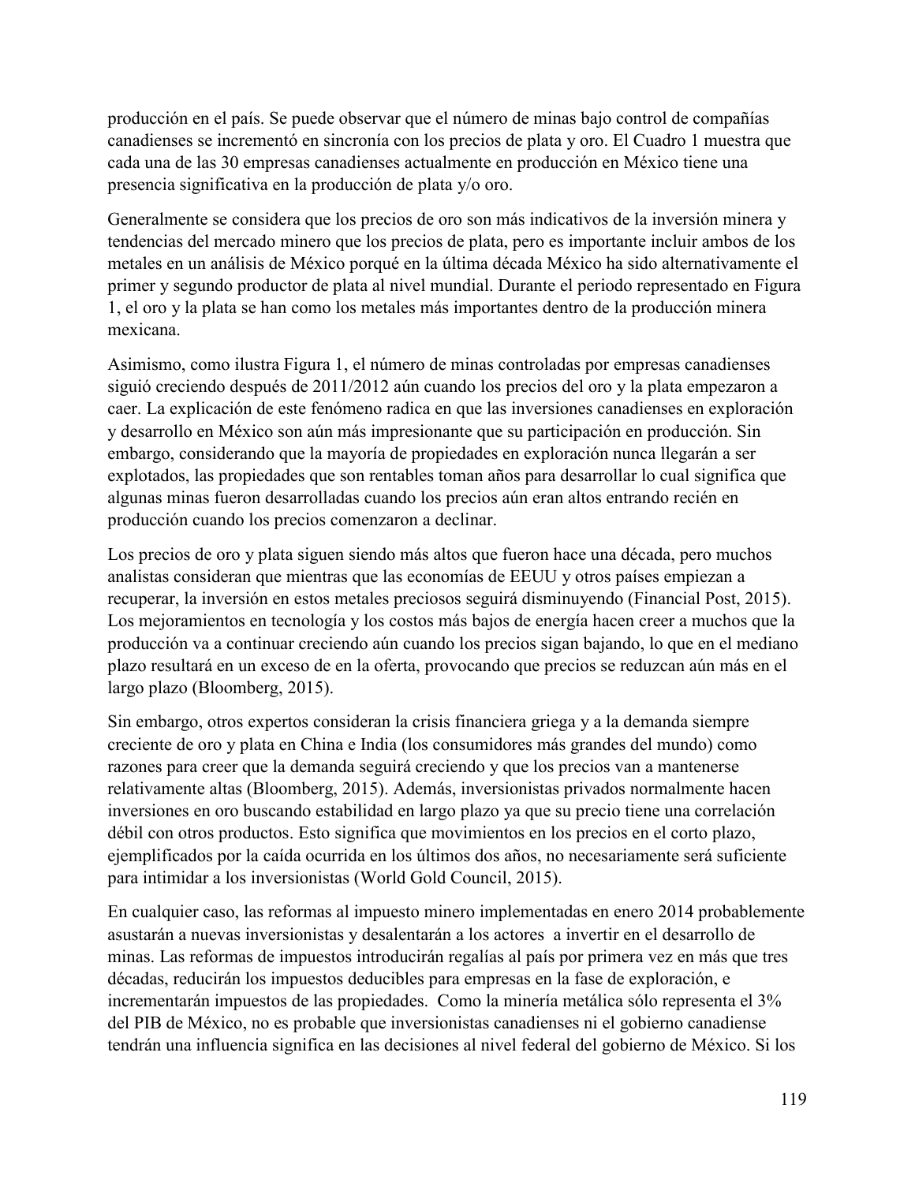producción en el país. Se puede observar que el número de minas bajo control de compañías canadienses se incrementó en sincronía con los precios de plata y oro. El Cuadro 1 muestra que cada una de las 30 empresas canadienses actualmente en producción en México tiene una presencia significativa en la producción de plata y/o oro.

Generalmente se considera que los precios de oro son más indicativos de la inversión minera y tendencias del mercado minero que los precios de plata, pero es importante incluir ambos de los metales en un análisis de México porqué en la última década México ha sido alternativamente el primer y segundo productor de plata al nivel mundial. Durante el periodo representado en Figura 1, el oro y la plata se han como los metales más importantes dentro de la producción minera mexicana.

Asimismo, como ilustra Figura 1, el número de minas controladas por empresas canadienses siguió creciendo después de 2011/2012 aún cuando los precios del oro y la plata empezaron a caer. La explicación de este fenómeno radica en que las inversiones canadienses en exploración y desarrollo en México son aún más impresionante que su participación en producción. Sin embargo, considerando que la mayoría de propiedades en exploración nunca llegarán a ser explotados, las propiedades que son rentables toman años para desarrollar lo cual significa que algunas minas fueron desarrolladas cuando los precios aún eran altos entrando recién en producción cuando los precios comenzaron a declinar.

Los precios de oro y plata siguen siendo más altos que fueron hace una década, pero muchos analistas consideran que mientras que las economías de EEUU y otros países empiezan a recuperar, la inversión en estos metales preciosos seguirá disminuyendo (Financial Post, 2015). Los mejoramientos en tecnología y los costos más bajos de energía hacen creer a muchos que la producción va a continuar creciendo aún cuando los precios sigan bajando, lo que en el mediano plazo resultará en un exceso de en la oferta, provocando que precios se reduzcan aún más en el largo plazo (Bloomberg, 2015).

Sin embargo, otros expertos consideran la crisis financiera griega y a la demanda siempre creciente de oro y plata en China e India (los consumidores más grandes del mundo) como razones para creer que la demanda seguirá creciendo y que los precios van a mantenerse relativamente altas (Bloomberg, 2015). Además, inversionistas privados normalmente hacen inversiones en oro buscando estabilidad en largo plazo ya que su precio tiene una correlación débil con otros productos. Esto significa que movimientos en los precios en el corto plazo, ejemplificados por la caída ocurrida en los últimos dos años, no necesariamente será suficiente para intimidar a los inversionistas (World Gold Council, 2015).

En cualquier caso, las reformas al impuesto minero implementadas en enero 2014 probablemente asustarán a nuevas inversionistas y desalentarán a los actores a invertir en el desarrollo de minas. Las reformas de impuestos introducirán regalías al país por primera vez en más que tres décadas, reducirán los impuestos deducibles para empresas en la fase de exploración, e incrementarán impuestos de las propiedades. Como la minería metálica sólo representa el 3% del PIB de México, no es probable que inversionistas canadienses ni el gobierno canadiense tendrán una influencia significa en las decisiones al nivel federal del gobierno de México. Si los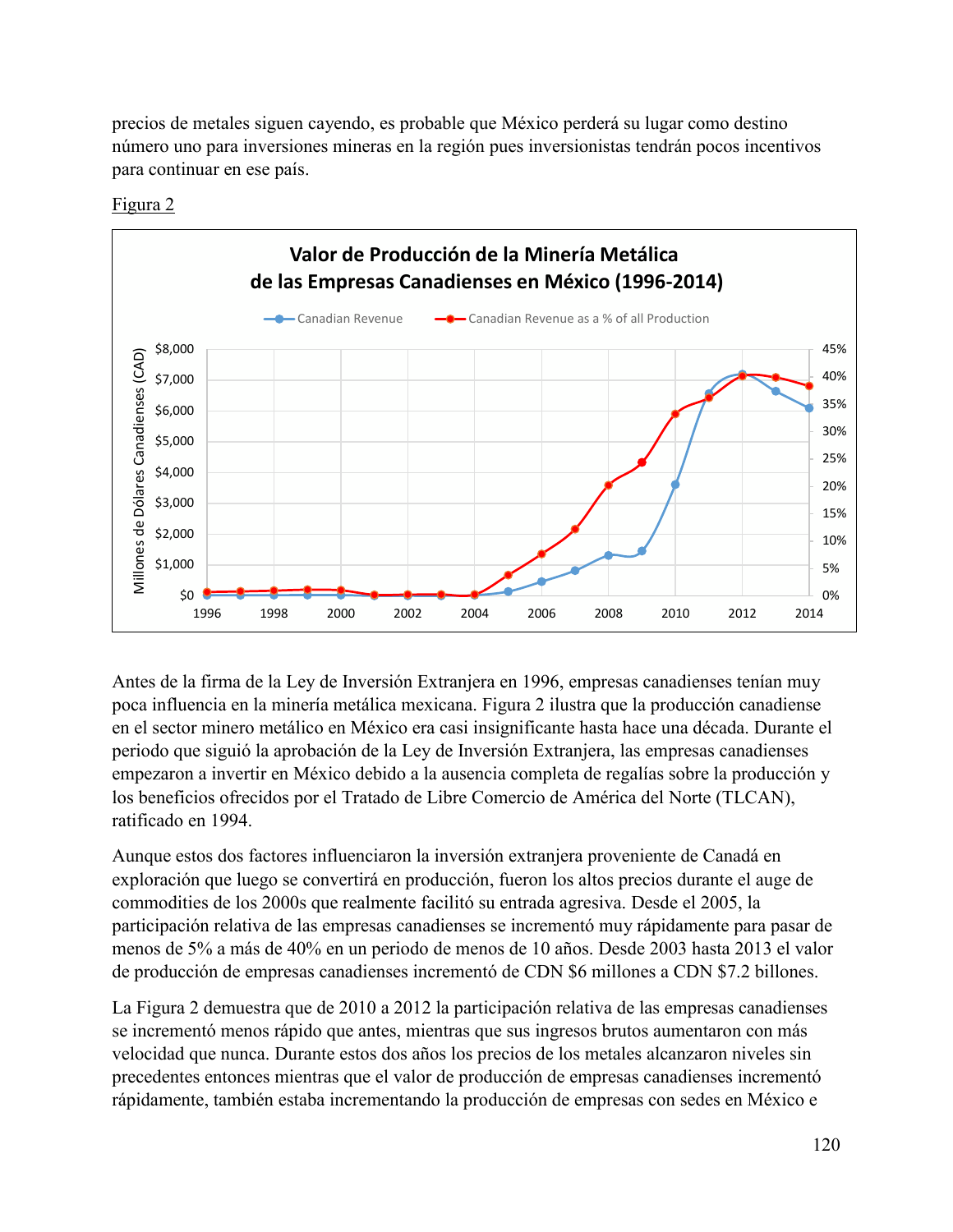precios de metales siguen cayendo, es probable que México perderá su lugar como destino número uno para inversiones mineras en la región pues inversionistas tendrán pocos incentivos para continuar en ese país.

Figura 2

Antes de la firma de la Ley de Inversión Extranjera en 1996, empresas canadienses tenían muy poca influencia en la minería metálica mexicana. Figura 2 ilustra que la producción canadiense en el sector minero metálico en México era casi insignificante hasta hace una década. Durante el periodo que siguió la aprobación de la Ley de Inversión Extranjera, las empresas canadienses empezaron a invertir en México debido a la ausencia completa de regalías sobre la producción y los beneficios ofrecidos por el Tratado de Libre Comercio de América del Norte (TLCAN), ratificado en 1994.

Aunque estos dos factores influenciaron la inversión extranjera proveniente de Canadá en exploración que luego se convertirá en producción, fueron los altos precios durante el auge de commodities de los 2000s que realmente facilitó su entrada agresiva. Desde el 2005, la participación relativa de las empresas canadienses se incrementó muy rápidamente para pasar de menos de 5% a más de 40% en un periodo de menos de 10 años. Desde 2003 hasta 2013 el valor de producción de empresas canadienses incrementó de CDN $6 millones a CDN $7.2 billones.

La Figura 2 demuestra que de 2010 a 2012 la participación relativa de las empresas canadienses se incrementó menos rápido que antes, mientras que sus ingresos brutos aumentaron con más velocidad que nunca. Durante estos dos años los precios de los metales alcanzaron niveles sin precedentes entonces mientras que el valor de producción de empresas canadienses incrementó rápidamente, también estaba incrementando la producción de empresas con sedes en México e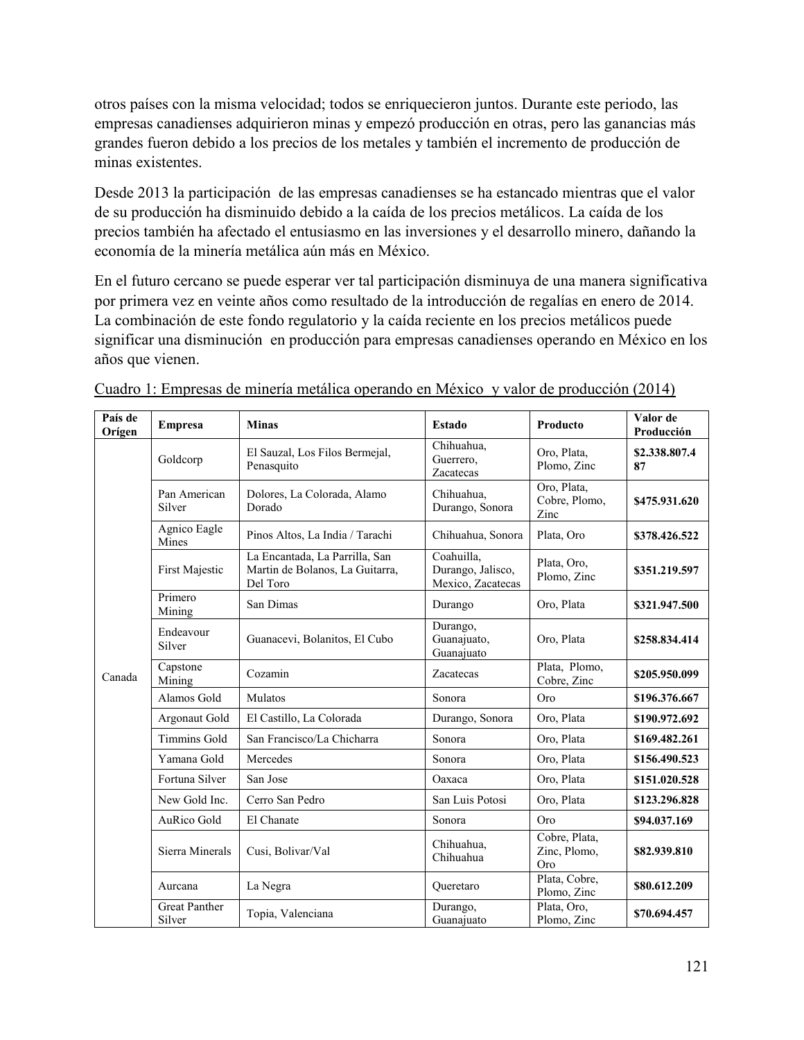otros países con la misma velocidad; todos se enriquecieron juntos. Durante este periodo, las empresas canadienses adquirieron minas y empezó producción en otras, pero las ganancias más grandes fueron debido a los precios de los metales y también el incremento de producción de minas existentes.

Desde 2013 la participación de las empresas canadienses se ha estancado mientras que el valor de su producción ha disminuido debido a la caída de los precios metálicos. La caída de los precios también ha afectado el entusiasmo en las inversiones y el desarrollo minero, dañando la economía de la minería metálica aún más en México.

En el futuro cercano se puede esperar ver tal participación disminuya de una manera significativa por primera vez en veinte años como resultado de la introducción de regalías en enero de 2014. La combinación de este fondo regulatorio y la caída reciente en los precios metálicos puede significar una disminución en producción para empresas canadienses operando en México en los años que vienen.

Cuadro 1: Empresas de minería metálica operando en México y valor de producción (2014)

| País de Orígen | Empresa | Minas | Estado | Producto | Valor de Producción |
|---|---|---|---|---|---|
| Canada | Goldcorp | El Sauzal, Los Filos Bermejal, Penasquito | Chihuahua, Guerrero, Zacatecas | Oro, Plata, Plomo, Zinc | **$2.338.807.487** |
| | Pan American Silver | Dolores, La Colorada, Alamo Dorado | Chihuahua, Durango, Sonora | Oro, Plata, Cobre, Plomo, Zinc | **$475.931.620** |
| | Agnico Eagle Mines | Pinos Altos, La India / Tarachi | Chihuahua, Sonora | Plata, Oro | **$378.426.522** |
| | First Majestic | La Encantada, La Parrilla, San Martin de Bolanos, La Guitarra, Del Toro | Coahuilla, Durango, Jalisco, Mexico, Zacatecas | Plata, Oro, Plomo, Zinc | **$351.219.597** |
| | Primero Mining | San Dimas | Durango | Oro, Plata | **$321.947.500** |
| | Endeavour Silver | Guanacevi, Bolanitos, El Cubo | Durango, Guanajuato, Guanajuato | Oro, Plata | **$258.834.414** |
| | Capstone Mining | Cozamin | Zacatecas | Plata, Plomo, Cobre, Zinc | **$205.950.099** |
| | Alamos Gold | Mulatos | Sonora | Oro | **$196.376.667** |
| | Argonaut Gold | El Castillo, La Colorada | Durango, Sonora | Oro, Plata | **$190.972.692** |
| | Timmins Gold | San Francisco/La Chicharra | Sonora | Oro, Plata | **$169.482.261** |
| | Yamana Gold | Mercedes | Sonora | Oro, Plata | **$156.490.523** |
| | Fortuna Silver | San Jose | Oaxaca | Oro, Plata | **$151.020.528** |
| | New Gold Inc. | Cerro San Pedro | San Luis Potosi | Oro, Plata | **$123.296.828** |
| | AuRico Gold | El Chanate | Sonora | Oro | **$94.037.169** |
| | Sierra Minerals | Cusi, Bolivar/Val | Chihuahua, Chihuahua | Cobre, Plata, Zinc, Plomo, Oro | **$82.939.810** |
| | Aurcana | La Negra | Queretaro | Plata, Cobre, Plomo, Zinc | **$80.612.209** |
| | Great Panther Silver | Topia, Valenciana | Durango, Guanajuato | Plata, Oro, Plomo, Zinc | **$70.694.457** |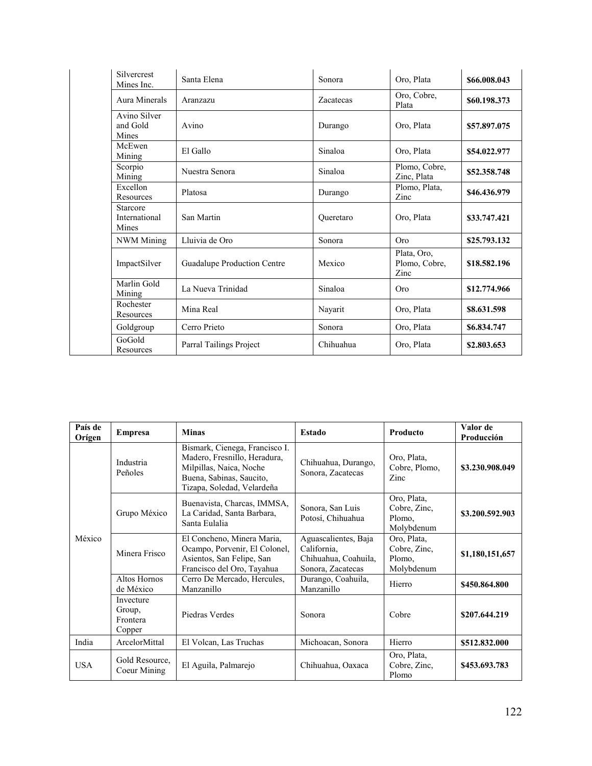| | Silvercrest Mines Inc. | Santa Elena | Sonora | Oro, Plata | **$66.008.043** |
|---|---|---|---|---|---|
| | Aura Minerals | Aranzazu | Zacatecas | Oro, Cobre, Plata | **$60.198.373** |
| | Avino Silver and Gold Mines | Avino | Durango | Oro, Plata | **$57.897.075** |
| | McEwen Mining | El Gallo | Sinaloa | Oro, Plata | **$54.022.977** |
| | Scorpio Mining | Nuestra Senora | Sinaloa | Plomo, Cobre, Zinc, Plata | **$52.358.748** |
| | Excellon Resources | Platosa | Durango | Plomo, Plata, Zinc | **$46.436.979** |
| | Starcore International Mines | San Martin | Queretaro | Oro, Plata | **$33.747.421** |
| | NWM Mining | Lluivia de Oro | Sonora | Oro | **$25.793.132** |
| | ImpactSilver | Guadalupe Production Centre | Mexico | Plata, Oro, Plomo, Cobre, Zinc | **$18.582.196** |
| | Marlin Gold Mining | La Nueva Trinidad | Sinaloa | Oro | **$12.774.966** |
| | Rochester Resources | Mina Real | Nayarit | Oro, Plata | **$8.631.598** |
| | Goldgroup | Cerro Prieto | Sonora | Oro, Plata | **$6.834.747** |
| | GoGold Resources | Parral Tailings Project | Chihuahua | Oro, Plata | **$2.803.653** |

| País de Orígen | Empresa | Minas | Estado | Producto | Valor de Producción |
|---|---|---|---|---|---|
| México | Industria Peñoles | Bismark, Cienega, Francisco I. Madero, Fresnillo, Heradura, Milpillas, Naica, Noche Buena, Sabinas, Saucito, Tizapa, Soledad, Velardeña | Chihuahua, Durango, Sonora, Zacatecas | Oro, Plata, Cobre, Plomo, Zinc | **$3.230.908.049** |
| | Grupo México | Buenavista, Charcas, IMMSA, La Caridad, Santa Barbara, Santa Eulalia | Sonora, San Luis Potosí, Chihuahua | Oro, Plata, Cobre, Zinc, Plomo, Molybdenum | **$3.200.592.903** |
| | Minera Frisco | El Concheno, Minera Maria, Ocampo, Porvenir, El Colonel, Asientos, San Felipe, San Francisco del Oro, Tayahua | Aguascalientes, Baja California, Chihuahua, Coahuila, Sonora, Zacatecas | Oro, Plata, Cobre, Zinc, Plomo, Molybdenum | **$1,180,151,657** |
| | Altos Hornos de México | Cerro De Mercado, Hercules, Manzanillo | Durango, Coahuila, Manzanillo | Hierro | **$450.864.800** |
| | Invecture Group, Frontera Copper | Piedras Verdes | Sonora | Cobre | **$207.644.219** |
| India | ArcelorMittal | El Volcan, Las Truchas | Michoacan, Sonora | Hierro | **$512.832.000** |
| USA | Gold Resource, Coeur Mining | El Aguila, Palmarejo | Chihuahua, Oaxaca | Oro, Plata, Cobre, Zinc, Plomo | **$453.693.783** |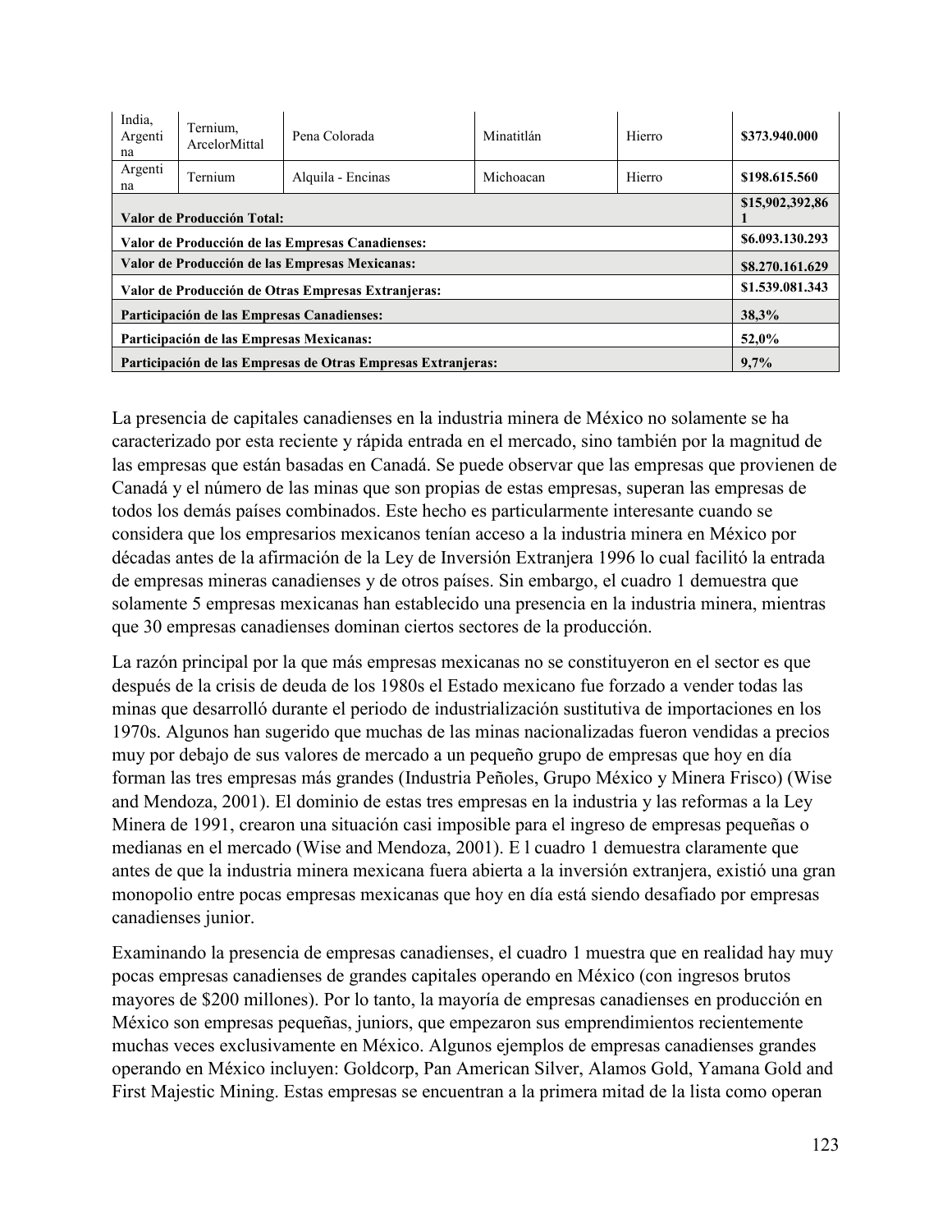| | | | | | |
|---|---|---|---|---|---|
| India, Argentina | Ternium, ArcelorMittal | Pena Colorada | Minatitlán | Hierro | **$373.940.000** |
| Argentina | Ternium | Alquila - Encinas | Michoacan | Hierro | **$198.615.560** |
| **Valor de Producción Total:** | | | | | **$15,902,392,861** |
| **Valor de Producción de las Empresas Canadienses:** | | | | | **$6.093.130.293** |
| **Valor de Producción de las Empresas Mexicanas:** | | | | | **$8.270.161.629** |
| **Valor de Producción de Otras Empresas Extranjeras:** | | | | | **$1.539.081.343** |
| **Participación de las Empresas Canadienses:** | | | | | **38,3%** |
| **Participación de las Empresas Mexicanas:** | | | | | **52,0%** |
| **Participación de las Empresas de Otras Empresas Extranjeras:** | | | | | **9,7%** |

La presencia de capitales canadienses en la industria minera de México no solamente se ha caracterizado por esta reciente y rápida entrada en el mercado, sino también por la magnitud de las empresas que están basadas en Canadá. Se puede observar que las empresas que provienen de Canadá y el número de las minas que son propias de estas empresas, superan las empresas de todos los demás países combinados. Este hecho es particularmente interesante cuando se considera que los empresarios mexicanos tenían acceso a la industria minera en México por décadas antes de la afirmación de la Ley de Inversión Extranjera 1996 lo cual facilitó la entrada de empresas mineras canadienses y de otros países. Sin embargo, el cuadro 1 demuestra que solamente 5 empresas mexicanas han establecido una presencia en la industria minera, mientras que 30 empresas canadienses dominan ciertos sectores de la producción.

La razón principal por la que más empresas mexicanas no se constituyeron en el sector es que después de la crisis de deuda de los 1980s el Estado mexicano fue forzado a vender todas las minas que desarrolló durante el periodo de industrialización sustitutiva de importaciones en los 1970s. Algunos han sugerido que muchas de las minas nacionalizadas fueron vendidas a precios muy por debajo de sus valores de mercado a un pequeño grupo de empresas que hoy en día forman las tres empresas más grandes (Industria Peñoles, Grupo México y Minera Frisco) (Wise and Mendoza, 2001). El dominio de estas tres empresas en la industria y las reformas a la Ley Minera de 1991, crearon una situación casi imposible para el ingreso de empresas pequeñas o medianas en el mercado (Wise and Mendoza, 2001). E l cuadro 1 demuestra claramente que antes de que la industria minera mexicana fuera abierta a la inversión extranjera, existió una gran monopolio entre pocas empresas mexicanas que hoy en día está siendo desafiado por empresas canadienses junior.

Examinando la presencia de empresas canadienses, el cuadro 1 muestra que en realidad hay muy pocas empresas canadienses de grandes capitales operando en México (con ingresos brutos mayores de $200 millones). Por lo tanto, la mayoría de empresas canadienses en producción en México son empresas pequeñas, juniors, que empezaron sus emprendimientos recientemente muchas veces exclusivamente en México. Algunos ejemplos de empresas canadienses grandes operando en México incluyen: Goldcorp, Pan American Silver, Alamos Gold, Yamana Gold and First Majestic Mining. Estas empresas se encuentran a la primera mitad de la lista como operan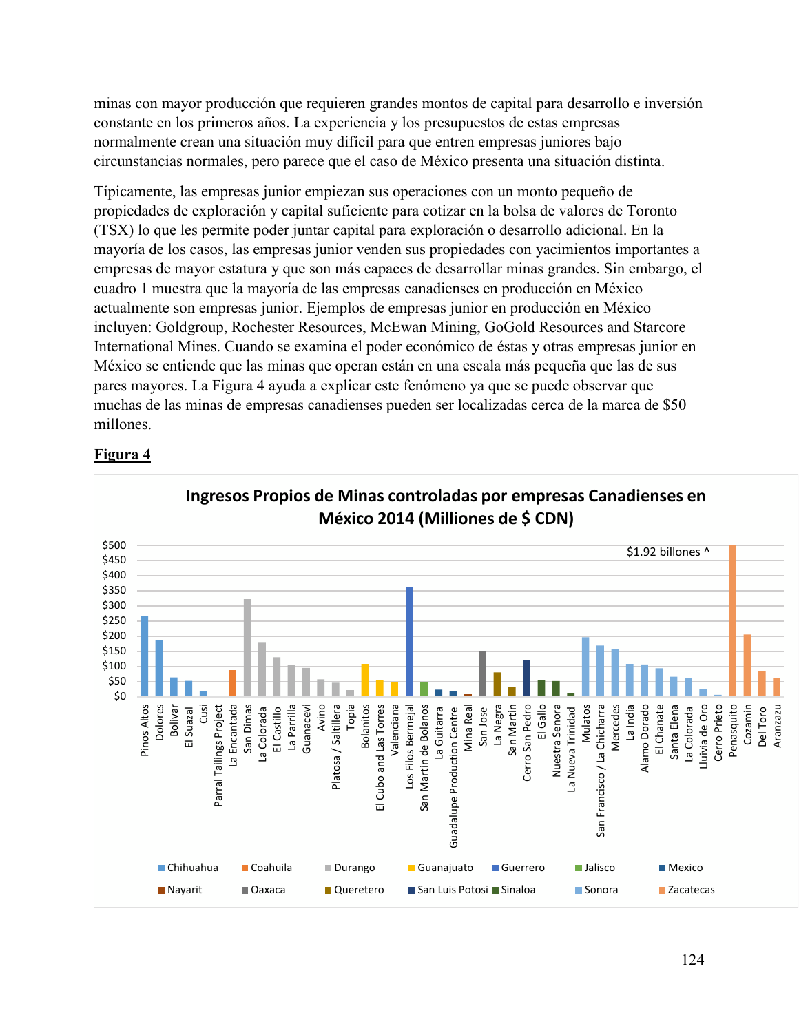minas con mayor producción que requieren grandes montos de capital para desarrollo e inversión constante en los primeros años. La experiencia y los presupuestos de estas empresas normalmente crean una situación muy difícil para que entren empresas juniores bajo circunstancias normales, pero parece que el caso de México presenta una situación distinta.

Típicamente, las empresas junior empiezan sus operaciones con un monto pequeño de propiedades de exploración y capital suficiente para cotizar en la bolsa de valores de Toronto (TSX) lo que les permite poder juntar capital para exploración o desarrollo adicional. En la mayoría de los casos, las empresas junior venden sus propiedades con yacimientos importantes a empresas de mayor estatura y que son más capaces de desarrollar minas grandes. Sin embargo, el cuadro 1 muestra que la mayoría de las empresas canadienses en producción en México actualmente son empresas junior. Ejemplos de empresas junior en producción en México incluyen: Goldgroup, Rochester Resources, McEwan Mining, GoGold Resources and Starcore International Mines. Cuando se examina el poder económico de éstas y otras empresas junior en México se entiende que las minas que operan están en una escala más pequeña que las de sus pares mayores. La Figura 4 ayuda a explicar este fenómeno ya que se puede observar que muchas de las minas de empresas canadienses pueden ser localizadas cerca de la marca de $50 millones.

**Figura 4**

Ingresos Propios de Minas controladas por empresas Canadienses en México 2014 (Millones de $ CDN)

$1.92 billones ^

Minas: Pinos Altos, Dolores, Bolivar, El Suazal, Cusi, Parral Tailings Project (Chihuahua); La Encantada (Coahuila); San Dimas, La Colorada, El Castillo, La Parrilla, Guanacevi, Avino, Platosa / Saltillera, Topia (Durango); Bolanitos, El Cubo and Las Torres, Valenciana (Guanajuato); Los Filos Bermejal (Guerrero); San Martin de Bolanos (Jalisco); La Guitarra, Guadalupe Production Centre (Mexico); Mina Real (Nayarit); San Jose (Oaxaca); La Negra, San Martin (Queretero); Cerro San Pedro (San Luis Potosi); El Gallo, Nuestra Senora, La Nueva Trinidad (Sinaloa); Mulatos, San Francisco / La Chicharra, Mercedes, La India, Alamo Dorado, El Chanate, Santa Elena, La Colorada, Lluvia de Oro, Cerro Prieto (Sonora); Penasquito, Cozamin, Del Toro, Aranzazu (Zacatecas)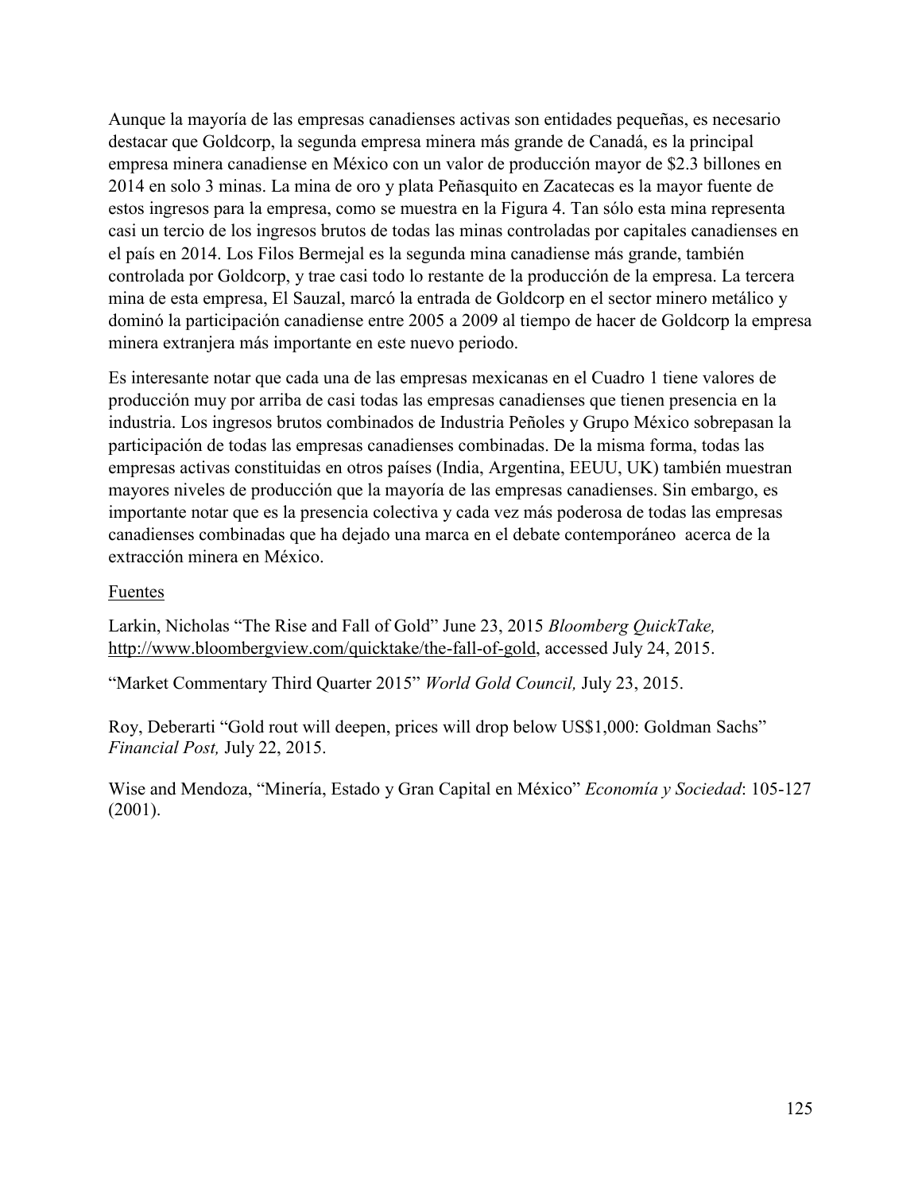Aunque la mayoría de las empresas canadienses activas son entidades pequeñas, es necesario destacar que Goldcorp, la segunda empresa minera más grande de Canadá, es la principal empresa minera canadiense en México con un valor de producción mayor de $2.3 billones en 2014 en solo 3 minas. La mina de oro y plata Peñasquito en Zacatecas es la mayor fuente de estos ingresos para la empresa, como se muestra en la Figura 4. Tan sólo esta mina representa casi un tercio de los ingresos brutos de todas las minas controladas por capitales canadienses en el país en 2014. Los Filos Bermejal es la segunda mina canadiense más grande, también controlada por Goldcorp, y trae casi todo lo restante de la producción de la empresa. La tercera mina de esta empresa, El Sauzal, marcó la entrada de Goldcorp en el sector minero metálico y dominó la participación canadiense entre 2005 a 2009 al tiempo de hacer de Goldcorp la empresa minera extranjera más importante en este nuevo periodo.

Es interesante notar que cada una de las empresas mexicanas en el Cuadro 1 tiene valores de producción muy por arriba de casi todas las empresas canadienses que tienen presencia en la industria. Los ingresos brutos combinados de Industria Peñoles y Grupo México sobrepasan la participación de todas las empresas canadienses combinadas. De la misma forma, todas las empresas activas constituidas en otros países (India, Argentina, EEUU, UK) también muestran mayores niveles de producción que la mayoría de las empresas canadienses. Sin embargo, es importante notar que es la presencia colectiva y cada vez más poderosa de todas las empresas canadienses combinadas que ha dejado una marca en el debate contemporáneo acerca de la extracción minera en México.

Fuentes

Larkin, Nicholas "The Rise and Fall of Gold" June 23, 2015 *Bloomberg QuickTake,* http://www.bloombergview.com/quicktake/the-fall-of-gold, accessed July 24, 2015.

"Market Commentary Third Quarter 2015" *World Gold Council,* July 23, 2015.

Roy, Deberarti "Gold rout will deepen, prices will drop below US$1,000: Goldman Sachs" *Financial Post,* July 22, 2015.

Wise and Mendoza, "Minería, Estado y Gran Capital en México" *Economía y Sociedad*: 105-127 (2001).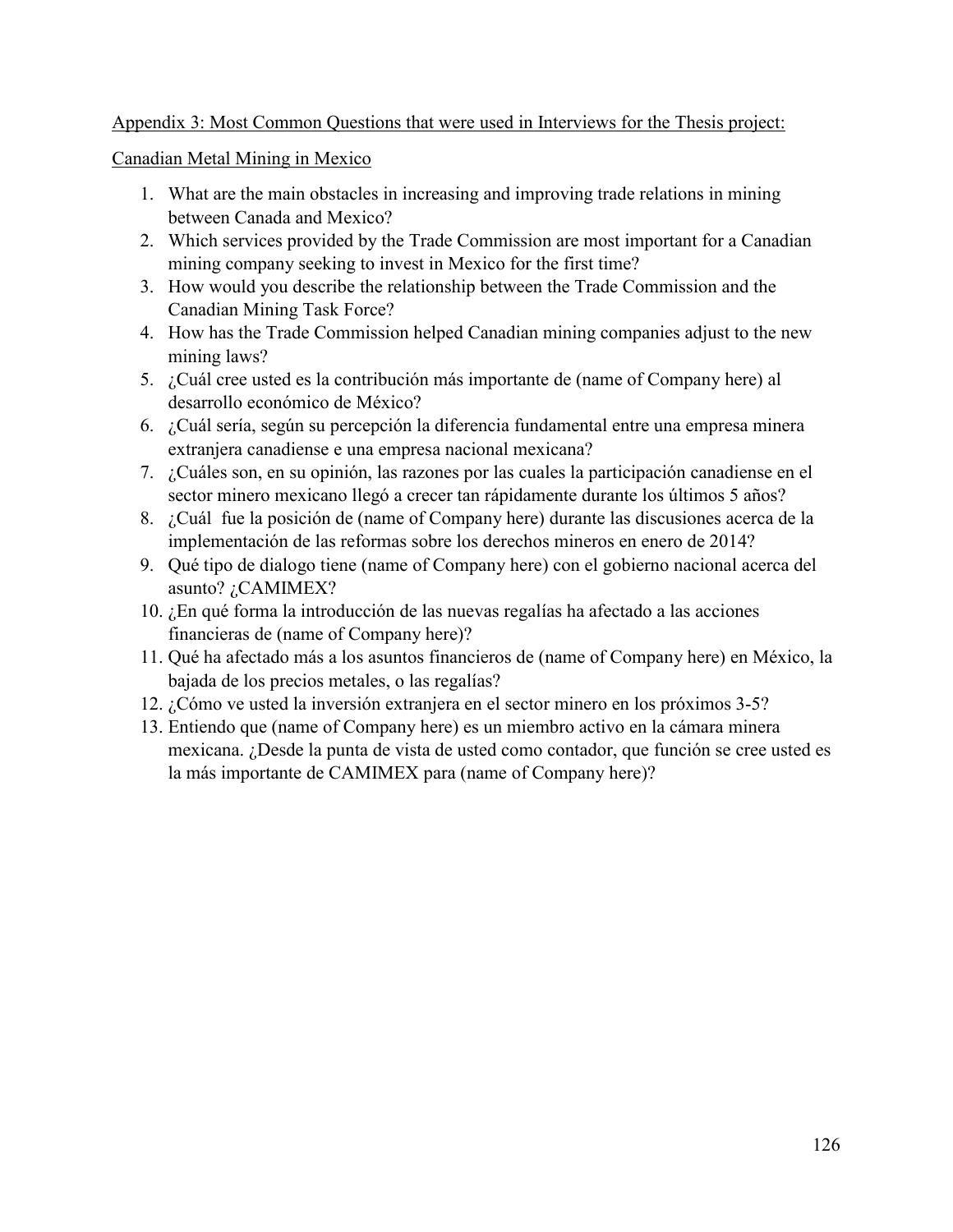Appendix 3: Most Common Questions that were used in Interviews for the Thesis project:

Canadian Metal Mining in Mexico

1. What are the main obstacles in increasing and improving trade relations in mining between Canada and Mexico?
2. Which services provided by the Trade Commission are most important for a Canadian mining company seeking to invest in Mexico for the first time?
3. How would you describe the relationship between the Trade Commission and the Canadian Mining Task Force?
4. How has the Trade Commission helped Canadian mining companies adjust to the new mining laws?
5. ¿Cuál cree usted es la contribución más importante de (name of Company here) al desarrollo económico de México?
6. ¿Cuál sería, según su percepción la diferencia fundamental entre una empresa minera extranjera canadiense e una empresa nacional mexicana?
7. ¿Cuáles son, en su opinión, las razones por las cuales la participación canadiense en el sector minero mexicano llegó a crecer tan rápidamente durante los últimos 5 años?
8. ¿Cuál fue la posición de (name of Company here) durante las discusiones acerca de la implementación de las reformas sobre los derechos mineros en enero de 2014?
9. Qué tipo de dialogo tiene (name of Company here) con el gobierno nacional acerca del asunto? ¿CAMIMEX?
10. ¿En qué forma la introducción de las nuevas regalías ha afectado a las acciones financieras de (name of Company here)?
11. Qué ha afectado más a los asuntos financieros de (name of Company here) en México, la bajada de los precios metales, o las regalías?
12. ¿Cómo ve usted la inversión extranjera en el sector minero en los próximos 3-5?
13. Entiendo que (name of Company here) es un miembro activo en la cámara minera mexicana. ¿Desde la punta de vista de usted como contador, que función se cree usted es la más importante de CAMIMEX para (name of Company here)?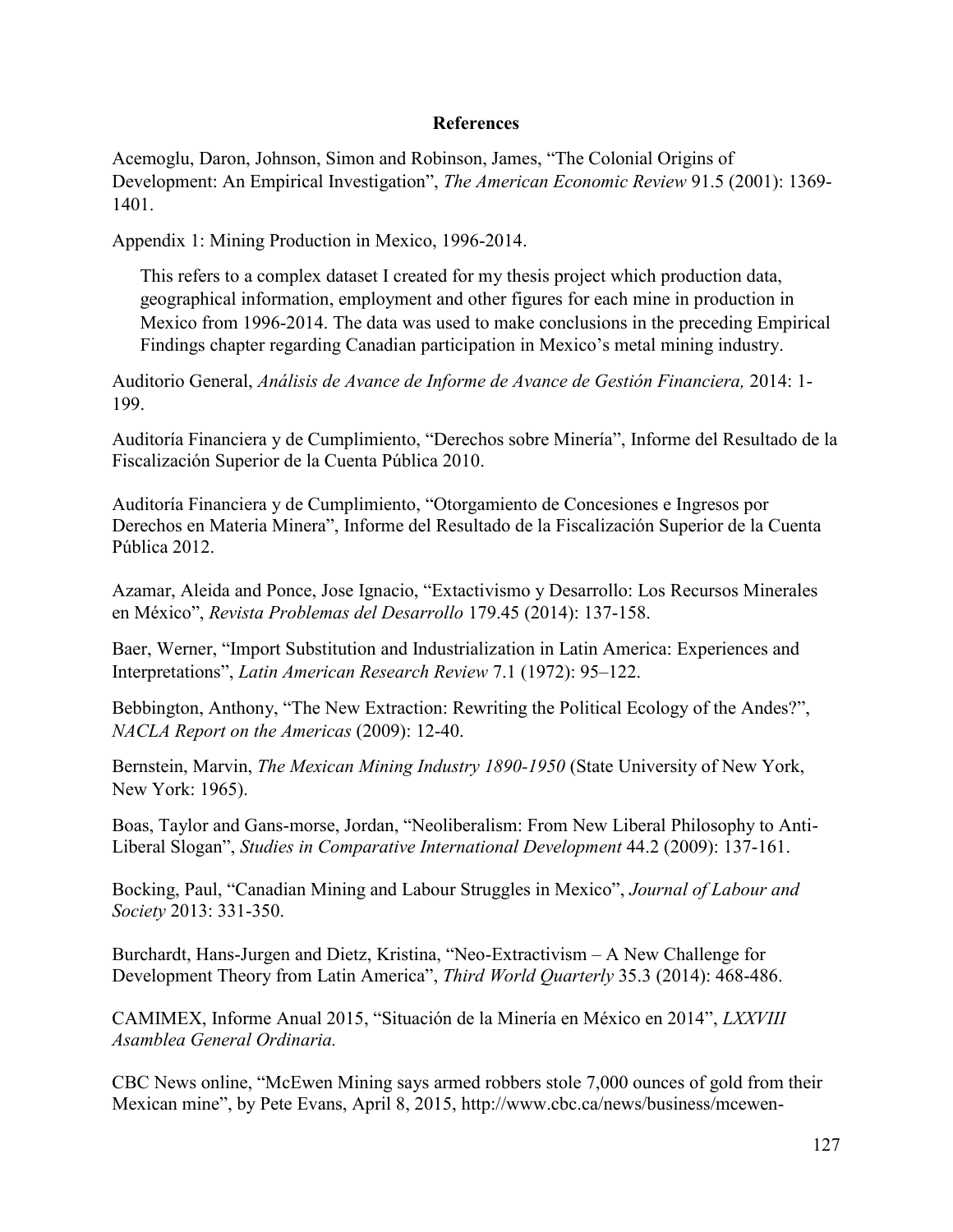## References

Acemoglu, Daron, Johnson, Simon and Robinson, James, "The Colonial Origins of Development: An Empirical Investigation", *The American Economic Review* 91.5 (2001): 1369-1401.

Appendix 1: Mining Production in Mexico, 1996-2014.

> This refers to a complex dataset I created for my thesis project which production data, geographical information, employment and other figures for each mine in production in Mexico from 1996-2014. The data was used to make conclusions in the preceding Empirical Findings chapter regarding Canadian participation in Mexico's metal mining industry.

Auditorio General, *Análisis de Avance de Informe de Avance de Gestión Financiera,* 2014: 1-199.

Auditoría Financiera y de Cumplimiento, "Derechos sobre Minería", Informe del Resultado de la Fiscalización Superior de la Cuenta Pública 2010.

Auditoría Financiera y de Cumplimiento, "Otorgamiento de Concesiones e Ingresos por Derechos en Materia Minera", Informe del Resultado de la Fiscalización Superior de la Cuenta Pública 2012.

Azamar, Aleida and Ponce, Jose Ignacio, "Extactivismo y Desarrollo: Los Recursos Minerales en México", *Revista Problemas del Desarrollo* 179.45 (2014): 137-158.

Baer, Werner, "Import Substitution and Industrialization in Latin America: Experiences and Interpretations", *Latin American Research Review* 7.1 (1972): 95–122.

Bebbington, Anthony, "The New Extraction: Rewriting the Political Ecology of the Andes?", *NACLA Report on the Americas* (2009): 12-40.

Bernstein, Marvin, *The Mexican Mining Industry 1890-1950* (State University of New York, New York: 1965).

Boas, Taylor and Gans-morse, Jordan, "Neoliberalism: From New Liberal Philosophy to Anti-Liberal Slogan", *Studies in Comparative International Development* 44.2 (2009): 137-161.

Bocking, Paul, "Canadian Mining and Labour Struggles in Mexico", *Journal of Labour and Society* 2013: 331-350.

Burchardt, Hans-Jurgen and Dietz, Kristina, "Neo-Extractivism – A New Challenge for Development Theory from Latin America", *Third World Quarterly* 35.3 (2014): 468-486.

CAMIMEX, Informe Anual 2015, "Situación de la Minería en México en 2014", *LXXVIII Asamblea General Ordinaria.*

CBC News online, "McEwen Mining says armed robbers stole 7,000 ounces of gold from their Mexican mine", by Pete Evans, April 8, 2015, http://www.cbc.ca/news/business/mcewen-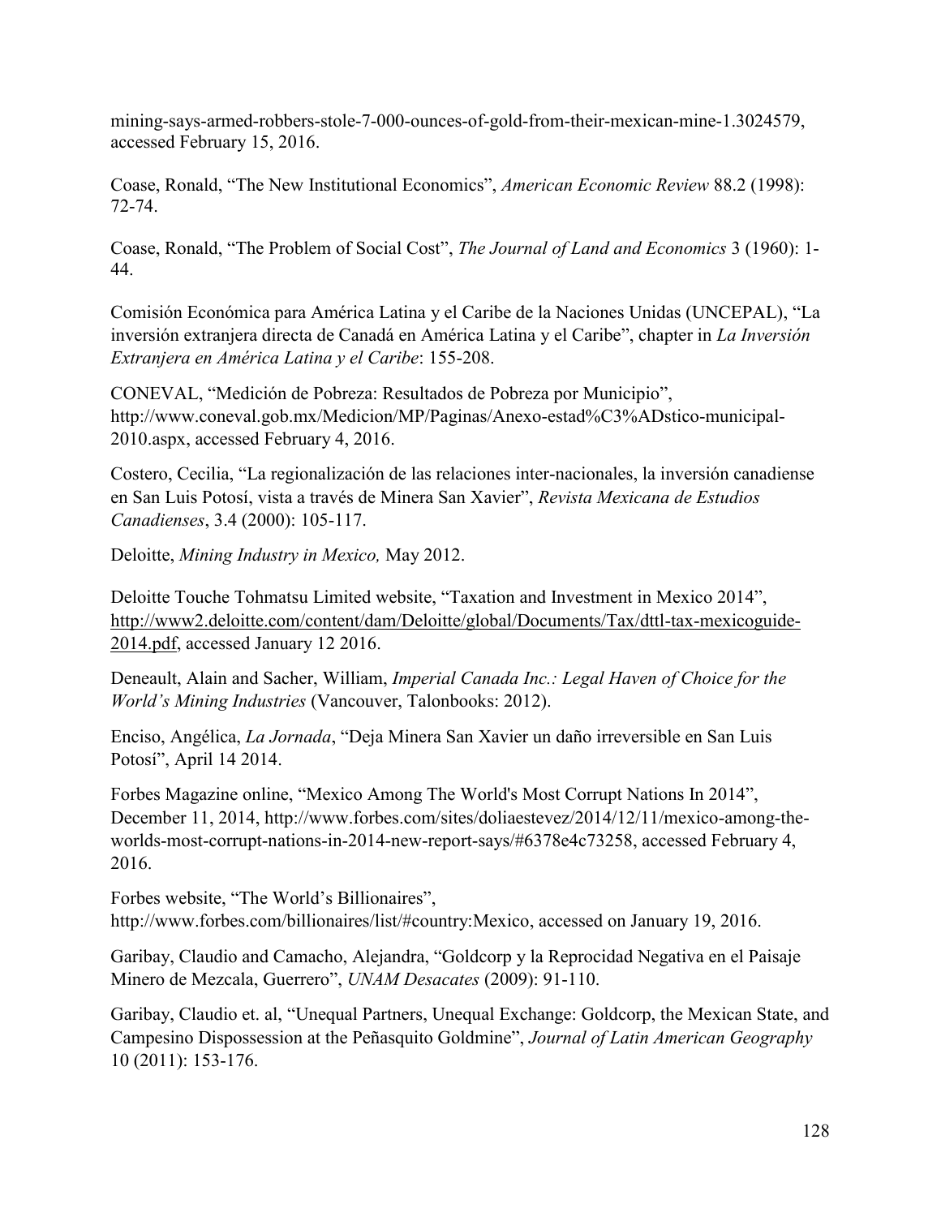mining-says-armed-robbers-stole-7-000-ounces-of-gold-from-their-mexican-mine-1.3024579, accessed February 15, 2016.

Coase, Ronald, "The New Institutional Economics", *American Economic Review* 88.2 (1998): 72-74.

Coase, Ronald, "The Problem of Social Cost", *The Journal of Land and Economics* 3 (1960): 1-44.

Comisión Económica para América Latina y el Caribe de la Naciones Unidas (UNCEPAL), "La inversión extranjera directa de Canadá en América Latina y el Caribe", chapter in *La Inversión Extranjera en América Latina y el Caribe*: 155-208.

CONEVAL, "Medición de Pobreza: Resultados de Pobreza por Municipio", http://www.coneval.gob.mx/Medicion/MP/Paginas/Anexo-estad%C3%ADstico-municipal-2010.aspx, accessed February 4, 2016.

Costero, Cecilia, "La regionalización de las relaciones inter-nacionales, la inversión canadiense en San Luis Potosí, vista a través de Minera San Xavier", *Revista Mexicana de Estudios Canadienses*, 3.4 (2000): 105-117.

Deloitte, *Mining Industry in Mexico,* May 2012.

Deloitte Touche Tohmatsu Limited website, "Taxation and Investment in Mexico 2014", http://www2.deloitte.com/content/dam/Deloitte/global/Documents/Tax/dttl-tax-mexicoguide-2014.pdf, accessed January 12 2016.

Deneault, Alain and Sacher, William, *Imperial Canada Inc.: Legal Haven of Choice for the World's Mining Industries* (Vancouver, Talonbooks: 2012).

Enciso, Angélica, *La Jornada*, "Deja Minera San Xavier un daño irreversible en San Luis Potosí", April 14 2014.

Forbes Magazine online, "Mexico Among The World's Most Corrupt Nations In 2014", December 11, 2014, http://www.forbes.com/sites/doliaestevez/2014/12/11/mexico-among-the-worlds-most-corrupt-nations-in-2014-new-report-says/#6378e4c73258, accessed February 4, 2016.

Forbes website, "The World's Billionaires", http://www.forbes.com/billionaires/list/#country:Mexico, accessed on January 19, 2016.

Garibay, Claudio and Camacho, Alejandra, "Goldcorp y la Reprocidad Negativa en el Paisaje Minero de Mezcala, Guerrero", *UNAM Desacates* (2009): 91-110.

Garibay, Claudio et. al, "Unequal Partners, Unequal Exchange: Goldcorp, the Mexican State, and Campesino Dispossession at the Peñasquito Goldmine", *Journal of Latin American Geography* 10 (2011): 153-176.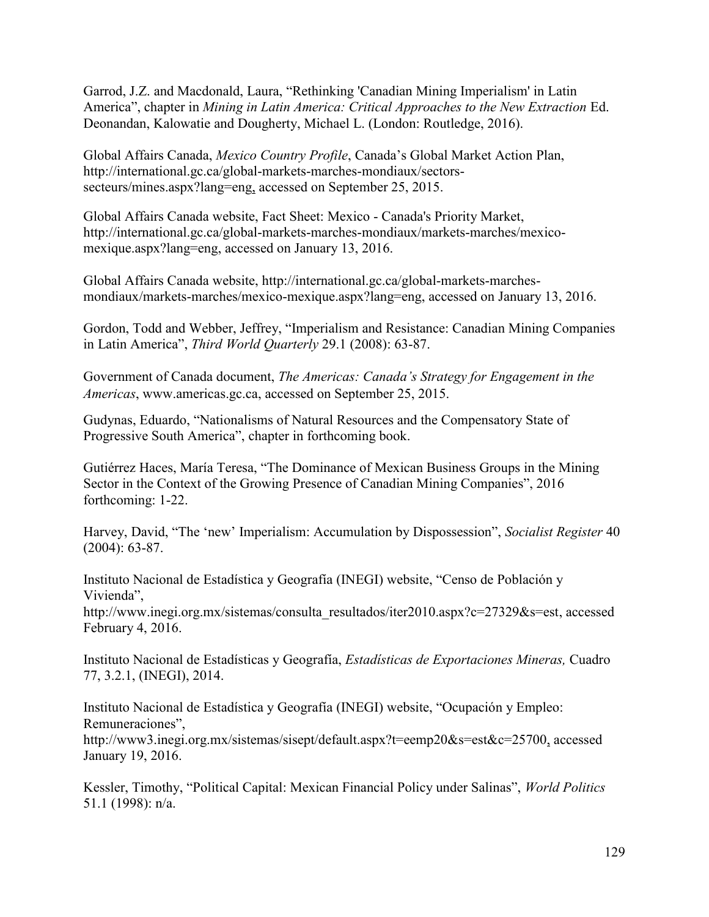Garrod, J.Z. and Macdonald, Laura, “Rethinking 'Canadian Mining Imperialism' in Latin America”, chapter in *Mining in Latin America: Critical Approaches to the New Extraction* Ed. Deonandan, Kalowatie and Dougherty, Michael L. (London: Routledge, 2016).

Global Affairs Canada, *Mexico Country Profile*, Canada’s Global Market Action Plan, http://international.gc.ca/global-markets-marches-mondiaux/sectors-secteurs/mines.aspx?lang=eng, accessed on September 25, 2015.

Global Affairs Canada website, Fact Sheet: Mexico - Canada's Priority Market, http://international.gc.ca/global-markets-marches-mondiaux/markets-marches/mexico-mexique.aspx?lang=eng, accessed on January 13, 2016.

Global Affairs Canada website, http://international.gc.ca/global-markets-marches-mondiaux/markets-marches/mexico-mexique.aspx?lang=eng, accessed on January 13, 2016.

Gordon, Todd and Webber, Jeffrey, “Imperialism and Resistance: Canadian Mining Companies in Latin America”, *Third World Quarterly* 29.1 (2008): 63-87.

Government of Canada document, *The Americas: Canada’s Strategy for Engagement in the Americas*, www.americas.gc.ca, accessed on September 25, 2015.

Gudynas, Eduardo, “Nationalisms of Natural Resources and the Compensatory State of Progressive South America”, chapter in forthcoming book.

Gutiérrez Haces, María Teresa, “The Dominance of Mexican Business Groups in the Mining Sector in the Context of the Growing Presence of Canadian Mining Companies”, 2016 forthcoming: 1-22.

Harvey, David, “The ‘new’ Imperialism: Accumulation by Dispossession”, *Socialist Register* 40 (2004): 63-87.

Instituto Nacional de Estadística y Geografía (INEGI) website, “Censo de Población y Vivienda”, http://www.inegi.org.mx/sistemas/consulta_resultados/iter2010.aspx?c=27329&s=est, accessed February 4, 2016.

Instituto Nacional de Estadísticas y Geografía, *Estadísticas de Exportaciones Mineras,* Cuadro 77, 3.2.1, (INEGI), 2014.

Instituto Nacional de Estadística y Geografía (INEGI) website, “Ocupación y Empleo: Remuneraciones”, http://www3.inegi.org.mx/sistemas/sisept/default.aspx?t=eemp20&s=est&c=25700, accessed January 19, 2016.

Kessler, Timothy, “Political Capital: Mexican Financial Policy under Salinas”, *World Politics* 51.1 (1998): n/a.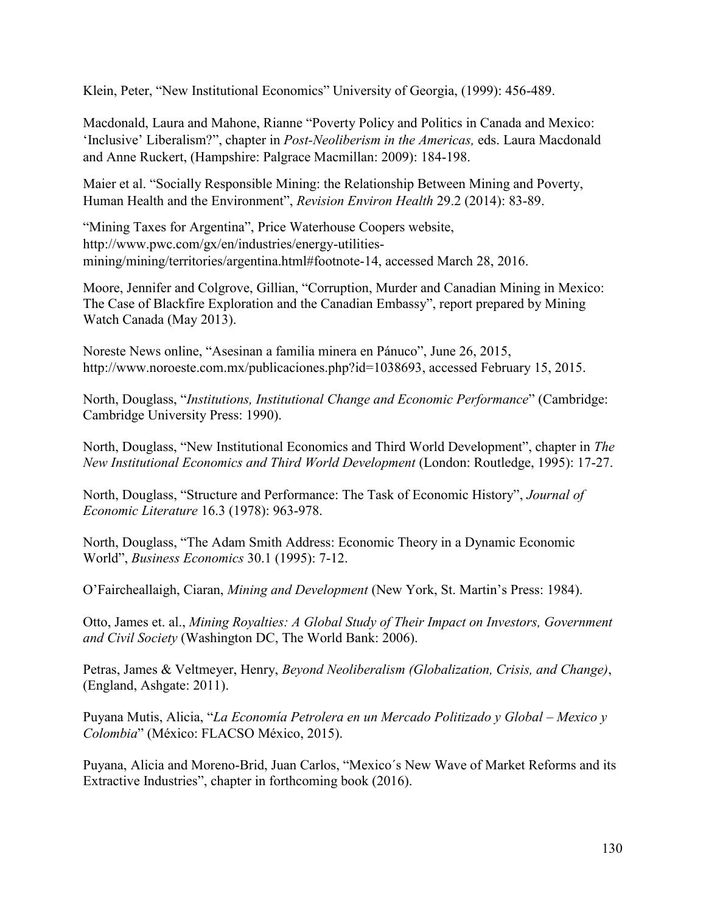Klein, Peter, "New Institutional Economics" University of Georgia, (1999): 456-489.

Macdonald, Laura and Mahone, Rianne "Poverty Policy and Politics in Canada and Mexico: 'Inclusive' Liberalism?", chapter in *Post-Neoliberism in the Americas,* eds. Laura Macdonald and Anne Ruckert, (Hampshire: Palgrace Macmillan: 2009): 184-198.

Maier et al. "Socially Responsible Mining: the Relationship Between Mining and Poverty, Human Health and the Environment", *Revision Environ Health* 29.2 (2014): 83-89.

"Mining Taxes for Argentina", Price Waterhouse Coopers website, http://www.pwc.com/gx/en/industries/energy-utilities-mining/mining/territories/argentina.html#footnote-14, accessed March 28, 2016.

Moore, Jennifer and Colgrove, Gillian, "Corruption, Murder and Canadian Mining in Mexico: The Case of Blackfire Exploration and the Canadian Embassy", report prepared by Mining Watch Canada (May 2013).

Noreste News online, "Asesinan a familia minera en Pánuco", June 26, 2015, http://www.noroeste.com.mx/publicaciones.php?id=1038693, accessed February 15, 2015.

North, Douglass, "*Institutions, Institutional Change and Economic Performance*" (Cambridge: Cambridge University Press: 1990).

North, Douglass, "New Institutional Economics and Third World Development", chapter in *The New Institutional Economics and Third World Development* (London: Routledge, 1995): 17-27.

North, Douglass, "Structure and Performance: The Task of Economic History", *Journal of Economic Literature* 16.3 (1978): 963-978.

North, Douglass, "The Adam Smith Address: Economic Theory in a Dynamic Economic World", *Business Economics* 30.1 (1995): 7-12.

O'Faircheallaigh, Ciaran, *Mining and Development* (New York, St. Martin's Press: 1984).

Otto, James et. al., *Mining Royalties: A Global Study of Their Impact on Investors, Government and Civil Society* (Washington DC, The World Bank: 2006).

Petras, James & Veltmeyer, Henry, *Beyond Neoliberalism (Globalization, Crisis, and Change)*, (England, Ashgate: 2011).

Puyana Mutis, Alicia, "*La Economía Petrolera en un Mercado Politizado y Global – Mexico y Colombia*" (México: FLACSO México, 2015).

Puyana, Alicia and Moreno-Brid, Juan Carlos, "Mexico´s New Wave of Market Reforms and its Extractive Industries", chapter in forthcoming book (2016).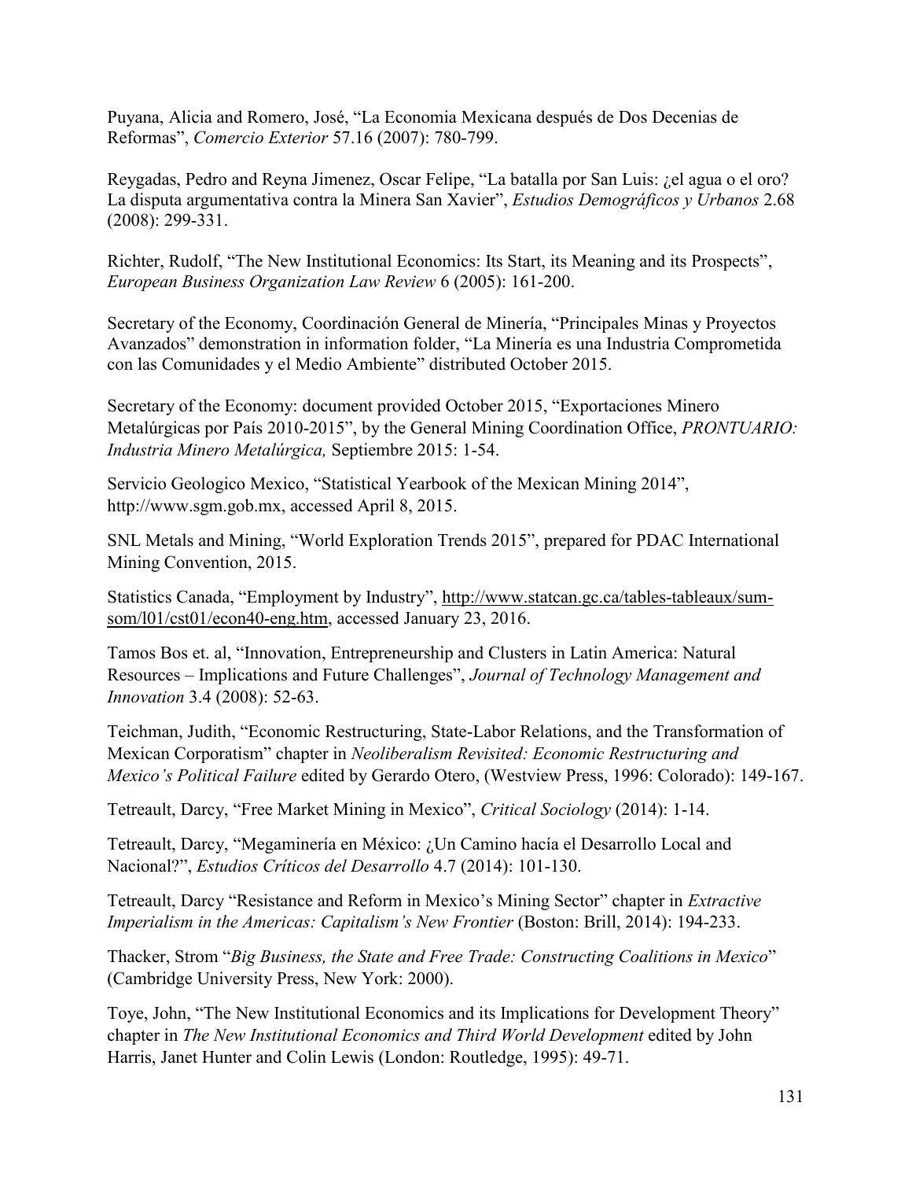Puyana, Alicia and Romero, José, “La Economia Mexicana después de Dos Decenias de Reformas”, *Comercio Exterior* 57.16 (2007): 780-799.

Reygadas, Pedro and Reyna Jimenez, Oscar Felipe, “La batalla por San Luis: ¿el agua o el oro? La disputa argumentativa contra la Minera San Xavier”, *Estudios Demográficos y Urbanos* 2.68 (2008): 299-331.

Richter, Rudolf, “The New Institutional Economics: Its Start, its Meaning and its Prospects”, *European Business Organization Law Review* 6 (2005): 161-200.

Secretary of the Economy, Coordinación General de Minería, “Principales Minas y Proyectos Avanzados” demonstration in information folder, “La Minería es una Industria Comprometida con las Comunidades y el Medio Ambiente” distributed October 2015.

Secretary of the Economy: document provided October 2015, “Exportaciones Minero Metalúrgicas por País 2010-2015”, by the General Mining Coordination Office, *PRONTUARIO: Industria Minero Metalúrgica,* Septiembre 2015: 1-54.

Servicio Geologico Mexico, “Statistical Yearbook of the Mexican Mining 2014”, http://www.sgm.gob.mx, accessed April 8, 2015.

SNL Metals and Mining, “World Exploration Trends 2015”, prepared for PDAC International Mining Convention, 2015.

Statistics Canada, “Employment by Industry”, http://www.statcan.gc.ca/tables-tableaux/sum-som/l01/cst01/econ40-eng.htm, accessed January 23, 2016.

Tamos Bos et. al, “Innovation, Entrepreneurship and Clusters in Latin America: Natural Resources – Implications and Future Challenges”, *Journal of Technology Management and Innovation* 3.4 (2008): 52-63.

Teichman, Judith, “Economic Restructuring, State-Labor Relations, and the Transformation of Mexican Corporatism” chapter in *Neoliberalism Revisited: Economic Restructuring and Mexico’s Political Failure* edited by Gerardo Otero, (Westview Press, 1996: Colorado): 149-167.

Tetreault, Darcy, “Free Market Mining in Mexico”, *Critical Sociology* (2014): 1-14.

Tetreault, Darcy, “Megaminería en México: ¿Un Camino hacía el Desarrollo Local and Nacional?”, *Estudios Críticos del Desarrollo* 4.7 (2014): 101-130.

Tetreault, Darcy “Resistance and Reform in Mexico’s Mining Sector” chapter in *Extractive Imperialism in the Americas: Capitalism’s New Frontier* (Boston: Brill, 2014): 194-233.

Thacker, Strom “*Big Business, the State and Free Trade: Constructing Coalitions in Mexico*” (Cambridge University Press, New York: 2000).

Toye, John, “The New Institutional Economics and its Implications for Development Theory” chapter in *The New Institutional Economics and Third World Development* edited by John Harris, Janet Hunter and Colin Lewis (London: Routledge, 1995): 49-71.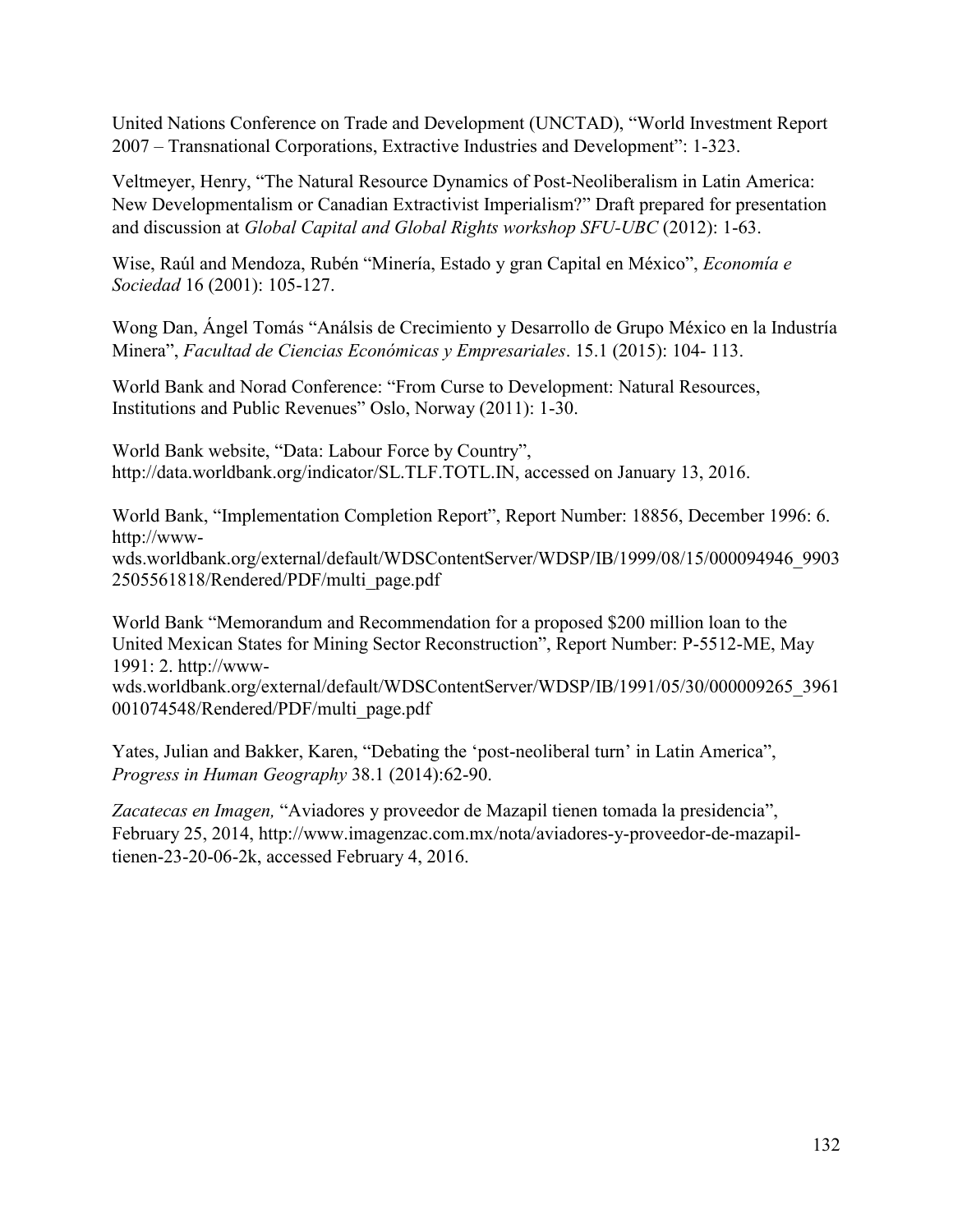United Nations Conference on Trade and Development (UNCTAD), "World Investment Report 2007 – Transnational Corporations, Extractive Industries and Development": 1-323.

Veltmeyer, Henry, "The Natural Resource Dynamics of Post-Neoliberalism in Latin America: New Developmentalism or Canadian Extractivist Imperialism?" Draft prepared for presentation and discussion at *Global Capital and Global Rights workshop SFU-UBC* (2012): 1-63.

Wise, Raúl and Mendoza, Rubén "Minería, Estado y gran Capital en México", *Economía e Sociedad* 16 (2001): 105-127.

Wong Dan, Ángel Tomás "Análsis de Crecimiento y Desarrollo de Grupo México en la Industría Minera", *Facultad de Ciencias Económicas y Empresariales*. 15.1 (2015): 104- 113.

World Bank and Norad Conference: "From Curse to Development: Natural Resources, Institutions and Public Revenues" Oslo, Norway (2011): 1-30.

World Bank website, "Data: Labour Force by Country", http://data.worldbank.org/indicator/SL.TLF.TOTL.IN, accessed on January 13, 2016.

World Bank, "Implementation Completion Report", Report Number: 18856, December 1996: 6. http://www-wds.worldbank.org/external/default/WDSContentServer/WDSP/IB/1999/08/15/000094946_99032505561818/Rendered/PDF/multi_page.pdf

World Bank "Memorandum and Recommendation for a proposed $200 million loan to the United Mexican States for Mining Sector Reconstruction", Report Number: P-5512-ME, May 1991: 2. http://www-wds.worldbank.org/external/default/WDSContentServer/WDSP/IB/1991/05/30/000009265_3961001074548/Rendered/PDF/multi_page.pdf

Yates, Julian and Bakker, Karen, "Debating the 'post-neoliberal turn' in Latin America", *Progress in Human Geography* 38.1 (2014):62-90.

*Zacatecas en Imagen,* "Aviadores y proveedor de Mazapil tienen tomada la presidencia", February 25, 2014, http://www.imagenzac.com.mx/nota/aviadores-y-proveedor-de-mazapil-tienen-23-20-06-2k, accessed February 4, 2016.